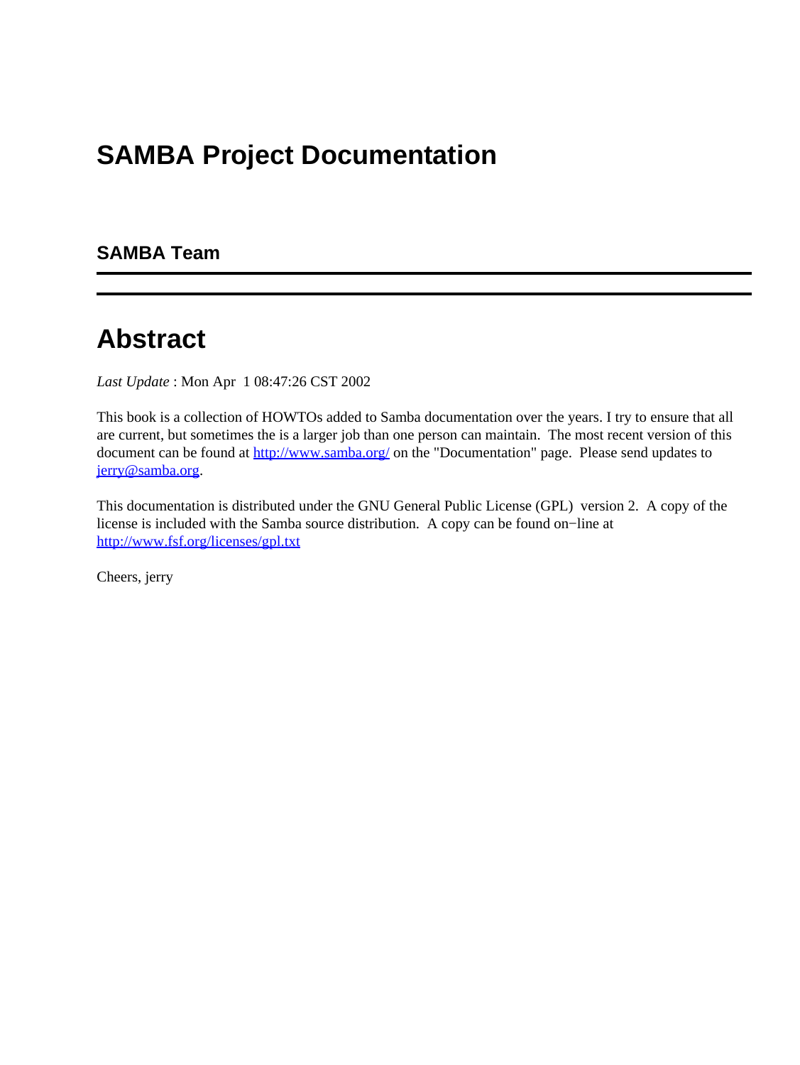# SAMBA Project Documentation

### SAMBA Team

---

## Abstract

*Last Update* : Mon Apr 1 08:47:26 CST 2002

This book is a collection of HOWTOs added to Samba documentation over the years. I try to ensure that all are current, but sometimes the is a larger job than one person can maintain. The most recent version of this document can be found at [http://www.samba.org/](http://www.samba.org/) on the "Documentation" page. Please send updates to [jerry@samba.org](mailto:jerry@samba.org).

This documentation is distributed under the GNU General Public License (GPL) version 2. A copy of the license is included with the Samba source distribution. A copy can be found on−line at [http://www.fsf.org/licenses/gpl.txt](http://www.fsf.org/licenses/gpl.txt)

Cheers, jerry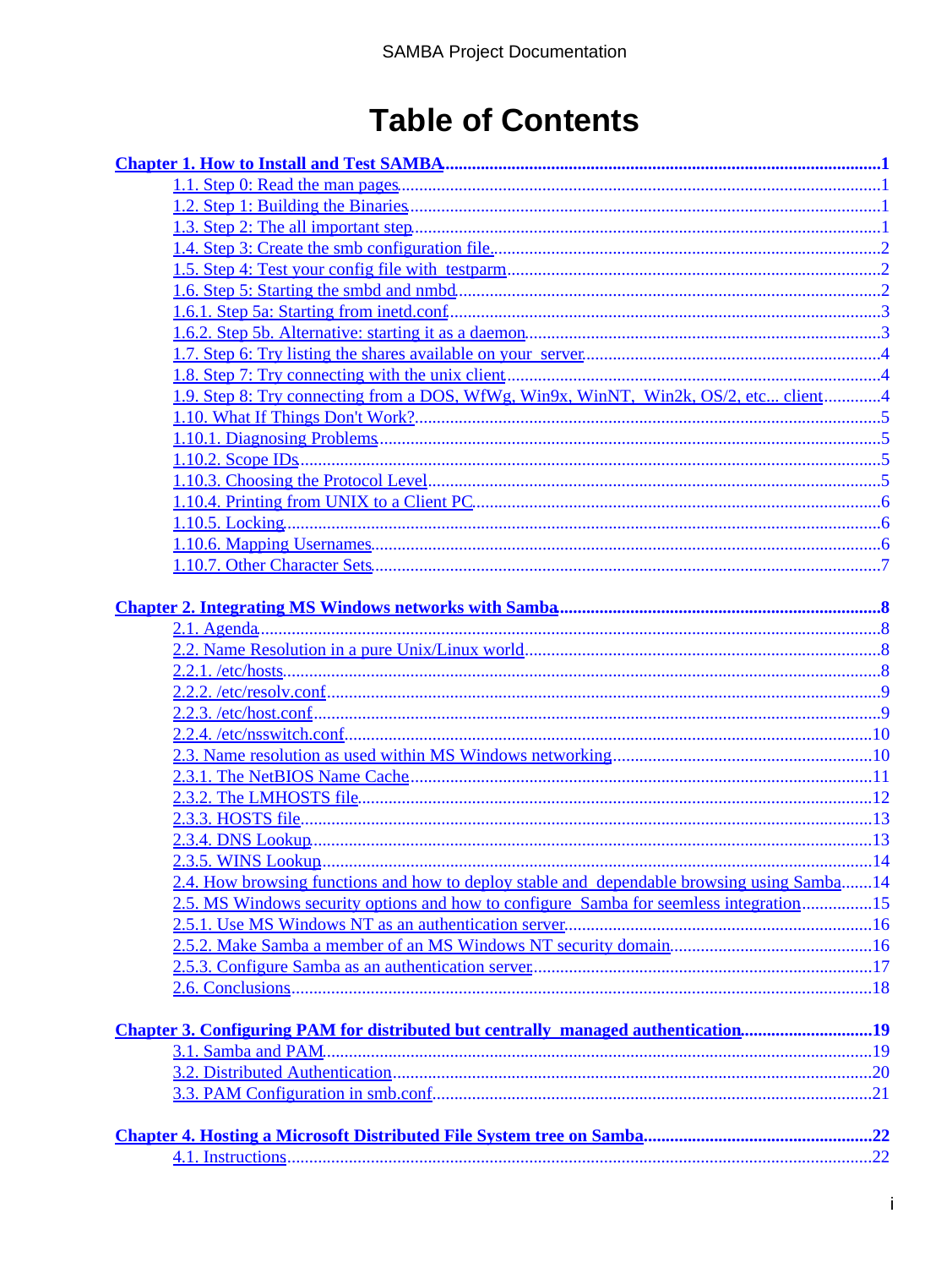# Table of Contents

**Chapter 1. How to Install and Test SAMBA** ........ 1

- 1.1. Step 0: Read the man pages ........ 1
- 1.2. Step 1: Building the Binaries ........ 1
- 1.3. Step 2: The all important step ........ 1
- 1.4. Step 3: Create the smb configuration file. ........ 2
- 1.5. Step 4: Test your config file with testparm ........ 2
- 1.6. Step 5: Starting the smbd and nmbd ........ 2
- 1.6.1. Step 5a: Starting from inetd.conf ........ 3
- 1.6.2. Step 5b. Alternative: starting it as a daemon ........ 3
- 1.7. Step 6: Try listing the shares available on your server ........ 4
- 1.8. Step 7: Try connecting with the unix client ........ 4
- 1.9. Step 8: Try connecting from a DOS, WfWg, Win9x, WinNT, Win2k, OS/2, etc... client ........ 4
- 1.10. What If Things Don't Work? ........ 5
- 1.10.1. Diagnosing Problems ........ 5
- 1.10.2. Scope IDs ........ 5
- 1.10.3. Choosing the Protocol Level ........ 5
- 1.10.4. Printing from UNIX to a Client PC ........ 6
- 1.10.5. Locking ........ 6
- 1.10.6. Mapping Usernames ........ 6
- 1.10.7. Other Character Sets ........ 7

**Chapter 2. Integrating MS Windows networks with Samba** ........ 8

- 2.1. Agenda ........ 8
- 2.2. Name Resolution in a pure Unix/Linux world ........ 8
- 2.2.1. /etc/hosts ........ 8
- 2.2.2. /etc/resolv.conf ........ 9
- 2.2.3. /etc/host.conf ........ 9
- 2.2.4. /etc/nsswitch.conf ........ 10
- 2.3. Name resolution as used within MS Windows networking ........ 10
- 2.3.1. The NetBIOS Name Cache ........ 11
- 2.3.2. The LMHOSTS file ........ 12
- 2.3.3. HOSTS file ........ 13
- 2.3.4. DNS Lookup ........ 13
- 2.3.5. WINS Lookup ........ 14
- 2.4. How browsing functions and how to deploy stable and dependable browsing using Samba ........ 14
- 2.5. MS Windows security options and how to configure Samba for seemless integration ........ 15
- 2.5.1. Use MS Windows NT as an authentication server ........ 16
- 2.5.2. Make Samba a member of an MS Windows NT security domain ........ 16
- 2.5.3. Configure Samba as an authentication server ........ 17
- 2.6. Conclusions ........ 18

**Chapter 3. Configuring PAM for distributed but centrally managed authentication** ........ 19

- 3.1. Samba and PAM ........ 19
- 3.2. Distributed Authentication ........ 20
- 3.3. PAM Configuration in smb.conf ........ 21

**Chapter 4. Hosting a Microsoft Distributed File System tree on Samba** ........ 22

- 4.1. Instructions ........ 22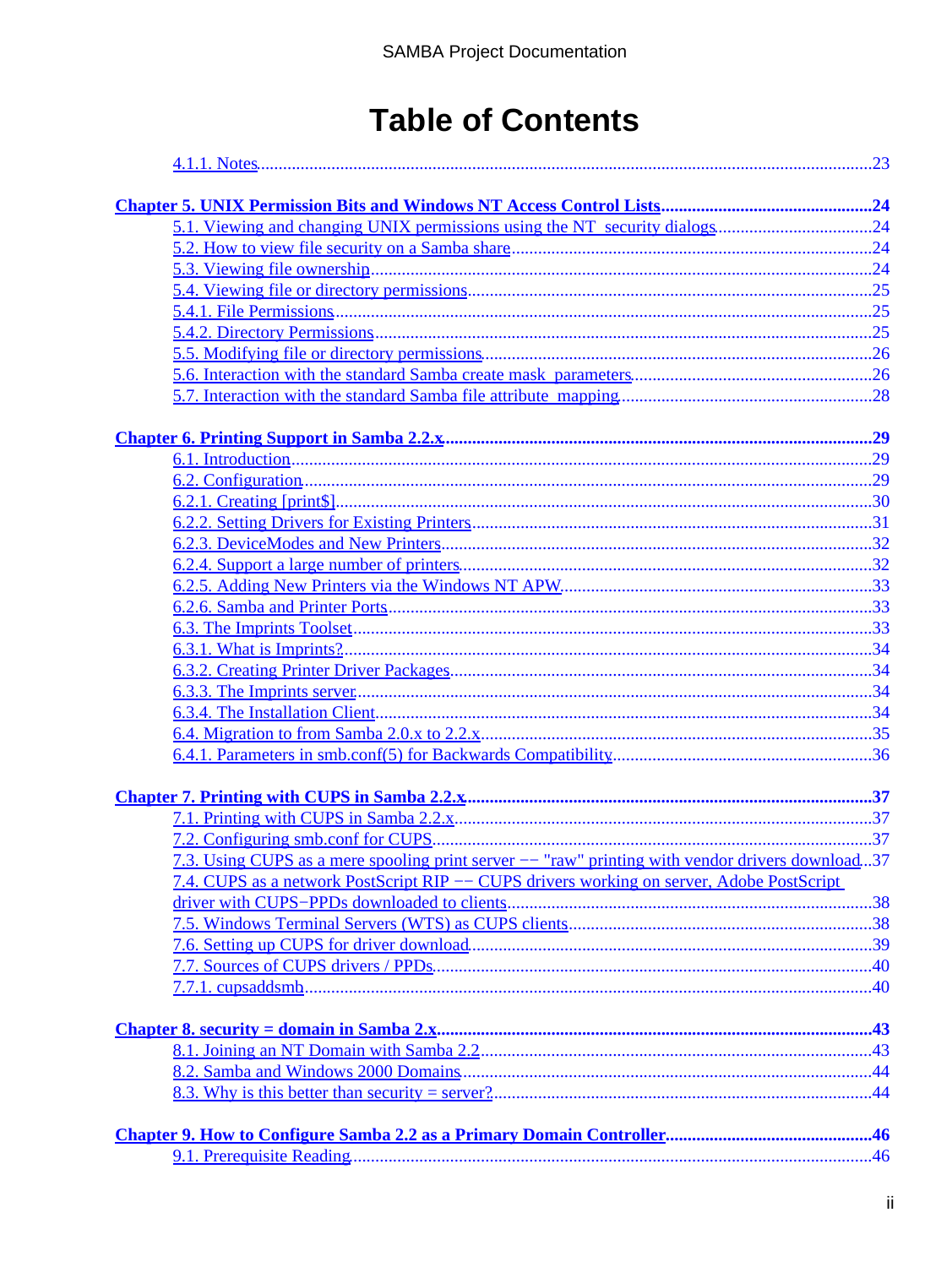# Table of Contents

- 4.1.1. Notes....23

**Chapter 5. UNIX Permission Bits and Windows NT Access Control Lists....24**

- 5.1. Viewing and changing UNIX permissions using the NT security dialogs....24
- 5.2. How to view file security on a Samba share....24
- 5.3. Viewing file ownership....24
- 5.4. Viewing file or directory permissions....25
- 5.4.1. File Permissions....25
- 5.4.2. Directory Permissions....25
- 5.5. Modifying file or directory permissions....26
- 5.6. Interaction with the standard Samba create mask parameters....26
- 5.7. Interaction with the standard Samba file attribute mapping....28

**Chapter 6. Printing Support in Samba 2.2.x....29**

- 6.1. Introduction....29
- 6.2. Configuration....29
- 6.2.1. Creating [print$]....30
- 6.2.2. Setting Drivers for Existing Printers....31
- 6.2.3. DeviceModes and New Printers....32
- 6.2.4. Support a large number of printers....32
- 6.2.5. Adding New Printers via the Windows NT APW....33
- 6.2.6. Samba and Printer Ports....33
- 6.3. The Imprints Toolset....33
- 6.3.1. What is Imprints?....34
- 6.3.2. Creating Printer Driver Packages....34
- 6.3.3. The Imprints server....34
- 6.3.4. The Installation Client....34
- 6.4. Migration to from Samba 2.0.x to 2.2.x....35
- 6.4.1. Parameters in smb.conf(5) for Backwards Compatibility....36

**Chapter 7. Printing with CUPS in Samba 2.2.x....37**

- 7.1. Printing with CUPS in Samba 2.2.x....37
- 7.2. Configuring smb.conf for CUPS....37
- 7.3. Using CUPS as a mere spooling print server −− "raw" printing with vendor drivers download...37
- 7.4. CUPS as a network PostScript RIP −− CUPS drivers working on server, Adobe PostScript driver with CUPS−PPDs downloaded to clients....38
- 7.5. Windows Terminal Servers (WTS) as CUPS clients....38
- 7.6. Setting up CUPS for driver download....39
- 7.7. Sources of CUPS drivers / PPDs....40
- 7.7.1. cupsaddsmb....40

**Chapter 8. security = domain in Samba 2.x....43**

- 8.1. Joining an NT Domain with Samba 2.2....43
- 8.2. Samba and Windows 2000 Domains....44
- 8.3. Why is this better than security = server?....44

**Chapter 9. How to Configure Samba 2.2 as a Primary Domain Controller....46**

- 9.1. Prerequisite Reading....46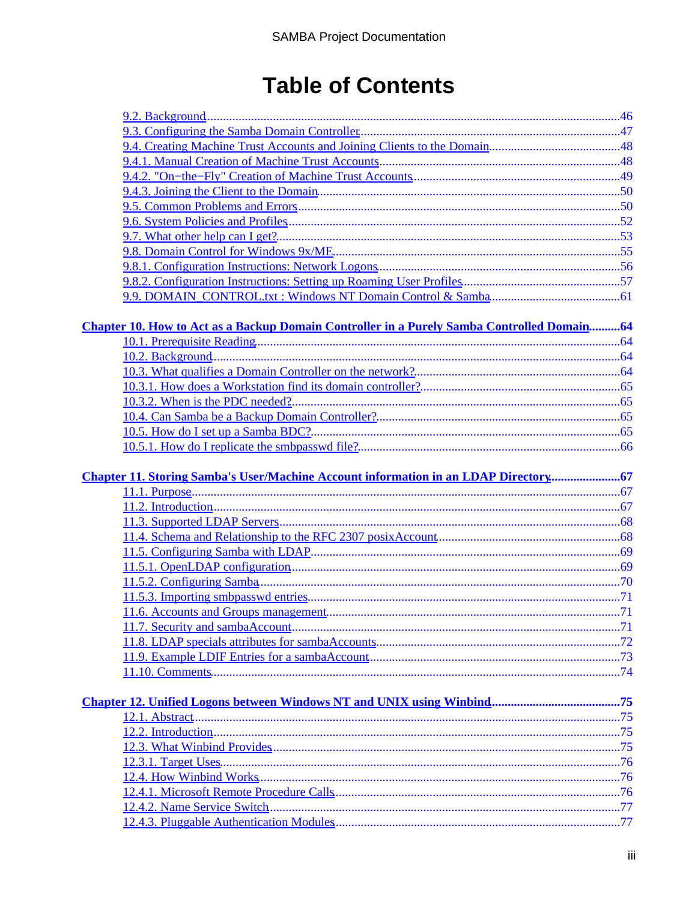# Table of Contents

- 9.2. Background.....46
- 9.3. Configuring the Samba Domain Controller.....47
- 9.4. Creating Machine Trust Accounts and Joining Clients to the Domain.....48
- 9.4.1. Manual Creation of Machine Trust Accounts.....48
- 9.4.2. "On−the−Fly" Creation of Machine Trust Accounts.....49
- 9.4.3. Joining the Client to the Domain.....50
- 9.5. Common Problems and Errors.....50
- 9.6. System Policies and Profiles.....52
- 9.7. What other help can I get?.....53
- 9.8. Domain Control for Windows 9x/ME.....55
- 9.8.1. Configuration Instructions: Network Logons.....56
- 9.8.2. Configuration Instructions: Setting up Roaming User Profiles.....57
- 9.9. DOMAIN_CONTROL.txt : Windows NT Domain Control & Samba.....61

**Chapter 10. How to Act as a Backup Domain Controller in a Purely Samba Controlled Domain.....64**

- 10.1. Prerequisite Reading.....64
- 10.2. Background.....64
- 10.3. What qualifies a Domain Controller on the network?.....64
- 10.3.1. How does a Workstation find its domain controller?.....65
- 10.3.2. When is the PDC needed?.....65
- 10.4. Can Samba be a Backup Domain Controller?.....65
- 10.5. How do I set up a Samba BDC?.....65
- 10.5.1. How do I replicate the smbpasswd file?.....66

**Chapter 11. Storing Samba's User/Machine Account information in an LDAP Directory.....67**

- 11.1. Purpose.....67
- 11.2. Introduction.....67
- 11.3. Supported LDAP Servers.....68
- 11.4. Schema and Relationship to the RFC 2307 posixAccount.....68
- 11.5. Configuring Samba with LDAP.....69
- 11.5.1. OpenLDAP configuration.....69
- 11.5.2. Configuring Samba.....70
- 11.5.3. Importing smbpasswd entries.....71
- 11.6. Accounts and Groups management.....71
- 11.7. Security and sambaAccount.....71
- 11.8. LDAP specials attributes for sambaAccounts.....72
- 11.9. Example LDIF Entries for a sambaAccount.....73
- 11.10. Comments.....74

**Chapter 12. Unified Logons between Windows NT and UNIX using Winbind.....75**

- 12.1. Abstract.....75
- 12.2. Introduction.....75
- 12.3. What Winbind Provides.....75
- 12.3.1. Target Uses.....76
- 12.4. How Winbind Works.....76
- 12.4.1. Microsoft Remote Procedure Calls.....76
- 12.4.2. Name Service Switch.....77
- 12.4.3. Pluggable Authentication Modules.....77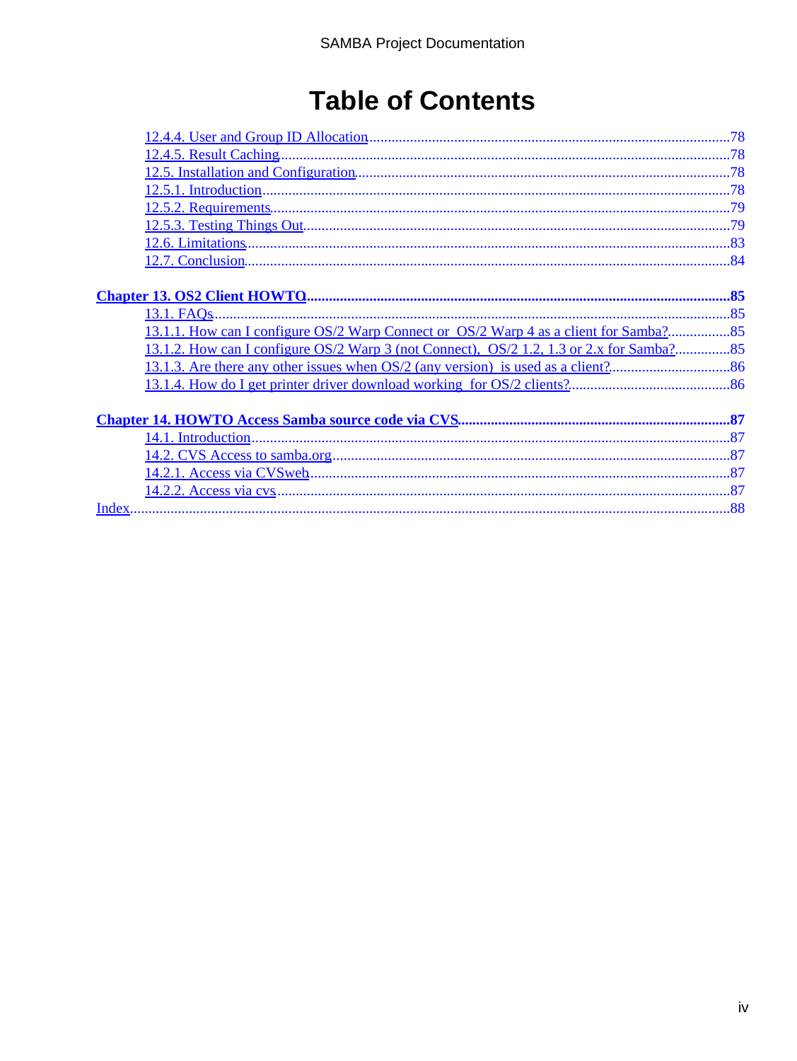# Table of Contents

- 12.4.4. User and Group ID Allocation ............ 78
- 12.4.5. Result Caching ............ 78
- 12.5. Installation and Configuration ............ 78
- 12.5.1. Introduction ............ 78
- 12.5.2. Requirements ............ 79
- 12.5.3. Testing Things Out ............ 79
- 12.6. Limitations ............ 83
- 12.7. Conclusion ............ 84

**Chapter 13. OS2 Client HOWTO ............ 85**

- 13.1. FAQs ............ 85
- 13.1.1. How can I configure OS/2 Warp Connect or OS/2 Warp 4 as a client for Samba? ............ 85
- 13.1.2. How can I configure OS/2 Warp 3 (not Connect), OS/2 1.2, 1.3 or 2.x for Samba? ............ 85
- 13.1.3. Are there any other issues when OS/2 (any version) is used as a client? ............ 86
- 13.1.4. How do I get printer driver download working for OS/2 clients? ............ 86

**Chapter 14. HOWTO Access Samba source code via CVS ............ 87**

- 14.1. Introduction ............ 87
- 14.2. CVS Access to samba.org ............ 87
- 14.2.1. Access via CVSweb ............ 87
- 14.2.2. Access via cvs ............ 87

Index ............ 88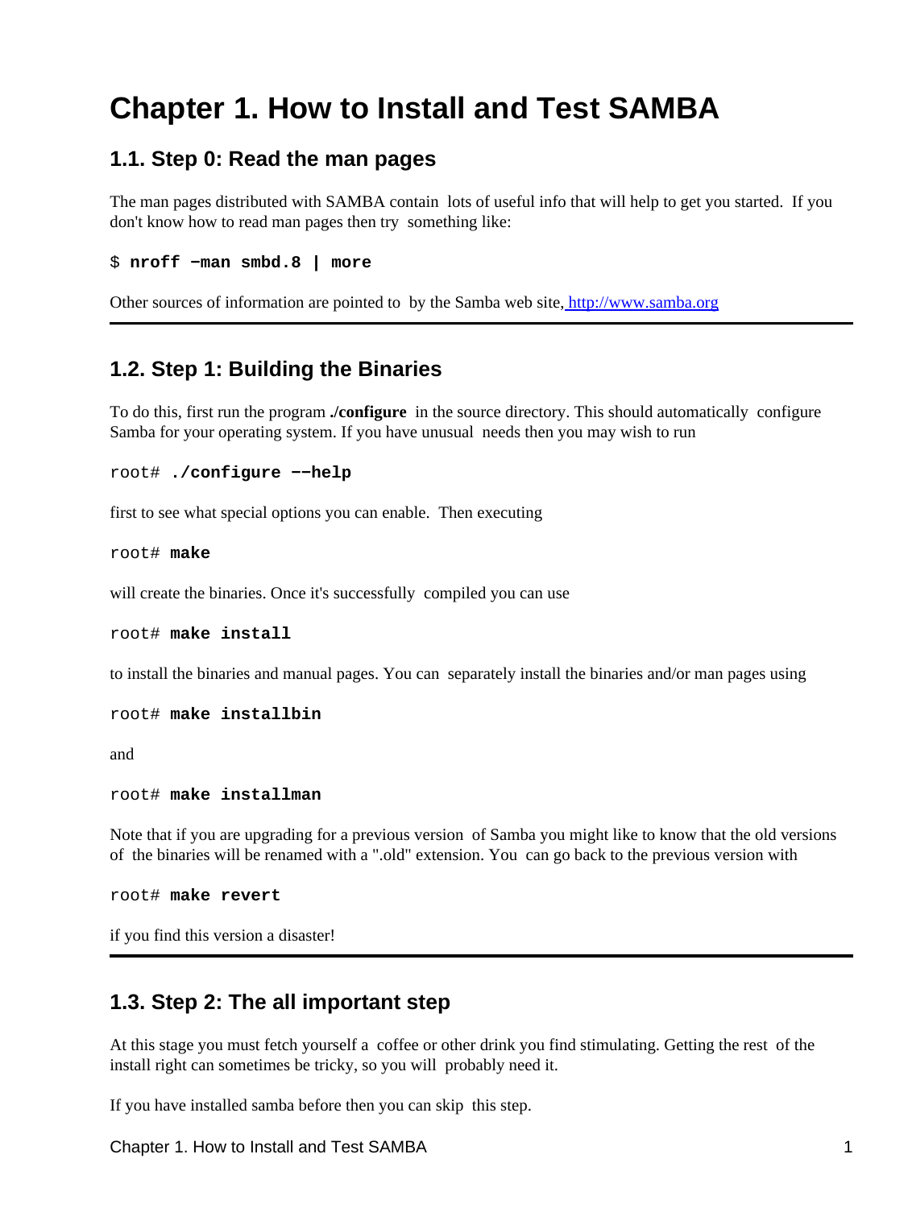# Chapter 1. How to Install and Test SAMBA

## 1.1. Step 0: Read the man pages

The man pages distributed with SAMBA contain lots of useful info that will help to get you started. If you don't know how to read man pages then try something like:

```
$ nroff −man smbd.8 | more
```

Other sources of information are pointed to by the Samba web site, http://www.samba.org

---

## 1.2. Step 1: Building the Binaries

To do this, first run the program **./configure** in the source directory. This should automatically configure Samba for your operating system. If you have unusual needs then you may wish to run

```
root# ./configure −−help
```

first to see what special options you can enable. Then executing

```
root# make
```

will create the binaries. Once it's successfully compiled you can use

```
root# make install
```

to install the binaries and manual pages. You can separately install the binaries and/or man pages using

```
root# make installbin
```

and

```
root# make installman
```

Note that if you are upgrading for a previous version of Samba you might like to know that the old versions of the binaries will be renamed with a ".old" extension. You can go back to the previous version with

```
root# make revert
```

if you find this version a disaster!

---

## 1.3. Step 2: The all important step

At this stage you must fetch yourself a coffee or other drink you find stimulating. Getting the rest of the install right can sometimes be tricky, so you will probably need it.

If you have installed samba before then you can skip this step.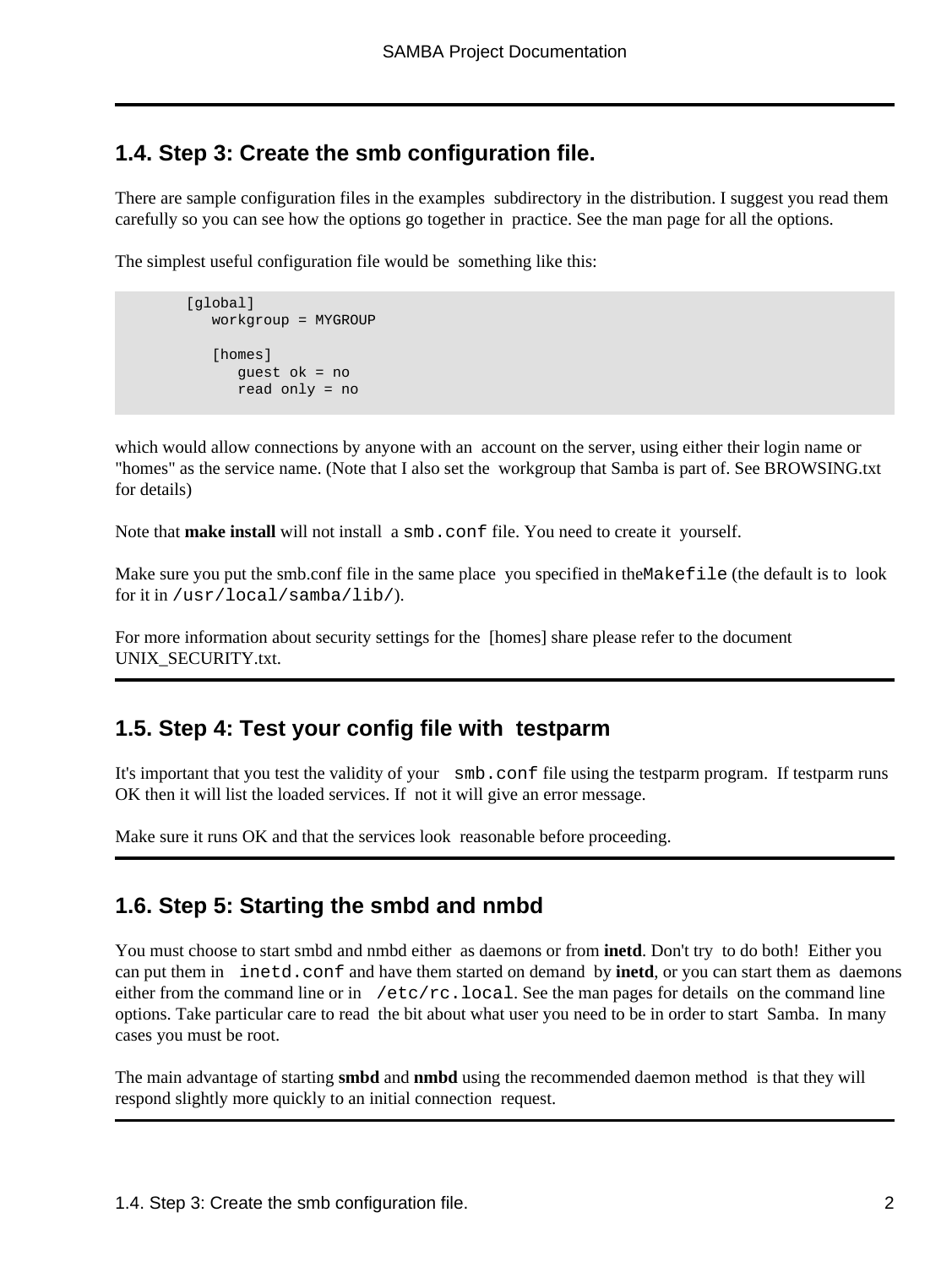## 1.4. Step 3: Create the smb configuration file.

There are sample configuration files in the examples subdirectory in the distribution. I suggest you read them carefully so you can see how the options go together in practice. See the man page for all the options.

The simplest useful configuration file would be something like this:

```
[global]
   workgroup = MYGROUP

   [homes]
      guest ok = no
      read only = no
```

which would allow connections by anyone with an account on the server, using either their login name or "homes" as the service name. (Note that I also set the workgroup that Samba is part of. See BROWSING.txt for details)

Note that **make install** will not install a `smb.conf` file. You need to create it yourself.

Make sure you put the smb.conf file in the same place you specified in the`Makefile` (the default is to look for it in `/usr/local/samba/lib/`).

For more information about security settings for the [homes] share please refer to the document UNIX_SECURITY.txt.

## 1.5. Step 4: Test your config file with testparm

It's important that you test the validity of your `smb.conf` file using the testparm program. If testparm runs OK then it will list the loaded services. If not it will give an error message.

Make sure it runs OK and that the services look reasonable before proceeding.

## 1.6. Step 5: Starting the smbd and nmbd

You must choose to start smbd and nmbd either as daemons or from **inetd**. Don't try to do both! Either you can put them in `inetd.conf` and have them started on demand by **inetd**, or you can start them as daemons either from the command line or in `/etc/rc.local`. See the man pages for details on the command line options. Take particular care to read the bit about what user you need to be in order to start Samba. In many cases you must be root.

The main advantage of starting **smbd** and **nmbd** using the recommended daemon method is that they will respond slightly more quickly to an initial connection request.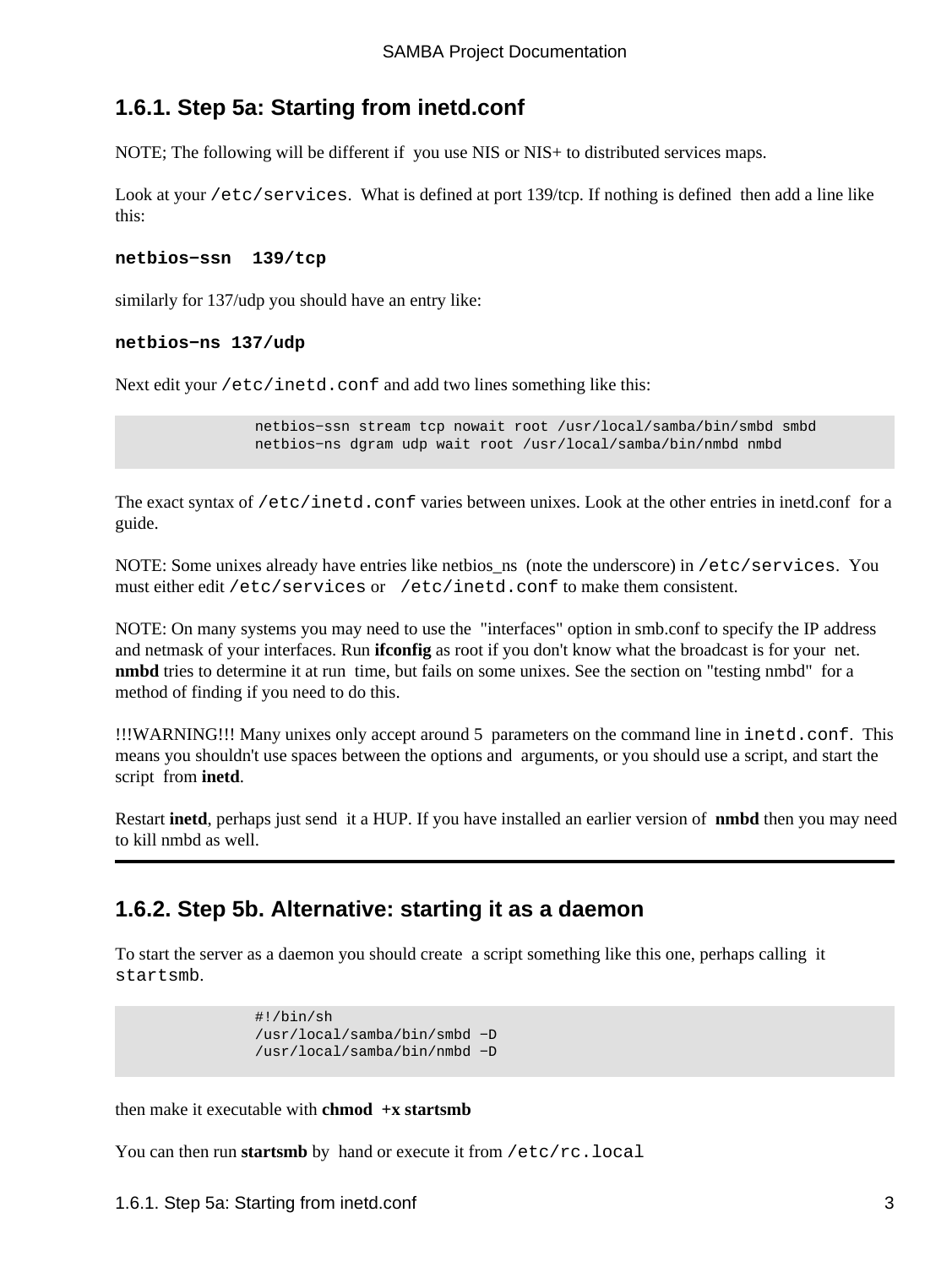### 1.6.1. Step 5a: Starting from inetd.conf

NOTE; The following will be different if you use NIS or NIS+ to distributed services maps.

Look at your `/etc/services`. What is defined at port 139/tcp. If nothing is defined then add a line like this:

**netbios−ssn  139/tcp**

similarly for 137/udp you should have an entry like:

**netbios−ns 137/udp**

Next edit your `/etc/inetd.conf` and add two lines something like this:

```
netbios−ssn stream tcp nowait root /usr/local/samba/bin/smbd smbd
netbios−ns dgram udp wait root /usr/local/samba/bin/nmbd nmbd
```

The exact syntax of `/etc/inetd.conf` varies between unixes. Look at the other entries in inetd.conf for a guide.

NOTE: Some unixes already have entries like netbios_ns (note the underscore) in `/etc/services`. You must either edit `/etc/services` or `/etc/inetd.conf` to make them consistent.

NOTE: On many systems you may need to use the "interfaces" option in smb.conf to specify the IP address and netmask of your interfaces. Run **ifconfig** as root if you don't know what the broadcast is for your net. **nmbd** tries to determine it at run time, but fails on some unixes. See the section on "testing nmbd" for a method of finding if you need to do this.

!!!WARNING!!! Many unixes only accept around 5 parameters on the command line in `inetd.conf`. This means you shouldn't use spaces between the options and arguments, or you should use a script, and start the script from **inetd**.

Restart **inetd**, perhaps just send it a HUP. If you have installed an earlier version of **nmbd** then you may need to kill nmbd as well.

---

### 1.6.2. Step 5b. Alternative: starting it as a daemon

To start the server as a daemon you should create a script something like this one, perhaps calling it `startsmb`.

```
#!/bin/sh
/usr/local/samba/bin/smbd −D
/usr/local/samba/bin/nmbd −D
```

then make it executable with **chmod +x startsmb**

You can then run **startsmb** by hand or execute it from `/etc/rc.local`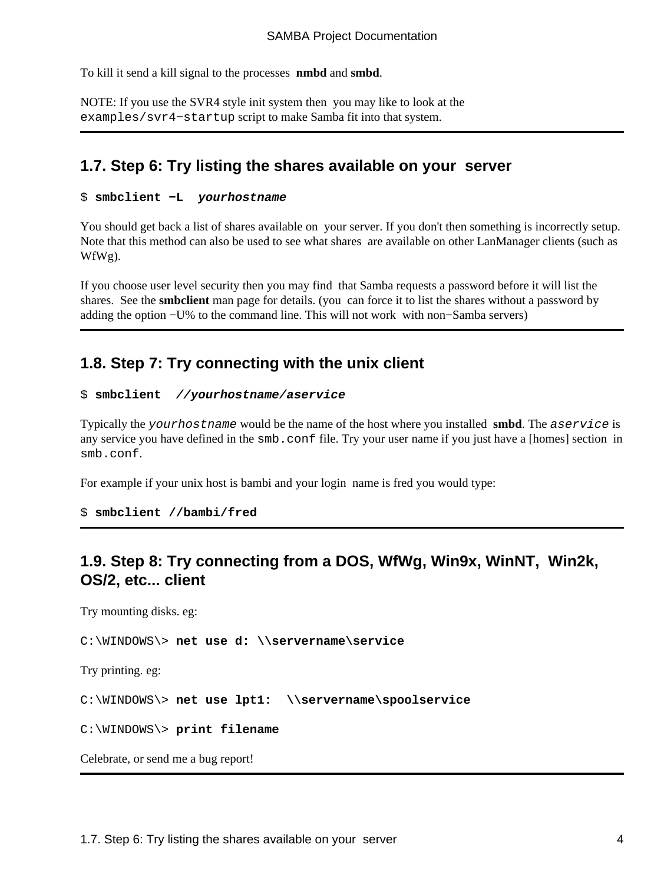To kill it send a kill signal to the processes **nmbd** and **smbd**.

NOTE: If you use the SVR4 style init system then you may like to look at the `examples/svr4−startup` script to make Samba fit into that system.

---

## 1.7. Step 6: Try listing the shares available on your server

```
$ smbclient −L  yourhostname
```

You should get back a list of shares available on your server. If you don't then something is incorrectly setup. Note that this method can also be used to see what shares are available on other LanManager clients (such as WfWg).

If you choose user level security then you may find that Samba requests a password before it will list the shares. See the **smbclient** man page for details. (you can force it to list the shares without a password by adding the option −U% to the command line. This will not work with non−Samba servers)

---

## 1.8. Step 7: Try connecting with the unix client

```
$ smbclient  //yourhostname/aservice
```

Typically the *`yourhostname`* would be the name of the host where you installed **smbd**. The *`aservice`* is any service you have defined in the `smb.conf` file. Try your user name if you just have a [homes] section in `smb.conf`.

For example if your unix host is bambi and your login name is fred you would type:

```
$ smbclient //bambi/fred
```

---

## 1.9. Step 8: Try connecting from a DOS, WfWg, Win9x, WinNT, Win2k, OS/2, etc... client

Try mounting disks. eg:

```
C:\WINDOWS\> net use d: \\servername\service
```

Try printing. eg:

```
C:\WINDOWS\> net use lpt1:  \\servername\spoolservice
```

```
C:\WINDOWS\> print filename
```

Celebrate, or send me a bug report!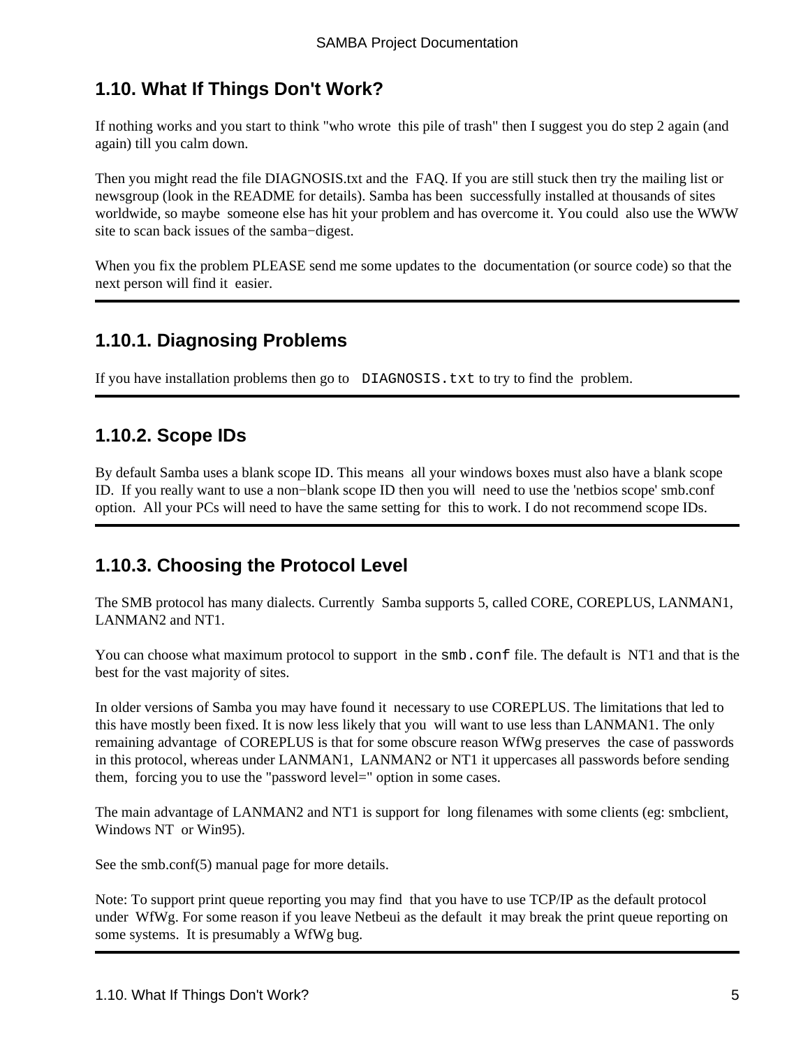## 1.10. What If Things Don't Work?

If nothing works and you start to think "who wrote this pile of trash" then I suggest you do step 2 again (and again) till you calm down.

Then you might read the file DIAGNOSIS.txt and the FAQ. If you are still stuck then try the mailing list or newsgroup (look in the README for details). Samba has been successfully installed at thousands of sites worldwide, so maybe someone else has hit your problem and has overcome it. You could also use the WWW site to scan back issues of the samba−digest.

When you fix the problem PLEASE send me some updates to the documentation (or source code) so that the next person will find it easier.

---

### 1.10.1. Diagnosing Problems

If you have installation problems then go to `DIAGNOSIS.txt` to try to find the problem.

---

### 1.10.2. Scope IDs

By default Samba uses a blank scope ID. This means all your windows boxes must also have a blank scope ID. If you really want to use a non−blank scope ID then you will need to use the 'netbios scope' smb.conf option. All your PCs will need to have the same setting for this to work. I do not recommend scope IDs.

---

### 1.10.3. Choosing the Protocol Level

The SMB protocol has many dialects. Currently Samba supports 5, called CORE, COREPLUS, LANMAN1, LANMAN2 and NT1.

You can choose what maximum protocol to support in the `smb.conf` file. The default is NT1 and that is the best for the vast majority of sites.

In older versions of Samba you may have found it necessary to use COREPLUS. The limitations that led to this have mostly been fixed. It is now less likely that you will want to use less than LANMAN1. The only remaining advantage of COREPLUS is that for some obscure reason WfWg preserves the case of passwords in this protocol, whereas under LANMAN1, LANMAN2 or NT1 it uppercases all passwords before sending them, forcing you to use the "password level=" option in some cases.

The main advantage of LANMAN2 and NT1 is support for long filenames with some clients (eg: smbclient, Windows NT or Win95).

See the smb.conf(5) manual page for more details.

Note: To support print queue reporting you may find that you have to use TCP/IP as the default protocol under WfWg. For some reason if you leave Netbeui as the default it may break the print queue reporting on some systems. It is presumably a WfWg bug.

---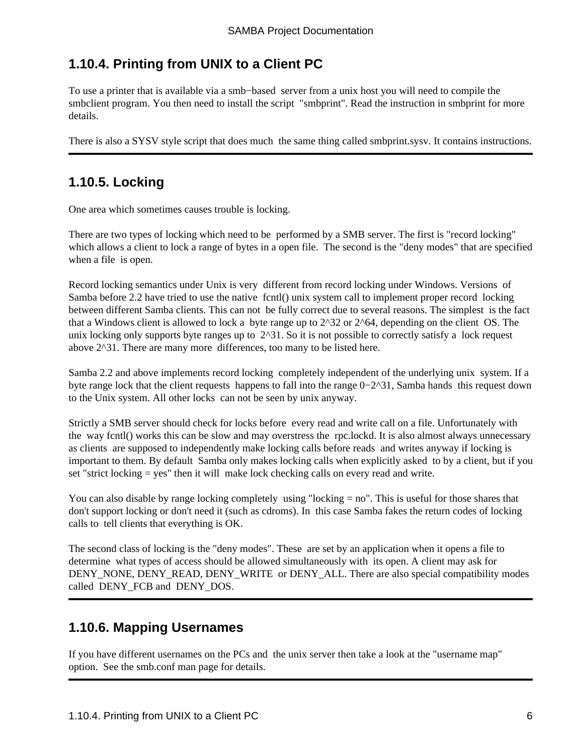### 1.10.4. Printing from UNIX to a Client PC

To use a printer that is available via a smb−based server from a unix host you will need to compile the smbclient program. You then need to install the script "smbprint". Read the instruction in smbprint for more details.

There is also a SYSV style script that does much the same thing called smbprint.sysv. It contains instructions.

### 1.10.5. Locking

One area which sometimes causes trouble is locking.

There are two types of locking which need to be performed by a SMB server. The first is "record locking" which allows a client to lock a range of bytes in a open file. The second is the "deny modes" that are specified when a file is open.

Record locking semantics under Unix is very different from record locking under Windows. Versions of Samba before 2.2 have tried to use the native fcntl() unix system call to implement proper record locking between different Samba clients. This can not be fully correct due to several reasons. The simplest is the fact that a Windows client is allowed to lock a byte range up to 2^32 or 2^64, depending on the client OS. The unix locking only supports byte ranges up to 2^31. So it is not possible to correctly satisfy a lock request above 2^31. There are many more differences, too many to be listed here.

Samba 2.2 and above implements record locking completely independent of the underlying unix system. If a byte range lock that the client requests happens to fall into the range 0−2^31, Samba hands this request down to the Unix system. All other locks can not be seen by unix anyway.

Strictly a SMB server should check for locks before every read and write call on a file. Unfortunately with the way fcntl() works this can be slow and may overstress the rpc.lockd. It is also almost always unnecessary as clients are supposed to independently make locking calls before reads and writes anyway if locking is important to them. By default Samba only makes locking calls when explicitly asked to by a client, but if you set "strict locking = yes" then it will make lock checking calls on every read and write.

You can also disable by range locking completely using "locking = no". This is useful for those shares that don't support locking or don't need it (such as cdroms). In this case Samba fakes the return codes of locking calls to tell clients that everything is OK.

The second class of locking is the "deny modes". These are set by an application when it opens a file to determine what types of access should be allowed simultaneously with its open. A client may ask for DENY_NONE, DENY_READ, DENY_WRITE or DENY_ALL. There are also special compatibility modes called DENY_FCB and DENY_DOS.

### 1.10.6. Mapping Usernames

If you have different usernames on the PCs and the unix server then take a look at the "username map" option. See the smb.conf man page for details.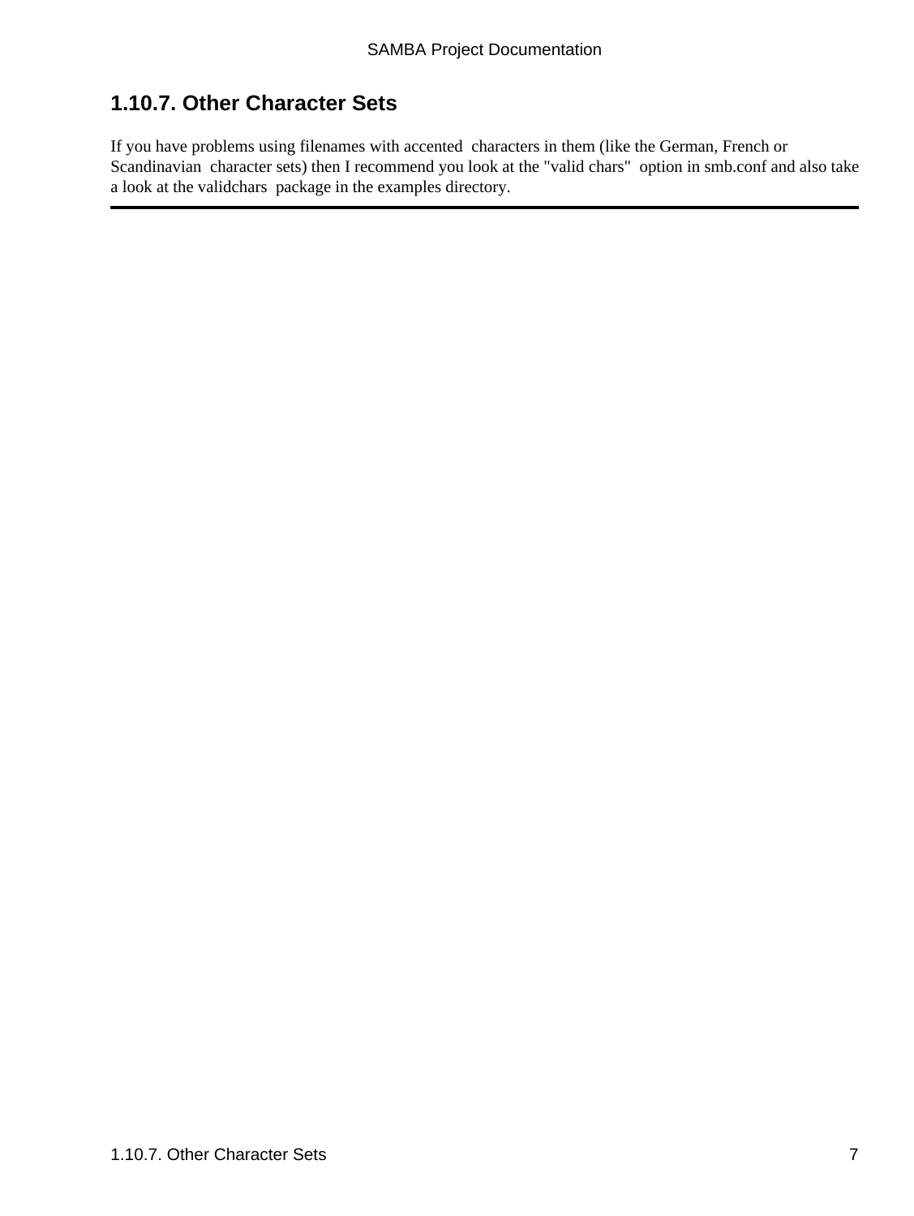### 1.10.7. Other Character Sets

If you have problems using filenames with accented characters in them (like the German, French or Scandinavian character sets) then I recommend you look at the "valid chars" option in smb.conf and also take a look at the validchars package in the examples directory.

---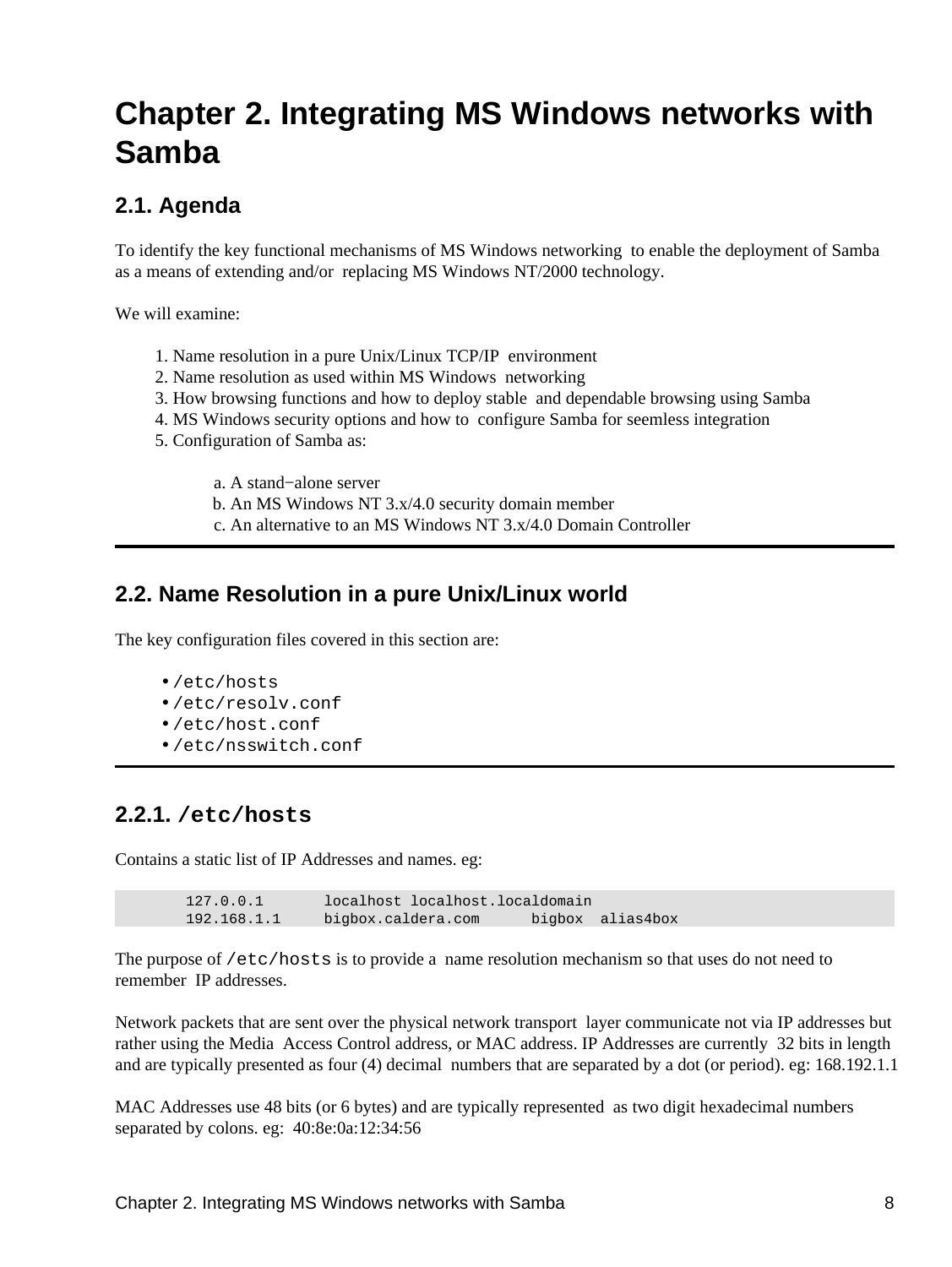# Chapter 2. Integrating MS Windows networks with Samba

## 2.1. Agenda

To identify the key functional mechanisms of MS Windows networking to enable the deployment of Samba as a means of extending and/or replacing MS Windows NT/2000 technology.

We will examine:

1. Name resolution in a pure Unix/Linux TCP/IP environment
2. Name resolution as used within MS Windows networking
3. How browsing functions and how to deploy stable and dependable browsing using Samba
4. MS Windows security options and how to configure Samba for seemless integration
5. Configuration of Samba as:

    a. A stand−alone server
    b. An MS Windows NT 3.x/4.0 security domain member
    c. An alternative to an MS Windows NT 3.x/4.0 Domain Controller

---

## 2.2. Name Resolution in a pure Unix/Linux world

The key configuration files covered in this section are:

- `/etc/hosts`
- `/etc/resolv.conf`
- `/etc/host.conf`
- `/etc/nsswitch.conf`

---

### 2.2.1. `/etc/hosts`

Contains a static list of IP Addresses and names. eg:

```
        127.0.0.1       localhost localhost.localdomain
        192.168.1.1     bigbox.caldera.com      bigbox  alias4box
```

The purpose of `/etc/hosts` is to provide a name resolution mechanism so that uses do not need to remember IP addresses.

Network packets that are sent over the physical network transport layer communicate not via IP addresses but rather using the Media Access Control address, or MAC address. IP Addresses are currently 32 bits in length and are typically presented as four (4) decimal numbers that are separated by a dot (or period). eg: 168.192.1.1

MAC Addresses use 48 bits (or 6 bytes) and are typically represented as two digit hexadecimal numbers separated by colons. eg: 40:8e:0a:12:34:56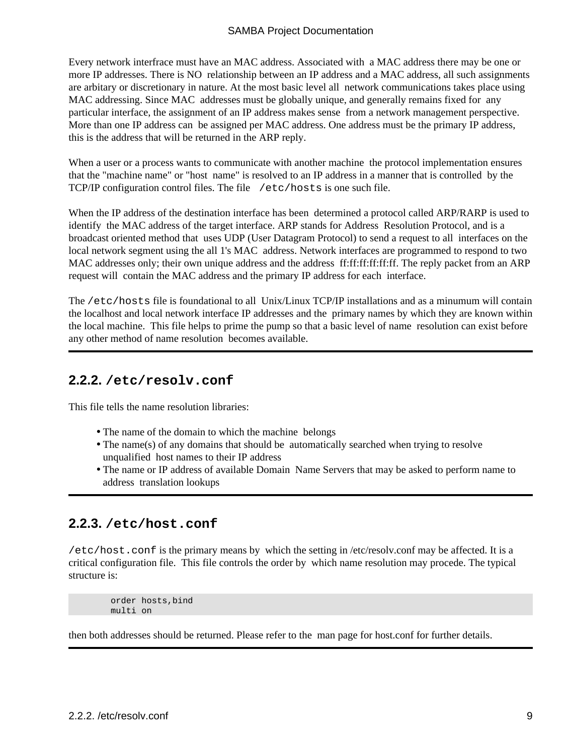Every network interfrace must have an MAC address. Associated with a MAC address there may be one or more IP addresses. There is NO relationship between an IP address and a MAC address, all such assignments are arbitary or discretionary in nature. At the most basic level all network communications takes place using MAC addressing. Since MAC addresses must be globally unique, and generally remains fixed for any particular interface, the assignment of an IP address makes sense from a network management perspective. More than one IP address can be assigned per MAC address. One address must be the primary IP address, this is the address that will be returned in the ARP reply.

When a user or a process wants to communicate with another machine the protocol implementation ensures that the "machine name" or "host name" is resolved to an IP address in a manner that is controlled by the TCP/IP configuration control files. The file `/etc/hosts` is one such file.

When the IP address of the destination interface has been determined a protocol called ARP/RARP is used to identify the MAC address of the target interface. ARP stands for Address Resolution Protocol, and is a broadcast oriented method that uses UDP (User Datagram Protocol) to send a request to all interfaces on the local network segment using the all 1's MAC address. Network interfaces are programmed to respond to two MAC addresses only; their own unique address and the address ff:ff:ff:ff:ff:ff. The reply packet from an ARP request will contain the MAC address and the primary IP address for each interface.

The `/etc/hosts` file is foundational to all Unix/Linux TCP/IP installations and as a minumum will contain the localhost and local network interface IP addresses and the primary names by which they are known within the local machine. This file helps to prime the pump so that a basic level of name resolution can exist before any other method of name resolution becomes available.

---

### 2.2.2. `/etc/resolv.conf`

This file tells the name resolution libraries:

- The name of the domain to which the machine belongs
- The name(s) of any domains that should be automatically searched when trying to resolve unqualified host names to their IP address
- The name or IP address of available Domain Name Servers that may be asked to perform name to address translation lookups

---

### 2.2.3. `/etc/host.conf`

`/etc/host.conf` is the primary means by which the setting in /etc/resolv.conf may be affected. It is a critical configuration file. This file controls the order by which name resolution may procede. The typical structure is:

```
order hosts,bind
multi on
```

then both addresses should be returned. Please refer to the man page for host.conf for further details.

---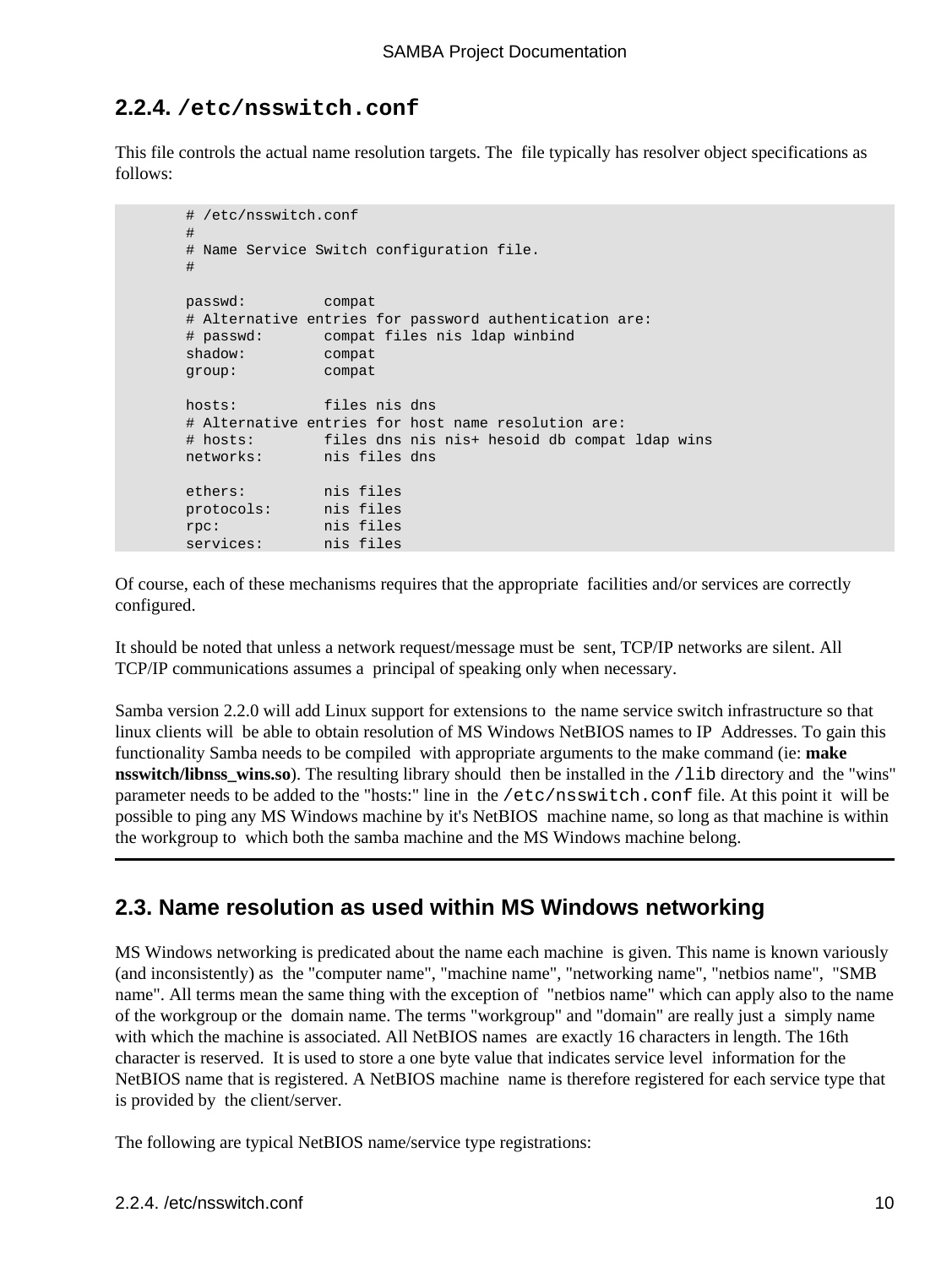### 2.2.4. `/etc/nsswitch.conf`

This file controls the actual name resolution targets. The file typically has resolver object specifications as follows:

```
# /etc/nsswitch.conf
#
# Name Service Switch configuration file.
#

passwd:         compat
# Alternative entries for password authentication are:
# passwd:       compat files nis ldap winbind
shadow:         compat
group:          compat

hosts:          files nis dns
# Alternative entries for host name resolution are:
# hosts:        files dns nis nis+ hesoid db compat ldap wins
networks:       nis files dns

ethers:         nis files
protocols:      nis files
rpc:            nis files
services:       nis files
```

Of course, each of these mechanisms requires that the appropriate facilities and/or services are correctly configured.

It should be noted that unless a network request/message must be sent, TCP/IP networks are silent. All TCP/IP communications assumes a principal of speaking only when necessary.

Samba version 2.2.0 will add Linux support for extensions to the name service switch infrastructure so that linux clients will be able to obtain resolution of MS Windows NetBIOS names to IP Addresses. To gain this functionality Samba needs to be compiled with appropriate arguments to the make command (ie: **make nsswitch/libnss_wins.so**). The resulting library should then be installed in the `/lib` directory and the "wins" parameter needs to be added to the "hosts:" line in the `/etc/nsswitch.conf` file. At this point it will be possible to ping any MS Windows machine by it's NetBIOS machine name, so long as that machine is within the workgroup to which both the samba machine and the MS Windows machine belong.

---

## 2.3. Name resolution as used within MS Windows networking

MS Windows networking is predicated about the name each machine is given. This name is known variously (and inconsistently) as the "computer name", "machine name", "networking name", "netbios name", "SMB name". All terms mean the same thing with the exception of "netbios name" which can apply also to the name of the workgroup or the domain name. The terms "workgroup" and "domain" are really just a simply name with which the machine is associated. All NetBIOS names are exactly 16 characters in length. The 16th character is reserved. It is used to store a one byte value that indicates service level information for the NetBIOS name that is registered. A NetBIOS machine name is therefore registered for each service type that is provided by the client/server.

The following are typical NetBIOS name/service type registrations: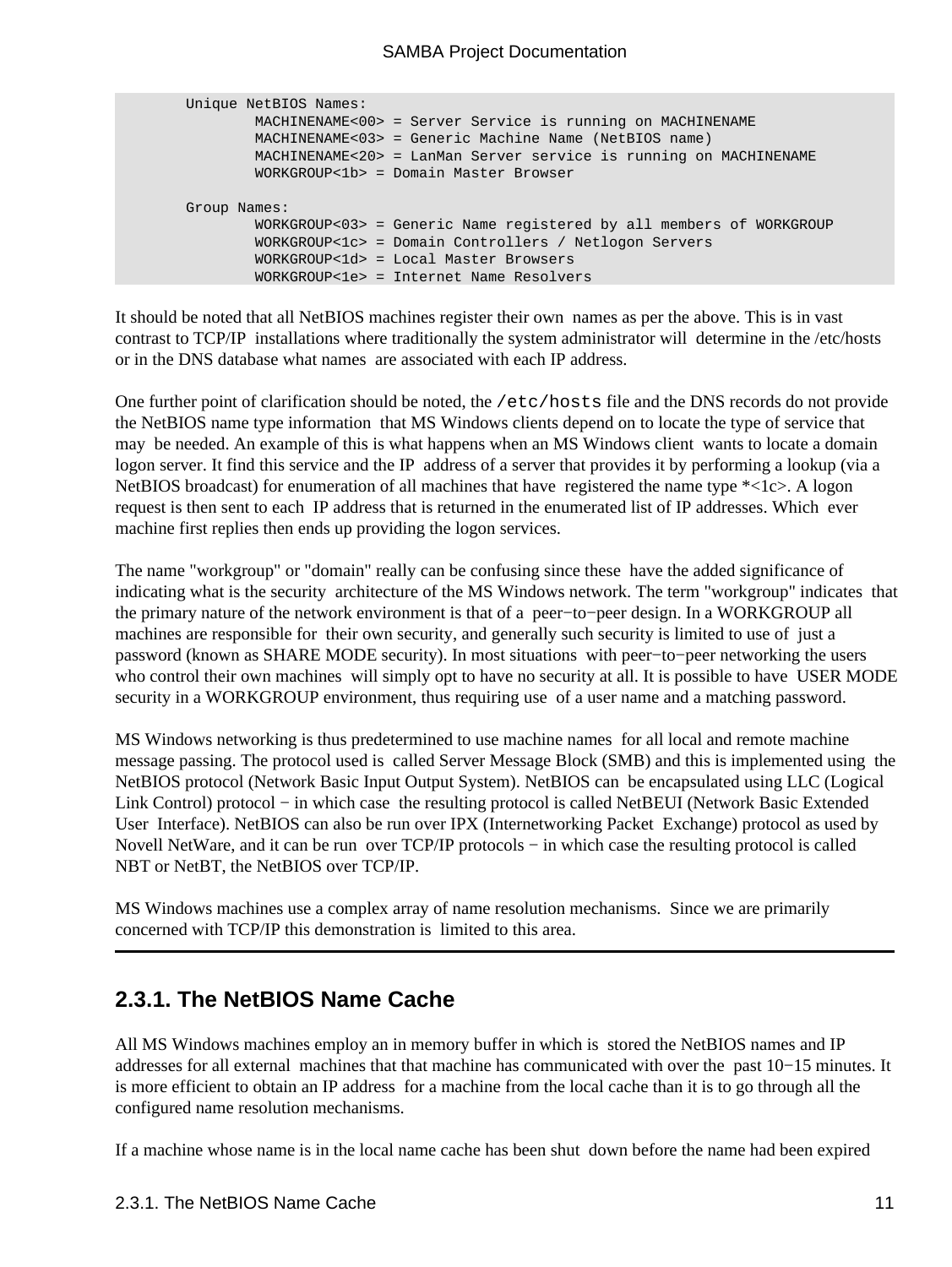```
Unique NetBIOS Names:
        MACHINENAME<00> = Server Service is running on MACHINENAME
        MACHINENAME<03> = Generic Machine Name (NetBIOS name)
        MACHINENAME<20> = LanMan Server service is running on MACHINENAME
        WORKGROUP<1b> = Domain Master Browser

Group Names:
        WORKGROUP<03> = Generic Name registered by all members of WORKGROUP
        WORKGROUP<1c> = Domain Controllers / Netlogon Servers
        WORKGROUP<1d> = Local Master Browsers
        WORKGROUP<1e> = Internet Name Resolvers
```

It should be noted that all NetBIOS machines register their own names as per the above. This is in vast contrast to TCP/IP installations where traditionally the system administrator will determine in the /etc/hosts or in the DNS database what names are associated with each IP address.

One further point of clarification should be noted, the `/etc/hosts` file and the DNS records do not provide the NetBIOS name type information that MS Windows clients depend on to locate the type of service that may be needed. An example of this is what happens when an MS Windows client wants to locate a domain logon server. It find this service and the IP address of a server that provides it by performing a lookup (via a NetBIOS broadcast) for enumeration of all machines that have registered the name type *<1c>. A logon request is then sent to each IP address that is returned in the enumerated list of IP addresses. Which ever machine first replies then ends up providing the logon services.

The name "workgroup" or "domain" really can be confusing since these have the added significance of indicating what is the security architecture of the MS Windows network. The term "workgroup" indicates that the primary nature of the network environment is that of a peer−to−peer design. In a WORKGROUP all machines are responsible for their own security, and generally such security is limited to use of just a password (known as SHARE MODE security). In most situations with peer−to−peer networking the users who control their own machines will simply opt to have no security at all. It is possible to have USER MODE security in a WORKGROUP environment, thus requiring use of a user name and a matching password.

MS Windows networking is thus predetermined to use machine names for all local and remote machine message passing. The protocol used is called Server Message Block (SMB) and this is implemented using the NetBIOS protocol (Network Basic Input Output System). NetBIOS can be encapsulated using LLC (Logical Link Control) protocol − in which case the resulting protocol is called NetBEUI (Network Basic Extended User Interface). NetBIOS can also be run over IPX (Internetworking Packet Exchange) protocol as used by Novell NetWare, and it can be run over TCP/IP protocols − in which case the resulting protocol is called NBT or NetBT, the NetBIOS over TCP/IP.

MS Windows machines use a complex array of name resolution mechanisms. Since we are primarily concerned with TCP/IP this demonstration is limited to this area.

## 2.3.1. The NetBIOS Name Cache

All MS Windows machines employ an in memory buffer in which is stored the NetBIOS names and IP addresses for all external machines that that machine has communicated with over the past 10−15 minutes. It is more efficient to obtain an IP address for a machine from the local cache than it is to go through all the configured name resolution mechanisms.

If a machine whose name is in the local name cache has been shut down before the name had been expired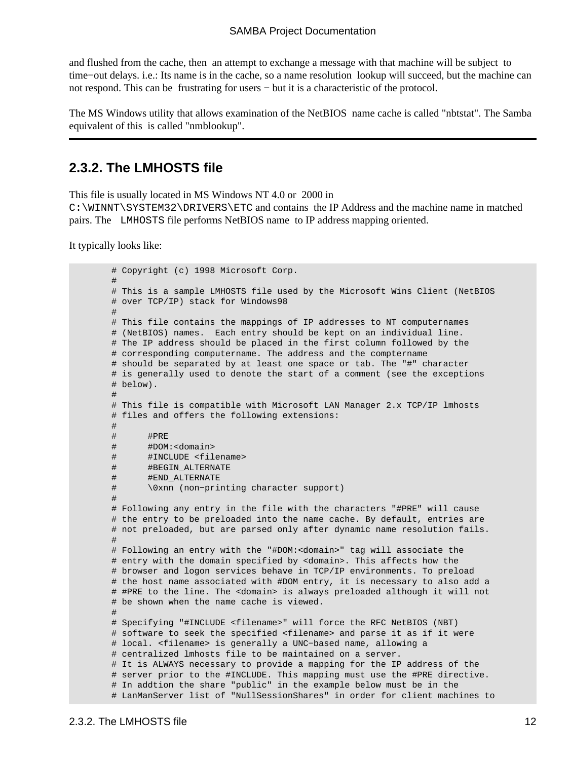and flushed from the cache, then an attempt to exchange a message with that machine will be subject to time−out delays. i.e.: Its name is in the cache, so a name resolution lookup will succeed, but the machine can not respond. This can be frustrating for users − but it is a characteristic of the protocol.

The MS Windows utility that allows examination of the NetBIOS name cache is called "nbtstat". The Samba equivalent of this is called "nmblookup".

---

### 2.3.2. The LMHOSTS file

This file is usually located in MS Windows NT 4.0 or 2000 in `C:\WINNT\SYSTEM32\DRIVERS\ETC` and contains the IP Address and the machine name in matched pairs. The `LMHOSTS` file performs NetBIOS name to IP address mapping oriented.

It typically looks like:

```
        # Copyright (c) 1998 Microsoft Corp.
        #
        # This is a sample LMHOSTS file used by the Microsoft Wins Client (NetBIOS
        # over TCP/IP) stack for Windows98
        #
        # This file contains the mappings of IP addresses to NT computernames
        # (NetBIOS) names.  Each entry should be kept on an individual line.
        # The IP address should be placed in the first column followed by the
        # corresponding computername. The address and the comptername
        # should be separated by at least one space or tab. The "#" character
        # is generally used to denote the start of a comment (see the exceptions
        # below).
        #
        # This file is compatible with Microsoft LAN Manager 2.x TCP/IP lmhosts
        # files and offers the following extensions:
        #
        #      #PRE
        #      #DOM:<domain>
        #      #INCLUDE <filename>
        #      #BEGIN_ALTERNATE
        #      #END_ALTERNATE
        #      \0xnn (non−printing character support)
        #
        # Following any entry in the file with the characters "#PRE" will cause
        # the entry to be preloaded into the name cache. By default, entries are
        # not preloaded, but are parsed only after dynamic name resolution fails.
        #
        # Following an entry with the "#DOM:<domain>" tag will associate the
        # entry with the domain specified by <domain>. This affects how the
        # browser and logon services behave in TCP/IP environments. To preload
        # the host name associated with #DOM entry, it is necessary to also add a
        # #PRE to the line. The <domain> is always preloaded although it will not
        # be shown when the name cache is viewed.
        #
        # Specifying "#INCLUDE <filename>" will force the RFC NetBIOS (NBT)
        # software to seek the specified <filename> and parse it as if it were
        # local. <filename> is generally a UNC−based name, allowing a
        # centralized lmhosts file to be maintained on a server.
        # It is ALWAYS necessary to provide a mapping for the IP address of the
        # server prior to the #INCLUDE. This mapping must use the #PRE directive.
        # In addtion the share "public" in the example below must be in the
        # LanManServer list of "NullSessionShares" in order for client machines to
```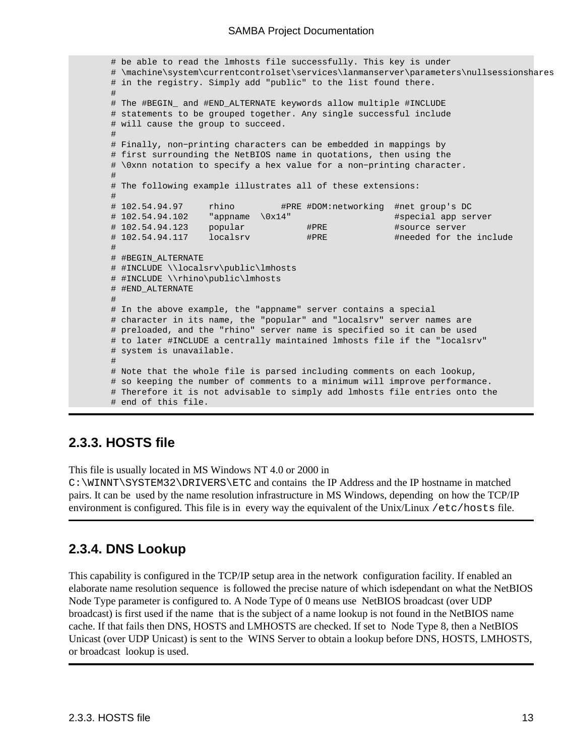```
# be able to read the lmhosts file successfully. This key is under
# \machine\system\currentcontrolset\services\lanmanserver\parameters\nullsessionshares
# in the registry. Simply add "public" to the list found there.
#
# The #BEGIN_ and #END_ALTERNATE keywords allow multiple #INCLUDE
# statements to be grouped together. Any single successful include
# will cause the group to succeed.
#
# Finally, non−printing characters can be embedded in mappings by
# first surrounding the NetBIOS name in quotations, then using the
# \0xnn notation to specify a hex value for a non−printing character.
#
# The following example illustrates all of these extensions:
#
# 102.54.94.97     rhino         #PRE #DOM:networking  #net group's DC
# 102.54.94.102    "appname  \0x14"                    #special app server
# 102.54.94.123    popular            #PRE             #source server
# 102.54.94.117    localsrv           #PRE             #needed for the include
#
# #BEGIN_ALTERNATE
# #INCLUDE \\localsrv\public\lmhosts
# #INCLUDE \\rhino\public\lmhosts
# #END_ALTERNATE
#
# In the above example, the "appname" server contains a special
# character in its name, the "popular" and "localsrv" server names are
# preloaded, and the "rhino" server name is specified so it can be used
# to later #INCLUDE a centrally maintained lmhosts file if the "localsrv"
# system is unavailable.
#
# Note that the whole file is parsed including comments on each lookup,
# so keeping the number of comments to a minimum will improve performance.
# Therefore it is not advisable to simply add lmhosts file entries onto the
# end of this file.
```

## 2.3.3. HOSTS file

This file is usually located in MS Windows NT 4.0 or 2000 in `C:\WINNT\SYSTEM32\DRIVERS\ETC` and contains the IP Address and the IP hostname in matched pairs. It can be used by the name resolution infrastructure in MS Windows, depending on how the TCP/IP environment is configured. This file is in every way the equivalent of the Unix/Linux `/etc/hosts` file.

## 2.3.4. DNS Lookup

This capability is configured in the TCP/IP setup area in the network configuration facility. If enabled an elaborate name resolution sequence is followed the precise nature of which isdependant on what the NetBIOS Node Type parameter is configured to. A Node Type of 0 means use NetBIOS broadcast (over UDP broadcast) is first used if the name that is the subject of a name lookup is not found in the NetBIOS name cache. If that fails then DNS, HOSTS and LMHOSTS are checked. If set to Node Type 8, then a NetBIOS Unicast (over UDP Unicast) is sent to the WINS Server to obtain a lookup before DNS, HOSTS, LMHOSTS, or broadcast lookup is used.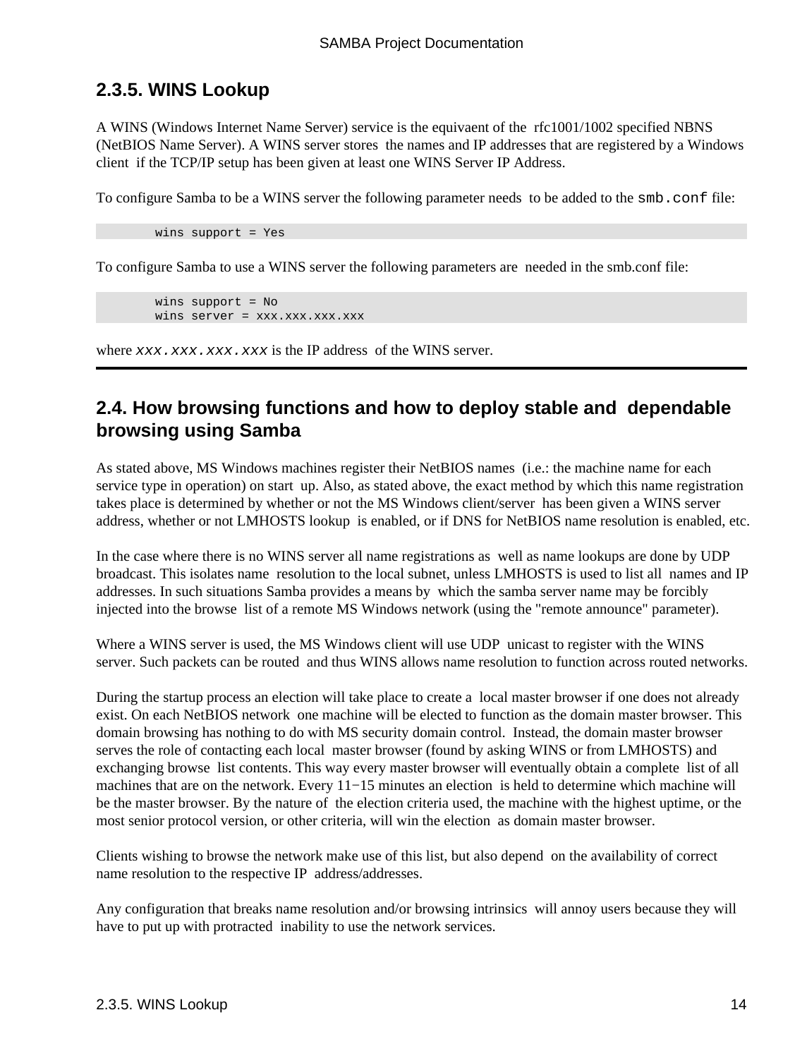### 2.3.5. WINS Lookup

A WINS (Windows Internet Name Server) service is the equivaent of the rfc1001/1002 specified NBNS (NetBIOS Name Server). A WINS server stores the names and IP addresses that are registered by a Windows client if the TCP/IP setup has been given at least one WINS Server IP Address.

To configure Samba to be a WINS server the following parameter needs to be added to the `smb.conf` file:

```
        wins support = Yes
```

To configure Samba to use a WINS server the following parameters are needed in the smb.conf file:

```
        wins support = No
        wins server = xxx.xxx.xxx.xxx
```

where *`xxx.xxx.xxx.xxx`* is the IP address of the WINS server.

---

## 2.4. How browsing functions and how to deploy stable and dependable browsing using Samba

As stated above, MS Windows machines register their NetBIOS names (i.e.: the machine name for each service type in operation) on start up. Also, as stated above, the exact method by which this name registration takes place is determined by whether or not the MS Windows client/server has been given a WINS server address, whether or not LMHOSTS lookup is enabled, or if DNS for NetBIOS name resolution is enabled, etc.

In the case where there is no WINS server all name registrations as well as name lookups are done by UDP broadcast. This isolates name resolution to the local subnet, unless LMHOSTS is used to list all names and IP addresses. In such situations Samba provides a means by which the samba server name may be forcibly injected into the browse list of a remote MS Windows network (using the "remote announce" parameter).

Where a WINS server is used, the MS Windows client will use UDP unicast to register with the WINS server. Such packets can be routed and thus WINS allows name resolution to function across routed networks.

During the startup process an election will take place to create a local master browser if one does not already exist. On each NetBIOS network one machine will be elected to function as the domain master browser. This domain browsing has nothing to do with MS security domain control. Instead, the domain master browser serves the role of contacting each local master browser (found by asking WINS or from LMHOSTS) and exchanging browse list contents. This way every master browser will eventually obtain a complete list of all machines that are on the network. Every 11−15 minutes an election is held to determine which machine will be the master browser. By the nature of the election criteria used, the machine with the highest uptime, or the most senior protocol version, or other criteria, will win the election as domain master browser.

Clients wishing to browse the network make use of this list, but also depend on the availability of correct name resolution to the respective IP address/addresses.

Any configuration that breaks name resolution and/or browsing intrinsics will annoy users because they will have to put up with protracted inability to use the network services.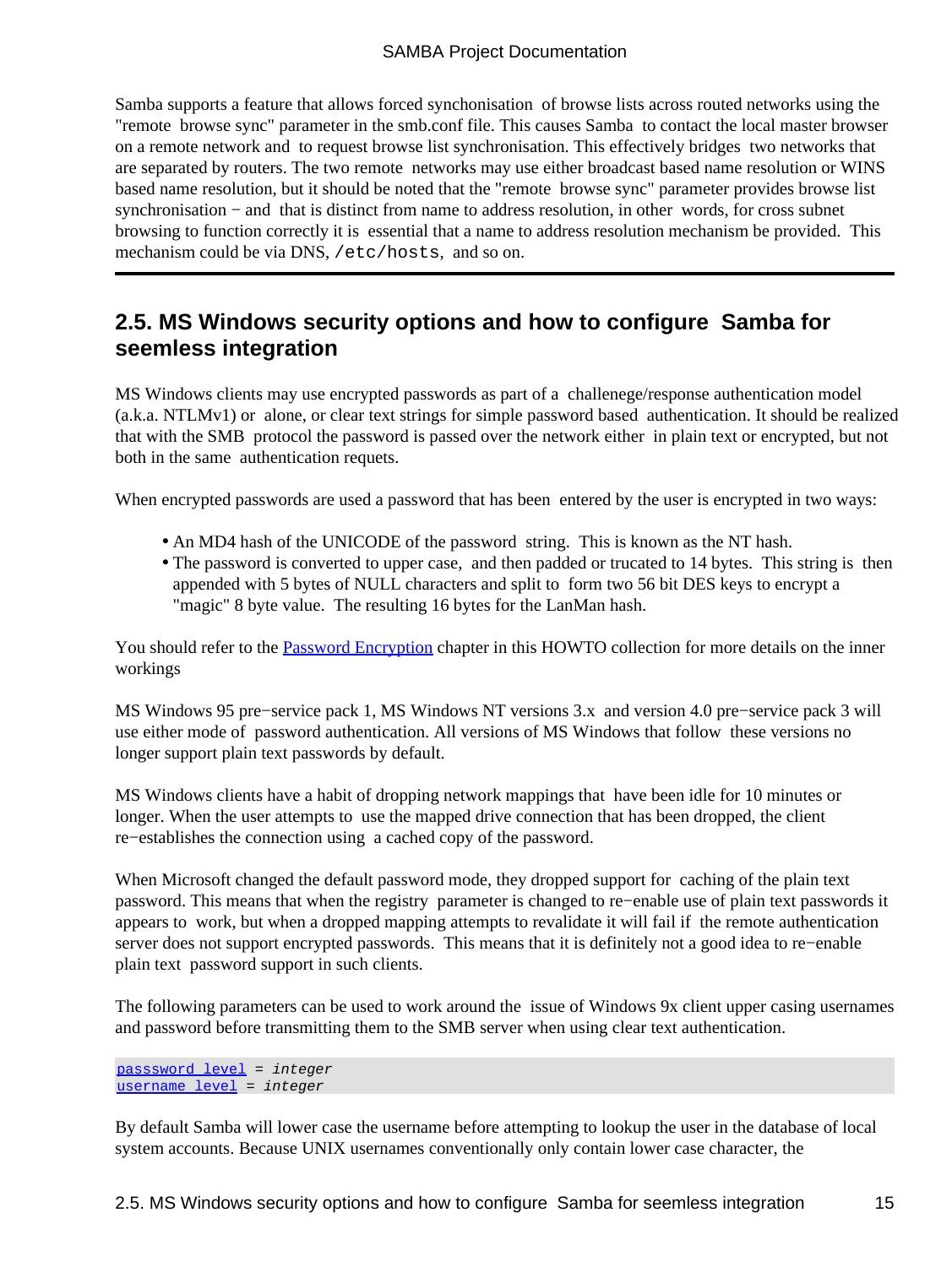Samba supports a feature that allows forced synchonisation of browse lists across routed networks using the "remote browse sync" parameter in the smb.conf file. This causes Samba to contact the local master browser on a remote network and to request browse list synchronisation. This effectively bridges two networks that are separated by routers. The two remote networks may use either broadcast based name resolution or WINS based name resolution, but it should be noted that the "remote browse sync" parameter provides browse list synchronisation − and that is distinct from name to address resolution, in other words, for cross subnet browsing to function correctly it is essential that a name to address resolution mechanism be provided. This mechanism could be via DNS, `/etc/hosts`, and so on.

---

## 2.5. MS Windows security options and how to configure Samba for seemless integration

MS Windows clients may use encrypted passwords as part of a challenege/response authentication model (a.k.a. NTLMv1) or alone, or clear text strings for simple password based authentication. It should be realized that with the SMB protocol the password is passed over the network either in plain text or encrypted, but not both in the same authentication requets.

When encrypted passwords are used a password that has been entered by the user is encrypted in two ways:

- An MD4 hash of the UNICODE of the password string. This is known as the NT hash.
- The password is converted to upper case, and then padded or trucated to 14 bytes. This string is then appended with 5 bytes of NULL characters and split to form two 56 bit DES keys to encrypt a "magic" 8 byte value. The resulting 16 bytes for the LanMan hash.

You should refer to the Password Encryption chapter in this HOWTO collection for more details on the inner workings

MS Windows 95 pre−service pack 1, MS Windows NT versions 3.x and version 4.0 pre−service pack 3 will use either mode of password authentication. All versions of MS Windows that follow these versions no longer support plain text passwords by default.

MS Windows clients have a habit of dropping network mappings that have been idle for 10 minutes or longer. When the user attempts to use the mapped drive connection that has been dropped, the client re−establishes the connection using a cached copy of the password.

When Microsoft changed the default password mode, they dropped support for caching of the plain text password. This means that when the registry parameter is changed to re−enable use of plain text passwords it appears to work, but when a dropped mapping attempts to revalidate it will fail if the remote authentication server does not support encrypted passwords. This means that it is definitely not a good idea to re−enable plain text password support in such clients.

The following parameters can be used to work around the issue of Windows 9x client upper casing usernames and password before transmitting them to the SMB server when using clear text authentication.

```
passsword level = integer
username level = integer
```

By default Samba will lower case the username before attempting to lookup the user in the database of local system accounts. Because UNIX usernames conventionally only contain lower case character, the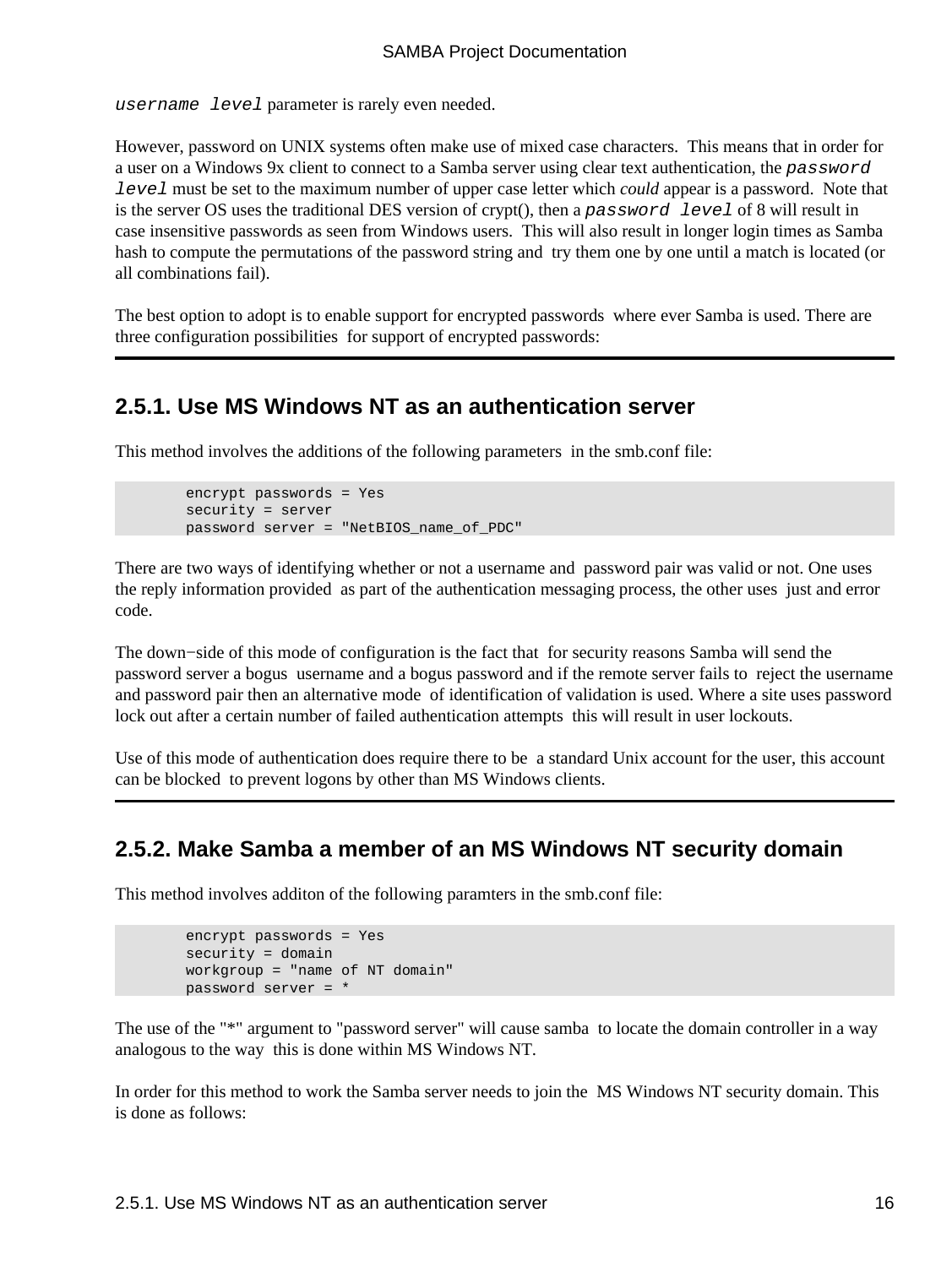`username level` parameter is rarely even needed.

However, password on UNIX systems often make use of mixed case characters. This means that in order for a user on a Windows 9x client to connect to a Samba server using clear text authentication, the `password level` must be set to the maximum number of upper case letter which *could* appear is a password. Note that is the server OS uses the traditional DES version of crypt(), then a `password level` of 8 will result in case insensitive passwords as seen from Windows users. This will also result in longer login times as Samba hash to compute the permutations of the password string and try them one by one until a match is located (or all combinations fail).

The best option to adopt is to enable support for encrypted passwords where ever Samba is used. There are three configuration possibilities for support of encrypted passwords:

---

## 2.5.1. Use MS Windows NT as an authentication server

This method involves the additions of the following parameters in the smb.conf file:

```
        encrypt passwords = Yes
        security = server
        password server = "NetBIOS_name_of_PDC"
```

There are two ways of identifying whether or not a username and password pair was valid or not. One uses the reply information provided as part of the authentication messaging process, the other uses just and error code.

The down−side of this mode of configuration is the fact that for security reasons Samba will send the password server a bogus username and a bogus password and if the remote server fails to reject the username and password pair then an alternative mode of identification of validation is used. Where a site uses password lock out after a certain number of failed authentication attempts this will result in user lockouts.

Use of this mode of authentication does require there to be a standard Unix account for the user, this account can be blocked to prevent logons by other than MS Windows clients.

---

## 2.5.2. Make Samba a member of an MS Windows NT security domain

This method involves additon of the following paramters in the smb.conf file:

```
        encrypt passwords = Yes
        security = domain
        workgroup = "name of NT domain"
        password server = *
```

The use of the "*" argument to "password server" will cause samba to locate the domain controller in a way analogous to the way this is done within MS Windows NT.

In order for this method to work the Samba server needs to join the MS Windows NT security domain. This is done as follows: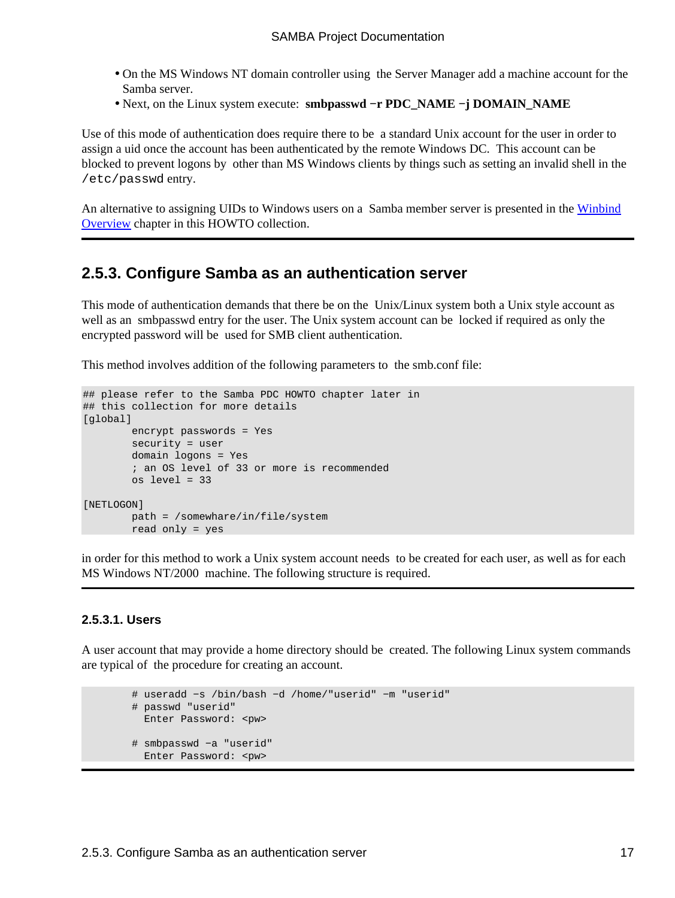- On the MS Windows NT domain controller using the Server Manager add a machine account for the Samba server.
- Next, on the Linux system execute: **smbpasswd −r PDC_NAME −j DOMAIN_NAME**

Use of this mode of authentication does require there to be a standard Unix account for the user in order to assign a uid once the account has been authenticated by the remote Windows DC. This account can be blocked to prevent logons by other than MS Windows clients by things such as setting an invalid shell in the `/etc/passwd` entry.

An alternative to assigning UIDs to Windows users on a Samba member server is presented in the Winbind Overview chapter in this HOWTO collection.

---

### 2.5.3. Configure Samba as an authentication server

This mode of authentication demands that there be on the Unix/Linux system both a Unix style account as well as an smbpasswd entry for the user. The Unix system account can be locked if required as only the encrypted password will be used for SMB client authentication.

This method involves addition of the following parameters to the smb.conf file:

```
## please refer to the Samba PDC HOWTO chapter later in
## this collection for more details
[global]
        encrypt passwords = Yes
        security = user
        domain logons = Yes
        ; an OS level of 33 or more is recommended
        os level = 33

[NETLOGON]
        path = /somewhare/in/file/system
        read only = yes
```

in order for this method to work a Unix system account needs to be created for each user, as well as for each MS Windows NT/2000 machine. The following structure is required.

---

#### 2.5.3.1. Users

A user account that may provide a home directory should be created. The following Linux system commands are typical of the procedure for creating an account.

```
        # useradd −s /bin/bash −d /home/"userid" −m "userid"
        # passwd "userid"
          Enter Password: <pw>

        # smbpasswd −a "userid"
          Enter Password: <pw>
```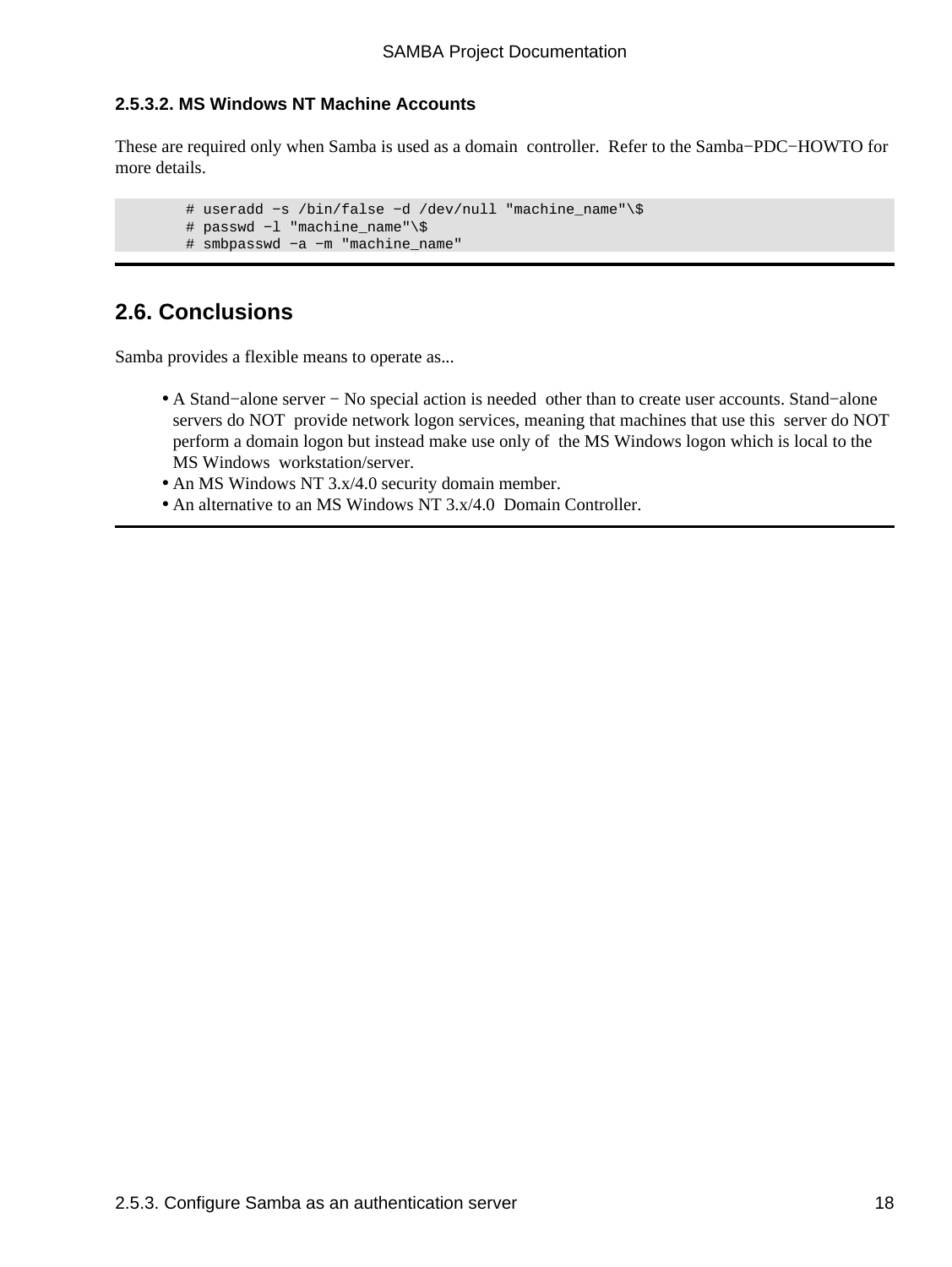#### 2.5.3.2. MS Windows NT Machine Accounts

These are required only when Samba is used as a domain controller. Refer to the Samba−PDC−HOWTO for more details.

```
# useradd −s /bin/false −d /dev/null "machine_name"\$
# passwd −l "machine_name"\$
# smbpasswd −a −m "machine_name"
```

## 2.6. Conclusions

Samba provides a flexible means to operate as...

- A Stand−alone server − No special action is needed other than to create user accounts. Stand−alone servers do NOT provide network logon services, meaning that machines that use this server do NOT perform a domain logon but instead make use only of the MS Windows logon which is local to the MS Windows workstation/server.
- An MS Windows NT 3.x/4.0 security domain member.
- An alternative to an MS Windows NT 3.x/4.0 Domain Controller.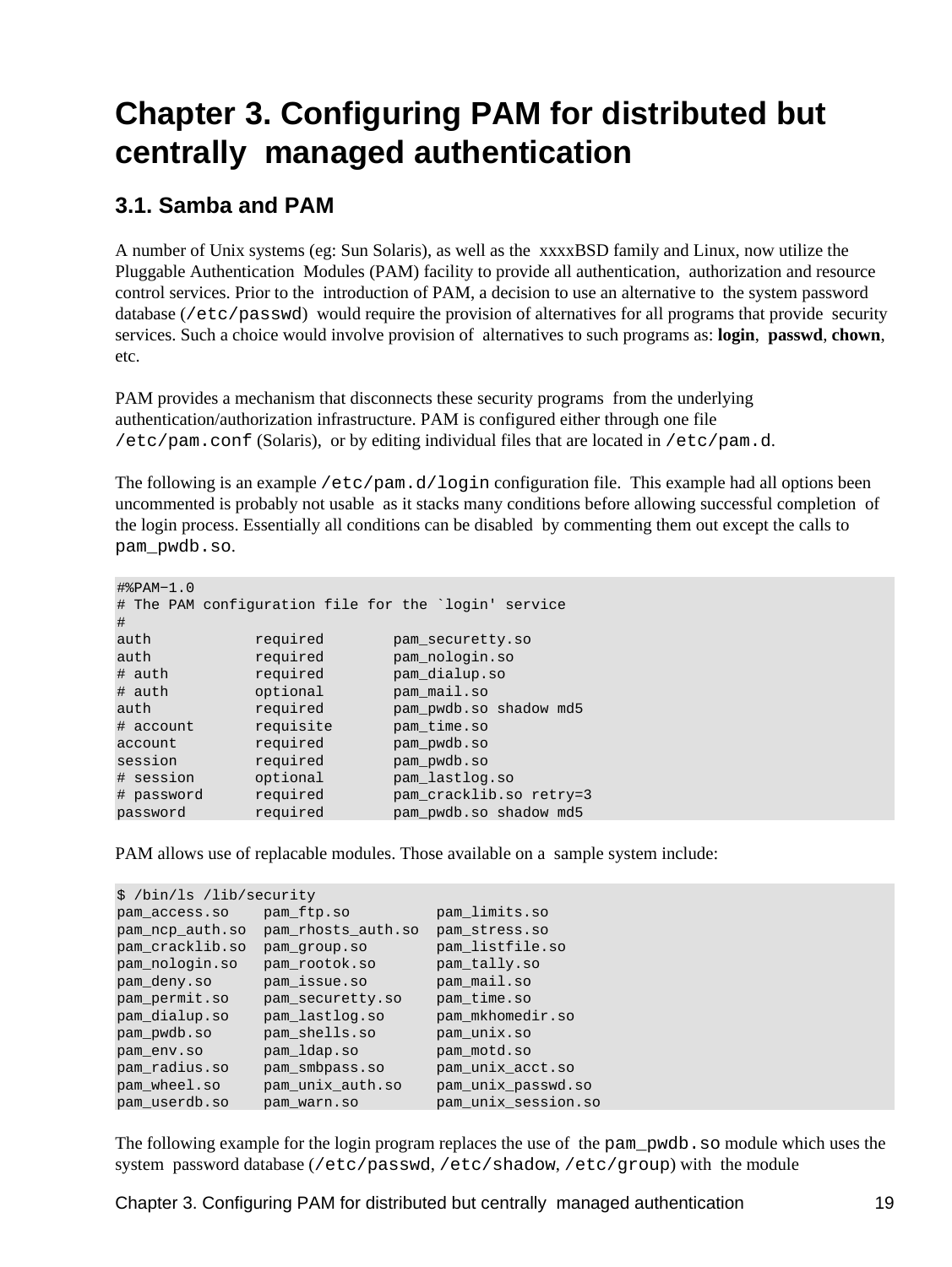# Chapter 3. Configuring PAM for distributed but centrally managed authentication

## 3.1. Samba and PAM

A number of Unix systems (eg: Sun Solaris), as well as the xxxxBSD family and Linux, now utilize the Pluggable Authentication Modules (PAM) facility to provide all authentication, authorization and resource control services. Prior to the introduction of PAM, a decision to use an alternative to the system password database (`/etc/passwd`) would require the provision of alternatives for all programs that provide security services. Such a choice would involve provision of alternatives to such programs as: **login**, **passwd**, **chown**, etc.

PAM provides a mechanism that disconnects these security programs from the underlying authentication/authorization infrastructure. PAM is configured either through one file `/etc/pam.conf` (Solaris), or by editing individual files that are located in `/etc/pam.d`.

The following is an example `/etc/pam.d/login` configuration file. This example had all options been uncommented is probably not usable as it stacks many conditions before allowing successful completion of the login process. Essentially all conditions can be disabled by commenting them out except the calls to `pam_pwdb.so`.

```
#%PAM−1.0
# The PAM configuration file for the `login' service
#
auth            required        pam_securetty.so
auth            required        pam_nologin.so
# auth          required        pam_dialup.so
# auth          optional        pam_mail.so
auth            required        pam_pwdb.so shadow md5
# account       requisite       pam_time.so
account         required        pam_pwdb.so
session         required        pam_pwdb.so
# session       optional        pam_lastlog.so
# password      required        pam_cracklib.so retry=3
password        required        pam_pwdb.so shadow md5
```

PAM allows use of replacable modules. Those available on a sample system include:

```
$ /bin/ls /lib/security
pam_access.so    pam_ftp.so          pam_limits.so
pam_ncp_auth.so  pam_rhosts_auth.so  pam_stress.so
pam_cracklib.so  pam_group.so        pam_listfile.so
pam_nologin.so   pam_rootok.so       pam_tally.so
pam_deny.so      pam_issue.so        pam_mail.so
pam_permit.so    pam_securetty.so    pam_time.so
pam_dialup.so    pam_lastlog.so      pam_mkhomedir.so
pam_pwdb.so      pam_shells.so       pam_unix.so
pam_env.so       pam_ldap.so         pam_motd.so
pam_radius.so    pam_smbpass.so      pam_unix_acct.so
pam_wheel.so     pam_unix_auth.so    pam_unix_passwd.so
pam_userdb.so    pam_warn.so         pam_unix_session.so
```

The following example for the login program replaces the use of the `pam_pwdb.so` module which uses the system password database (`/etc/passwd`, `/etc/shadow`, `/etc/group`) with the module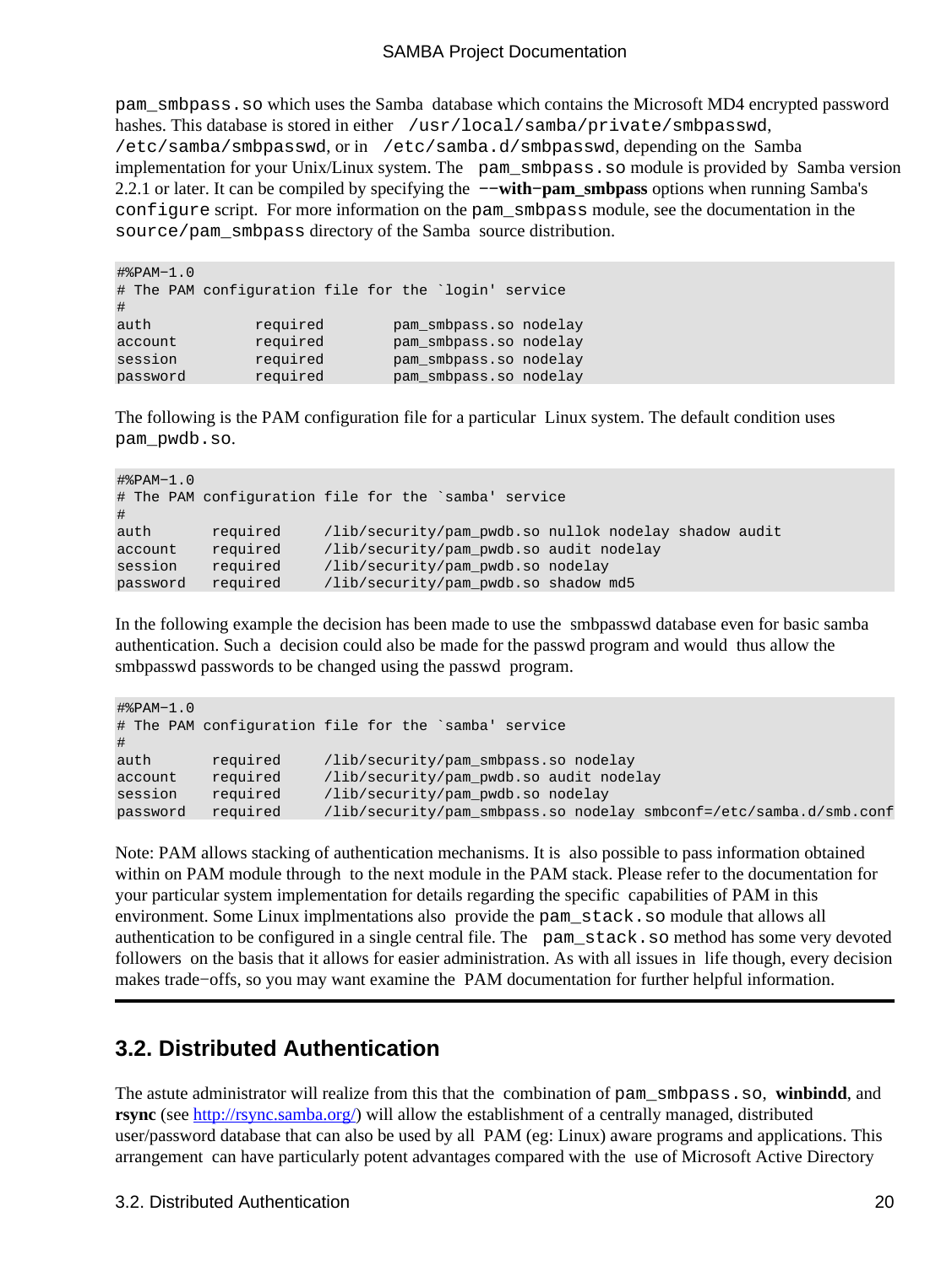pam_smbpass.so which uses the Samba database which contains the Microsoft MD4 encrypted password hashes. This database is stored in either /usr/local/samba/private/smbpasswd, /etc/samba/smbpasswd, or in /etc/samba.d/smbpasswd, depending on the Samba implementation for your Unix/Linux system. The pam_smbpass.so module is provided by Samba version 2.2.1 or later. It can be compiled by specifying the **--with-pam_smbpass** options when running Samba's configure script. For more information on the pam_smbpass module, see the documentation in the source/pam_smbpass directory of the Samba source distribution.

```
#%PAM-1.0
# The PAM configuration file for the `login' service
#
auth            required        pam_smbpass.so nodelay
account         required        pam_smbpass.so nodelay
session         required        pam_smbpass.so nodelay
password        required        pam_smbpass.so nodelay
```

The following is the PAM configuration file for a particular Linux system. The default condition uses pam_pwdb.so.

```
#%PAM-1.0
# The PAM configuration file for the `samba' service
#
auth       required     /lib/security/pam_pwdb.so nullok nodelay shadow audit
account    required     /lib/security/pam_pwdb.so audit nodelay
session    required     /lib/security/pam_pwdb.so nodelay
password   required     /lib/security/pam_pwdb.so shadow md5
```

In the following example the decision has been made to use the smbpasswd database even for basic samba authentication. Such a decision could also be made for the passwd program and would thus allow the smbpasswd passwords to be changed using the passwd program.

```
#%PAM-1.0
# The PAM configuration file for the `samba' service
#
auth       required     /lib/security/pam_smbpass.so nodelay
account    required     /lib/security/pam_pwdb.so audit nodelay
session    required     /lib/security/pam_pwdb.so nodelay
password   required     /lib/security/pam_smbpass.so nodelay smbconf=/etc/samba.d/smb.conf
```

Note: PAM allows stacking of authentication mechanisms. It is also possible to pass information obtained within on PAM module through to the next module in the PAM stack. Please refer to the documentation for your particular system implementation for details regarding the specific capabilities of PAM in this environment. Some Linux implmentations also provide the pam_stack.so module that allows all authentication to be configured in a single central file. The pam_stack.so method has some very devoted followers on the basis that it allows for easier administration. As with all issues in life though, every decision makes trade-offs, so you may want examine the PAM documentation for further helpful information.

---

## 3.2. Distributed Authentication

The astute administrator will realize from this that the combination of pam_smbpass.so, **winbindd**, and **rsync** (see [http://rsync.samba.org/](http://rsync.samba.org/)) will allow the establishment of a centrally managed, distributed user/password database that can also be used by all PAM (eg: Linux) aware programs and applications. This arrangement can have particularly potent advantages compared with the use of Microsoft Active Directory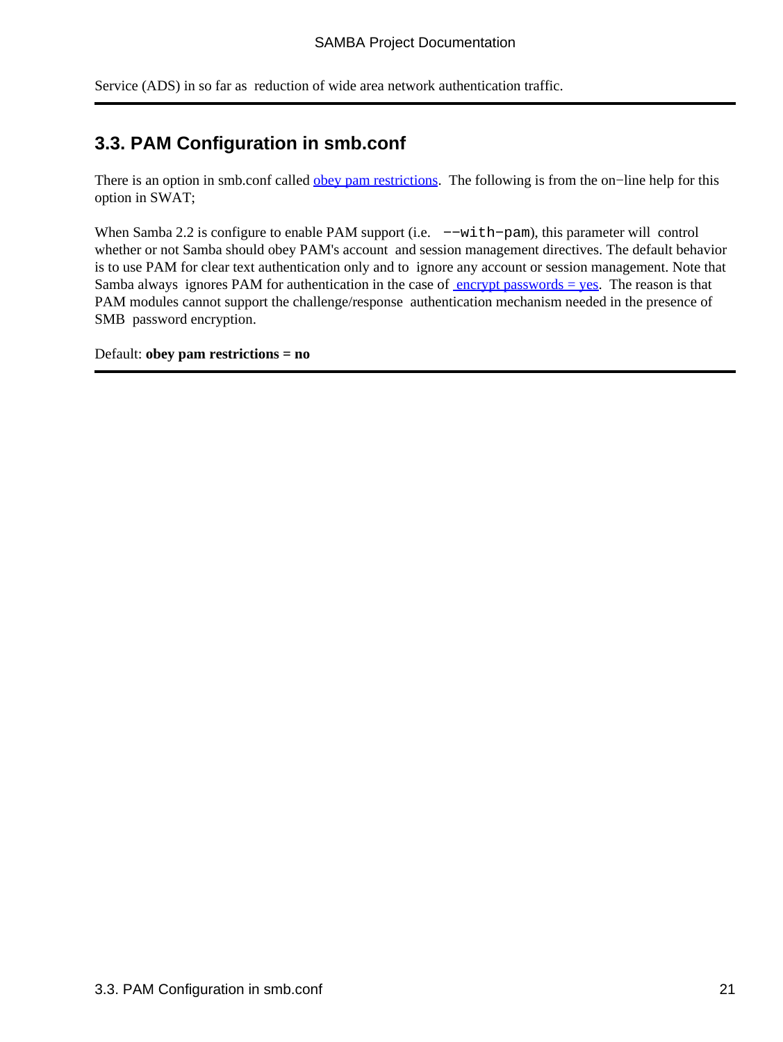Service (ADS) in so far as reduction of wide area network authentication traffic.

---

## 3.3. PAM Configuration in smb.conf

There is an option in smb.conf called obey pam restrictions. The following is from the on−line help for this option in SWAT;

When Samba 2.2 is configure to enable PAM support (i.e. `−−with−pam`), this parameter will control whether or not Samba should obey PAM's account and session management directives. The default behavior is to use PAM for clear text authentication only and to ignore any account or session management. Note that Samba always ignores PAM for authentication in the case of encrypt passwords = yes. The reason is that PAM modules cannot support the challenge/response authentication mechanism needed in the presence of SMB password encryption.

Default: **obey pam restrictions = no**

---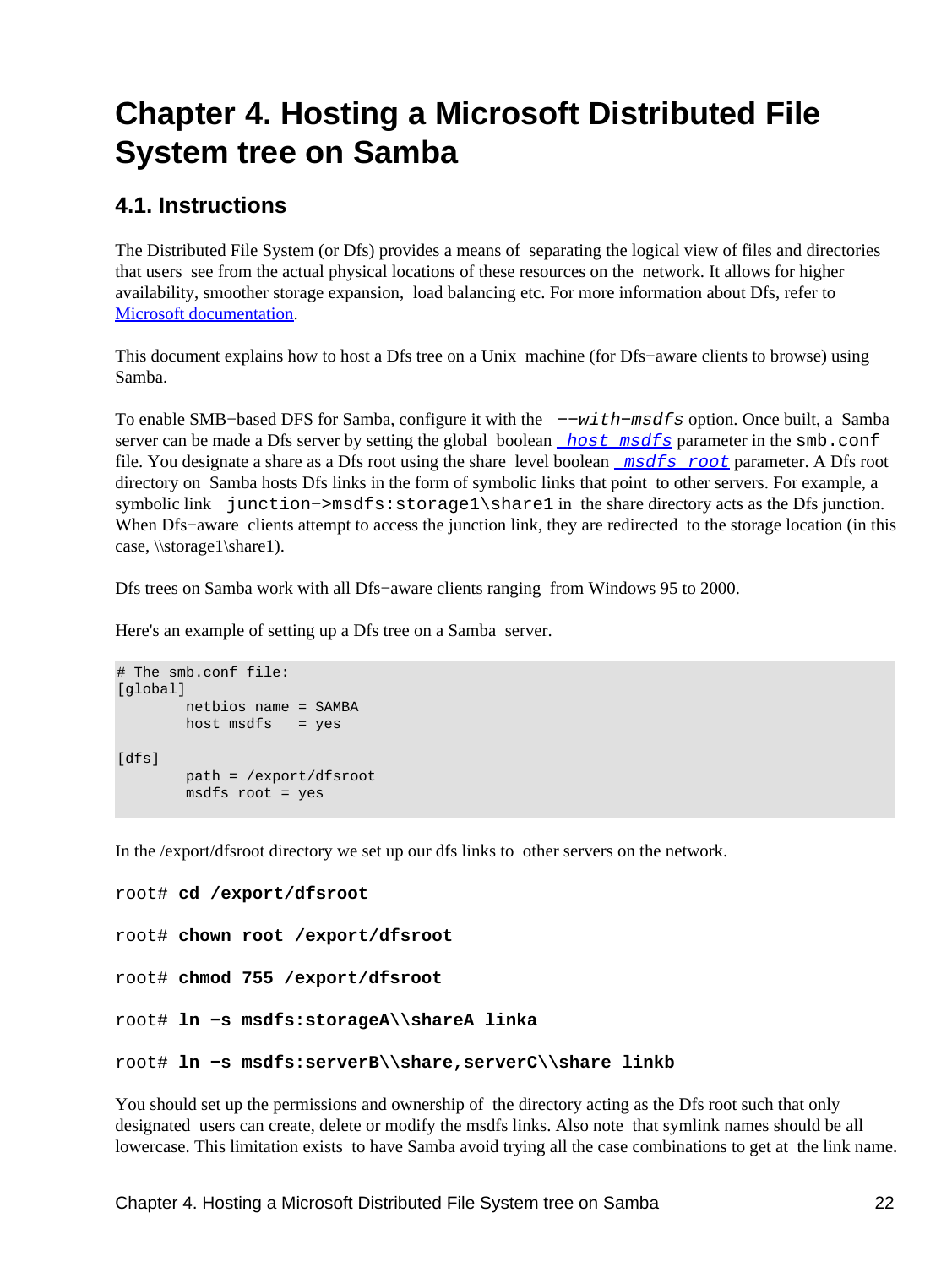# Chapter 4. Hosting a Microsoft Distributed File System tree on Samba

## 4.1. Instructions

The Distributed File System (or Dfs) provides a means of separating the logical view of files and directories that users see from the actual physical locations of these resources on the network. It allows for higher availability, smoother storage expansion, load balancing etc. For more information about Dfs, refer to [Microsoft documentation](#).

This document explains how to host a Dfs tree on a Unix machine (for Dfs−aware clients to browse) using Samba.

To enable SMB−based DFS for Samba, configure it with the `--with-msdfs` option. Once built, a Samba server can be made a Dfs server by setting the global boolean *host msdfs* parameter in the `smb.conf` file. You designate a share as a Dfs root using the share level boolean *msdfs root* parameter. A Dfs root directory on Samba hosts Dfs links in the form of symbolic links that point to other servers. For example, a symbolic link `junction->msdfs:storage1\share1` in the share directory acts as the Dfs junction. When Dfs−aware clients attempt to access the junction link, they are redirected to the storage location (in this case, \\storage1\share1).

Dfs trees on Samba work with all Dfs−aware clients ranging from Windows 95 to 2000.

Here's an example of setting up a Dfs tree on a Samba server.

```
# The smb.conf file:
[global]
        netbios name = SAMBA
        host msdfs   = yes

[dfs]
        path = /export/dfsroot
        msdfs root = yes
```

In the /export/dfsroot directory we set up our dfs links to other servers on the network.

```
root# cd /export/dfsroot

root# chown root /export/dfsroot

root# chmod 755 /export/dfsroot

root# ln -s msdfs:storageA\\shareA linka

root# ln -s msdfs:serverB\\share,serverC\\share linkb
```

You should set up the permissions and ownership of the directory acting as the Dfs root such that only designated users can create, delete or modify the msdfs links. Also note that symlink names should be all lowercase. This limitation exists to have Samba avoid trying all the case combinations to get at the link name.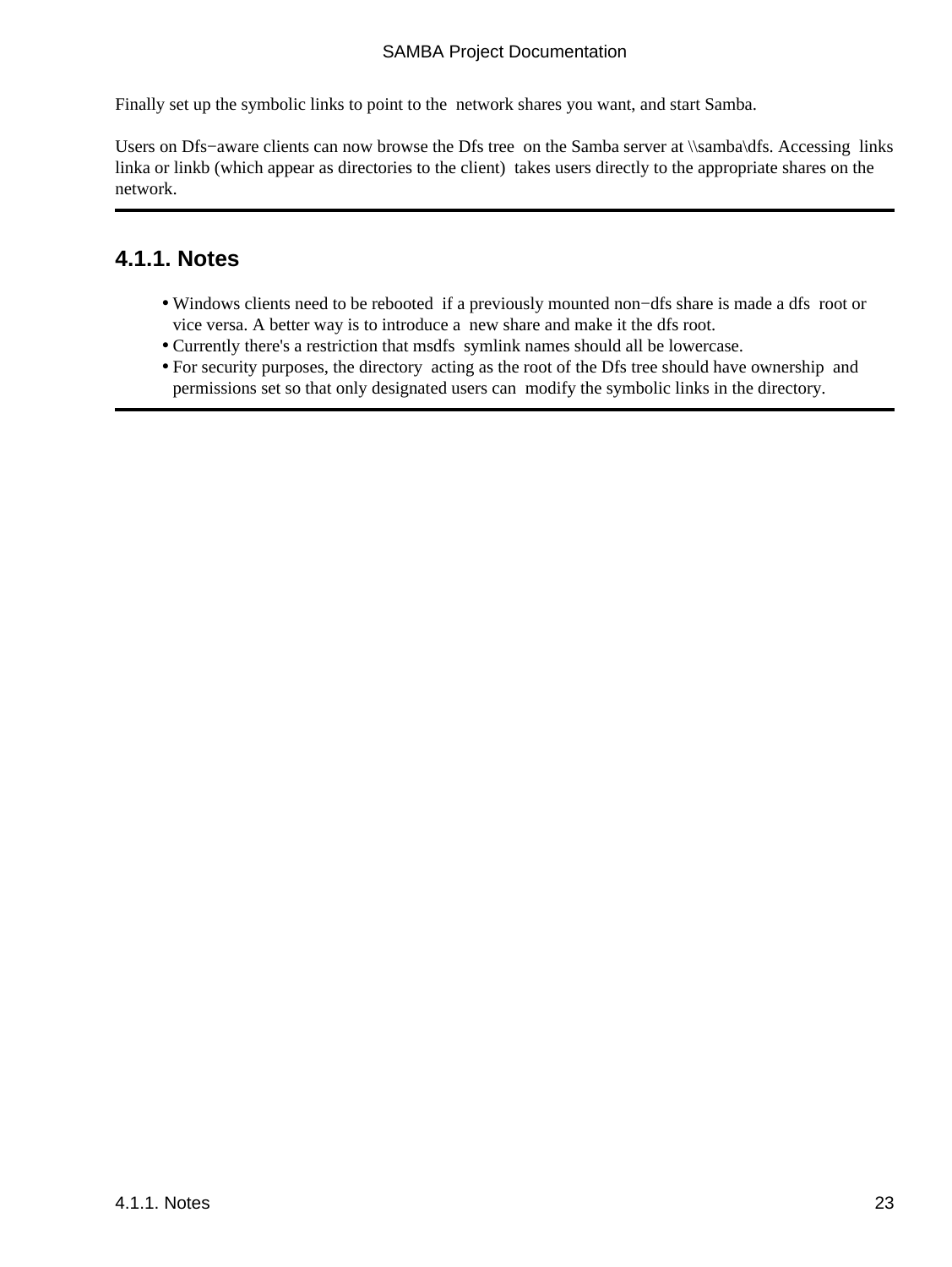Finally set up the symbolic links to point to the network shares you want, and start Samba.

Users on Dfs−aware clients can now browse the Dfs tree on the Samba server at \\samba\dfs. Accessing links linka or linkb (which appear as directories to the client) takes users directly to the appropriate shares on the network.

---

### 4.1.1. Notes

- Windows clients need to be rebooted if a previously mounted non−dfs share is made a dfs root or vice versa. A better way is to introduce a new share and make it the dfs root.
- Currently there's a restriction that msdfs symlink names should all be lowercase.
- For security purposes, the directory acting as the root of the Dfs tree should have ownership and permissions set so that only designated users can modify the symbolic links in the directory.

---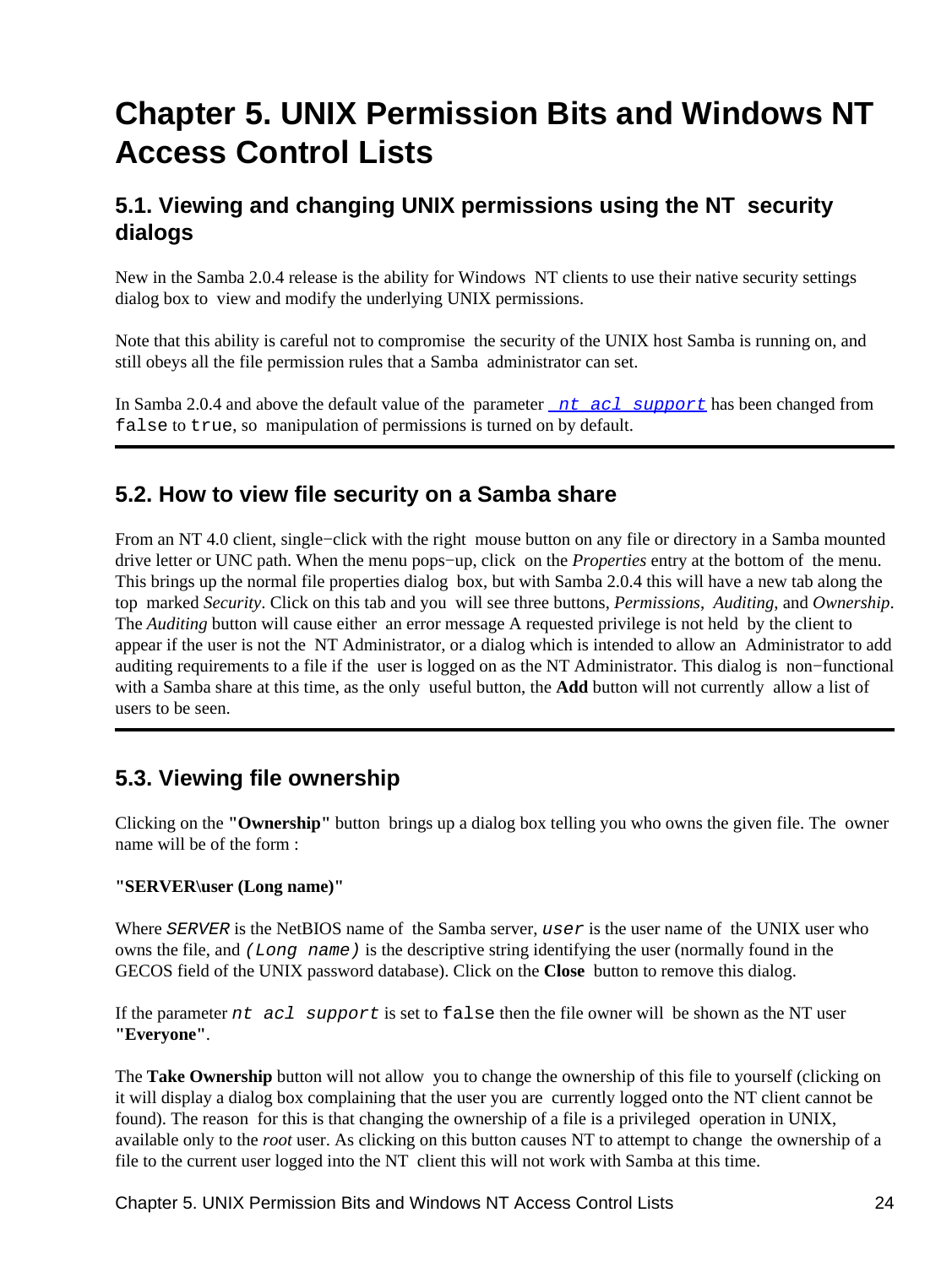# Chapter 5. UNIX Permission Bits and Windows NT Access Control Lists

## 5.1. Viewing and changing UNIX permissions using the NT security dialogs

New in the Samba 2.0.4 release is the ability for Windows NT clients to use their native security settings dialog box to view and modify the underlying UNIX permissions.

Note that this ability is careful not to compromise the security of the UNIX host Samba is running on, and still obeys all the file permission rules that a Samba administrator can set.

In Samba 2.0.4 and above the default value of the parameter `nt acl support` has been changed from `false` to `true`, so manipulation of permissions is turned on by default.

## 5.2. How to view file security on a Samba share

From an NT 4.0 client, single−click with the right mouse button on any file or directory in a Samba mounted drive letter or UNC path. When the menu pops−up, click on the *Properties* entry at the bottom of the menu. This brings up the normal file properties dialog box, but with Samba 2.0.4 this will have a new tab along the top marked *Security*. Click on this tab and you will see three buttons, *Permissions*, *Auditing*, and *Ownership*. The *Auditing* button will cause either an error message A requested privilege is not held by the client to appear if the user is not the NT Administrator, or a dialog which is intended to allow an Administrator to add auditing requirements to a file if the user is logged on as the NT Administrator. This dialog is non−functional with a Samba share at this time, as the only useful button, the **Add** button will not currently allow a list of users to be seen.

## 5.3. Viewing file ownership

Clicking on the **"Ownership"** button brings up a dialog box telling you who owns the given file. The owner name will be of the form :

**"SERVER\user (Long name)"**

Where *`SERVER`* is the NetBIOS name of the Samba server, *`user`* is the user name of the UNIX user who owns the file, and *`(Long name)`* is the descriptive string identifying the user (normally found in the GECOS field of the UNIX password database). Click on the **Close** button to remove this dialog.

If the parameter *`nt acl support`* is set to `false` then the file owner will be shown as the NT user **`"Everyone"`**.

The **Take Ownership** button will not allow you to change the ownership of this file to yourself (clicking on it will display a dialog box complaining that the user you are currently logged onto the NT client cannot be found). The reason for this is that changing the ownership of a file is a privileged operation in UNIX, available only to the *root* user. As clicking on this button causes NT to attempt to change the ownership of a file to the current user logged into the NT client this will not work with Samba at this time.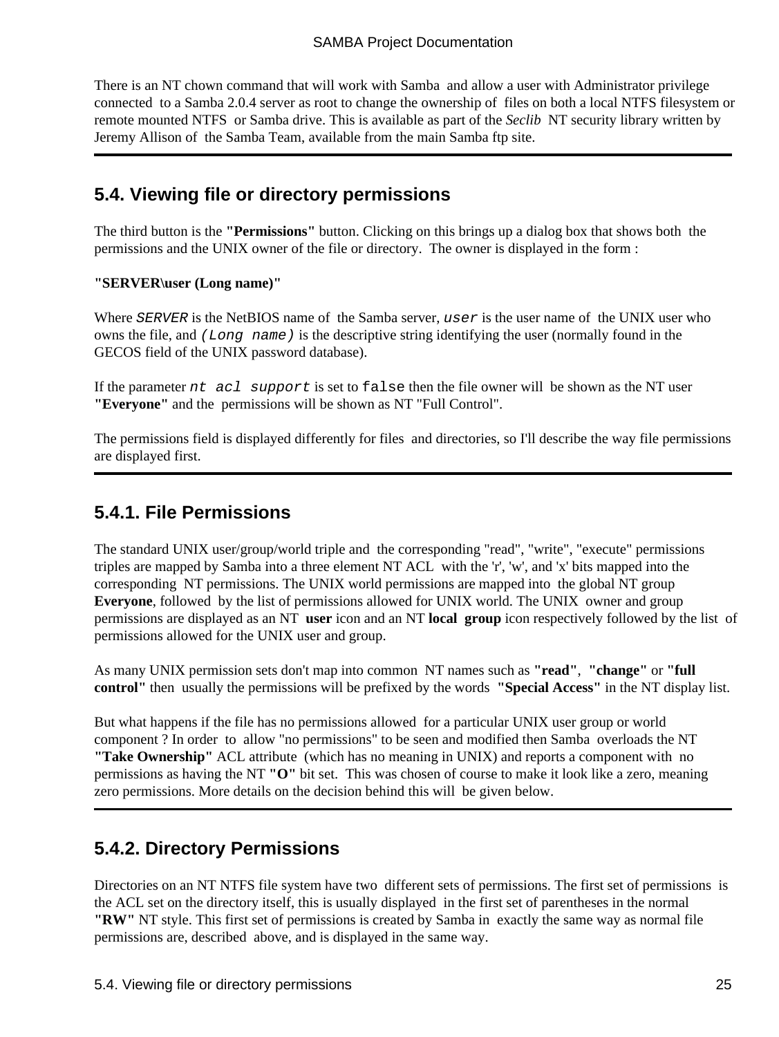There is an NT chown command that will work with Samba and allow a user with Administrator privilege connected to a Samba 2.0.4 server as root to change the ownership of files on both a local NTFS filesystem or remote mounted NTFS or Samba drive. This is available as part of the *Seclib* NT security library written by Jeremy Allison of the Samba Team, available from the main Samba ftp site.

## 5.4. Viewing file or directory permissions

The third button is the **"Permissions"** button. Clicking on this brings up a dialog box that shows both the permissions and the UNIX owner of the file or directory. The owner is displayed in the form :

**"SERVER\user (Long name)"**

Where *SERVER* is the NetBIOS name of the Samba server, *user* is the user name of the UNIX user who owns the file, and *(Long name)* is the descriptive string identifying the user (normally found in the GECOS field of the UNIX password database).

If the parameter *nt acl support* is set to `false` then the file owner will be shown as the NT user **"Everyone"** and the permissions will be shown as NT "Full Control".

The permissions field is displayed differently for files and directories, so I'll describe the way file permissions are displayed first.

### 5.4.1. File Permissions

The standard UNIX user/group/world triple and the corresponding "read", "write", "execute" permissions triples are mapped by Samba into a three element NT ACL with the 'r', 'w', and 'x' bits mapped into the corresponding NT permissions. The UNIX world permissions are mapped into the global NT group **Everyone**, followed by the list of permissions allowed for UNIX world. The UNIX owner and group permissions are displayed as an NT **user** icon and an NT **local group** icon respectively followed by the list of permissions allowed for the UNIX user and group.

As many UNIX permission sets don't map into common NT names such as **"read"**, **"change"** or **"full control"** then usually the permissions will be prefixed by the words **"Special Access"** in the NT display list.

But what happens if the file has no permissions allowed for a particular UNIX user group or world component ? In order to allow "no permissions" to be seen and modified then Samba overloads the NT **"Take Ownership"** ACL attribute (which has no meaning in UNIX) and reports a component with no permissions as having the NT **"O"** bit set. This was chosen of course to make it look like a zero, meaning zero permissions. More details on the decision behind this will be given below.

### 5.4.2. Directory Permissions

Directories on an NT NTFS file system have two different sets of permissions. The first set of permissions is the ACL set on the directory itself, this is usually displayed in the first set of parentheses in the normal **"RW"** NT style. This first set of permissions is created by Samba in exactly the same way as normal file permissions are, described above, and is displayed in the same way.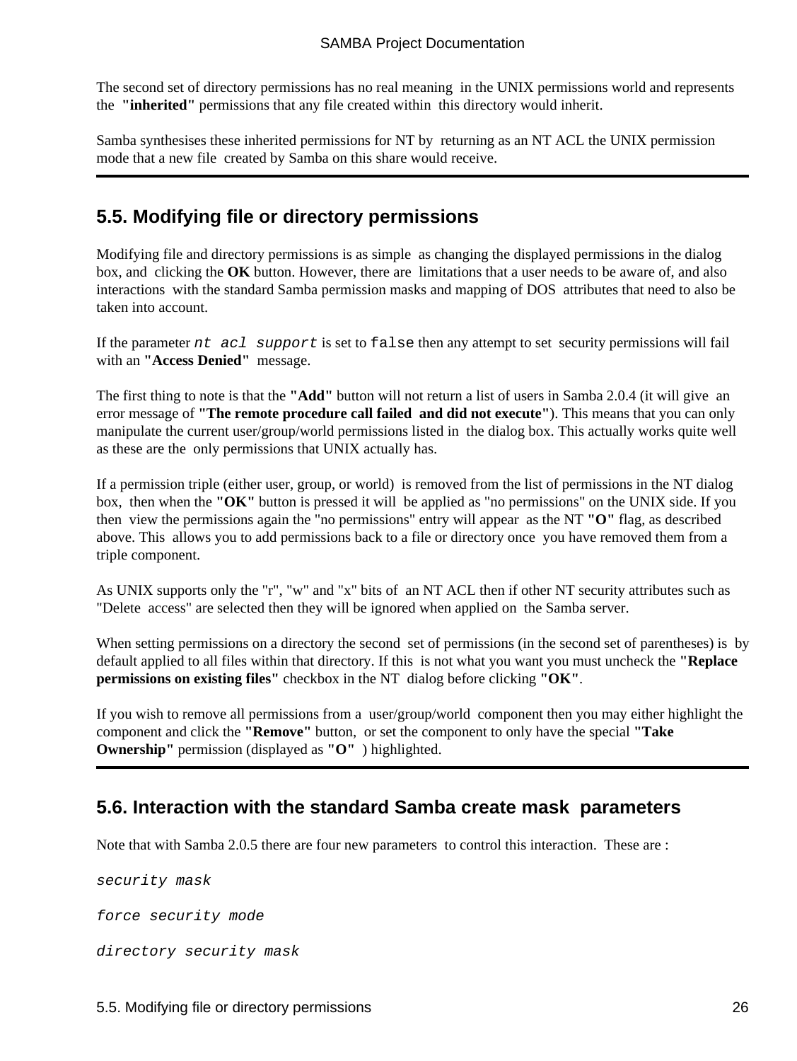The second set of directory permissions has no real meaning in the UNIX permissions world and represents the **"inherited"** permissions that any file created within this directory would inherit.

Samba synthesises these inherited permissions for NT by returning as an NT ACL the UNIX permission mode that a new file created by Samba on this share would receive.

---

## 5.5. Modifying file or directory permissions

Modifying file and directory permissions is as simple as changing the displayed permissions in the dialog box, and clicking the **OK** button. However, there are limitations that a user needs to be aware of, and also interactions with the standard Samba permission masks and mapping of DOS attributes that need to also be taken into account.

If the parameter *`nt acl support`* is set to `false` then any attempt to set security permissions will fail with an **"Access Denied"** message.

The first thing to note is that the **"Add"** button will not return a list of users in Samba 2.0.4 (it will give an error message of **"The remote procedure call failed and did not execute"**). This means that you can only manipulate the current user/group/world permissions listed in the dialog box. This actually works quite well as these are the only permissions that UNIX actually has.

If a permission triple (either user, group, or world) is removed from the list of permissions in the NT dialog box, then when the **"OK"** button is pressed it will be applied as "no permissions" on the UNIX side. If you then view the permissions again the "no permissions" entry will appear as the NT **"O"** flag, as described above. This allows you to add permissions back to a file or directory once you have removed them from a triple component.

As UNIX supports only the "r", "w" and "x" bits of an NT ACL then if other NT security attributes such as "Delete access" are selected then they will be ignored when applied on the Samba server.

When setting permissions on a directory the second set of permissions (in the second set of parentheses) is by default applied to all files within that directory. If this is not what you want you must uncheck the **"Replace permissions on existing files"** checkbox in the NT dialog before clicking **"OK"**.

If you wish to remove all permissions from a user/group/world component then you may either highlight the component and click the **"Remove"** button, or set the component to only have the special **"Take Ownership"** permission (displayed as **"O"** ) highlighted.

---

## 5.6. Interaction with the standard Samba create mask parameters

Note that with Samba 2.0.5 there are four new parameters to control this interaction. These are :

*`security mask`*

*`force security mode`*

*`directory security mask`*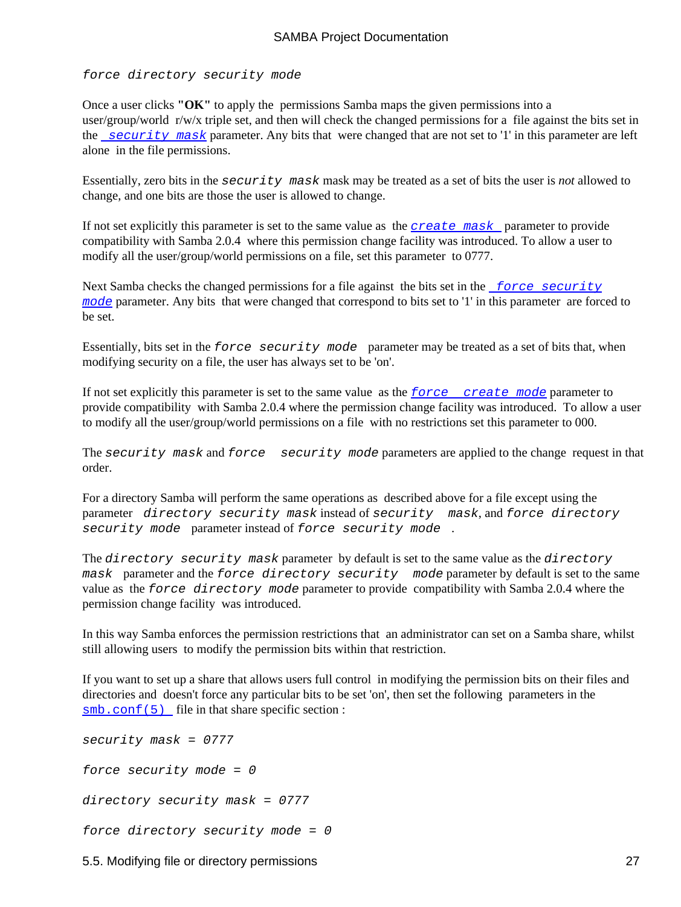*force directory security mode*

Once a user clicks **"OK"** to apply the permissions Samba maps the given permissions into a user/group/world r/w/x triple set, and then will check the changed permissions for a file against the bits set in the *security mask* parameter. Any bits that were changed that are not set to '1' in this parameter are left alone in the file permissions.

Essentially, zero bits in the *security mask* mask may be treated as a set of bits the user is *not* allowed to change, and one bits are those the user is allowed to change.

If not set explicitly this parameter is set to the same value as the *create mask* parameter to provide compatibility with Samba 2.0.4 where this permission change facility was introduced. To allow a user to modify all the user/group/world permissions on a file, set this parameter to 0777.

Next Samba checks the changed permissions for a file against the bits set in the *force security mode* parameter. Any bits that were changed that correspond to bits set to '1' in this parameter are forced to be set.

Essentially, bits set in the *force security mode* parameter may be treated as a set of bits that, when modifying security on a file, the user has always set to be 'on'.

If not set explicitly this parameter is set to the same value as the *force create mode* parameter to provide compatibility with Samba 2.0.4 where the permission change facility was introduced. To allow a user to modify all the user/group/world permissions on a file with no restrictions set this parameter to 000.

The *security mask* and *force security mode* parameters are applied to the change request in that order.

For a directory Samba will perform the same operations as described above for a file except using the parameter *directory security mask* instead of *security mask*, and *force directory security mode* parameter instead of *force security mode* .

The *directory security mask* parameter by default is set to the same value as the *directory mask* parameter and the *force directory security mode* parameter by default is set to the same value as the *force directory mode* parameter to provide compatibility with Samba 2.0.4 where the permission change facility was introduced.

In this way Samba enforces the permission restrictions that an administrator can set on a Samba share, whilst still allowing users to modify the permission bits within that restriction.

If you want to set up a share that allows users full control in modifying the permission bits on their files and directories and doesn't force any particular bits to be set 'on', then set the following parameters in the smb.conf(5) file in that share specific section :

*security mask = 0777*

*force security mode = 0*

*directory security mask = 0777*

*force directory security mode = 0*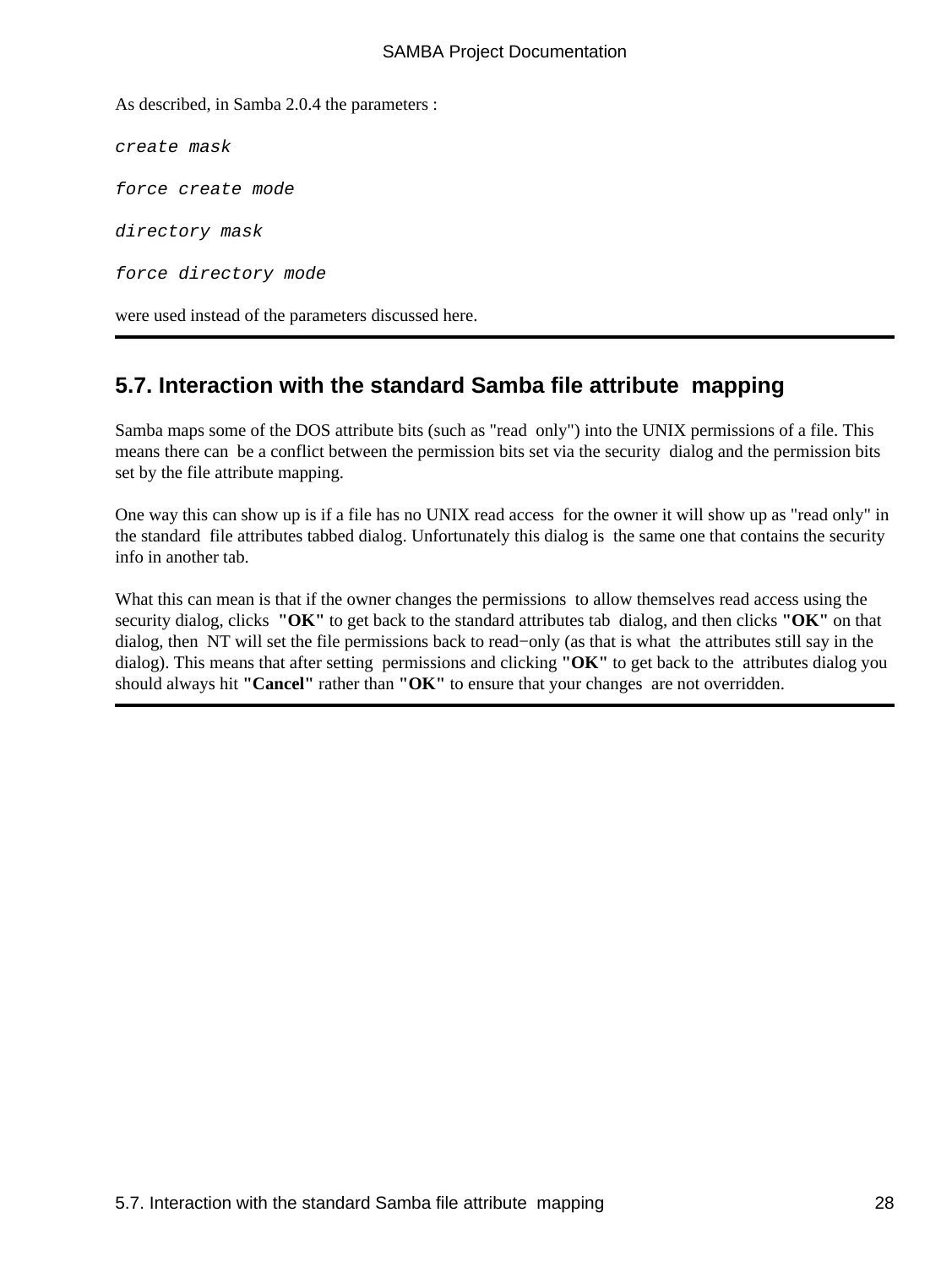As described, in Samba 2.0.4 the parameters :

*create mask*

*force create mode*

*directory mask*

*force directory mode*

were used instead of the parameters discussed here.

---

## 5.7. Interaction with the standard Samba file attribute mapping

Samba maps some of the DOS attribute bits (such as "read only") into the UNIX permissions of a file. This means there can be a conflict between the permission bits set via the security dialog and the permission bits set by the file attribute mapping.

One way this can show up is if a file has no UNIX read access for the owner it will show up as "read only" in the standard file attributes tabbed dialog. Unfortunately this dialog is the same one that contains the security info in another tab.

What this can mean is that if the owner changes the permissions to allow themselves read access using the security dialog, clicks **"OK"** to get back to the standard attributes tab dialog, and then clicks **"OK"** on that dialog, then NT will set the file permissions back to read−only (as that is what the attributes still say in the dialog). This means that after setting permissions and clicking **"OK"** to get back to the attributes dialog you should always hit **"Cancel"** rather than **"OK"** to ensure that your changes are not overridden.

---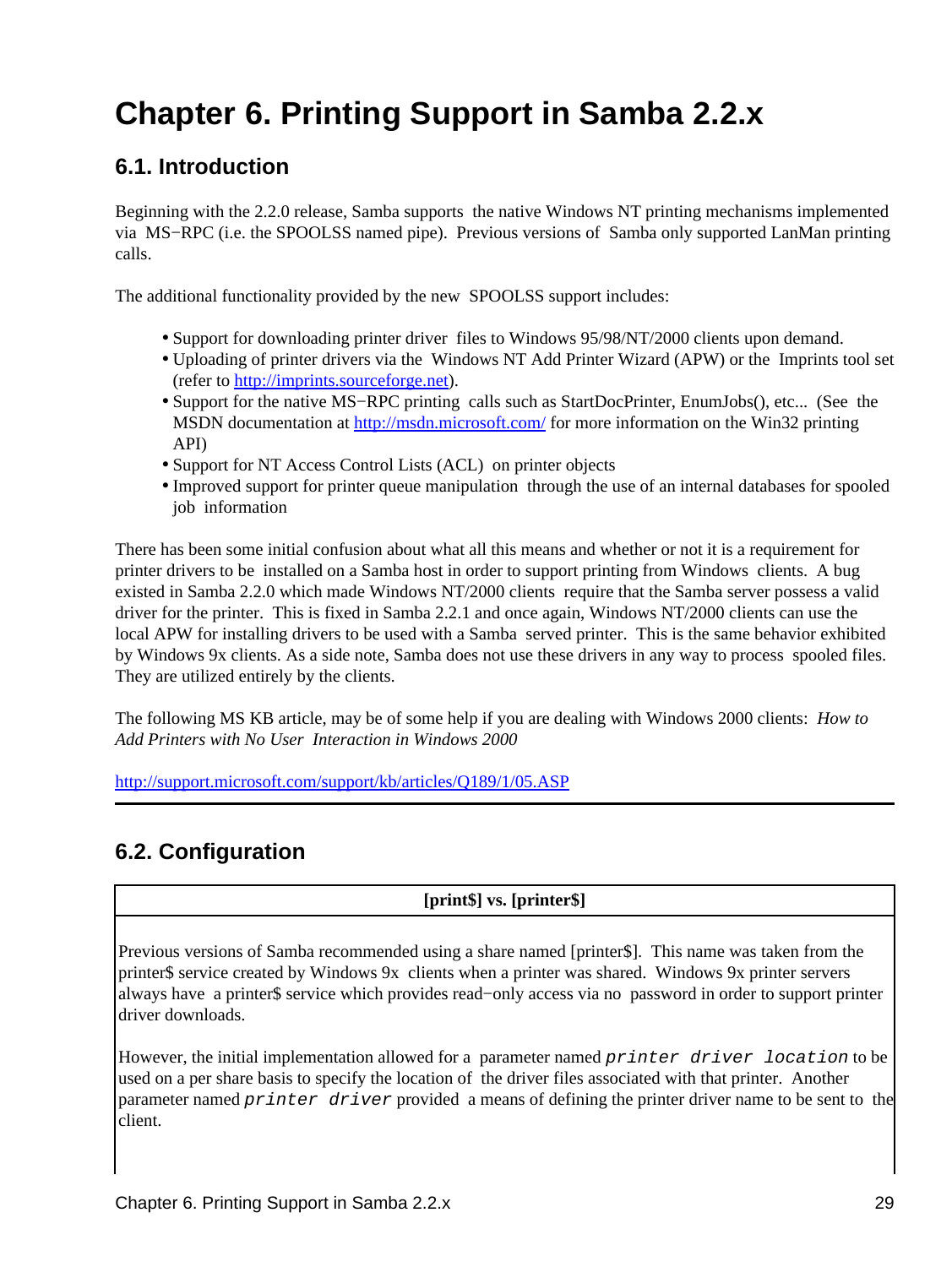# Chapter 6. Printing Support in Samba 2.2.x

## 6.1. Introduction

Beginning with the 2.2.0 release, Samba supports the native Windows NT printing mechanisms implemented via MS−RPC (i.e. the SPOOLSS named pipe). Previous versions of Samba only supported LanMan printing calls.

The additional functionality provided by the new SPOOLSS support includes:

- Support for downloading printer driver files to Windows 95/98/NT/2000 clients upon demand.
- Uploading of printer drivers via the Windows NT Add Printer Wizard (APW) or the Imprints tool set (refer to http://imprints.sourceforge.net).
- Support for the native MS−RPC printing calls such as StartDocPrinter, EnumJobs(), etc... (See the MSDN documentation at http://msdn.microsoft.com/ for more information on the Win32 printing API)
- Support for NT Access Control Lists (ACL) on printer objects
- Improved support for printer queue manipulation through the use of an internal databases for spooled job information

There has been some initial confusion about what all this means and whether or not it is a requirement for printer drivers to be installed on a Samba host in order to support printing from Windows clients. A bug existed in Samba 2.2.0 which made Windows NT/2000 clients require that the Samba server possess a valid driver for the printer. This is fixed in Samba 2.2.1 and once again, Windows NT/2000 clients can use the local APW for installing drivers to be used with a Samba served printer. This is the same behavior exhibited by Windows 9x clients. As a side note, Samba does not use these drivers in any way to process spooled files. They are utilized entirely by the clients.

The following MS KB article, may be of some help if you are dealing with Windows 2000 clients: *How to Add Printers with No User Interaction in Windows 2000*

http://support.microsoft.com/support/kb/articles/Q189/1/05.ASP

---

## 6.2. Configuration

**[print$] vs. [printer$]**

Previous versions of Samba recommended using a share named [printer$]. This name was taken from the printer$ service created by Windows 9x clients when a printer was shared. Windows 9x printer servers always have a printer$ service which provides read−only access via no password in order to support printer driver downloads.

However, the initial implementation allowed for a parameter named `printer driver location` to be used on a per share basis to specify the location of the driver files associated with that printer. Another parameter named `printer driver` provided a means of defining the printer driver name to be sent to the client.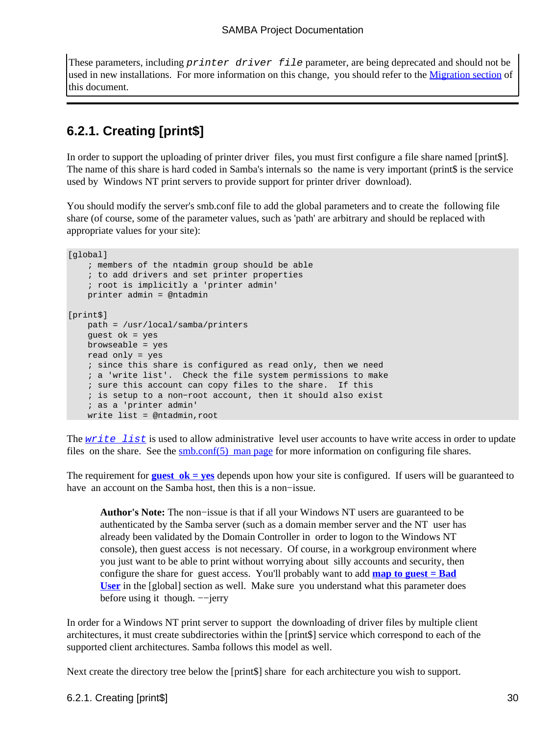These parameters, including `printer driver file` parameter, are being deprecated and should not be used in new installations. For more information on this change, you should refer to the Migration section of this document.

## 6.2.1. Creating [print$]

In order to support the uploading of printer driver files, you must first configure a file share named [print$]. The name of this share is hard coded in Samba's internals so the name is very important (print$ is the service used by Windows NT print servers to provide support for printer driver download).

You should modify the server's smb.conf file to add the global parameters and to create the following file share (of course, some of the parameter values, such as 'path' are arbitrary and should be replaced with appropriate values for your site):

```
[global]
    ; members of the ntadmin group should be able
    ; to add drivers and set printer properties
    ; root is implicitly a 'printer admin'
    printer admin = @ntadmin

[print$]
    path = /usr/local/samba/printers
    guest ok = yes
    browseable = yes
    read only = yes
    ; since this share is configured as read only, then we need
    ; a 'write list'.  Check the file system permissions to make
    ; sure this account can copy files to the share.  If this
    ; is setup to a non-root account, then it should also exist
    ; as a 'printer admin'
    write list = @ntadmin,root
```

The *`write list`* is used to allow administrative level user accounts to have write access in order to update files on the share. See the smb.conf(5) man page for more information on configuring file shares.

The requirement for **guest ok = yes** depends upon how your site is configured. If users will be guaranteed to have an account on the Samba host, then this is a non−issue.

> **Author's Note:** The non−issue is that if all your Windows NT users are guaranteed to be authenticated by the Samba server (such as a domain member server and the NT user has already been validated by the Domain Controller in order to logon to the Windows NT console), then guest access is not necessary. Of course, in a workgroup environment where you just want to be able to print without worrying about silly accounts and security, then configure the share for guest access. You'll probably want to add **map to guest = Bad User** in the [global] section as well. Make sure you understand what this parameter does before using it though. −−jerry

In order for a Windows NT print server to support the downloading of driver files by multiple client architectures, it must create subdirectories within the [print$] service which correspond to each of the supported client architectures. Samba follows this model as well.

Next create the directory tree below the [print$] share for each architecture you wish to support.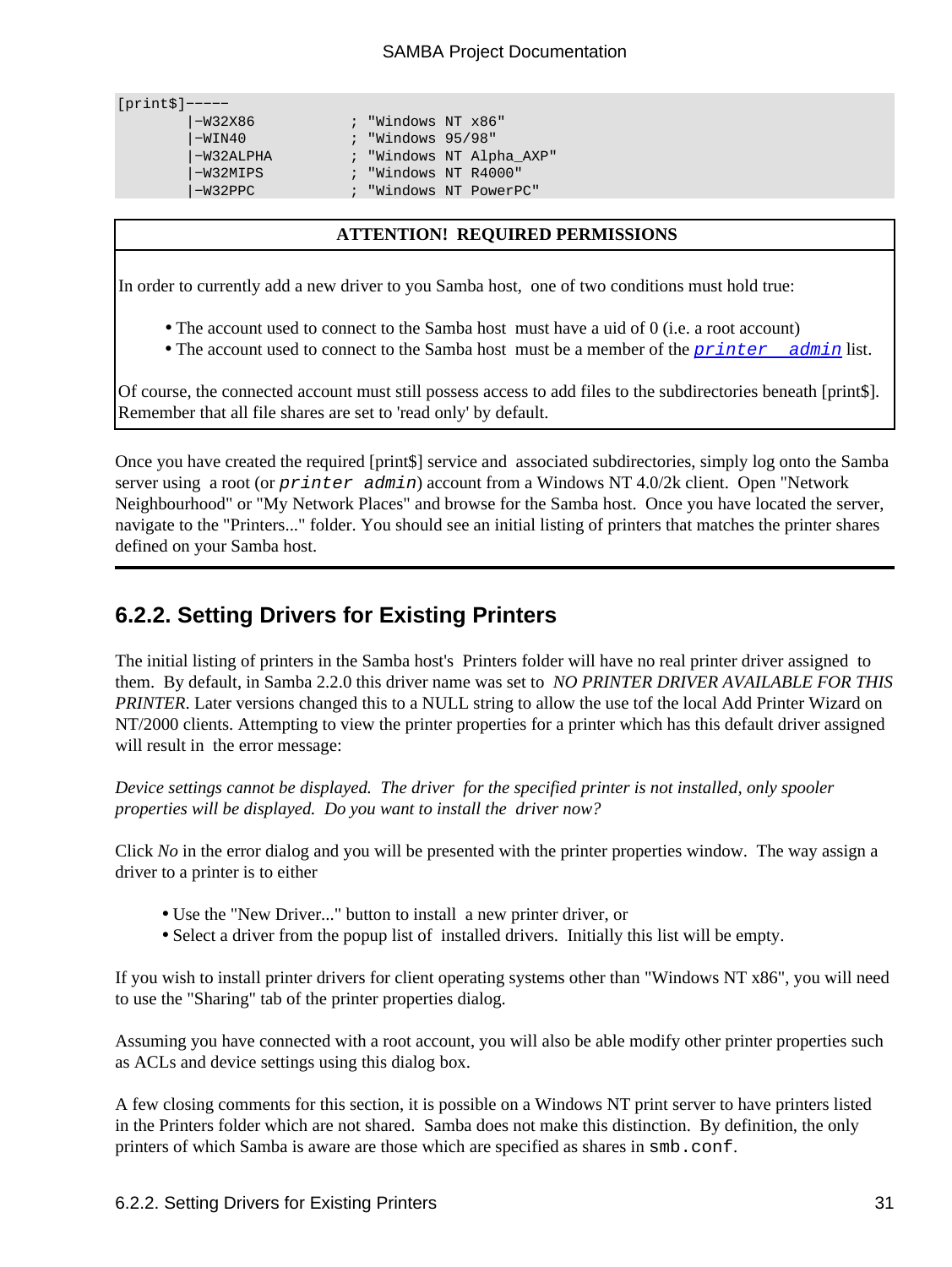```
[print$]-----
        |-W32X86           ; "Windows NT x86"
        |-WIN40            ; "Windows 95/98"
        |-W32ALPHA         ; "Windows NT Alpha_AXP"
        |-W32MIPS          ; "Windows NT R4000"
        |-W32PPC           ; "Windows NT PowerPC"
```

| ATTENTION! REQUIRED PERMISSIONS |
| --- |
| In order to currently add a new driver to you Samba host, one of two conditions must hold true:<br><br>• The account used to connect to the Samba host must have a uid of 0 (i.e. a root account)<br>• The account used to connect to the Samba host must be a member of the `printer admin` list.<br><br>Of course, the connected account must still possess access to add files to the subdirectories beneath [print$]. Remember that all file shares are set to 'read only' by default. |

Once you have created the required [print$] service and associated subdirectories, simply log onto the Samba server using a root (or *printer admin*) account from a Windows NT 4.0/2k client. Open "Network Neighbourhood" or "My Network Places" and browse for the Samba host. Once you have located the server, navigate to the "Printers..." folder. You should see an initial listing of printers that matches the printer shares defined on your Samba host.

---

## 6.2.2. Setting Drivers for Existing Printers

The initial listing of printers in the Samba host's Printers folder will have no real printer driver assigned to them. By default, in Samba 2.2.0 this driver name was set to *NO PRINTER DRIVER AVAILABLE FOR THIS PRINTER*. Later versions changed this to a NULL string to allow the use tof the local Add Printer Wizard on NT/2000 clients. Attempting to view the printer properties for a printer which has this default driver assigned will result in the error message:

*Device settings cannot be displayed. The driver for the specified printer is not installed, only spooler properties will be displayed. Do you want to install the driver now?*

Click *No* in the error dialog and you will be presented with the printer properties window. The way assign a driver to a printer is to either

- Use the "New Driver..." button to install a new printer driver, or
- Select a driver from the popup list of installed drivers. Initially this list will be empty.

If you wish to install printer drivers for client operating systems other than "Windows NT x86", you will need to use the "Sharing" tab of the printer properties dialog.

Assuming you have connected with a root account, you will also be able modify other printer properties such as ACLs and device settings using this dialog box.

A few closing comments for this section, it is possible on a Windows NT print server to have printers listed in the Printers folder which are not shared. Samba does not make this distinction. By definition, the only printers of which Samba is aware are those which are specified as shares in `smb.conf`.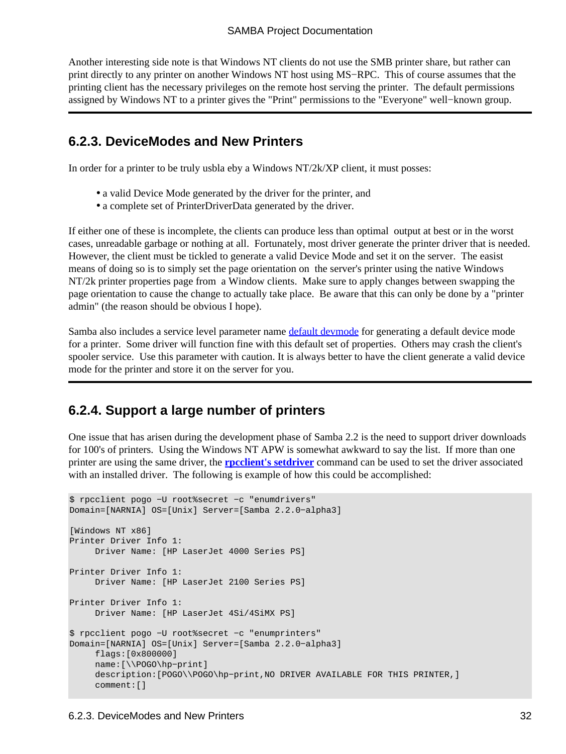Another interesting side note is that Windows NT clients do not use the SMB printer share, but rather can print directly to any printer on another Windows NT host using MS−RPC. This of course assumes that the printing client has the necessary privileges on the remote host serving the printer. The default permissions assigned by Windows NT to a printer gives the "Print" permissions to the "Everyone" well−known group.

### 6.2.3. DeviceModes and New Printers

In order for a printer to be truly usbla eby a Windows NT/2k/XP client, it must posses:

- a valid Device Mode generated by the driver for the printer, and
- a complete set of PrinterDriverData generated by the driver.

If either one of these is incomplete, the clients can produce less than optimal output at best or in the worst cases, unreadable garbage or nothing at all. Fortunately, most driver generate the printer driver that is needed. However, the client must be tickled to generate a valid Device Mode and set it on the server. The easist means of doing so is to simply set the page orientation on the server's printer using the native Windows NT/2k printer properties page from a Window clients. Make sure to apply changes between swapping the page orientation to cause the change to actually take place. Be aware that this can only be done by a "printer admin" (the reason should be obvious I hope).

Samba also includes a service level parameter name default devmode for generating a default device mode for a printer. Some driver will function fine with this default set of properties. Others may crash the client's spooler service. Use this parameter with caution. It is always better to have the client generate a valid device mode for the printer and store it on the server for you.

### 6.2.4. Support a large number of printers

One issue that has arisen during the development phase of Samba 2.2 is the need to support driver downloads for 100's of printers. Using the Windows NT APW is somewhat awkward to say the list. If more than one printer are using the same driver, the **rpcclient's setdriver** command can be used to set the driver associated with an installed driver. The following is example of how this could be accomplished:

```
$ rpcclient pogo −U root%secret −c "enumdrivers"
Domain=[NARNIA] OS=[Unix] Server=[Samba 2.2.0−alpha3]

[Windows NT x86]
Printer Driver Info 1:
     Driver Name: [HP LaserJet 4000 Series PS]

Printer Driver Info 1:
     Driver Name: [HP LaserJet 2100 Series PS]

Printer Driver Info 1:
     Driver Name: [HP LaserJet 4Si/4SiMX PS]

$ rpcclient pogo −U root%secret −c "enumprinters"
Domain=[NARNIA] OS=[Unix] Server=[Samba 2.2.0−alpha3]
     flags:[0x800000]
     name:[\\POGO\hp−print]
     description:[POGO\\POGO\hp−print,NO DRIVER AVAILABLE FOR THIS PRINTER,]
     comment:[]
```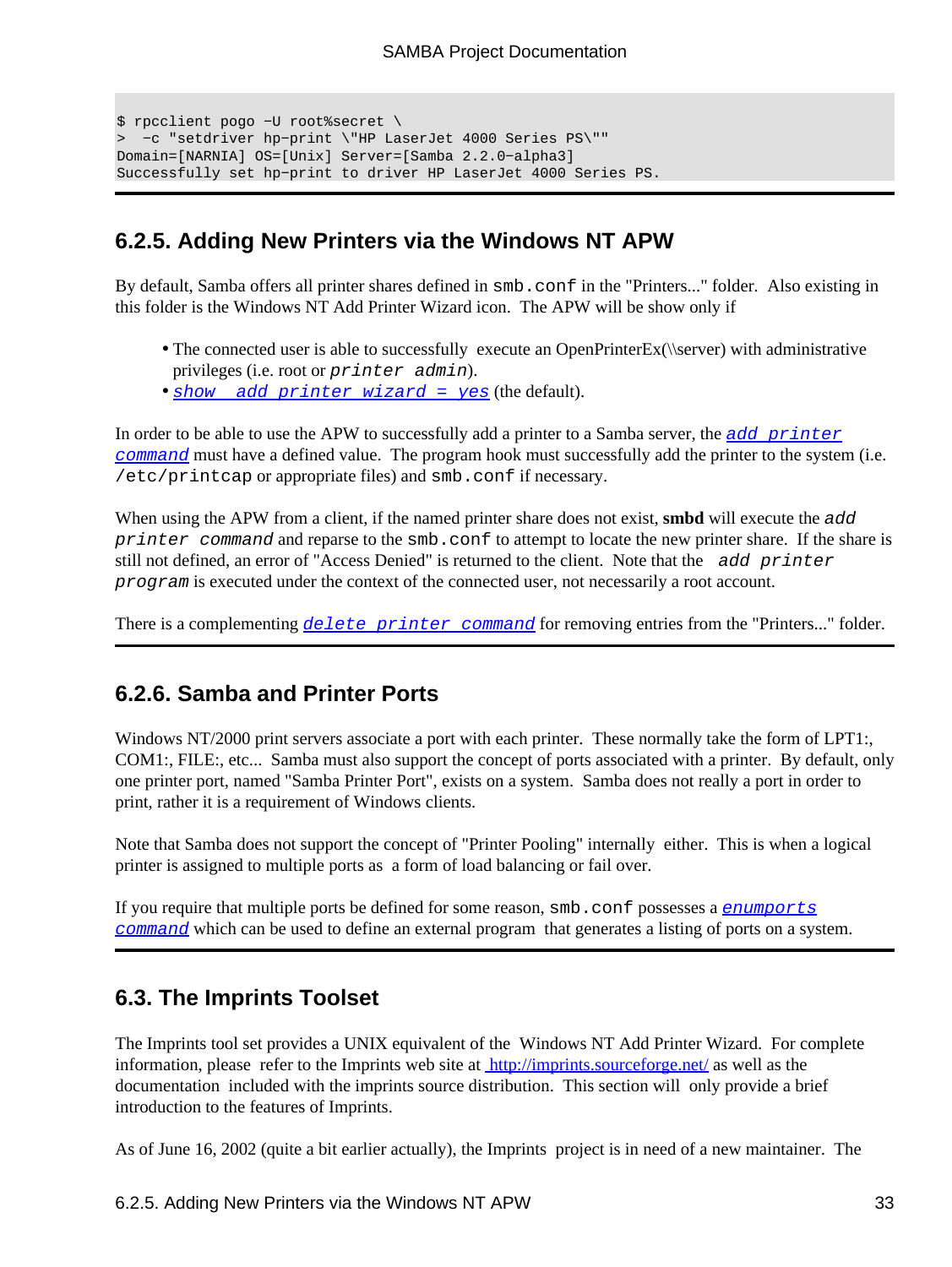```
$ rpcclient pogo -U root%secret \
>  -c "setdriver hp-print \"HP LaserJet 4000 Series PS\""
Domain=[NARNIA] OS=[Unix] Server=[Samba 2.2.0-alpha3]
Successfully set hp-print to driver HP LaserJet 4000 Series PS.
```

### 6.2.5. Adding New Printers via the Windows NT APW

By default, Samba offers all printer shares defined in `smb.conf` in the "Printers..." folder. Also existing in this folder is the Windows NT Add Printer Wizard icon. The APW will be show only if

- The connected user is able to successfully execute an OpenPrinterEx(\\server) with administrative privileges (i.e. root or *printer admin*).
- *show add printer wizard = yes* (the default).

In order to be able to use the APW to successfully add a printer to a Samba server, the *add printer command* must have a defined value. The program hook must successfully add the printer to the system (i.e. `/etc/printcap` or appropriate files) and `smb.conf` if necessary.

When using the APW from a client, if the named printer share does not exist, **smbd** will execute the *add printer command* and reparse to the `smb.conf` to attempt to locate the new printer share. If the share is still not defined, an error of "Access Denied" is returned to the client. Note that the *add printer program* is executed under the context of the connected user, not necessarily a root account.

There is a complementing *delete printer command* for removing entries from the "Printers..." folder.

### 6.2.6. Samba and Printer Ports

Windows NT/2000 print servers associate a port with each printer. These normally take the form of LPT1:, COM1:, FILE:, etc... Samba must also support the concept of ports associated with a printer. By default, only one printer port, named "Samba Printer Port", exists on a system. Samba does not really a port in order to print, rather it is a requirement of Windows clients.

Note that Samba does not support the concept of "Printer Pooling" internally either. This is when a logical printer is assigned to multiple ports as a form of load balancing or fail over.

If you require that multiple ports be defined for some reason, `smb.conf` possesses a *enumports command* which can be used to define an external program that generates a listing of ports on a system.

## 6.3. The Imprints Toolset

The Imprints tool set provides a UNIX equivalent of the Windows NT Add Printer Wizard. For complete information, please refer to the Imprints web site at http://imprints.sourceforge.net/ as well as the documentation included with the imprints source distribution. This section will only provide a brief introduction to the features of Imprints.

As of June 16, 2002 (quite a bit earlier actually), the Imprints project is in need of a new maintainer. The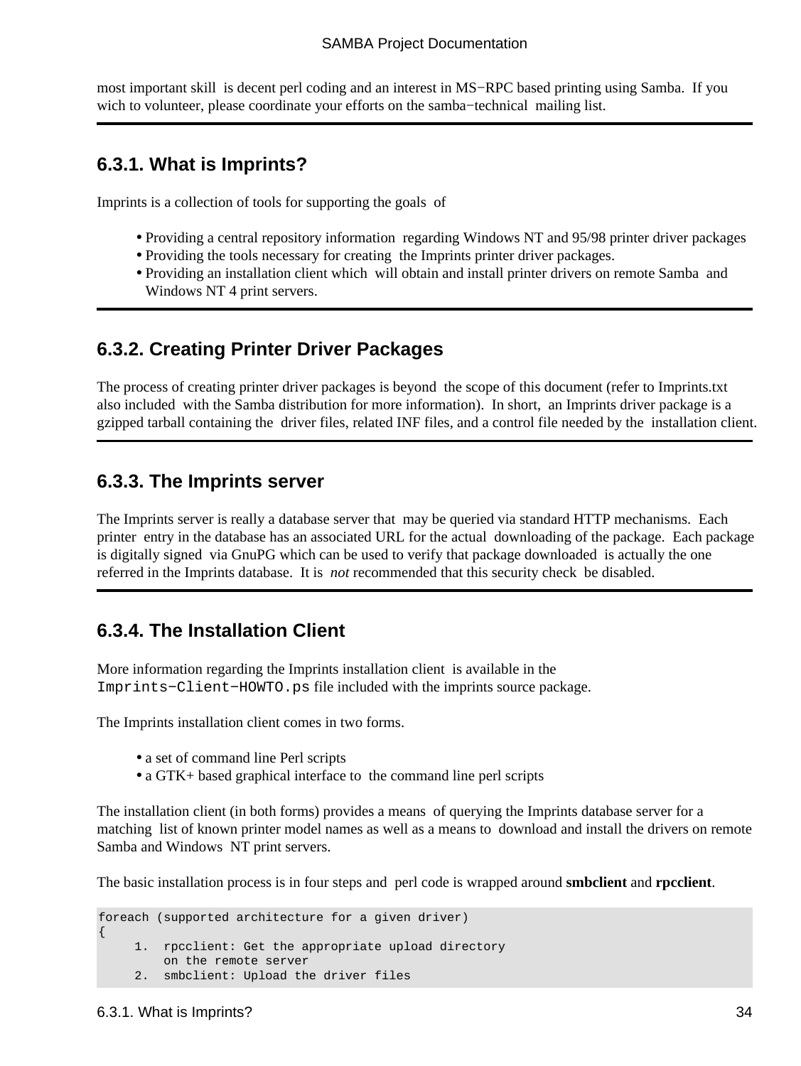most important skill is decent perl coding and an interest in MS−RPC based printing using Samba. If you wich to volunteer, please coordinate your efforts on the samba−technical mailing list.

---

### 6.3.1. What is Imprints?

Imprints is a collection of tools for supporting the goals of

- Providing a central repository information regarding Windows NT and 95/98 printer driver packages
- Providing the tools necessary for creating the Imprints printer driver packages.
- Providing an installation client which will obtain and install printer drivers on remote Samba and Windows NT 4 print servers.

---

### 6.3.2. Creating Printer Driver Packages

The process of creating printer driver packages is beyond the scope of this document (refer to Imprints.txt also included with the Samba distribution for more information). In short, an Imprints driver package is a gzipped tarball containing the driver files, related INF files, and a control file needed by the installation client.

---

### 6.3.3. The Imprints server

The Imprints server is really a database server that may be queried via standard HTTP mechanisms. Each printer entry in the database has an associated URL for the actual downloading of the package. Each package is digitally signed via GnuPG which can be used to verify that package downloaded is actually the one referred in the Imprints database. It is *not* recommended that this security check be disabled.

---

### 6.3.4. The Installation Client

More information regarding the Imprints installation client is available in the `Imprints−Client−HOWTO.ps` file included with the imprints source package.

The Imprints installation client comes in two forms.

- a set of command line Perl scripts
- a GTK+ based graphical interface to the command line perl scripts

The installation client (in both forms) provides a means of querying the Imprints database server for a matching list of known printer model names as well as a means to download and install the drivers on remote Samba and Windows NT print servers.

The basic installation process is in four steps and perl code is wrapped around **smbclient** and **rpcclient**.

```
foreach (supported architecture for a given driver)
{
     1.  rpcclient: Get the appropriate upload directory
         on the remote server
     2.  smbclient: Upload the driver files
```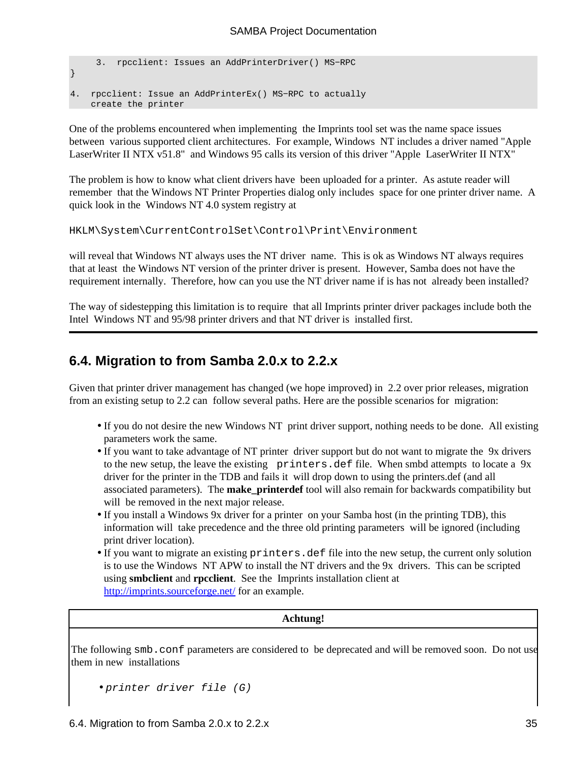```
     3.  rpcclient: Issues an AddPrinterDriver() MS−RPC
}

4.  rpcclient: Issue an AddPrinterEx() MS−RPC to actually
    create the printer
```

One of the problems encountered when implementing the Imprints tool set was the name space issues between various supported client architectures. For example, Windows NT includes a driver named "Apple LaserWriter II NTX v51.8" and Windows 95 calls its version of this driver "Apple LaserWriter II NTX"

The problem is how to know what client drivers have been uploaded for a printer. As astute reader will remember that the Windows NT Printer Properties dialog only includes space for one printer driver name. A quick look in the Windows NT 4.0 system registry at

`HKLM\System\CurrentControlSet\Control\Print\Environment`

will reveal that Windows NT always uses the NT driver name. This is ok as Windows NT always requires that at least the Windows NT version of the printer driver is present. However, Samba does not have the requirement internally. Therefore, how can you use the NT driver name if is has not already been installed?

The way of sidestepping this limitation is to require that all Imprints printer driver packages include both the Intel Windows NT and 95/98 printer drivers and that NT driver is installed first.

---

## 6.4. Migration to from Samba 2.0.x to 2.2.x

Given that printer driver management has changed (we hope improved) in 2.2 over prior releases, migration from an existing setup to 2.2 can follow several paths. Here are the possible scenarios for migration:

- If you do not desire the new Windows NT print driver support, nothing needs to be done. All existing parameters work the same.
- If you want to take advantage of NT printer driver support but do not want to migrate the 9x drivers to the new setup, the leave the existing `printers.def` file. When smbd attempts to locate a 9x driver for the printer in the TDB and fails it will drop down to using the printers.def (and all associated parameters). The **make_printerdef** tool will also remain for backwards compatibility but will be removed in the next major release.
- If you install a Windows 9x driver for a printer on your Samba host (in the printing TDB), this information will take precedence and the three old printing parameters will be ignored (including print driver location).
- If you want to migrate an existing `printers.def` file into the new setup, the current only solution is to use the Windows NT APW to install the NT drivers and the 9x drivers. This can be scripted using **smbclient** and **rpcclient**. See the Imprints installation client at [http://imprints.sourceforge.net/](http://imprints.sourceforge.net/) for an example.

**Achtung!**

The following `smb.conf` parameters are considered to be deprecated and will be removed soon. Do not use them in new installations

- *printer driver file (G)*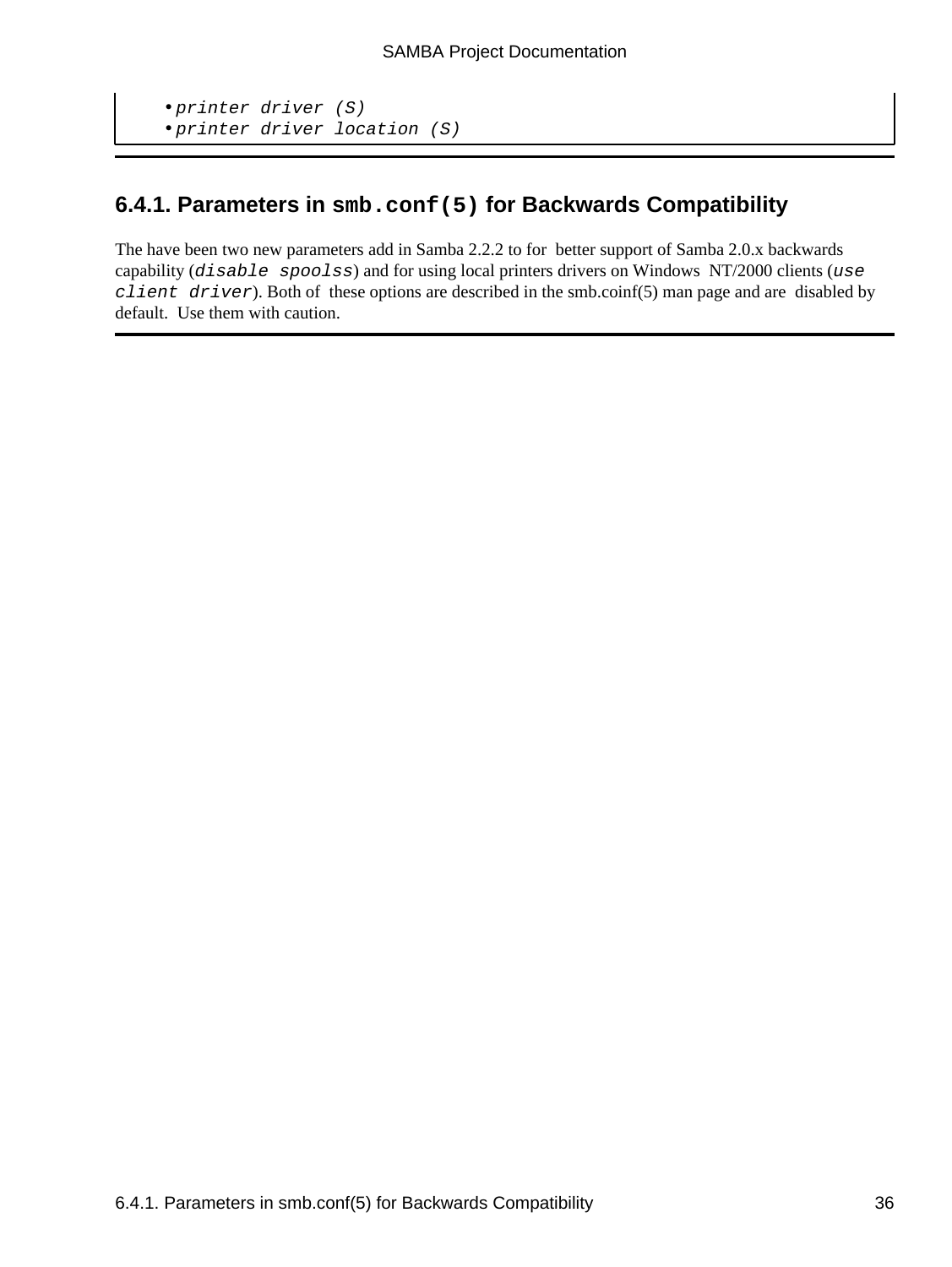- *printer driver (S)*
- *printer driver location (S)*

### 6.4.1. Parameters in `smb.conf(5)` for Backwards Compatibility

The have been two new parameters add in Samba 2.2.2 to for better support of Samba 2.0.x backwards capability (*disable spoolss*) and for using local printers drivers on Windows NT/2000 clients (*use client driver*). Both of these options are described in the smb.coinf(5) man page and are disabled by default. Use them with caution.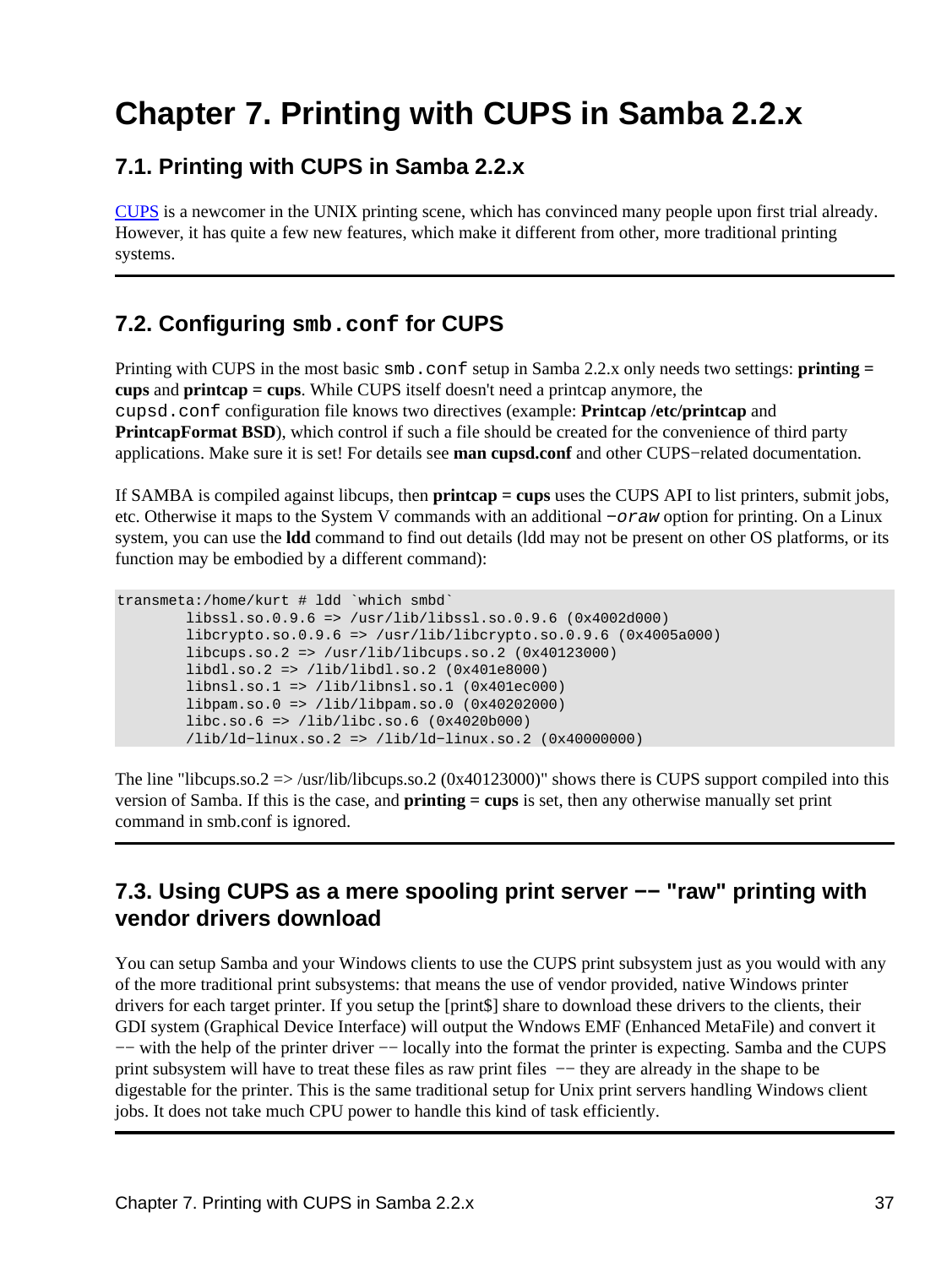# Chapter 7. Printing with CUPS in Samba 2.2.x

## 7.1. Printing with CUPS in Samba 2.2.x

CUPS is a newcomer in the UNIX printing scene, which has convinced many people upon first trial already. However, it has quite a few new features, which make it different from other, more traditional printing systems.

## 7.2. Configuring `smb.conf` for CUPS

Printing with CUPS in the most basic `smb.conf` setup in Samba 2.2.x only needs two settings: **printing = cups** and **printcap = cups**. While CUPS itself doesn't need a printcap anymore, the `cupsd.conf` configuration file knows two directives (example: **Printcap /etc/printcap** and **PrintcapFormat BSD**), which control if such a file should be created for the convenience of third party applications. Make sure it is set! For details see **man cupsd.conf** and other CUPS−related documentation.

If SAMBA is compiled against libcups, then **printcap = cups** uses the CUPS API to list printers, submit jobs, etc. Otherwise it maps to the System V commands with an additional *−oraw* option for printing. On a Linux system, you can use the **ldd** command to find out details (ldd may not be present on other OS platforms, or its function may be embodied by a different command):

```
transmeta:/home/kurt # ldd `which smbd`
        libssl.so.0.9.6 => /usr/lib/libssl.so.0.9.6 (0x4002d000)
        libcrypto.so.0.9.6 => /usr/lib/libcrypto.so.0.9.6 (0x4005a000)
        libcups.so.2 => /usr/lib/libcups.so.2 (0x40123000)
        libdl.so.2 => /lib/libdl.so.2 (0x401e8000)
        libnsl.so.1 => /lib/libnsl.so.1 (0x401ec000)
        libpam.so.0 => /lib/libpam.so.0 (0x40202000)
        libc.so.6 => /lib/libc.so.6 (0x4020b000)
        /lib/ld−linux.so.2 => /lib/ld−linux.so.2 (0x40000000)
```

The line "libcups.so.2 => /usr/lib/libcups.so.2 (0x40123000)" shows there is CUPS support compiled into this version of Samba. If this is the case, and **printing = cups** is set, then any otherwise manually set print command in smb.conf is ignored.

## 7.3. Using CUPS as a mere spooling print server −− "raw" printing with vendor drivers download

You can setup Samba and your Windows clients to use the CUPS print subsystem just as you would with any of the more traditional print subsystems: that means the use of vendor provided, native Windows printer drivers for each target printer. If you setup the [print$] share to download these drivers to the clients, their GDI system (Graphical Device Interface) will output the Wndows EMF (Enhanced MetaFile) and convert it −− with the help of the printer driver −− locally into the format the printer is expecting. Samba and the CUPS print subsystem will have to treat these files as raw print files −− they are already in the shape to be digestable for the printer. This is the same traditional setup for Unix print servers handling Windows client jobs. It does not take much CPU power to handle this kind of task efficiently.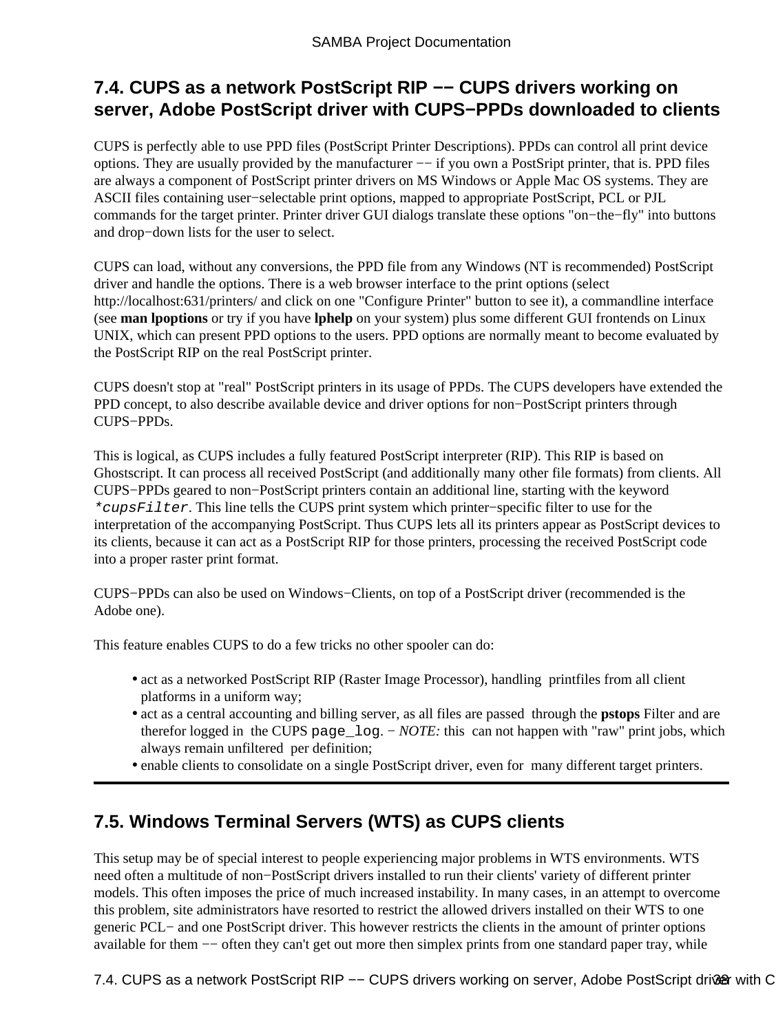## 7.4. CUPS as a network PostScript RIP −− CUPS drivers working on server, Adobe PostScript driver with CUPS−PPDs downloaded to clients

CUPS is perfectly able to use PPD files (PostScript Printer Descriptions). PPDs can control all print device options. They are usually provided by the manufacturer −− if you own a PostSript printer, that is. PPD files are always a component of PostScript printer drivers on MS Windows or Apple Mac OS systems. They are ASCII files containing user−selectable print options, mapped to appropriate PostScript, PCL or PJL commands for the target printer. Printer driver GUI dialogs translate these options "on−the−fly" into buttons and drop−down lists for the user to select.

CUPS can load, without any conversions, the PPD file from any Windows (NT is recommended) PostScript driver and handle the options. There is a web browser interface to the print options (select http://localhost:631/printers/ and click on one "Configure Printer" button to see it), a commandline interface (see **man lpoptions** or try if you have **lphelp** on your system) plus some different GUI frontends on Linux UNIX, which can present PPD options to the users. PPD options are normally meant to become evaluated by the PostScript RIP on the real PostScript printer.

CUPS doesn't stop at "real" PostScript printers in its usage of PPDs. The CUPS developers have extended the PPD concept, to also describe available device and driver options for non−PostScript printers through CUPS−PPDs.

This is logical, as CUPS includes a fully featured PostScript interpreter (RIP). This RIP is based on Ghostscript. It can process all received PostScript (and additionally many other file formats) from clients. All CUPS−PPDs geared to non−PostScript printers contain an additional line, starting with the keyword *`*cupsFilter`*. This line tells the CUPS print system which printer−specific filter to use for the interpretation of the accompanying PostScript. Thus CUPS lets all its printers appear as PostScript devices to its clients, because it can act as a PostScript RIP for those printers, processing the received PostScript code into a proper raster print format.

CUPS−PPDs can also be used on Windows−Clients, on top of a PostScript driver (recommended is the Adobe one).

This feature enables CUPS to do a few tricks no other spooler can do:

- act as a networked PostScript RIP (Raster Image Processor), handling printfiles from all client platforms in a uniform way;
- act as a central accounting and billing server, as all files are passed through the **pstops** Filter and are therefor logged in the CUPS `page_log`. − *NOTE:* this can not happen with "raw" print jobs, which always remain unfiltered per definition;
- enable clients to consolidate on a single PostScript driver, even for many different target printers.

---

## 7.5. Windows Terminal Servers (WTS) as CUPS clients

This setup may be of special interest to people experiencing major problems in WTS environments. WTS need often a multitude of non−PostScript drivers installed to run their clients' variety of different printer models. This often imposes the price of much increased instability. In many cases, in an attempt to overcome this problem, site administrators have resorted to restrict the allowed drivers installed on their WTS to one generic PCL− and one PostScript driver. This however restricts the clients in the amount of printer options available for them −− often they can't get out more then simplex prints from one standard paper tray, while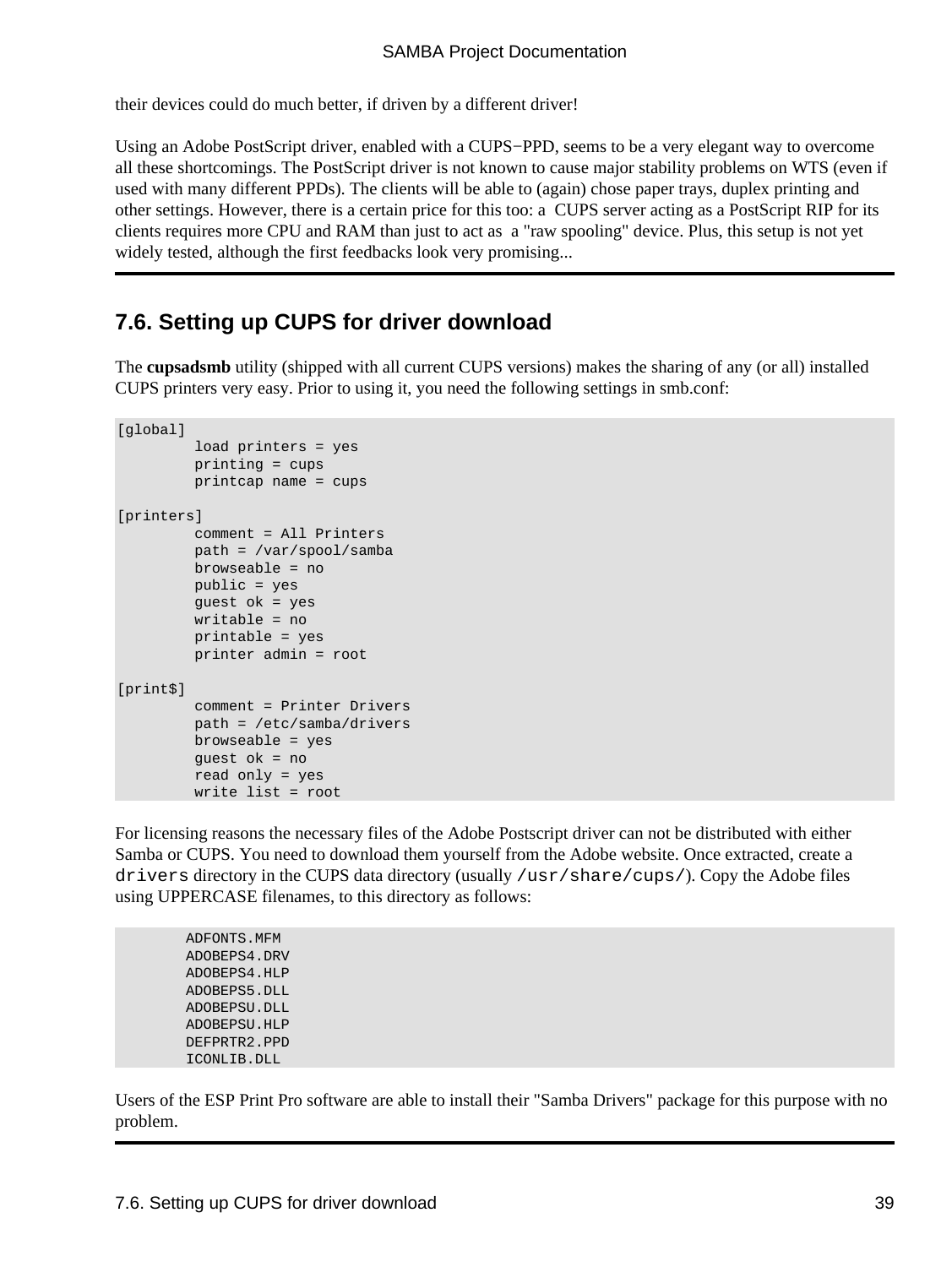their devices could do much better, if driven by a different driver!

Using an Adobe PostScript driver, enabled with a CUPS−PPD, seems to be a very elegant way to overcome all these shortcomings. The PostScript driver is not known to cause major stability problems on WTS (even if used with many different PPDs). The clients will be able to (again) chose paper trays, duplex printing and other settings. However, there is a certain price for this too: a CUPS server acting as a PostScript RIP for its clients requires more CPU and RAM than just to act as a "raw spooling" device. Plus, this setup is not yet widely tested, although the first feedbacks look very promising...

## 7.6. Setting up CUPS for driver download

The **cupsadsmb** utility (shipped with all current CUPS versions) makes the sharing of any (or all) installed CUPS printers very easy. Prior to using it, you need the following settings in smb.conf:

```
[global]
         load printers = yes
         printing = cups
         printcap name = cups

[printers]
         comment = All Printers
         path = /var/spool/samba
         browseable = no
         public = yes
         guest ok = yes
         writable = no
         printable = yes
         printer admin = root

[print$]
         comment = Printer Drivers
         path = /etc/samba/drivers
         browseable = yes
         guest ok = no
         read only = yes
         write list = root
```

For licensing reasons the necessary files of the Adobe Postscript driver can not be distributed with either Samba or CUPS. You need to download them yourself from the Adobe website. Once extracted, create a `drivers` directory in the CUPS data directory (usually `/usr/share/cups/`). Copy the Adobe files using UPPERCASE filenames, to this directory as follows:

```
        ADFONTS.MFM
        ADOBEPS4.DRV
        ADOBEPS4.HLP
        ADOBEPS5.DLL
        ADOBEPSU.DLL
        ADOBEPSU.HLP
        DEFPRTR2.PPD
        ICONLIB.DLL
```

Users of the ESP Print Pro software are able to install their "Samba Drivers" package for this purpose with no problem.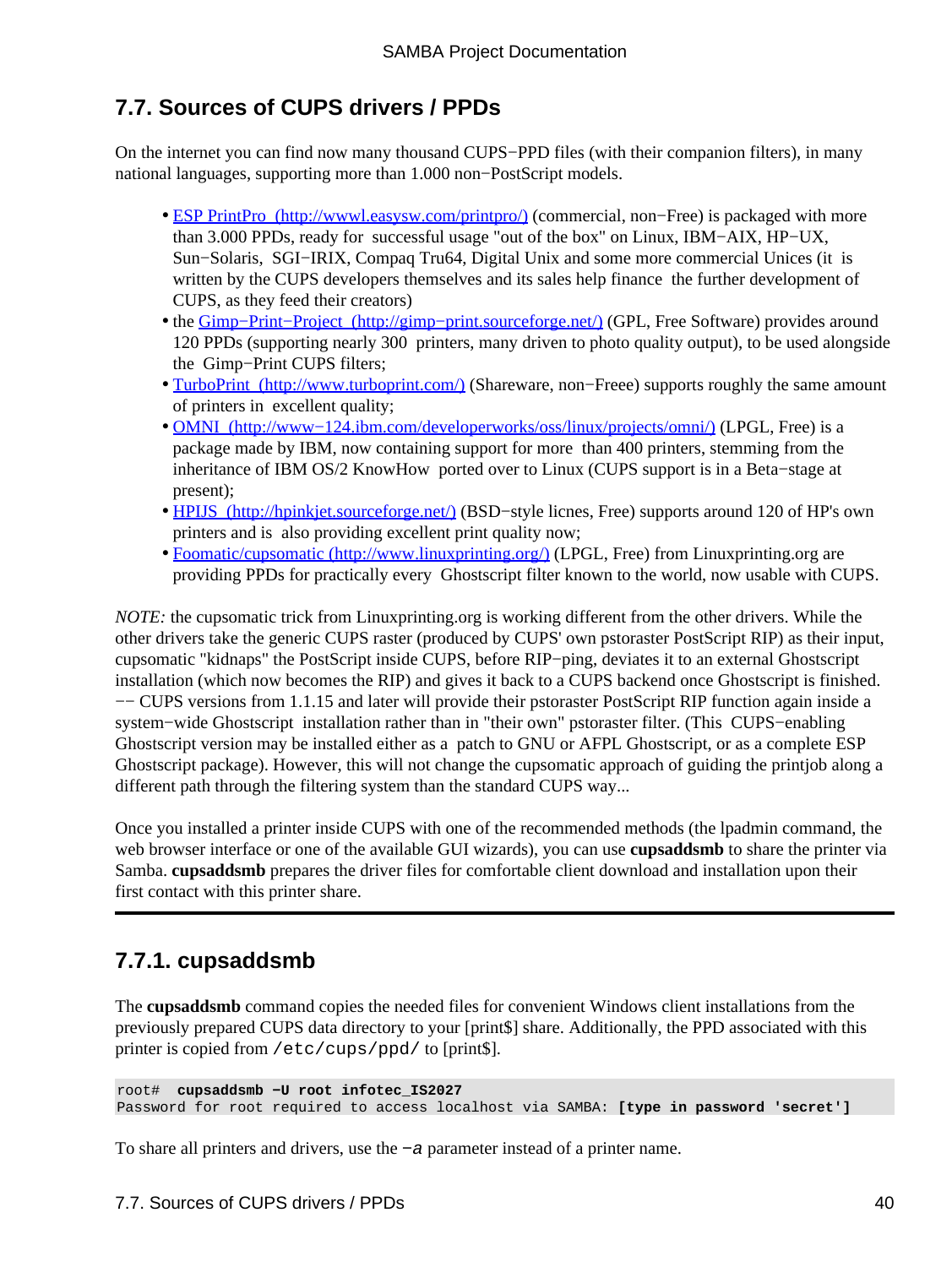## 7.7. Sources of CUPS drivers / PPDs

On the internet you can find now many thousand CUPS−PPD files (with their companion filters), in many national languages, supporting more than 1.000 non−PostScript models.

- ESP PrintPro (http://wwwl.easysw.com/printpro/) (commercial, non−Free) is packaged with more than 3.000 PPDs, ready for successful usage "out of the box" on Linux, IBM−AIX, HP−UX, Sun−Solaris, SGI−IRIX, Compaq Tru64, Digital Unix and some more commercial Unices (it is written by the CUPS developers themselves and its sales help finance the further development of CUPS, as they feed their creators)
- the Gimp−Print−Project (http://gimp−print.sourceforge.net/) (GPL, Free Software) provides around 120 PPDs (supporting nearly 300 printers, many driven to photo quality output), to be used alongside the Gimp−Print CUPS filters;
- TurboPrint (http://www.turboprint.com/) (Shareware, non−Freee) supports roughly the same amount of printers in excellent quality;
- OMNI (http://www−124.ibm.com/developerworks/oss/linux/projects/omni/) (LPGL, Free) is a package made by IBM, now containing support for more than 400 printers, stemming from the inheritance of IBM OS/2 KnowHow ported over to Linux (CUPS support is in a Beta−stage at present);
- HPIJS (http://hpinkjet.sourceforge.net/) (BSD−style licnes, Free) supports around 120 of HP's own printers and is also providing excellent print quality now;
- Foomatic/cupsomatic (http://www.linuxprinting.org/) (LPGL, Free) from Linuxprinting.org are providing PPDs for practically every Ghostscript filter known to the world, now usable with CUPS.

*NOTE:* the cupsomatic trick from Linuxprinting.org is working different from the other drivers. While the other drivers take the generic CUPS raster (produced by CUPS' own pstoraster PostScript RIP) as their input, cupsomatic "kidnaps" the PostScript inside CUPS, before RIP−ping, deviates it to an external Ghostscript installation (which now becomes the RIP) and gives it back to a CUPS backend once Ghostscript is finished. −− CUPS versions from 1.1.15 and later will provide their pstoraster PostScript RIP function again inside a system−wide Ghostscript installation rather than in "their own" pstoraster filter. (This CUPS−enabling Ghostscript version may be installed either as a patch to GNU or AFPL Ghostscript, or as a complete ESP Ghostscript package). However, this will not change the cupsomatic approach of guiding the printjob along a different path through the filtering system than the standard CUPS way...

Once you installed a printer inside CUPS with one of the recommended methods (the lpadmin command, the web browser interface or one of the available GUI wizards), you can use **cupsaddsmb** to share the printer via Samba. **cupsaddsmb** prepares the driver files for comfortable client download and installation upon their first contact with this printer share.

### 7.7.1. cupsaddsmb

The **cupsaddsmb** command copies the needed files for convenient Windows client installations from the previously prepared CUPS data directory to your [print$] share. Additionally, the PPD associated with this printer is copied from `/etc/cups/ppd/` to [print$].

```
root#  cupsaddsmb −U root infotec_IS2027
Password for root required to access localhost via SAMBA: [type in password 'secret']
```

To share all printers and drivers, use the `−a` parameter instead of a printer name.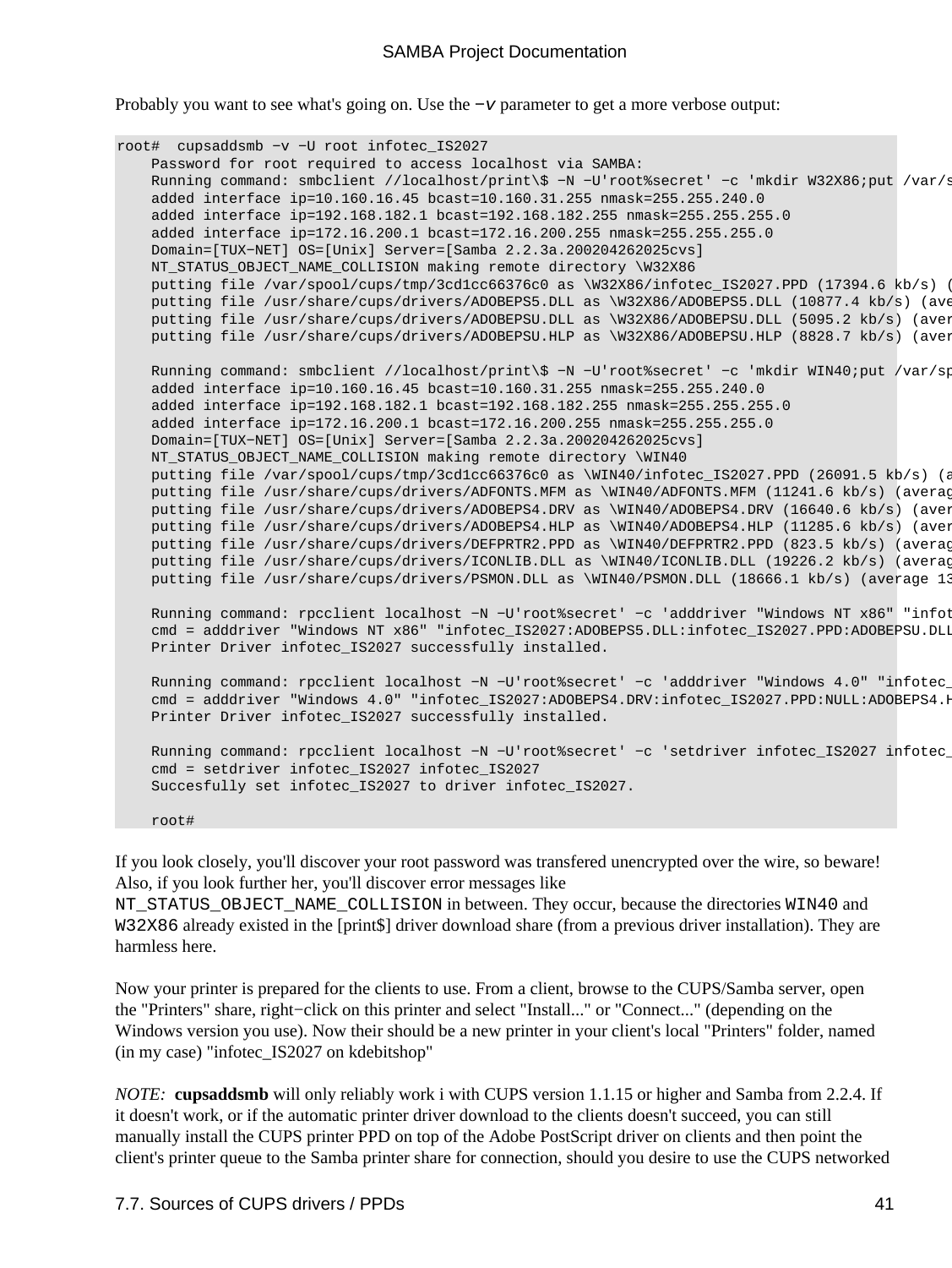Probably you want to see what's going on. Use the `−v` parameter to get a more verbose output:

```
root#  cupsaddsmb −v −U root infotec_IS2027
    Password for root required to access localhost via SAMBA:
    Running command: smbclient //localhost/print\$ −N −U'root%secret' −c 'mkdir W32X86;put /var/s
    added interface ip=10.160.16.45 bcast=10.160.31.255 nmask=255.255.240.0
    added interface ip=192.168.182.1 bcast=192.168.182.255 nmask=255.255.255.0
    added interface ip=172.16.200.1 bcast=172.16.200.255 nmask=255.255.255.0
    Domain=[TUX−NET] OS=[Unix] Server=[Samba 2.2.3a.200204262025cvs]
    NT_STATUS_OBJECT_NAME_COLLISION making remote directory \W32X86
    putting file /var/spool/cups/tmp/3cd1cc66376c0 as \W32X86/infotec_IS2027.PPD (17394.6 kb/s) (
    putting file /usr/share/cups/drivers/ADOBEPS5.DLL as \W32X86/ADOBEPS5.DLL (10877.4 kb/s) (ave
    putting file /usr/share/cups/drivers/ADOBEPSU.DLL as \W32X86/ADOBEPSU.DLL (5095.2 kb/s) (aver
    putting file /usr/share/cups/drivers/ADOBEPSU.HLP as \W32X86/ADOBEPSU.HLP (8828.7 kb/s) (aver

    Running command: smbclient //localhost/print\$ −N −U'root%secret' −c 'mkdir WIN40;put /var/sp
    added interface ip=10.160.16.45 bcast=10.160.31.255 nmask=255.255.240.0
    added interface ip=192.168.182.1 bcast=192.168.182.255 nmask=255.255.255.0
    added interface ip=172.16.200.1 bcast=172.16.200.255 nmask=255.255.255.0
    Domain=[TUX−NET] OS=[Unix] Server=[Samba 2.2.3a.200204262025cvs]
    NT_STATUS_OBJECT_NAME_COLLISION making remote directory \WIN40
    putting file /var/spool/cups/tmp/3cd1cc66376c0 as \WIN40/infotec_IS2027.PPD (26091.5 kb/s) (a
    putting file /usr/share/cups/drivers/ADFONTS.MFM as \WIN40/ADFONTS.MFM (11241.6 kb/s) (averag
    putting file /usr/share/cups/drivers/ADOBEPS4.DRV as \WIN40/ADOBEPS4.DRV (16640.6 kb/s) (aver
    putting file /usr/share/cups/drivers/ADOBEPS4.HLP as \WIN40/ADOBEPS4.HLP (11285.6 kb/s) (aver
    putting file /usr/share/cups/drivers/DEFPRTR2.PPD as \WIN40/DEFPRTR2.PPD (823.5 kb/s) (averag
    putting file /usr/share/cups/drivers/ICONLIB.DLL as \WIN40/ICONLIB.DLL (19226.2 kb/s) (averag
    putting file /usr/share/cups/drivers/PSMON.DLL as \WIN40/PSMON.DLL (18666.1 kb/s) (average 13

    Running command: rpcclient localhost −N −U'root%secret' −c 'adddriver "Windows NT x86" "infot
    cmd = adddriver "Windows NT x86" "infotec_IS2027:ADOBEPS5.DLL:infotec_IS2027.PPD:ADOBEPSU.DLL
    Printer Driver infotec_IS2027 successfully installed.

    Running command: rpcclient localhost −N −U'root%secret' −c 'adddriver "Windows 4.0" "infotec_
    cmd = adddriver "Windows 4.0" "infotec_IS2027:ADOBEPS4.DRV:infotec_IS2027.PPD:NULL:ADOBEPS4.H
    Printer Driver infotec_IS2027 successfully installed.

    Running command: rpcclient localhost −N −U'root%secret' −c 'setdriver infotec_IS2027 infotec_
    cmd = setdriver infotec_IS2027 infotec_IS2027
    Succesfully set infotec_IS2027 to driver infotec_IS2027.

    root#
```

If you look closely, you'll discover your root password was transfered unencrypted over the wire, so beware! Also, if you look further her, you'll discover error messages like `NT_STATUS_OBJECT_NAME_COLLISION` in between. They occur, because the directories `WIN40` and `W32X86` already existed in the [print$] driver download share (from a previous driver installation). They are harmless here.

Now your printer is prepared for the clients to use. From a client, browse to the CUPS/Samba server, open the "Printers" share, right−click on this printer and select "Install..." or "Connect..." (depending on the Windows version you use). Now their should be a new printer in your client's local "Printers" folder, named (in my case) "infotec_IS2027 on kdebitshop"

*NOTE:* **cupsaddsmb** will only reliably work i with CUPS version 1.1.15 or higher and Samba from 2.2.4. If it doesn't work, or if the automatic printer driver download to the clients doesn't succeed, you can still manually install the CUPS printer PPD on top of the Adobe PostScript driver on clients and then point the client's printer queue to the Samba printer share for connection, should you desire to use the CUPS networked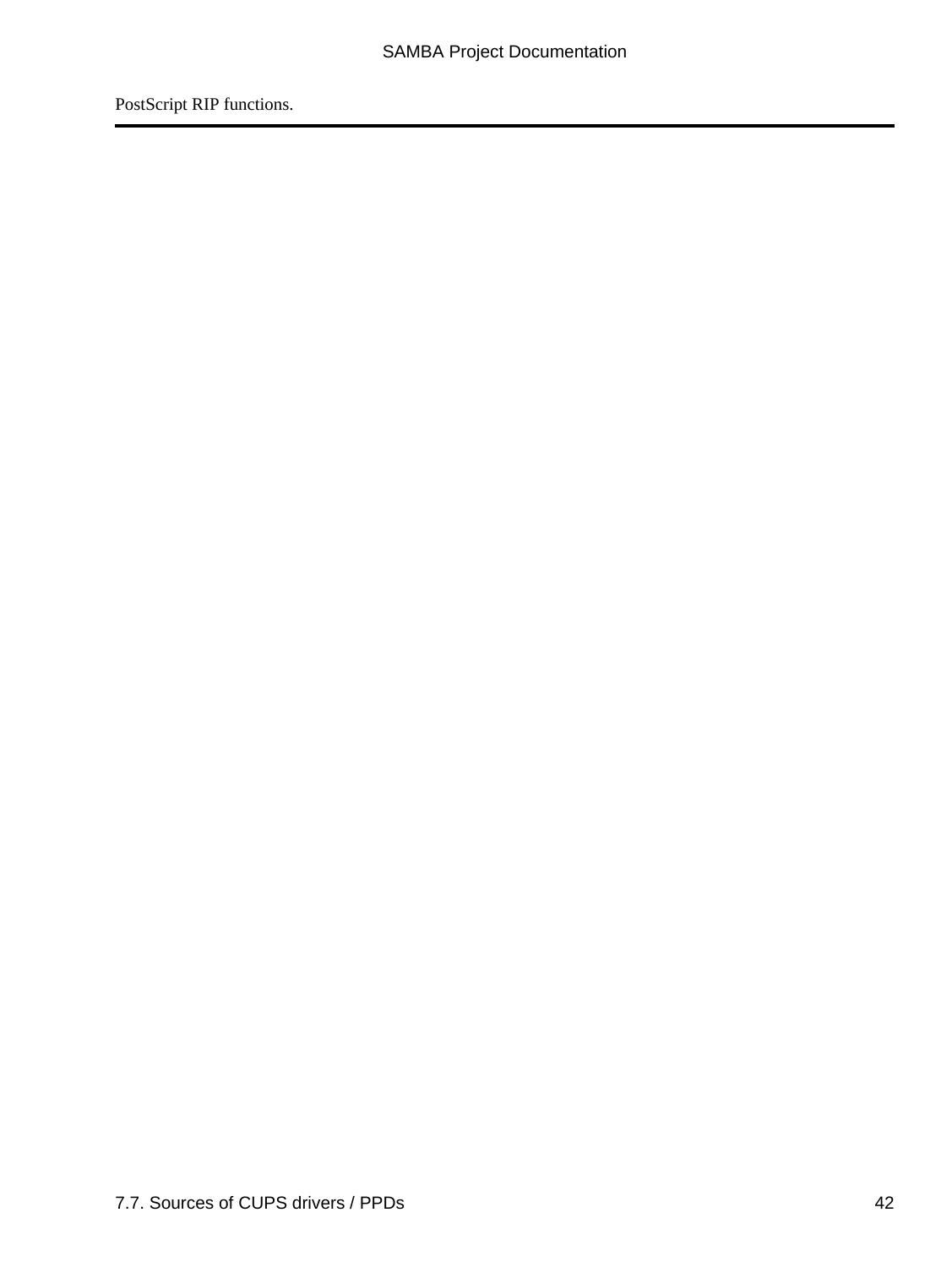PostScript RIP functions.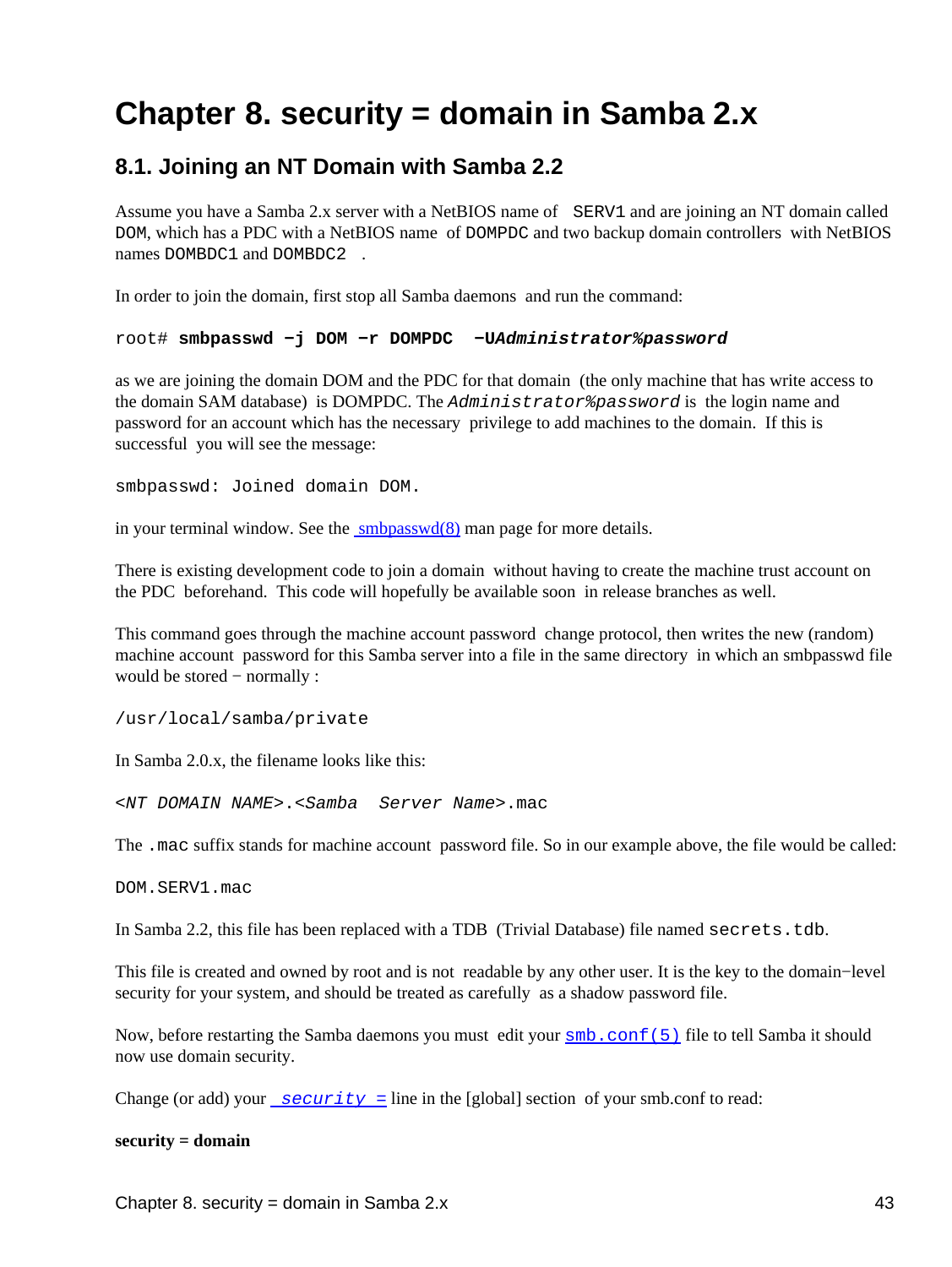# Chapter 8. security = domain in Samba 2.x

## 8.1. Joining an NT Domain with Samba 2.2

Assume you have a Samba 2.x server with a NetBIOS name of `SERV1` and are joining an NT domain called `DOM`, which has a PDC with a NetBIOS name of `DOMPDC` and two backup domain controllers with NetBIOS names `DOMBDC1` and `DOMBDC2` .

In order to join the domain, first stop all Samba daemons and run the command:

```
root# smbpasswd −j DOM −r DOMPDC  −UAdministrator%password
```

as we are joining the domain DOM and the PDC for that domain (the only machine that has write access to the domain SAM database) is DOMPDC. The *`Administrator%password`* is the login name and password for an account which has the necessary privilege to add machines to the domain. If this is successful you will see the message:

```
smbpasswd: Joined domain DOM.
```

in your terminal window. See the [smbpasswd(8)]() man page for more details.

There is existing development code to join a domain without having to create the machine trust account on the PDC beforehand. This code will hopefully be available soon in release branches as well.

This command goes through the machine account password change protocol, then writes the new (random) machine account password for this Samba server into a file in the same directory in which an smbpasswd file would be stored − normally :

```
/usr/local/samba/private
```

In Samba 2.0.x, the filename looks like this:

*`<NT DOMAIN NAME>`*`.`*`<Samba Server Name>`*`.mac`

The `.mac` suffix stands for machine account password file. So in our example above, the file would be called:

```
DOM.SERV1.mac
```

In Samba 2.2, this file has been replaced with a TDB (Trivial Database) file named `secrets.tdb`.

This file is created and owned by root and is not readable by any other user. It is the key to the domain−level security for your system, and should be treated as carefully as a shadow password file.

Now, before restarting the Samba daemons you must edit your [`smb.conf(5)`]() file to tell Samba it should now use domain security.

Change (or add) your [*`security =`*]() line in the [global] section of your smb.conf to read:

**security = domain**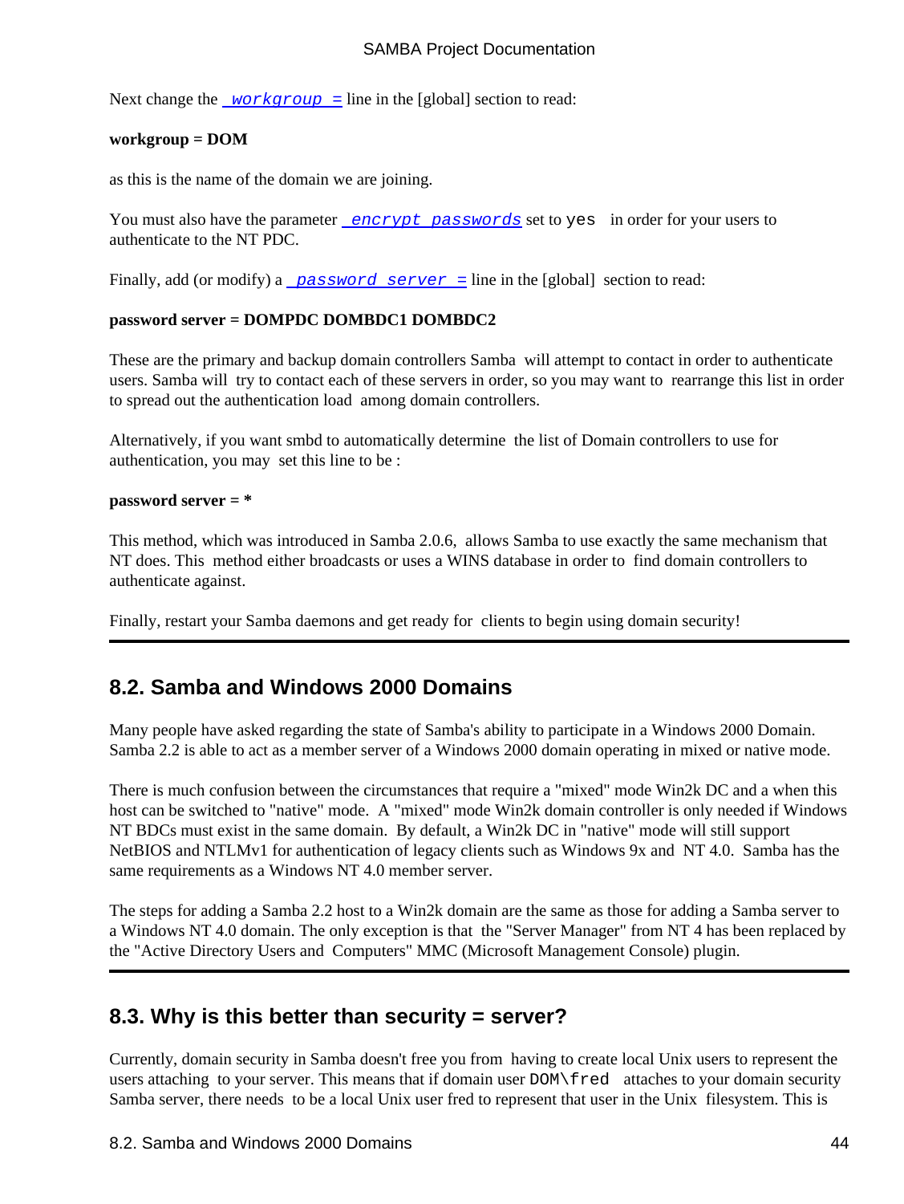Next change the *workgroup =* line in the [global] section to read:

**workgroup = DOM**

as this is the name of the domain we are joining.

You must also have the parameter *encrypt passwords* set to `yes` in order for your users to authenticate to the NT PDC.

Finally, add (or modify) a *password server =* line in the [global] section to read:

**password server = DOMPDC DOMBDC1 DOMBDC2**

These are the primary and backup domain controllers Samba will attempt to contact in order to authenticate users. Samba will try to contact each of these servers in order, so you may want to rearrange this list in order to spread out the authentication load among domain controllers.

Alternatively, if you want smbd to automatically determine the list of Domain controllers to use for authentication, you may set this line to be :

**password server = ***

This method, which was introduced in Samba 2.0.6, allows Samba to use exactly the same mechanism that NT does. This method either broadcasts or uses a WINS database in order to find domain controllers to authenticate against.

Finally, restart your Samba daemons and get ready for clients to begin using domain security!

---

## 8.2. Samba and Windows 2000 Domains

Many people have asked regarding the state of Samba's ability to participate in a Windows 2000 Domain. Samba 2.2 is able to act as a member server of a Windows 2000 domain operating in mixed or native mode.

There is much confusion between the circumstances that require a "mixed" mode Win2k DC and a when this host can be switched to "native" mode. A "mixed" mode Win2k domain controller is only needed if Windows NT BDCs must exist in the same domain. By default, a Win2k DC in "native" mode will still support NetBIOS and NTLMv1 for authentication of legacy clients such as Windows 9x and NT 4.0. Samba has the same requirements as a Windows NT 4.0 member server.

The steps for adding a Samba 2.2 host to a Win2k domain are the same as those for adding a Samba server to a Windows NT 4.0 domain. The only exception is that the "Server Manager" from NT 4 has been replaced by the "Active Directory Users and Computers" MMC (Microsoft Management Console) plugin.

---

## 8.3. Why is this better than security = server?

Currently, domain security in Samba doesn't free you from having to create local Unix users to represent the users attaching to your server. This means that if domain user `DOM\fred` attaches to your domain security Samba server, there needs to be a local Unix user fred to represent that user in the Unix filesystem. This is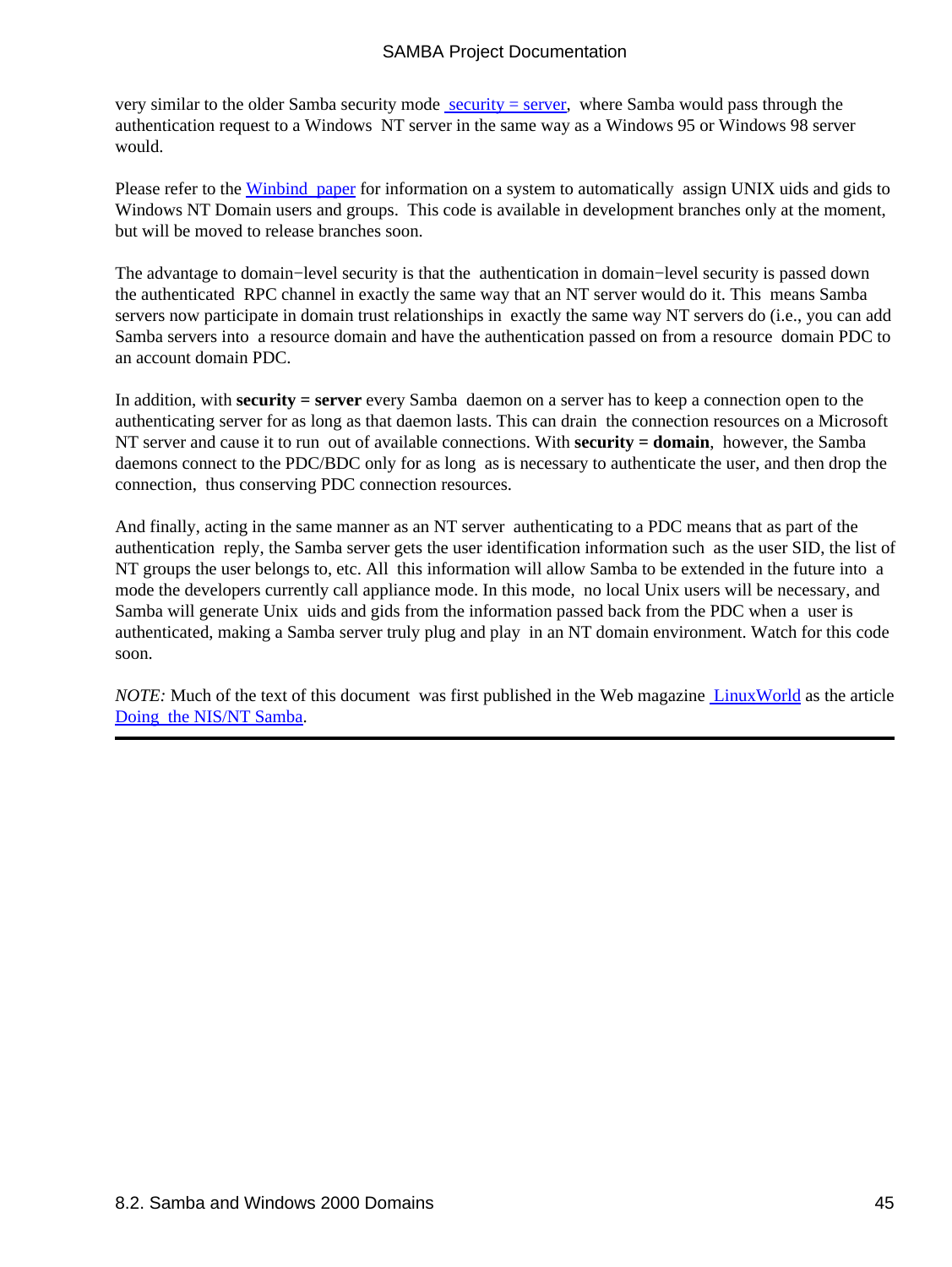very similar to the older Samba security mode security = server, where Samba would pass through the authentication request to a Windows NT server in the same way as a Windows 95 or Windows 98 server would.

Please refer to the Winbind paper for information on a system to automatically assign UNIX uids and gids to Windows NT Domain users and groups. This code is available in development branches only at the moment, but will be moved to release branches soon.

The advantage to domain−level security is that the authentication in domain−level security is passed down the authenticated RPC channel in exactly the same way that an NT server would do it. This means Samba servers now participate in domain trust relationships in exactly the same way NT servers do (i.e., you can add Samba servers into a resource domain and have the authentication passed on from a resource domain PDC to an account domain PDC.

In addition, with **security = server** every Samba daemon on a server has to keep a connection open to the authenticating server for as long as that daemon lasts. This can drain the connection resources on a Microsoft NT server and cause it to run out of available connections. With **security = domain**, however, the Samba daemons connect to the PDC/BDC only for as long as is necessary to authenticate the user, and then drop the connection, thus conserving PDC connection resources.

And finally, acting in the same manner as an NT server authenticating to a PDC means that as part of the authentication reply, the Samba server gets the user identification information such as the user SID, the list of NT groups the user belongs to, etc. All this information will allow Samba to be extended in the future into a mode the developers currently call appliance mode. In this mode, no local Unix users will be necessary, and Samba will generate Unix uids and gids from the information passed back from the PDC when a user is authenticated, making a Samba server truly plug and play in an NT domain environment. Watch for this code soon.

*NOTE:* Much of the text of this document was first published in the Web magazine LinuxWorld as the article Doing the NIS/NT Samba.

---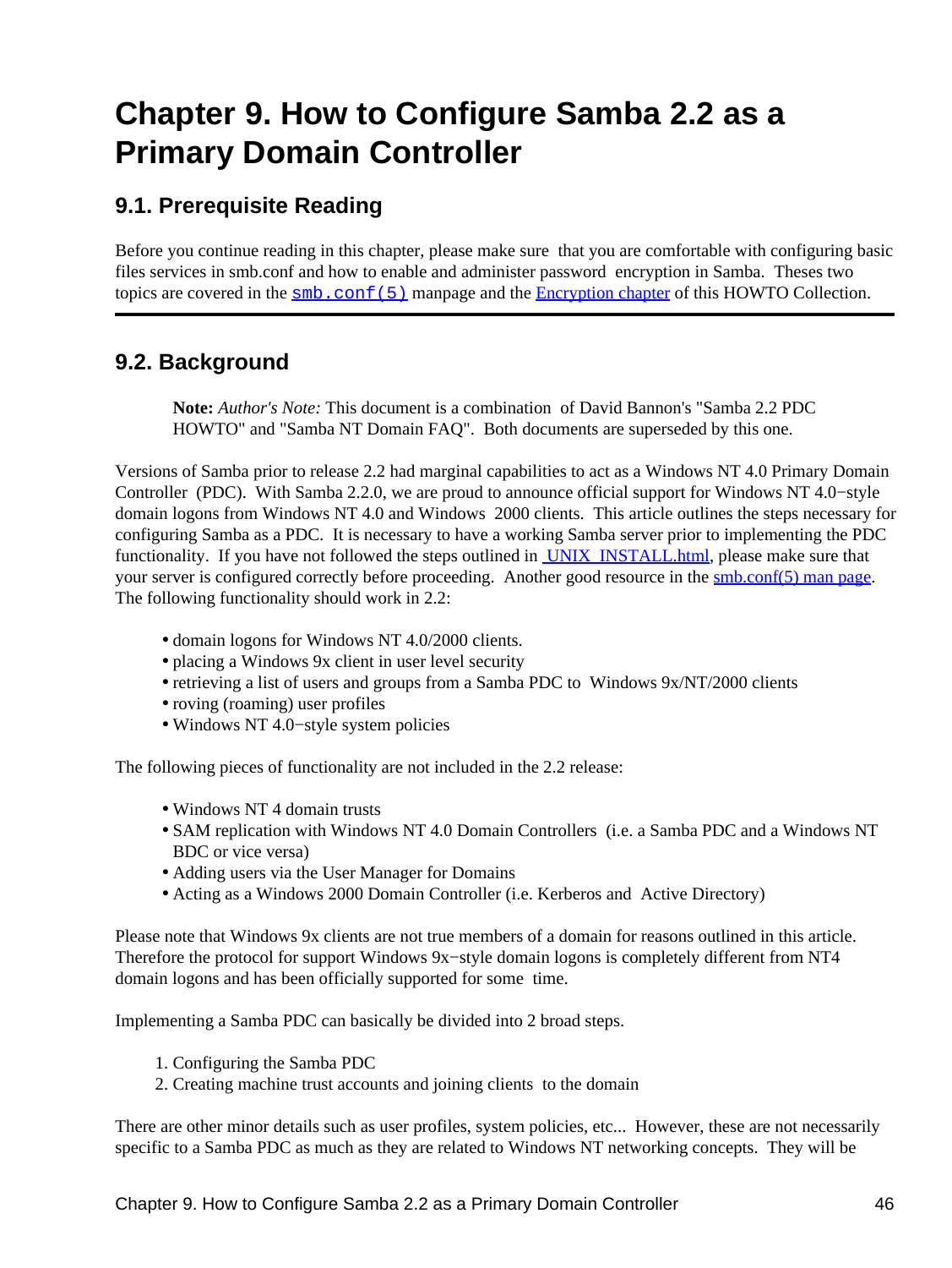# Chapter 9. How to Configure Samba 2.2 as a Primary Domain Controller

## 9.1. Prerequisite Reading

Before you continue reading in this chapter, please make sure that you are comfortable with configuring basic files services in smb.conf and how to enable and administer password encryption in Samba. Theses two topics are covered in the `smb.conf(5)` manpage and the Encryption chapter of this HOWTO Collection.

---

## 9.2. Background

> **Note:** *Author's Note:* This document is a combination of David Bannon's "Samba 2.2 PDC HOWTO" and "Samba NT Domain FAQ". Both documents are superseded by this one.

Versions of Samba prior to release 2.2 had marginal capabilities to act as a Windows NT 4.0 Primary Domain Controller (PDC). With Samba 2.2.0, we are proud to announce official support for Windows NT 4.0−style domain logons from Windows NT 4.0 and Windows 2000 clients. This article outlines the steps necessary for configuring Samba as a PDC. It is necessary to have a working Samba server prior to implementing the PDC functionality. If you have not followed the steps outlined in UNIX_INSTALL.html, please make sure that your server is configured correctly before proceeding. Another good resource in the smb.conf(5) man page. The following functionality should work in 2.2:

- domain logons for Windows NT 4.0/2000 clients.
- placing a Windows 9x client in user level security
- retrieving a list of users and groups from a Samba PDC to Windows 9x/NT/2000 clients
- roving (roaming) user profiles
- Windows NT 4.0−style system policies

The following pieces of functionality are not included in the 2.2 release:

- Windows NT 4 domain trusts
- SAM replication with Windows NT 4.0 Domain Controllers (i.e. a Samba PDC and a Windows NT BDC or vice versa)
- Adding users via the User Manager for Domains
- Acting as a Windows 2000 Domain Controller (i.e. Kerberos and Active Directory)

Please note that Windows 9x clients are not true members of a domain for reasons outlined in this article. Therefore the protocol for support Windows 9x−style domain logons is completely different from NT4 domain logons and has been officially supported for some time.

Implementing a Samba PDC can basically be divided into 2 broad steps.

1. Configuring the Samba PDC
2. Creating machine trust accounts and joining clients to the domain

There are other minor details such as user profiles, system policies, etc... However, these are not necessarily specific to a Samba PDC as much as they are related to Windows NT networking concepts. They will be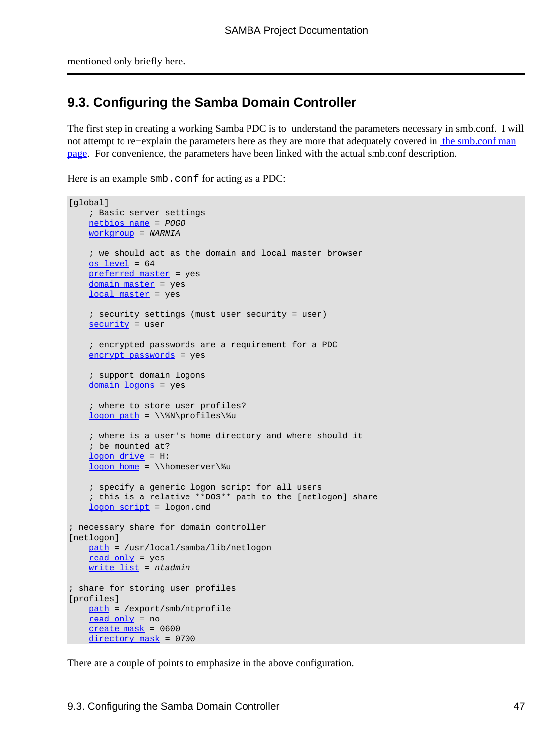mentioned only briefly here.

---

## 9.3. Configuring the Samba Domain Controller

The first step in creating a working Samba PDC is to understand the parameters necessary in smb.conf. I will not attempt to re−explain the parameters here as they are more that adequately covered in [the smb.conf man page](). For convenience, the parameters have been linked with the actual smb.conf description.

Here is an example `smb.conf` for acting as a PDC:

```
[global]
    ; Basic server settings
    netbios name = POGO
    workgroup = NARNIA

    ; we should act as the domain and local master browser
    os level = 64
    preferred master = yes
    domain master = yes
    local master = yes

    ; security settings (must user security = user)
    security = user

    ; encrypted passwords are a requirement for a PDC
    encrypt passwords = yes

    ; support domain logons
    domain logons = yes

    ; where to store user profiles?
    logon path = \\%N\profiles\%u

    ; where is a user's home directory and where should it
    ; be mounted at?
    logon drive = H:
    logon home = \\homeserver\%u

    ; specify a generic logon script for all users
    ; this is a relative **DOS** path to the [netlogon] share
    logon script = logon.cmd

; necessary share for domain controller
[netlogon]
    path = /usr/local/samba/lib/netlogon
    read only = yes
    write list = ntadmin

; share for storing user profiles
[profiles]
    path = /export/smb/ntprofile
    read only = no
    create mask = 0600
    directory mask = 0700
```

There are a couple of points to emphasize in the above configuration.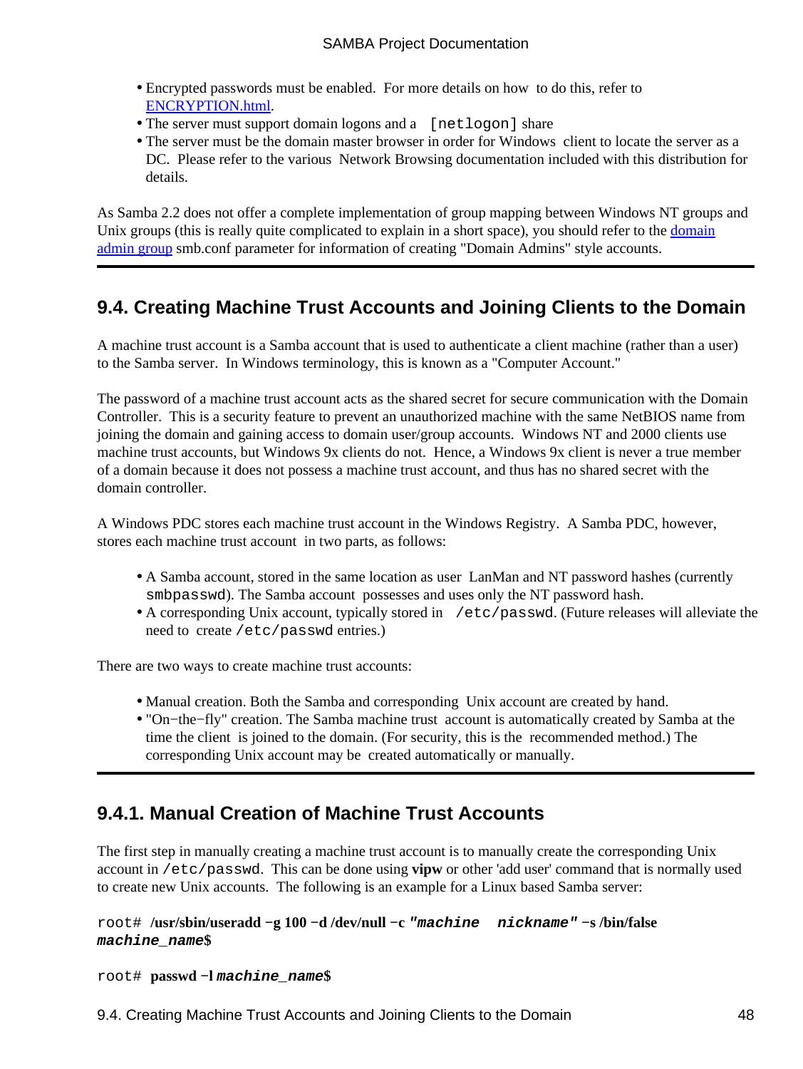- Encrypted passwords must be enabled. For more details on how to do this, refer to ENCRYPTION.html.
- The server must support domain logons and a `[netlogon]` share
- The server must be the domain master browser in order for Windows client to locate the server as a DC. Please refer to the various Network Browsing documentation included with this distribution for details.

As Samba 2.2 does not offer a complete implementation of group mapping between Windows NT groups and Unix groups (this is really quite complicated to explain in a short space), you should refer to the domain admin group smb.conf parameter for information of creating "Domain Admins" style accounts.

## 9.4. Creating Machine Trust Accounts and Joining Clients to the Domain

A machine trust account is a Samba account that is used to authenticate a client machine (rather than a user) to the Samba server. In Windows terminology, this is known as a "Computer Account."

The password of a machine trust account acts as the shared secret for secure communication with the Domain Controller. This is a security feature to prevent an unauthorized machine with the same NetBIOS name from joining the domain and gaining access to domain user/group accounts. Windows NT and 2000 clients use machine trust accounts, but Windows 9x clients do not. Hence, a Windows 9x client is never a true member of a domain because it does not possess a machine trust account, and thus has no shared secret with the domain controller.

A Windows PDC stores each machine trust account in the Windows Registry. A Samba PDC, however, stores each machine trust account in two parts, as follows:

- A Samba account, stored in the same location as user LanMan and NT password hashes (currently `smbpasswd`). The Samba account possesses and uses only the NT password hash.
- A corresponding Unix account, typically stored in `/etc/passwd`. (Future releases will alleviate the need to create `/etc/passwd` entries.)

There are two ways to create machine trust accounts:

- Manual creation. Both the Samba and corresponding Unix account are created by hand.
- "On−the−fly" creation. The Samba machine trust account is automatically created by Samba at the time the client is joined to the domain. (For security, this is the recommended method.) The corresponding Unix account may be created automatically or manually.

### 9.4.1. Manual Creation of Machine Trust Accounts

The first step in manually creating a machine trust account is to manually create the corresponding Unix account in `/etc/passwd`. This can be done using **vipw** or other 'add user' command that is normally used to create new Unix accounts. The following is an example for a Linux based Samba server:

```
root# /usr/sbin/useradd -g 100 -d /dev/null -c "machine nickname" -s /bin/false machine_name$
```

```
root# passwd -l machine_name$
```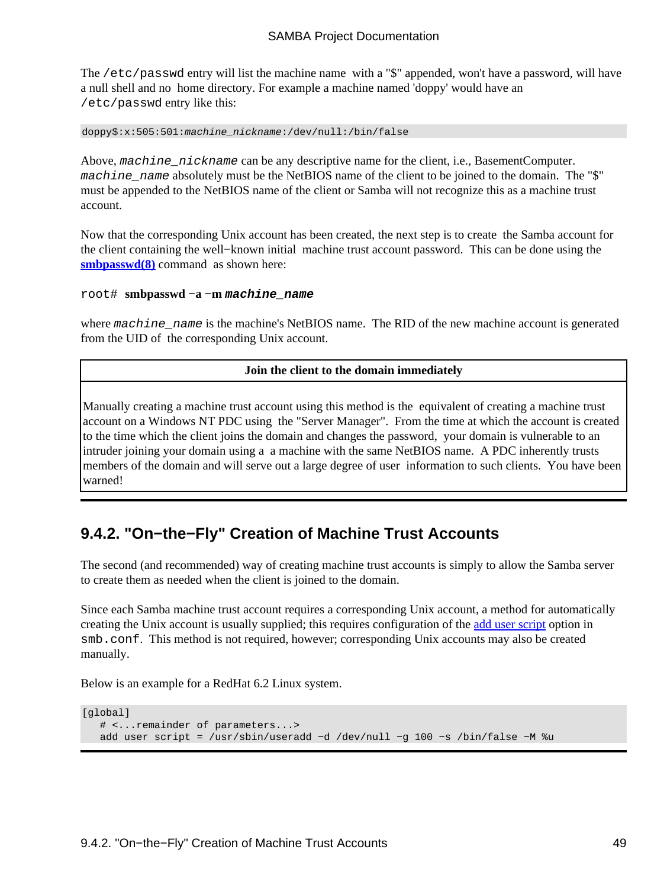The `/etc/passwd` entry will list the machine name with a "$" appended, won't have a password, will have a null shell and no home directory. For example a machine named 'doppy' would have an `/etc/passwd` entry like this:

```
doppy$:x:505:501:machine_nickname:/dev/null:/bin/false
```

Above, *machine_nickname* can be any descriptive name for the client, i.e., BasementComputer. *machine_name* absolutely must be the NetBIOS name of the client to be joined to the domain. The "$" must be appended to the NetBIOS name of the client or Samba will not recognize this as a machine trust account.

Now that the corresponding Unix account has been created, the next step is to create the Samba account for the client containing the well−known initial machine trust account password. This can be done using the **smbpasswd(8)** command as shown here:

root# **smbpasswd −a −m *machine_name***

where *machine_name* is the machine's NetBIOS name. The RID of the new machine account is generated from the UID of the corresponding Unix account.

| Join the client to the domain immediately |
|---|
| Manually creating a machine trust account using this method is the equivalent of creating a machine trust account on a Windows NT PDC using the "Server Manager". From the time at which the account is created to the time which the client joins the domain and changes the password, your domain is vulnerable to an intruder joining your domain using a a machine with the same NetBIOS name. A PDC inherently trusts members of the domain and will serve out a large degree of user information to such clients. You have been warned! |

## 9.4.2. "On−the−Fly" Creation of Machine Trust Accounts

The second (and recommended) way of creating machine trust accounts is simply to allow the Samba server to create them as needed when the client is joined to the domain.

Since each Samba machine trust account requires a corresponding Unix account, a method for automatically creating the Unix account is usually supplied; this requires configuration of the add user script option in `smb.conf`. This method is not required, however; corresponding Unix accounts may also be created manually.

Below is an example for a RedHat 6.2 Linux system.

```
[global]
   # <...remainder of parameters...>
   add user script = /usr/sbin/useradd −d /dev/null −g 100 −s /bin/false −M %u
```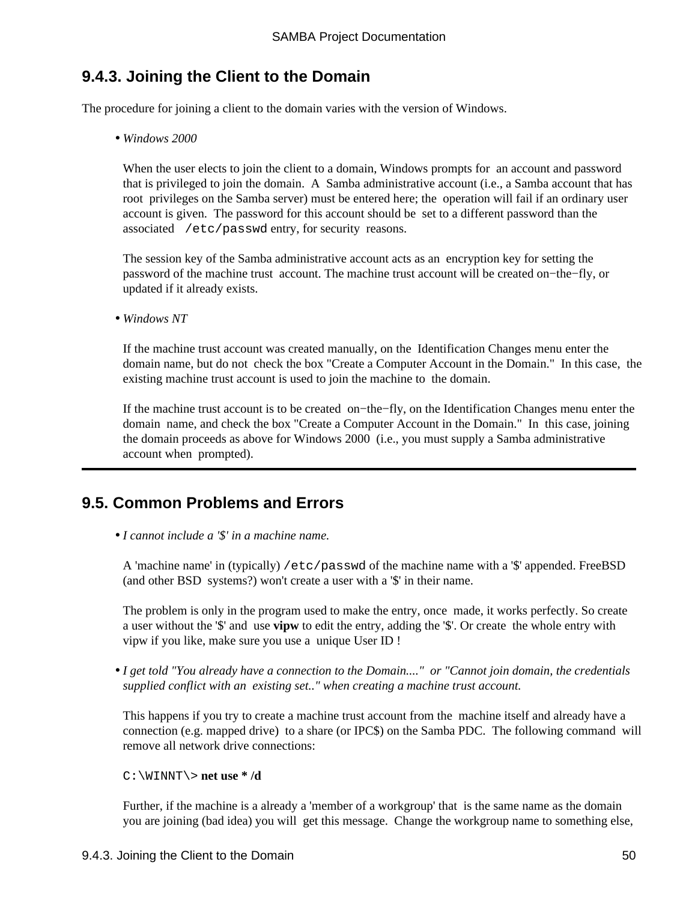### 9.4.3. Joining the Client to the Domain

The procedure for joining a client to the domain varies with the version of Windows.

- *Windows 2000*

  When the user elects to join the client to a domain, Windows prompts for an account and password that is privileged to join the domain. A Samba administrative account (i.e., a Samba account that has root privileges on the Samba server) must be entered here; the operation will fail if an ordinary user account is given. The password for this account should be set to a different password than the associated `/etc/passwd` entry, for security reasons.

  The session key of the Samba administrative account acts as an encryption key for setting the password of the machine trust account. The machine trust account will be created on−the−fly, or updated if it already exists.

- *Windows NT*

  If the machine trust account was created manually, on the Identification Changes menu enter the domain name, but do not check the box "Create a Computer Account in the Domain." In this case, the existing machine trust account is used to join the machine to the domain.

  If the machine trust account is to be created on−the−fly, on the Identification Changes menu enter the domain name, and check the box "Create a Computer Account in the Domain." In this case, joining the domain proceeds as above for Windows 2000 (i.e., you must supply a Samba administrative account when prompted).

---

## 9.5. Common Problems and Errors

- *I cannot include a '$' in a machine name.*

  A 'machine name' in (typically) `/etc/passwd` of the machine name with a '$' appended. FreeBSD (and other BSD systems?) won't create a user with a '$' in their name.

  The problem is only in the program used to make the entry, once made, it works perfectly. So create a user without the '$' and use **vipw** to edit the entry, adding the '$'. Or create the whole entry with vipw if you like, make sure you use a unique User ID !

- *I get told "You already have a connection to the Domain...." or "Cannot join domain, the credentials supplied conflict with an existing set.." when creating a machine trust account.*

  This happens if you try to create a machine trust account from the machine itself and already have a connection (e.g. mapped drive) to a share (or IPC$) on the Samba PDC. The following command will remove all network drive connections:

  `C:\WINNT\>` **net use * /d**

  Further, if the machine is a already a 'member of a workgroup' that is the same name as the domain you are joining (bad idea) you will get this message. Change the workgroup name to something else,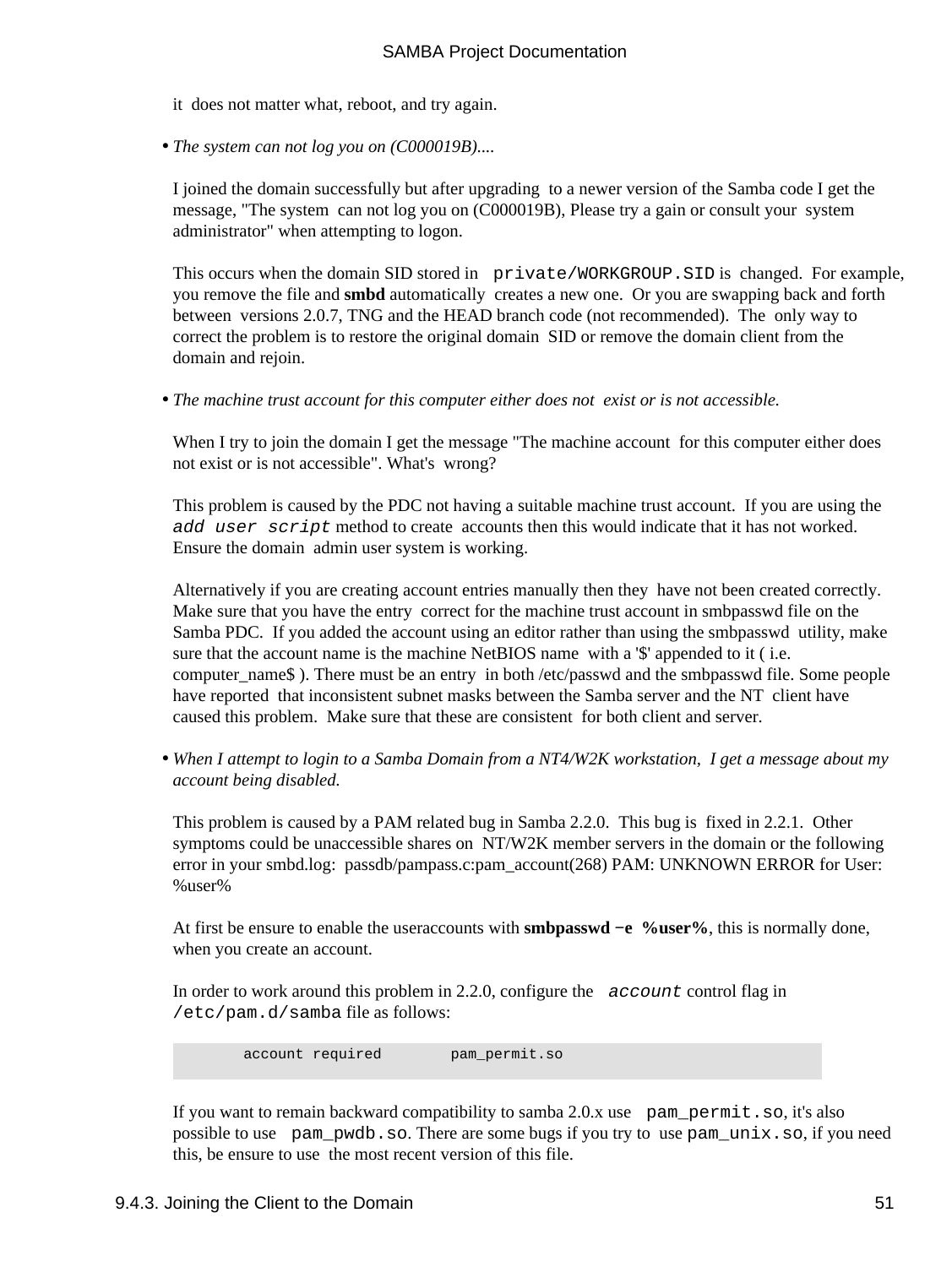it does not matter what, reboot, and try again.

- *The system can not log you on (C000019B)....*

  I joined the domain successfully but after upgrading to a newer version of the Samba code I get the message, "The system can not log you on (C000019B), Please try a gain or consult your system administrator" when attempting to logon.

  This occurs when the domain SID stored in `private/WORKGROUP.SID` is changed. For example, you remove the file and **smbd** automatically creates a new one. Or you are swapping back and forth between versions 2.0.7, TNG and the HEAD branch code (not recommended). The only way to correct the problem is to restore the original domain SID or remove the domain client from the domain and rejoin.

- *The machine trust account for this computer either does not exist or is not accessible.*

  When I try to join the domain I get the message "The machine account for this computer either does not exist or is not accessible". What's wrong?

  This problem is caused by the PDC not having a suitable machine trust account. If you are using the *`add user script`* method to create accounts then this would indicate that it has not worked. Ensure the domain admin user system is working.

  Alternatively if you are creating account entries manually then they have not been created correctly. Make sure that you have the entry correct for the machine trust account in smbpasswd file on the Samba PDC. If you added the account using an editor rather than using the smbpasswd utility, make sure that the account name is the machine NetBIOS name with a '$' appended to it ( i.e. computer_name$ ). There must be an entry in both /etc/passwd and the smbpasswd file. Some people have reported that inconsistent subnet masks between the Samba server and the NT client have caused this problem. Make sure that these are consistent for both client and server.

- *When I attempt to login to a Samba Domain from a NT4/W2K workstation, I get a message about my account being disabled.*

  This problem is caused by a PAM related bug in Samba 2.2.0. This bug is fixed in 2.2.1. Other symptoms could be unaccessible shares on NT/W2K member servers in the domain or the following error in your smbd.log: passdb/pampass.c:pam_account(268) PAM: UNKNOWN ERROR for User: %user%

  At first be ensure to enable the useraccounts with **smbpasswd -e %user%**, this is normally done, when you create an account.

  In order to work around this problem in 2.2.0, configure the *`account`* control flag in `/etc/pam.d/samba` file as follows:

  ```
          account required        pam_permit.so
  ```

  If you want to remain backward compatibility to samba 2.0.x use `pam_permit.so`, it's also possible to use `pam_pwdb.so`. There are some bugs if you try to use `pam_unix.so`, if you need this, be ensure to use the most recent version of this file.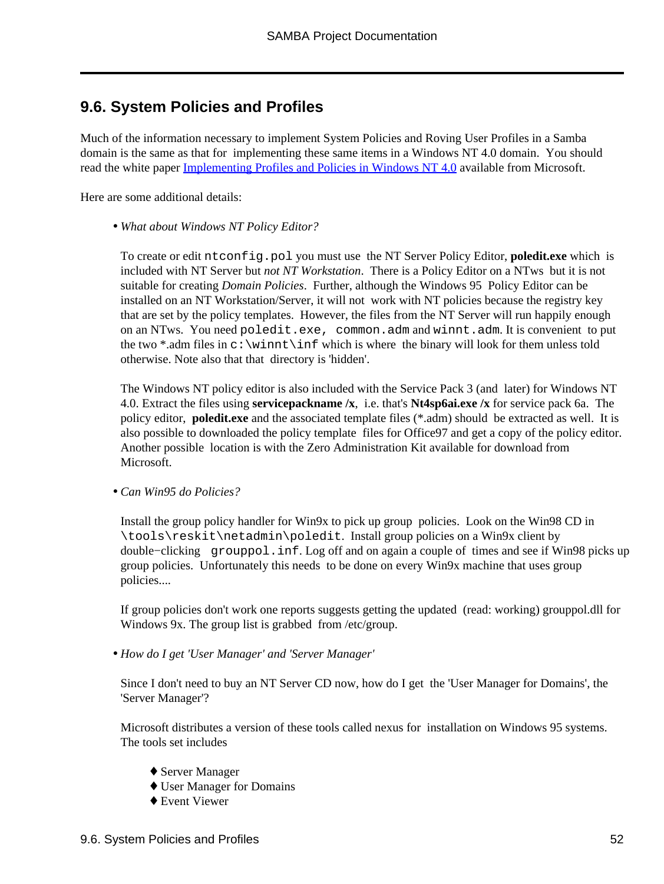## 9.6. System Policies and Profiles

Much of the information necessary to implement System Policies and Roving User Profiles in a Samba domain is the same as that for implementing these same items in a Windows NT 4.0 domain. You should read the white paper [Implementing Profiles and Policies in Windows NT 4.0](#) available from Microsoft.

Here are some additional details:

- *What about Windows NT Policy Editor?*

  To create or edit `ntconfig.pol` you must use the NT Server Policy Editor, **poledit.exe** which is included with NT Server but *not NT Workstation*. There is a Policy Editor on a NTws but it is not suitable for creating *Domain Policies*. Further, although the Windows 95 Policy Editor can be installed on an NT Workstation/Server, it will not work with NT policies because the registry key that are set by the policy templates. However, the files from the NT Server will run happily enough on an NTws. You need `poledit.exe, common.adm` and `winnt.adm`. It is convenient to put the two *.adm files in `c:\winnt\inf` which is where the binary will look for them unless told otherwise. Note also that that directory is 'hidden'.

  The Windows NT policy editor is also included with the Service Pack 3 (and later) for Windows NT 4.0. Extract the files using **servicepackname /x**, i.e. that's **Nt4sp6ai.exe /x** for service pack 6a. The policy editor, **poledit.exe** and the associated template files (*.adm) should be extracted as well. It is also possible to downloaded the policy template files for Office97 and get a copy of the policy editor. Another possible location is with the Zero Administration Kit available for download from Microsoft.

- *Can Win95 do Policies?*

  Install the group policy handler for Win9x to pick up group policies. Look on the Win98 CD in `\tools\reskit\netadmin\poledit`. Install group policies on a Win9x client by double−clicking `grouppol.inf`. Log off and on again a couple of times and see if Win98 picks up group policies. Unfortunately this needs to be done on every Win9x machine that uses group policies....

  If group policies don't work one reports suggests getting the updated (read: working) grouppol.dll for Windows 9x. The group list is grabbed from /etc/group.

- *How do I get 'User Manager' and 'Server Manager'*

  Since I don't need to buy an NT Server CD now, how do I get the 'User Manager for Domains', the 'Server Manager'?

  Microsoft distributes a version of these tools called nexus for installation on Windows 95 systems. The tools set includes

  - Server Manager
  - User Manager for Domains
  - Event Viewer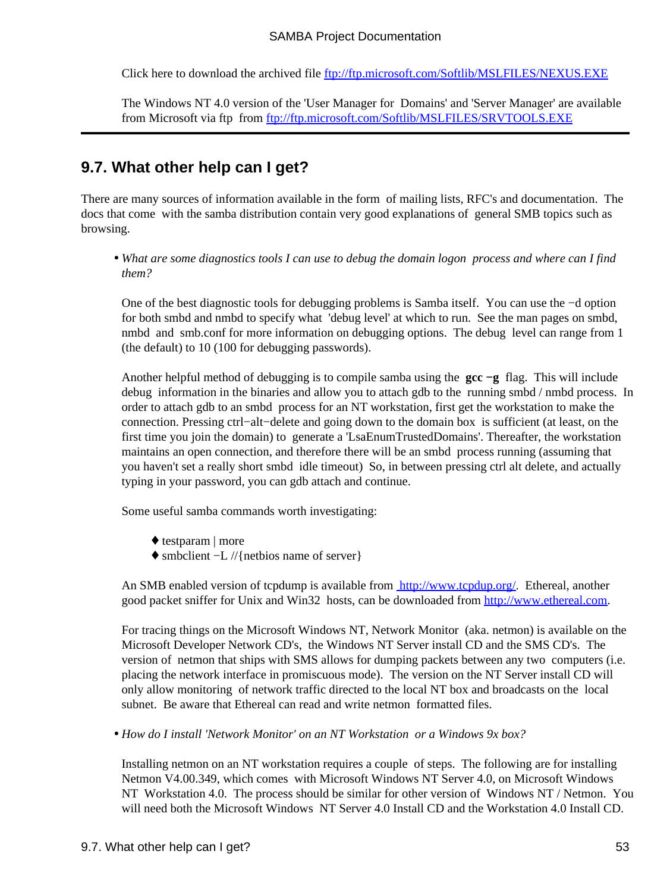Click here to download the archived file [ftp://ftp.microsoft.com/Softlib/MSLFILES/NEXUS.EXE](ftp://ftp.microsoft.com/Softlib/MSLFILES/NEXUS.EXE)

The Windows NT 4.0 version of the 'User Manager for Domains' and 'Server Manager' are available from Microsoft via ftp from [ftp://ftp.microsoft.com/Softlib/MSLFILES/SRVTOOLS.EXE](ftp://ftp.microsoft.com/Softlib/MSLFILES/SRVTOOLS.EXE)

---

## 9.7. What other help can I get?

There are many sources of information available in the form of mailing lists, RFC's and documentation. The docs that come with the samba distribution contain very good explanations of general SMB topics such as browsing.

- *What are some diagnostics tools I can use to debug the domain logon process and where can I find them?*

  One of the best diagnostic tools for debugging problems is Samba itself. You can use the −d option for both smbd and nmbd to specify what 'debug level' at which to run. See the man pages on smbd, nmbd and smb.conf for more information on debugging options. The debug level can range from 1 (the default) to 10 (100 for debugging passwords).

  Another helpful method of debugging is to compile samba using the **gcc −g** flag. This will include debug information in the binaries and allow you to attach gdb to the running smbd / nmbd process. In order to attach gdb to an smbd process for an NT workstation, first get the workstation to make the connection. Pressing ctrl−alt−delete and going down to the domain box is sufficient (at least, on the first time you join the domain) to generate a 'LsaEnumTrustedDomains'. Thereafter, the workstation maintains an open connection, and therefore there will be an smbd process running (assuming that you haven't set a really short smbd idle timeout) So, in between pressing ctrl alt delete, and actually typing in your password, you can gdb attach and continue.

  Some useful samba commands worth investigating:

  - testparam | more
  - smbclient −L //{netbios name of server}

  An SMB enabled version of tcpdump is available from [http://www.tcpdup.org/](http://www.tcpdup.org/). Ethereal, another good packet sniffer for Unix and Win32 hosts, can be downloaded from [http://www.ethereal.com](http://www.ethereal.com).

  For tracing things on the Microsoft Windows NT, Network Monitor (aka. netmon) is available on the Microsoft Developer Network CD's, the Windows NT Server install CD and the SMS CD's. The version of netmon that ships with SMS allows for dumping packets between any two computers (i.e. placing the network interface in promiscuous mode). The version on the NT Server install CD will only allow monitoring of network traffic directed to the local NT box and broadcasts on the local subnet. Be aware that Ethereal can read and write netmon formatted files.

- *How do I install 'Network Monitor' on an NT Workstation or a Windows 9x box?*

  Installing netmon on an NT workstation requires a couple of steps. The following are for installing Netmon V4.00.349, which comes with Microsoft Windows NT Server 4.0, on Microsoft Windows NT Workstation 4.0. The process should be similar for other version of Windows NT / Netmon. You will need both the Microsoft Windows NT Server 4.0 Install CD and the Workstation 4.0 Install CD.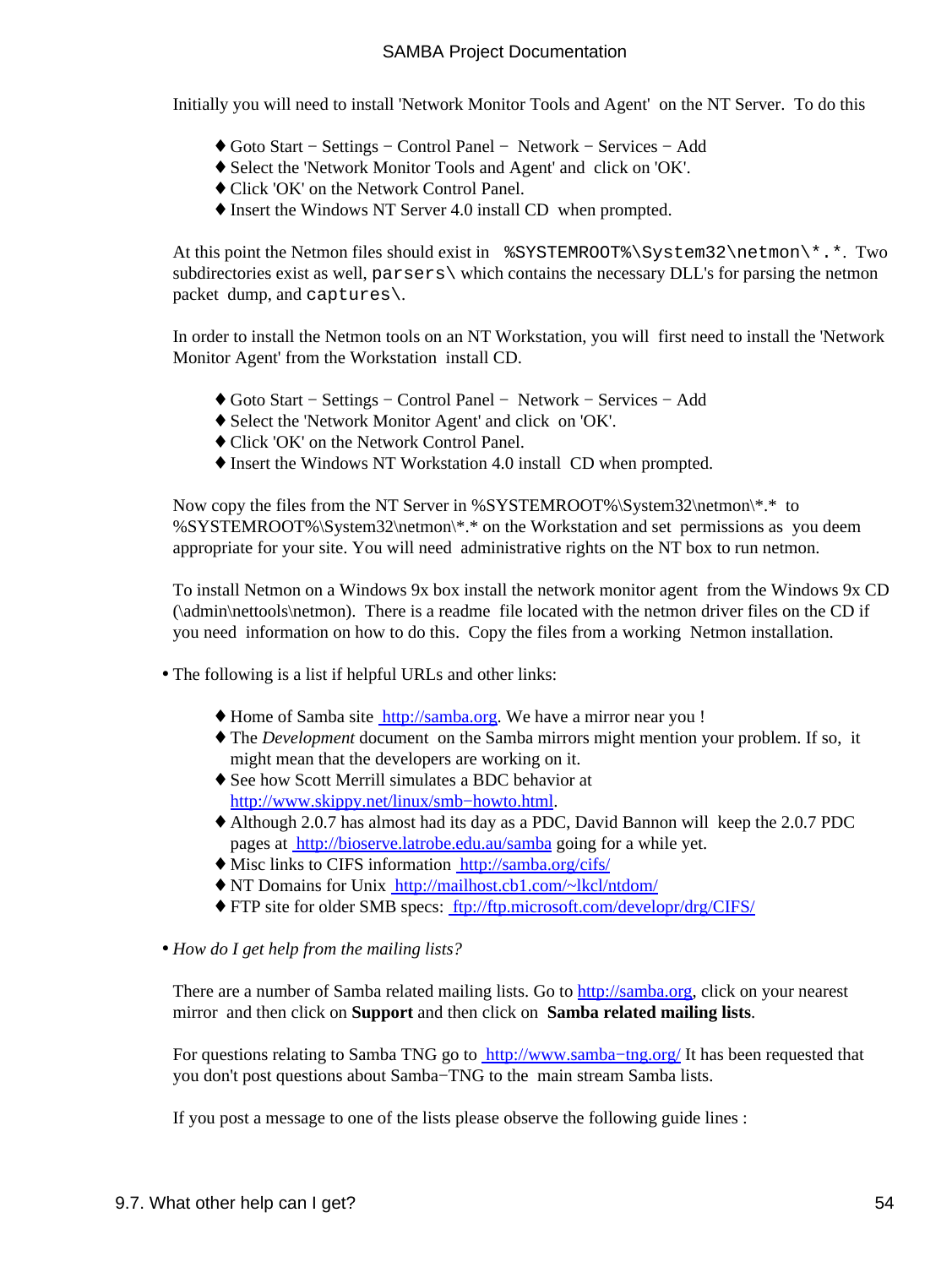Initially you will need to install 'Network Monitor Tools and Agent' on the NT Server. To do this

- Goto Start − Settings − Control Panel − Network − Services − Add
- Select the 'Network Monitor Tools and Agent' and click on 'OK'.
- Click 'OK' on the Network Control Panel.
- Insert the Windows NT Server 4.0 install CD when prompted.

At this point the Netmon files should exist in `%SYSTEMROOT%\System32\netmon\*.*`. Two subdirectories exist as well, `parsers\` which contains the necessary DLL's for parsing the netmon packet dump, and `captures\`.

In order to install the Netmon tools on an NT Workstation, you will first need to install the 'Network Monitor Agent' from the Workstation install CD.

- Goto Start − Settings − Control Panel − Network − Services − Add
- Select the 'Network Monitor Agent' and click on 'OK'.
- Click 'OK' on the Network Control Panel.
- Insert the Windows NT Workstation 4.0 install CD when prompted.

Now copy the files from the NT Server in %SYSTEMROOT%\System32\netmon\*.* to %SYSTEMROOT%\System32\netmon\*.* on the Workstation and set permissions as you deem appropriate for your site. You will need administrative rights on the NT box to run netmon.

To install Netmon on a Windows 9x box install the network monitor agent from the Windows 9x CD (\admin\nettools\netmon). There is a readme file located with the netmon driver files on the CD if you need information on how to do this. Copy the files from a working Netmon installation.

- The following is a list if helpful URLs and other links:
    - Home of Samba site [http://samba.org](http://samba.org). We have a mirror near you !
    - The *Development* document on the Samba mirrors might mention your problem. If so, it might mean that the developers are working on it.
    - See how Scott Merrill simulates a BDC behavior at [http://www.skippy.net/linux/smb−howto.html](http://www.skippy.net/linux/smb-howto.html).
    - Although 2.0.7 has almost had its day as a PDC, David Bannon will keep the 2.0.7 PDC pages at [http://bioserve.latrobe.edu.au/samba](http://bioserve.latrobe.edu.au/samba) going for a while yet.
    - Misc links to CIFS information [http://samba.org/cifs/](http://samba.org/cifs/)
    - NT Domains for Unix [http://mailhost.cb1.com/~lkcl/ntdom/](http://mailhost.cb1.com/~lkcl/ntdom/)
    - FTP site for older SMB specs: [ftp://ftp.microsoft.com/developr/drg/CIFS/](ftp://ftp.microsoft.com/developr/drg/CIFS/)
- *How do I get help from the mailing lists?*

  There are a number of Samba related mailing lists. Go to [http://samba.org](http://samba.org), click on your nearest mirror and then click on **Support** and then click on **Samba related mailing lists**.

  For questions relating to Samba TNG go to [http://www.samba−tng.org/](http://www.samba-tng.org/) It has been requested that you don't post questions about Samba−TNG to the main stream Samba lists.

  If you post a message to one of the lists please observe the following guide lines :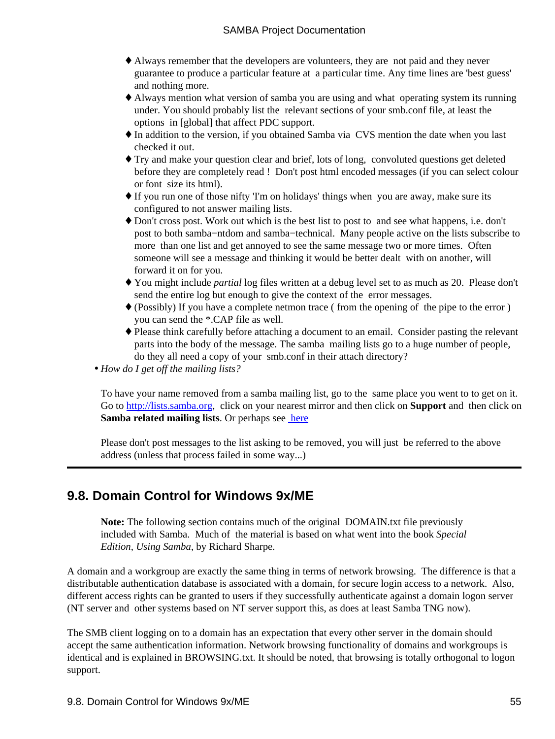- Always remember that the developers are volunteers, they are not paid and they never guarantee to produce a particular feature at a particular time. Any time lines are 'best guess' and nothing more.
- Always mention what version of samba you are using and what operating system its running under. You should probably list the relevant sections of your smb.conf file, at least the options in [global] that affect PDC support.
- In addition to the version, if you obtained Samba via CVS mention the date when you last checked it out.
- Try and make your question clear and brief, lots of long, convoluted questions get deleted before they are completely read ! Don't post html encoded messages (if you can select colour or font size its html).
- If you run one of those nifty 'I'm on holidays' things when you are away, make sure its configured to not answer mailing lists.
- Don't cross post. Work out which is the best list to post to and see what happens, i.e. don't post to both samba−ntdom and samba−technical. Many people active on the lists subscribe to more than one list and get annoyed to see the same message two or more times. Often someone will see a message and thinking it would be better dealt with on another, will forward it on for you.
- You might include *partial* log files written at a debug level set to as much as 20. Please don't send the entire log but enough to give the context of the error messages.
- (Possibly) If you have a complete netmon trace ( from the opening of the pipe to the error ) you can send the *.CAP file as well.
- Please think carefully before attaching a document to an email. Consider pasting the relevant parts into the body of the message. The samba mailing lists go to a huge number of people, do they all need a copy of your smb.conf in their attach directory?

- *How do I get off the mailing lists?*

  To have your name removed from a samba mailing list, go to the same place you went to to get on it. Go to [http://lists.samba.org](http://lists.samba.org), click on your nearest mirror and then click on **Support** and then click on **Samba related mailing lists**. Or perhaps see [here](#)

  Please don't post messages to the list asking to be removed, you will just be referred to the above address (unless that process failed in some way...)

---

## 9.8. Domain Control for Windows 9x/ME

> **Note:** The following section contains much of the original DOMAIN.txt file previously included with Samba. Much of the material is based on what went into the book *Special Edition, Using Samba*, by Richard Sharpe.

A domain and a workgroup are exactly the same thing in terms of network browsing. The difference is that a distributable authentication database is associated with a domain, for secure login access to a network. Also, different access rights can be granted to users if they successfully authenticate against a domain logon server (NT server and other systems based on NT server support this, as does at least Samba TNG now).

The SMB client logging on to a domain has an expectation that every other server in the domain should accept the same authentication information. Network browsing functionality of domains and workgroups is identical and is explained in BROWSING.txt. It should be noted, that browsing is totally orthogonal to logon support.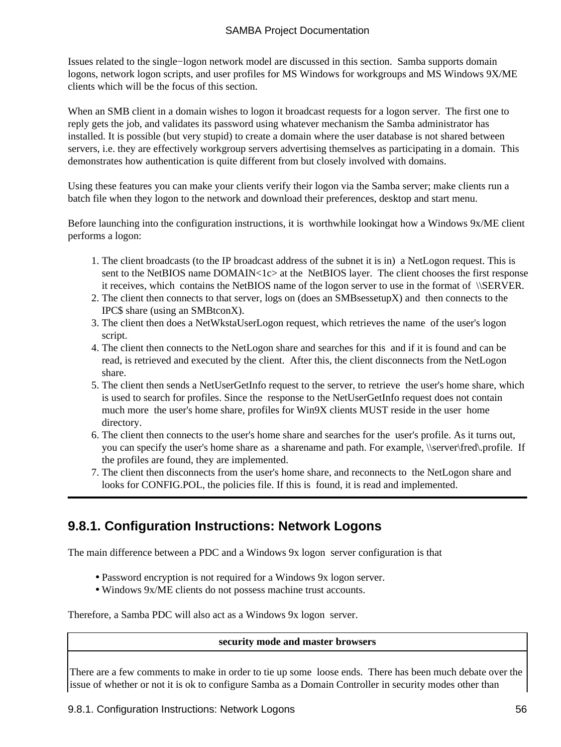Issues related to the single−logon network model are discussed in this section. Samba supports domain logons, network logon scripts, and user profiles for MS Windows for workgroups and MS Windows 9X/ME clients which will be the focus of this section.

When an SMB client in a domain wishes to logon it broadcast requests for a logon server. The first one to reply gets the job, and validates its password using whatever mechanism the Samba administrator has installed. It is possible (but very stupid) to create a domain where the user database is not shared between servers, i.e. they are effectively workgroup servers advertising themselves as participating in a domain. This demonstrates how authentication is quite different from but closely involved with domains.

Using these features you can make your clients verify their logon via the Samba server; make clients run a batch file when they logon to the network and download their preferences, desktop and start menu.

Before launching into the configuration instructions, it is worthwhile lookingat how a Windows 9x/ME client performs a logon:

1. The client broadcasts (to the IP broadcast address of the subnet it is in) a NetLogon request. This is sent to the NetBIOS name DOMAIN<1c> at the NetBIOS layer. The client chooses the first response it receives, which contains the NetBIOS name of the logon server to use in the format of \\SERVER.
2. The client then connects to that server, logs on (does an SMBsessetupX) and then connects to the IPC$ share (using an SMBtconX).
3. The client then does a NetWkstaUserLogon request, which retrieves the name of the user's logon script.
4. The client then connects to the NetLogon share and searches for this and if it is found and can be read, is retrieved and executed by the client. After this, the client disconnects from the NetLogon share.
5. The client then sends a NetUserGetInfo request to the server, to retrieve the user's home share, which is used to search for profiles. Since the response to the NetUserGetInfo request does not contain much more the user's home share, profiles for Win9X clients MUST reside in the user home directory.
6. The client then connects to the user's home share and searches for the user's profile. As it turns out, you can specify the user's home share as a sharename and path. For example, \\server\fred\.profile. If the profiles are found, they are implemented.
7. The client then disconnects from the user's home share, and reconnects to the NetLogon share and looks for CONFIG.POL, the policies file. If this is found, it is read and implemented.

---

## 9.8.1. Configuration Instructions: Network Logons

The main difference between a PDC and a Windows 9x logon server configuration is that

- Password encryption is not required for a Windows 9x logon server.
- Windows 9x/ME clients do not possess machine trust accounts.

Therefore, a Samba PDC will also act as a Windows 9x logon server.

| security mode and master browsers |
| --- |
| There are a few comments to make in order to tie up some loose ends. There has been much debate over the issue of whether or not it is ok to configure Samba as a Domain Controller in security modes other than |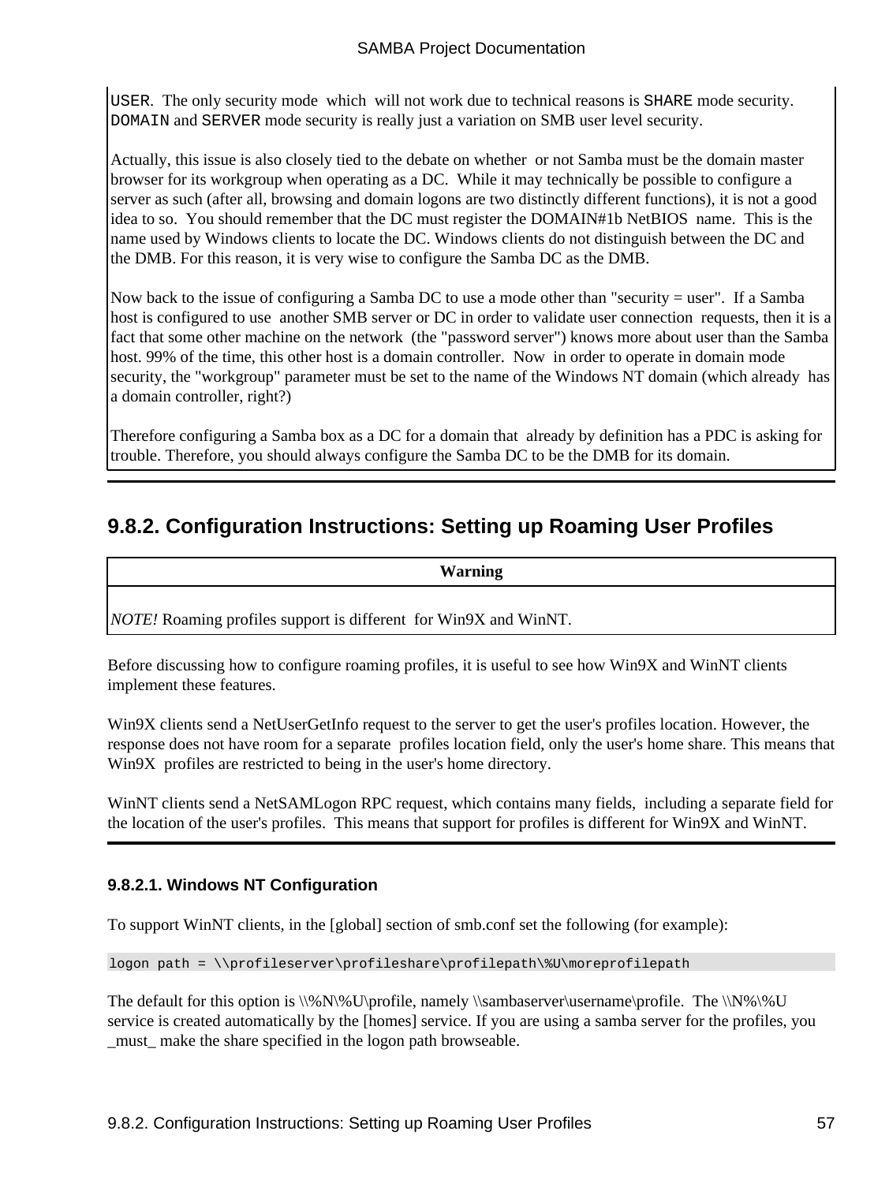USER. The only security mode which will not work due to technical reasons is SHARE mode security. DOMAIN and SERVER mode security is really just a variation on SMB user level security.

Actually, this issue is also closely tied to the debate on whether or not Samba must be the domain master browser for its workgroup when operating as a DC. While it may technically be possible to configure a server as such (after all, browsing and domain logons are two distinctly different functions), it is not a good idea to so. You should remember that the DC must register the DOMAIN#1b NetBIOS name. This is the name used by Windows clients to locate the DC. Windows clients do not distinguish between the DC and the DMB. For this reason, it is very wise to configure the Samba DC as the DMB.

Now back to the issue of configuring a Samba DC to use a mode other than "security = user". If a Samba host is configured to use another SMB server or DC in order to validate user connection requests, then it is a fact that some other machine on the network (the "password server") knows more about user than the Samba host. 99% of the time, this other host is a domain controller. Now in order to operate in domain mode security, the "workgroup" parameter must be set to the name of the Windows NT domain (which already has a domain controller, right?)

Therefore configuring a Samba box as a DC for a domain that already by definition has a PDC is asking for trouble. Therefore, you should always configure the Samba DC to be the DMB for its domain.

## 9.8.2. Configuration Instructions: Setting up Roaming User Profiles

**Warning**

*NOTE!* Roaming profiles support is different for Win9X and WinNT.

Before discussing how to configure roaming profiles, it is useful to see how Win9X and WinNT clients implement these features.

Win9X clients send a NetUserGetInfo request to the server to get the user's profiles location. However, the response does not have room for a separate profiles location field, only the user's home share. This means that Win9X profiles are restricted to being in the user's home directory.

WinNT clients send a NetSAMLogon RPC request, which contains many fields, including a separate field for the location of the user's profiles. This means that support for profiles is different for Win9X and WinNT.

### 9.8.2.1. Windows NT Configuration

To support WinNT clients, in the [global] section of smb.conf set the following (for example):

```
logon path = \\profileserver\profileshare\profilepath\%U\moreprofilepath
```

The default for this option is \\%N\%U\profile, namely \\sambaserver\username\profile. The \\N%\%U service is created automatically by the [homes] service. If you are using a samba server for the profiles, you _must_ make the share specified in the logon path browseable.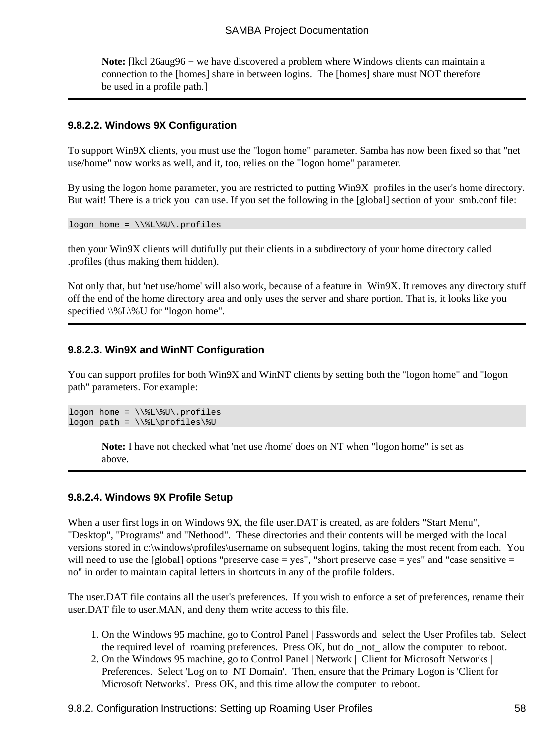**Note:** [lkcl 26aug96 − we have discovered a problem where Windows clients can maintain a connection to the [homes] share in between logins. The [homes] share must NOT therefore be used in a profile path.]

#### 9.8.2.2. Windows 9X Configuration

To support Win9X clients, you must use the "logon home" parameter. Samba has now been fixed so that "net use/home" now works as well, and it, too, relies on the "logon home" parameter.

By using the logon home parameter, you are restricted to putting Win9X profiles in the user's home directory. But wait! There is a trick you can use. If you set the following in the [global] section of your smb.conf file:

```
logon home = \\%L\%U\.profiles
```

then your Win9X clients will dutifully put their clients in a subdirectory of your home directory called .profiles (thus making them hidden).

Not only that, but 'net use/home' will also work, because of a feature in Win9X. It removes any directory stuff off the end of the home directory area and only uses the server and share portion. That is, it looks like you specified \\%L\%U for "logon home".

#### 9.8.2.3. Win9X and WinNT Configuration

You can support profiles for both Win9X and WinNT clients by setting both the "logon home" and "logon path" parameters. For example:

```
logon home = \\%L\%U\.profiles
logon path = \\%L\profiles\%U
```

**Note:** I have not checked what 'net use /home' does on NT when "logon home" is set as above.

#### 9.8.2.4. Windows 9X Profile Setup

When a user first logs in on Windows 9X, the file user.DAT is created, as are folders "Start Menu", "Desktop", "Programs" and "Nethood". These directories and their contents will be merged with the local versions stored in c:\windows\profiles\username on subsequent logins, taking the most recent from each. You will need to use the [global] options "preserve case = yes", "short preserve case = yes" and "case sensitive = no" in order to maintain capital letters in shortcuts in any of the profile folders.

The user.DAT file contains all the user's preferences. If you wish to enforce a set of preferences, rename their user.DAT file to user.MAN, and deny them write access to this file.

1. On the Windows 95 machine, go to Control Panel | Passwords and select the User Profiles tab. Select the required level of roaming preferences. Press OK, but do _not_ allow the computer to reboot.
2. On the Windows 95 machine, go to Control Panel | Network | Client for Microsoft Networks | Preferences. Select 'Log on to NT Domain'. Then, ensure that the Primary Logon is 'Client for Microsoft Networks'. Press OK, and this time allow the computer to reboot.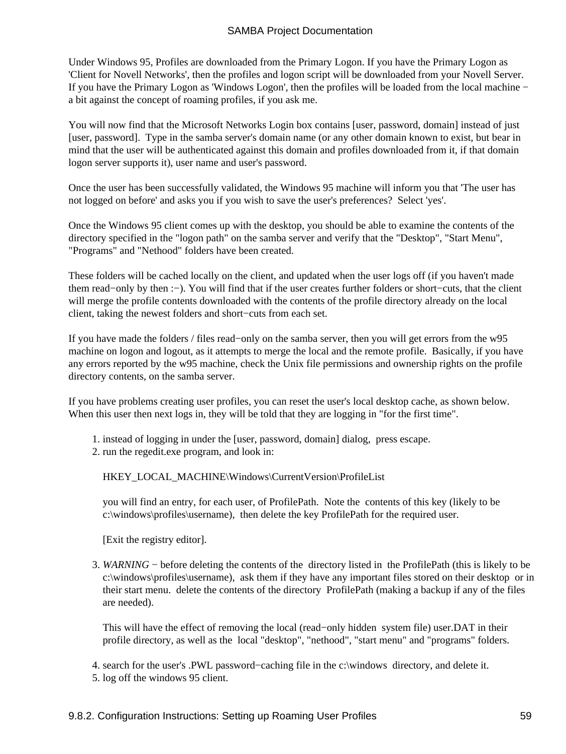Under Windows 95, Profiles are downloaded from the Primary Logon. If you have the Primary Logon as 'Client for Novell Networks', then the profiles and logon script will be downloaded from your Novell Server. If you have the Primary Logon as 'Windows Logon', then the profiles will be loaded from the local machine − a bit against the concept of roaming profiles, if you ask me.

You will now find that the Microsoft Networks Login box contains [user, password, domain] instead of just [user, password]. Type in the samba server's domain name (or any other domain known to exist, but bear in mind that the user will be authenticated against this domain and profiles downloaded from it, if that domain logon server supports it), user name and user's password.

Once the user has been successfully validated, the Windows 95 machine will inform you that 'The user has not logged on before' and asks you if you wish to save the user's preferences? Select 'yes'.

Once the Windows 95 client comes up with the desktop, you should be able to examine the contents of the directory specified in the "logon path" on the samba server and verify that the "Desktop", "Start Menu", "Programs" and "Nethood" folders have been created.

These folders will be cached locally on the client, and updated when the user logs off (if you haven't made them read−only by then :−). You will find that if the user creates further folders or short−cuts, that the client will merge the profile contents downloaded with the contents of the profile directory already on the local client, taking the newest folders and short−cuts from each set.

If you have made the folders / files read−only on the samba server, then you will get errors from the w95 machine on logon and logout, as it attempts to merge the local and the remote profile. Basically, if you have any errors reported by the w95 machine, check the Unix file permissions and ownership rights on the profile directory contents, on the samba server.

If you have problems creating user profiles, you can reset the user's local desktop cache, as shown below. When this user then next logs in, they will be told that they are logging in "for the first time".

1. instead of logging in under the [user, password, domain] dialog, press escape.
2. run the regedit.exe program, and look in:

   HKEY_LOCAL_MACHINE\Windows\CurrentVersion\ProfileList

   you will find an entry, for each user, of ProfilePath. Note the contents of this key (likely to be c:\windows\profiles\username), then delete the key ProfilePath for the required user.

   [Exit the registry editor].
3. *WARNING* − before deleting the contents of the directory listed in the ProfilePath (this is likely to be c:\windows\profiles\username), ask them if they have any important files stored on their desktop or in their start menu. delete the contents of the directory ProfilePath (making a backup if any of the files are needed).

   This will have the effect of removing the local (read−only hidden system file) user.DAT in their profile directory, as well as the local "desktop", "nethood", "start menu" and "programs" folders.
4. search for the user's .PWL password−caching file in the c:\windows directory, and delete it.
5. log off the windows 95 client.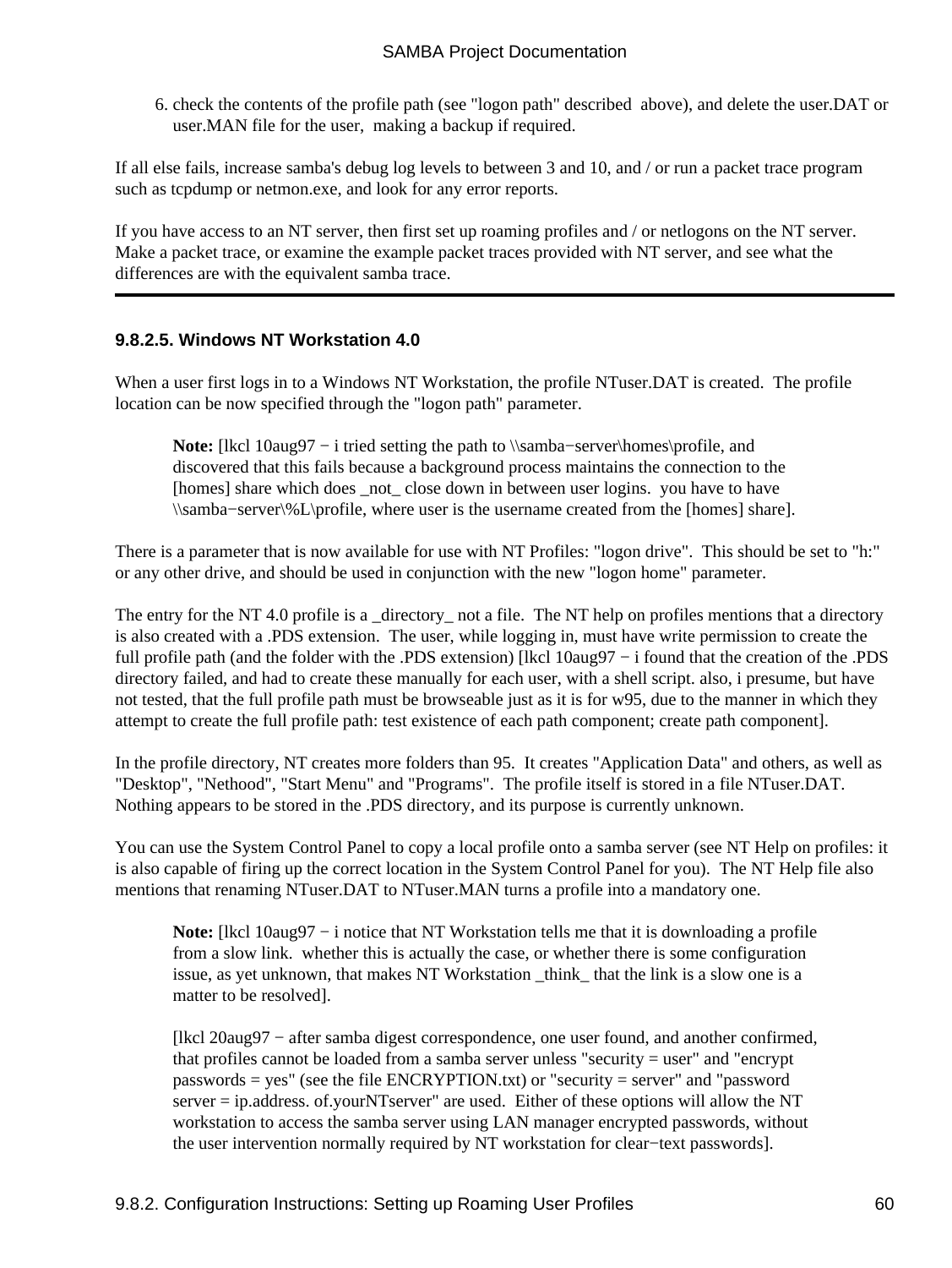6. check the contents of the profile path (see "logon path" described above), and delete the user.DAT or user.MAN file for the user, making a backup if required.

If all else fails, increase samba's debug log levels to between 3 and 10, and / or run a packet trace program such as tcpdump or netmon.exe, and look for any error reports.

If you have access to an NT server, then first set up roaming profiles and / or netlogons on the NT server. Make a packet trace, or examine the example packet traces provided with NT server, and see what the differences are with the equivalent samba trace.

---

#### 9.8.2.5. Windows NT Workstation 4.0

When a user first logs in to a Windows NT Workstation, the profile NTuser.DAT is created. The profile location can be now specified through the "logon path" parameter.

> **Note:** [lkcl 10aug97 − i tried setting the path to \\samba−server\homes\profile, and discovered that this fails because a background process maintains the connection to the [homes] share which does _not_ close down in between user logins. you have to have \\samba−server\%L\profile, where user is the username created from the [homes] share].

There is a parameter that is now available for use with NT Profiles: "logon drive". This should be set to "h:" or any other drive, and should be used in conjunction with the new "logon home" parameter.

The entry for the NT 4.0 profile is a _directory_ not a file. The NT help on profiles mentions that a directory is also created with a .PDS extension. The user, while logging in, must have write permission to create the full profile path (and the folder with the .PDS extension) [lkcl 10aug97 − i found that the creation of the .PDS directory failed, and had to create these manually for each user, with a shell script. also, i presume, but have not tested, that the full profile path must be browseable just as it is for w95, due to the manner in which they attempt to create the full profile path: test existence of each path component; create path component].

In the profile directory, NT creates more folders than 95. It creates "Application Data" and others, as well as "Desktop", "Nethood", "Start Menu" and "Programs". The profile itself is stored in a file NTuser.DAT. Nothing appears to be stored in the .PDS directory, and its purpose is currently unknown.

You can use the System Control Panel to copy a local profile onto a samba server (see NT Help on profiles: it is also capable of firing up the correct location in the System Control Panel for you). The NT Help file also mentions that renaming NTuser.DAT to NTuser.MAN turns a profile into a mandatory one.

> **Note:** [lkcl 10aug97 − i notice that NT Workstation tells me that it is downloading a profile from a slow link. whether this is actually the case, or whether there is some configuration issue, as yet unknown, that makes NT Workstation _think_ that the link is a slow one is a matter to be resolved].
>
> [lkcl 20aug97 − after samba digest correspondence, one user found, and another confirmed, that profiles cannot be loaded from a samba server unless "security = user" and "encrypt passwords = yes" (see the file ENCRYPTION.txt) or "security = server" and "password server = ip.address. of.yourNTserver" are used. Either of these options will allow the NT workstation to access the samba server using LAN manager encrypted passwords, without the user intervention normally required by NT workstation for clear−text passwords].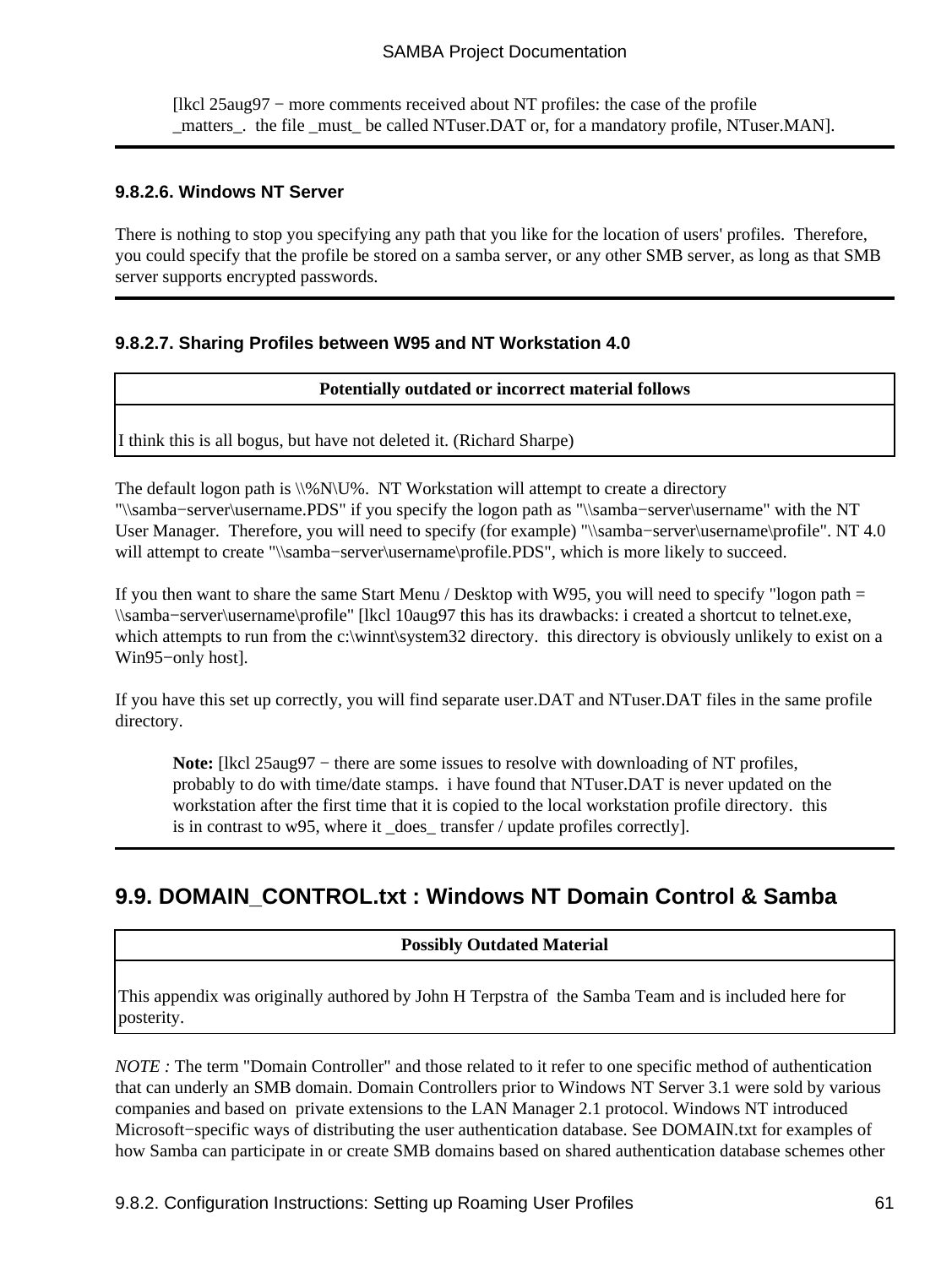[lkcl 25aug97 − more comments received about NT profiles: the case of the profile _matters_. the file _must_ be called NTuser.DAT or, for a mandatory profile, NTuser.MAN].

---

#### 9.8.2.6. Windows NT Server

There is nothing to stop you specifying any path that you like for the location of users' profiles. Therefore, you could specify that the profile be stored on a samba server, or any other SMB server, as long as that SMB server supports encrypted passwords.

---

#### 9.8.2.7. Sharing Profiles between W95 and NT Workstation 4.0

| Potentially outdated or incorrect material follows |
| --- |
| I think this is all bogus, but have not deleted it. (Richard Sharpe) |

The default logon path is \\%N\U%. NT Workstation will attempt to create a directory "\\samba−server\username.PDS" if you specify the logon path as "\\samba−server\username" with the NT User Manager. Therefore, you will need to specify (for example) "\\samba−server\username\profile". NT 4.0 will attempt to create "\\samba−server\username\profile.PDS", which is more likely to succeed.

If you then want to share the same Start Menu / Desktop with W95, you will need to specify "logon path = \\samba−server\username\profile" [lkcl 10aug97 this has its drawbacks: i created a shortcut to telnet.exe, which attempts to run from the c:\winnt\system32 directory. this directory is obviously unlikely to exist on a Win95−only host].

If you have this set up correctly, you will find separate user.DAT and NTuser.DAT files in the same profile directory.

> **Note:** [lkcl 25aug97 − there are some issues to resolve with downloading of NT profiles, probably to do with time/date stamps. i have found that NTuser.DAT is never updated on the workstation after the first time that it is copied to the local workstation profile directory. this is in contrast to w95, where it _does_ transfer / update profiles correctly].

---

## 9.9. DOMAIN_CONTROL.txt : Windows NT Domain Control & Samba

| Possibly Outdated Material |
| --- |
| This appendix was originally authored by John H Terpstra of the Samba Team and is included here for posterity. |

*NOTE :* The term "Domain Controller" and those related to it refer to one specific method of authentication that can underly an SMB domain. Domain Controllers prior to Windows NT Server 3.1 were sold by various companies and based on private extensions to the LAN Manager 2.1 protocol. Windows NT introduced Microsoft−specific ways of distributing the user authentication database. See DOMAIN.txt for examples of how Samba can participate in or create SMB domains based on shared authentication database schemes other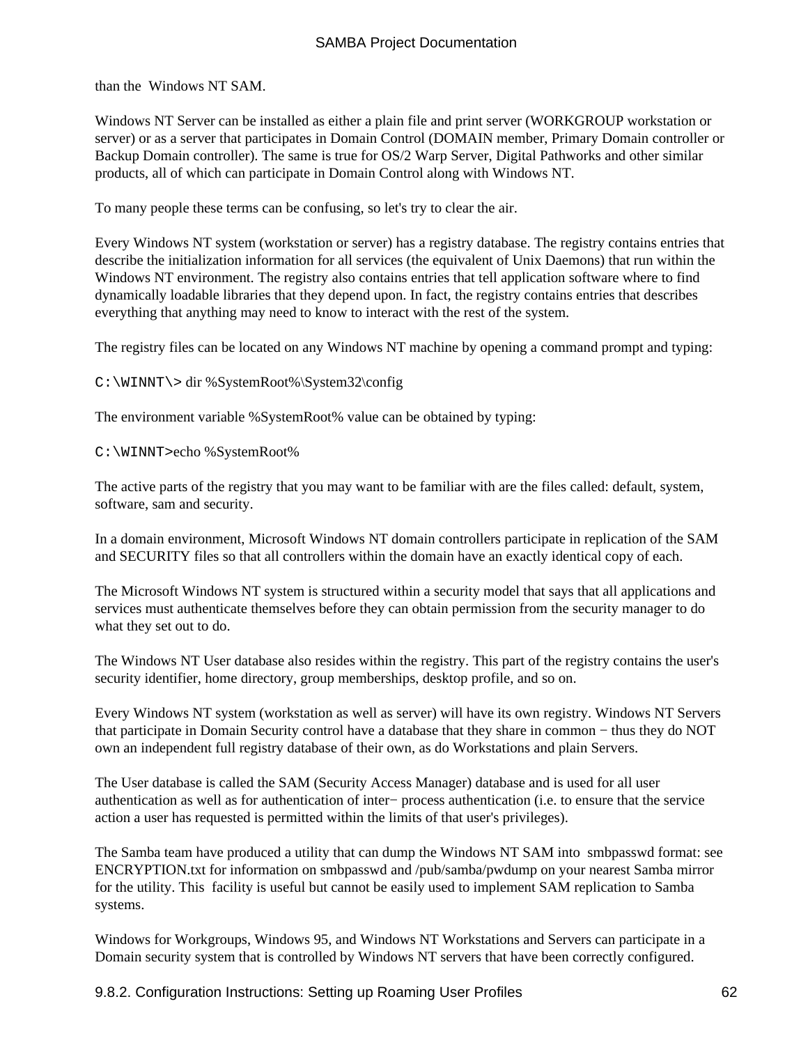than the Windows NT SAM.

Windows NT Server can be installed as either a plain file and print server (WORKGROUP workstation or server) or as a server that participates in Domain Control (DOMAIN member, Primary Domain controller or Backup Domain controller). The same is true for OS/2 Warp Server, Digital Pathworks and other similar products, all of which can participate in Domain Control along with Windows NT.

To many people these terms can be confusing, so let's try to clear the air.

Every Windows NT system (workstation or server) has a registry database. The registry contains entries that describe the initialization information for all services (the equivalent of Unix Daemons) that run within the Windows NT environment. The registry also contains entries that tell application software where to find dynamically loadable libraries that they depend upon. In fact, the registry contains entries that describes everything that anything may need to know to interact with the rest of the system.

The registry files can be located on any Windows NT machine by opening a command prompt and typing:

`C:\WINNT\>` dir %SystemRoot%\System32\config

The environment variable %SystemRoot% value can be obtained by typing:

`C:\WINNT>`echo %SystemRoot%

The active parts of the registry that you may want to be familiar with are the files called: default, system, software, sam and security.

In a domain environment, Microsoft Windows NT domain controllers participate in replication of the SAM and SECURITY files so that all controllers within the domain have an exactly identical copy of each.

The Microsoft Windows NT system is structured within a security model that says that all applications and services must authenticate themselves before they can obtain permission from the security manager to do what they set out to do.

The Windows NT User database also resides within the registry. This part of the registry contains the user's security identifier, home directory, group memberships, desktop profile, and so on.

Every Windows NT system (workstation as well as server) will have its own registry. Windows NT Servers that participate in Domain Security control have a database that they share in common − thus they do NOT own an independent full registry database of their own, as do Workstations and plain Servers.

The User database is called the SAM (Security Access Manager) database and is used for all user authentication as well as for authentication of inter− process authentication (i.e. to ensure that the service action a user has requested is permitted within the limits of that user's privileges).

The Samba team have produced a utility that can dump the Windows NT SAM into smbpasswd format: see ENCRYPTION.txt for information on smbpasswd and /pub/samba/pwdump on your nearest Samba mirror for the utility. This facility is useful but cannot be easily used to implement SAM replication to Samba systems.

Windows for Workgroups, Windows 95, and Windows NT Workstations and Servers can participate in a Domain security system that is controlled by Windows NT servers that have been correctly configured.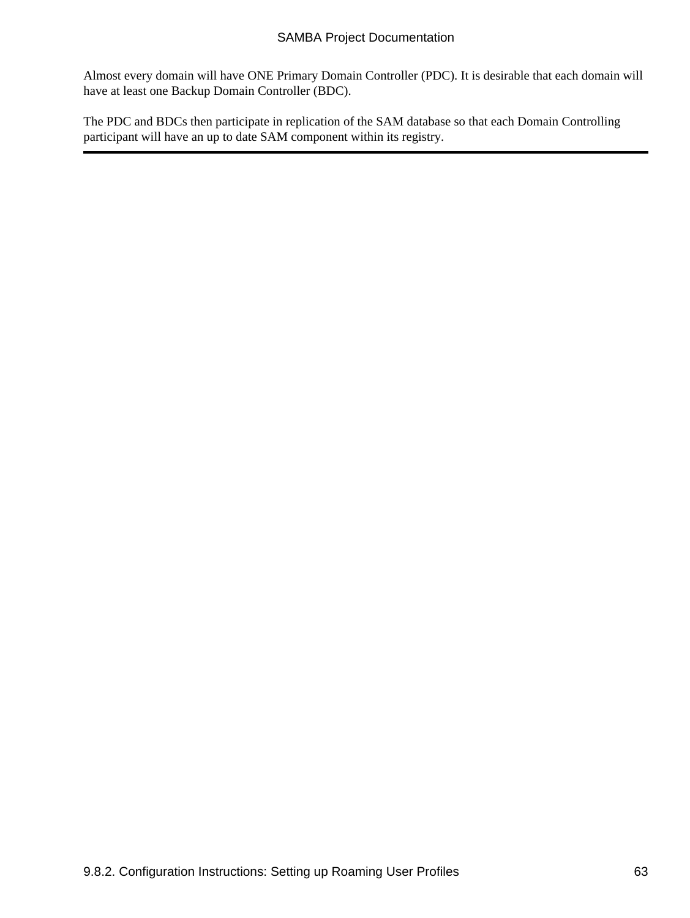Almost every domain will have ONE Primary Domain Controller (PDC). It is desirable that each domain will have at least one Backup Domain Controller (BDC).

The PDC and BDCs then participate in replication of the SAM database so that each Domain Controlling participant will have an up to date SAM component within its registry.

---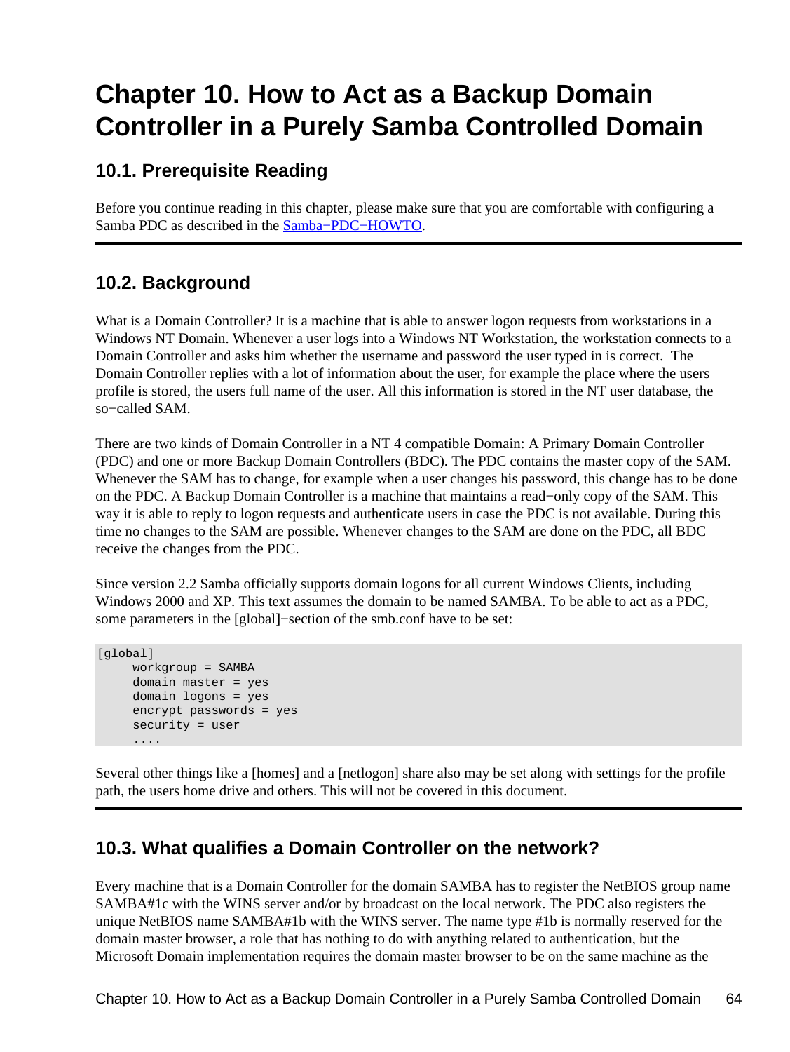# Chapter 10. How to Act as a Backup Domain Controller in a Purely Samba Controlled Domain

## 10.1. Prerequisite Reading

Before you continue reading in this chapter, please make sure that you are comfortable with configuring a Samba PDC as described in the Samba−PDC−HOWTO.

## 10.2. Background

What is a Domain Controller? It is a machine that is able to answer logon requests from workstations in a Windows NT Domain. Whenever a user logs into a Windows NT Workstation, the workstation connects to a Domain Controller and asks him whether the username and password the user typed in is correct. The Domain Controller replies with a lot of information about the user, for example the place where the users profile is stored, the users full name of the user. All this information is stored in the NT user database, the so−called SAM.

There are two kinds of Domain Controller in a NT 4 compatible Domain: A Primary Domain Controller (PDC) and one or more Backup Domain Controllers (BDC). The PDC contains the master copy of the SAM. Whenever the SAM has to change, for example when a user changes his password, this change has to be done on the PDC. A Backup Domain Controller is a machine that maintains a read−only copy of the SAM. This way it is able to reply to logon requests and authenticate users in case the PDC is not available. During this time no changes to the SAM are possible. Whenever changes to the SAM are done on the PDC, all BDC receive the changes from the PDC.

Since version 2.2 Samba officially supports domain logons for all current Windows Clients, including Windows 2000 and XP. This text assumes the domain to be named SAMBA. To be able to act as a PDC, some parameters in the [global]−section of the smb.conf have to be set:

```
[global]
     workgroup = SAMBA
     domain master = yes
     domain logons = yes
     encrypt passwords = yes
     security = user
     ....
```

Several other things like a [homes] and a [netlogon] share also may be set along with settings for the profile path, the users home drive and others. This will not be covered in this document.

## 10.3. What qualifies a Domain Controller on the network?

Every machine that is a Domain Controller for the domain SAMBA has to register the NetBIOS group name SAMBA#1c with the WINS server and/or by broadcast on the local network. The PDC also registers the unique NetBIOS name SAMBA#1b with the WINS server. The name type #1b is normally reserved for the domain master browser, a role that has nothing to do with anything related to authentication, but the Microsoft Domain implementation requires the domain master browser to be on the same machine as the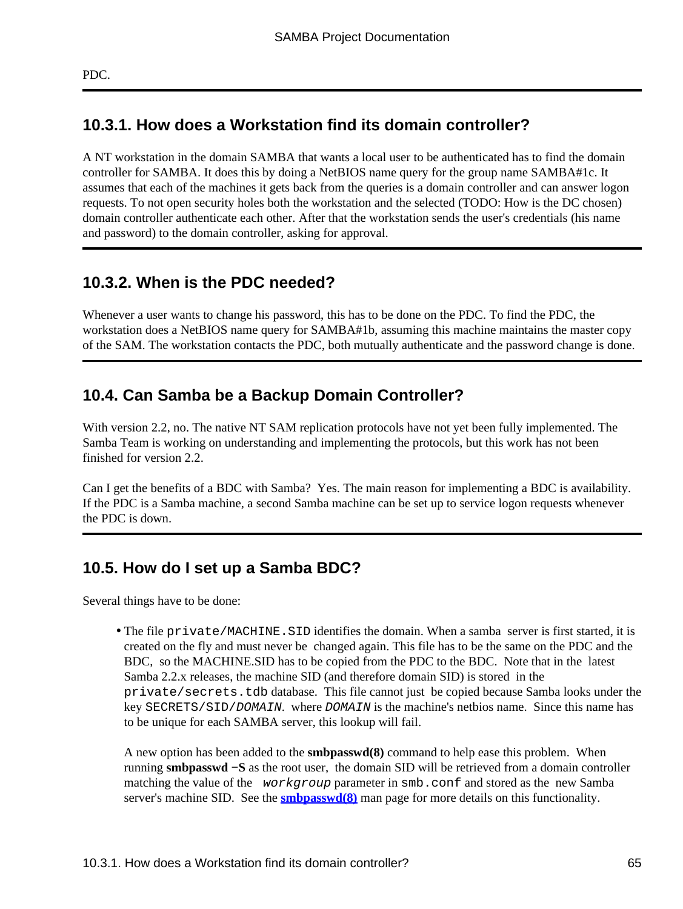PDC.

### 10.3.1. How does a Workstation find its domain controller?

A NT workstation in the domain SAMBA that wants a local user to be authenticated has to find the domain controller for SAMBA. It does this by doing a NetBIOS name query for the group name SAMBA#1c. It assumes that each of the machines it gets back from the queries is a domain controller and can answer logon requests. To not open security holes both the workstation and the selected (TODO: How is the DC chosen) domain controller authenticate each other. After that the workstation sends the user's credentials (his name and password) to the domain controller, asking for approval.

### 10.3.2. When is the PDC needed?

Whenever a user wants to change his password, this has to be done on the PDC. To find the PDC, the workstation does a NetBIOS name query for SAMBA#1b, assuming this machine maintains the master copy of the SAM. The workstation contacts the PDC, both mutually authenticate and the password change is done.

## 10.4. Can Samba be a Backup Domain Controller?

With version 2.2, no. The native NT SAM replication protocols have not yet been fully implemented. The Samba Team is working on understanding and implementing the protocols, but this work has not been finished for version 2.2.

Can I get the benefits of a BDC with Samba? Yes. The main reason for implementing a BDC is availability. If the PDC is a Samba machine, a second Samba machine can be set up to service logon requests whenever the PDC is down.

## 10.5. How do I set up a Samba BDC?

Several things have to be done:

- The file `private/MACHINE.SID` identifies the domain. When a samba server is first started, it is created on the fly and must never be changed again. This file has to be the same on the PDC and the BDC, so the MACHINE.SID has to be copied from the PDC to the BDC. Note that in the latest Samba 2.2.x releases, the machine SID (and therefore domain SID) is stored in the `private/secrets.tdb` database. This file cannot just be copied because Samba looks under the key SECRETS/SID/*DOMAIN*. where *DOMAIN* is the machine's netbios name. Since this name has to be unique for each SAMBA server, this lookup will fail.

  A new option has been added to the **smbpasswd(8)** command to help ease this problem. When running **smbpasswd −S** as the root user, the domain SID will be retrieved from a domain controller matching the value of the *workgroup* parameter in `smb.conf` and stored as the new Samba server's machine SID. See the **smbpasswd(8)** man page for more details on this functionality.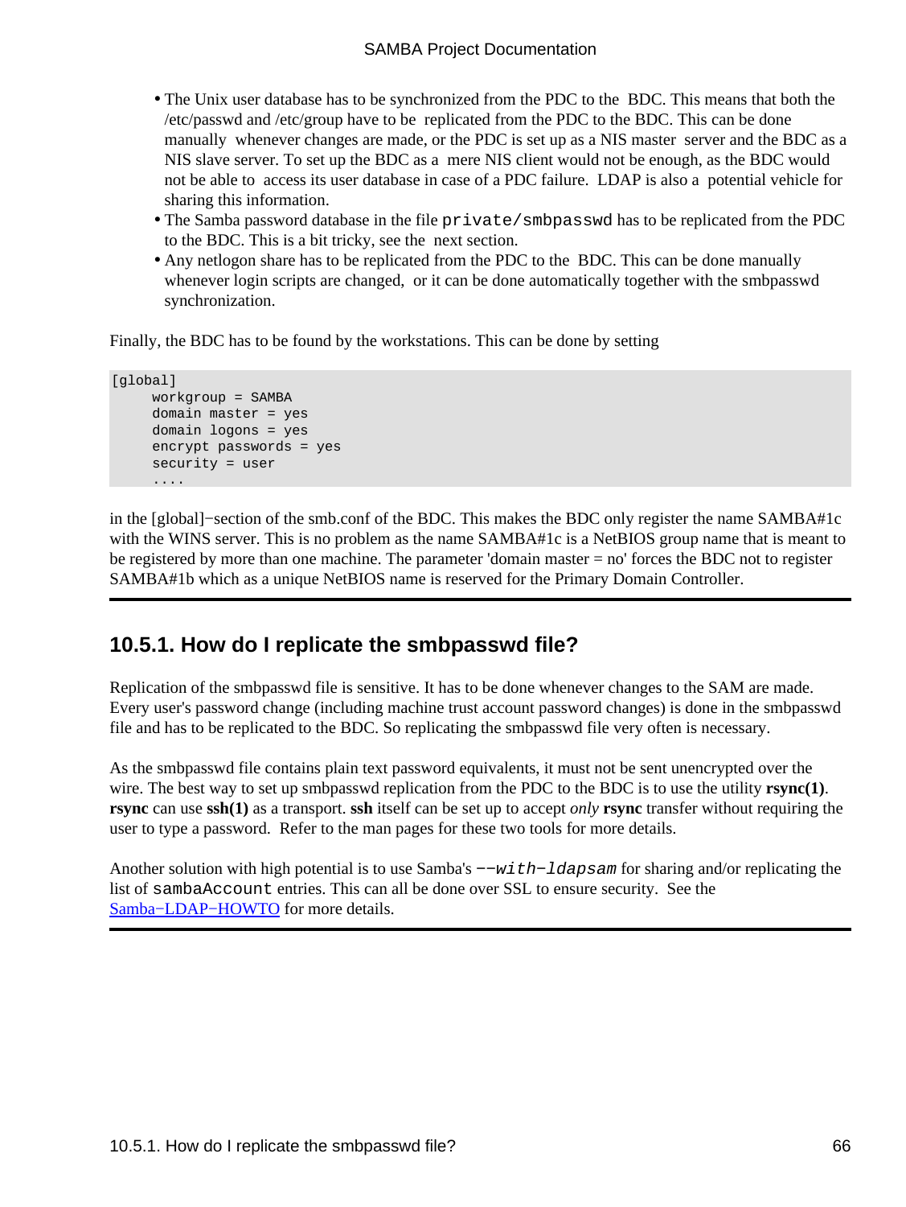- The Unix user database has to be synchronized from the PDC to the BDC. This means that both the /etc/passwd and /etc/group have to be replicated from the PDC to the BDC. This can be done manually whenever changes are made, or the PDC is set up as a NIS master server and the BDC as a NIS slave server. To set up the BDC as a mere NIS client would not be enough, as the BDC would not be able to access its user database in case of a PDC failure. LDAP is also a potential vehicle for sharing this information.
- The Samba password database in the file `private/smbpasswd` has to be replicated from the PDC to the BDC. This is a bit tricky, see the next section.
- Any netlogon share has to be replicated from the PDC to the BDC. This can be done manually whenever login scripts are changed, or it can be done automatically together with the smbpasswd synchronization.

Finally, the BDC has to be found by the workstations. This can be done by setting

```
[global]
     workgroup = SAMBA
     domain master = yes
     domain logons = yes
     encrypt passwords = yes
     security = user
     ....
```

in the [global]−section of the smb.conf of the BDC. This makes the BDC only register the name SAMBA#1c with the WINS server. This is no problem as the name SAMBA#1c is a NetBIOS group name that is meant to be registered by more than one machine. The parameter 'domain master = no' forces the BDC not to register SAMBA#1b which as a unique NetBIOS name is reserved for the Primary Domain Controller.

---

## 10.5.1. How do I replicate the smbpasswd file?

Replication of the smbpasswd file is sensitive. It has to be done whenever changes to the SAM are made. Every user's password change (including machine trust account password changes) is done in the smbpasswd file and has to be replicated to the BDC. So replicating the smbpasswd file very often is necessary.

As the smbpasswd file contains plain text password equivalents, it must not be sent unencrypted over the wire. The best way to set up smbpasswd replication from the PDC to the BDC is to use the utility **rsync(1)**. **rsync** can use **ssh(1)** as a transport. **ssh** itself can be set up to accept *only* **rsync** transfer without requiring the user to type a password. Refer to the man pages for these two tools for more details.

Another solution with high potential is to use Samba's *−−with−ldapsam* for sharing and/or replicating the list of `sambaAccount` entries. This can all be done over SSL to ensure security. See the Samba−LDAP−HOWTO for more details.

---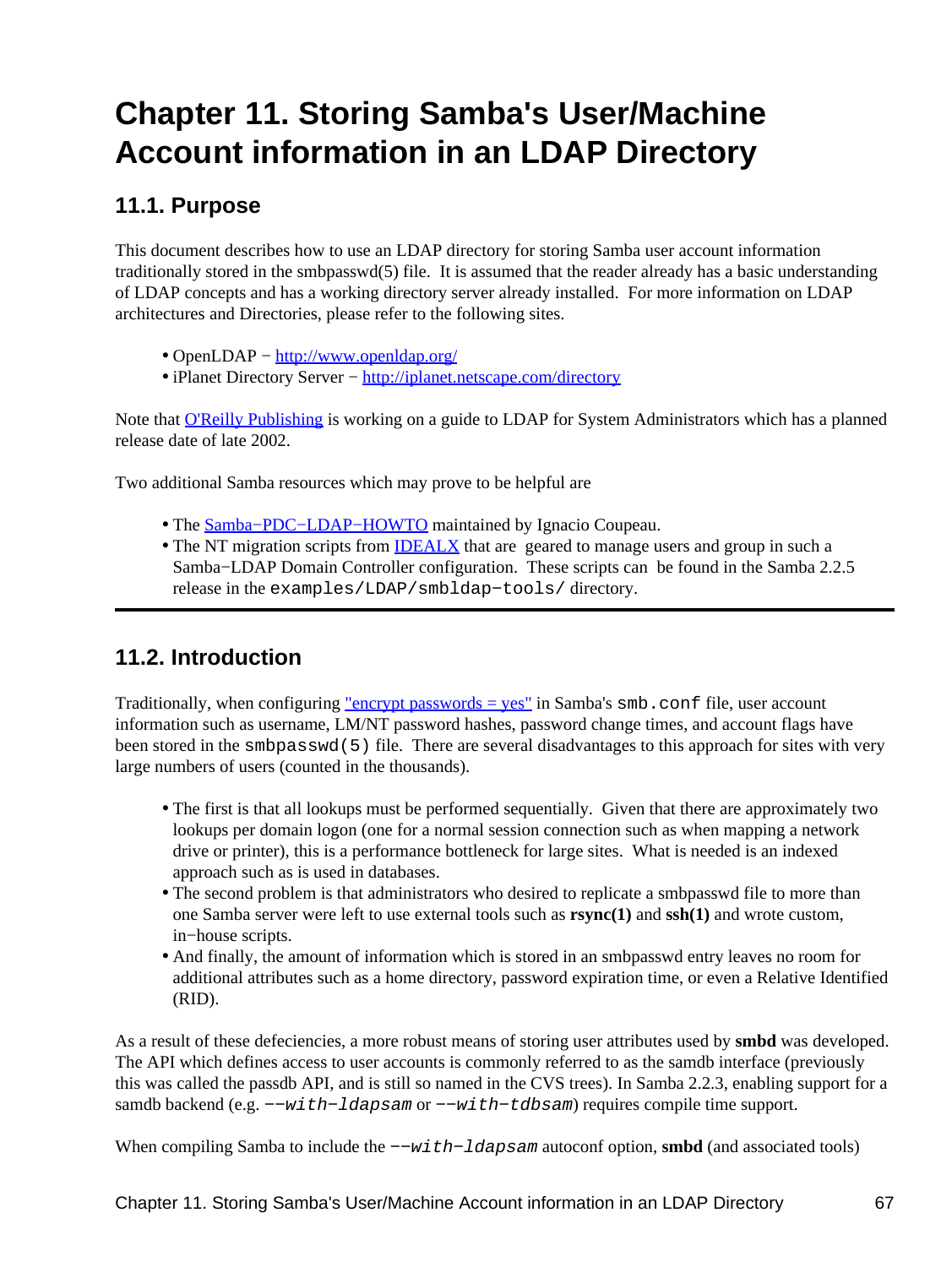# Chapter 11. Storing Samba's User/Machine Account information in an LDAP Directory

## 11.1. Purpose

This document describes how to use an LDAP directory for storing Samba user account information traditionally stored in the smbpasswd(5) file. It is assumed that the reader already has a basic understanding of LDAP concepts and has a working directory server already installed. For more information on LDAP architectures and Directories, please refer to the following sites.

- OpenLDAP − http://www.openldap.org/
- iPlanet Directory Server − http://iplanet.netscape.com/directory

Note that O'Reilly Publishing is working on a guide to LDAP for System Administrators which has a planned release date of late 2002.

Two additional Samba resources which may prove to be helpful are

- The Samba−PDC−LDAP−HOWTO maintained by Ignacio Coupeau.
- The NT migration scripts from IDEALX that are geared to manage users and group in such a Samba−LDAP Domain Controller configuration. These scripts can be found in the Samba 2.2.5 release in the `examples/LDAP/smbldap−tools/` directory.

## 11.2. Introduction

Traditionally, when configuring "encrypt passwords = yes" in Samba's `smb.conf` file, user account information such as username, LM/NT password hashes, password change times, and account flags have been stored in the `smbpasswd(5)` file. There are several disadvantages to this approach for sites with very large numbers of users (counted in the thousands).

- The first is that all lookups must be performed sequentially. Given that there are approximately two lookups per domain logon (one for a normal session connection such as when mapping a network drive or printer), this is a performance bottleneck for large sites. What is needed is an indexed approach such as is used in databases.
- The second problem is that administrators who desired to replicate a smbpasswd file to more than one Samba server were left to use external tools such as **rsync(1)** and **ssh(1)** and wrote custom, in−house scripts.
- And finally, the amount of information which is stored in an smbpasswd entry leaves no room for additional attributes such as a home directory, password expiration time, or even a Relative Identified (RID).

As a result of these defeciencies, a more robust means of storing user attributes used by **smbd** was developed. The API which defines access to user accounts is commonly referred to as the samdb interface (previously this was called the passdb API, and is still so named in the CVS trees). In Samba 2.2.3, enabling support for a samdb backend (e.g. *--with−ldapsam* or *--with−tdbsam*) requires compile time support.

When compiling Samba to include the *--with−ldapsam* autoconf option, **smbd** (and associated tools)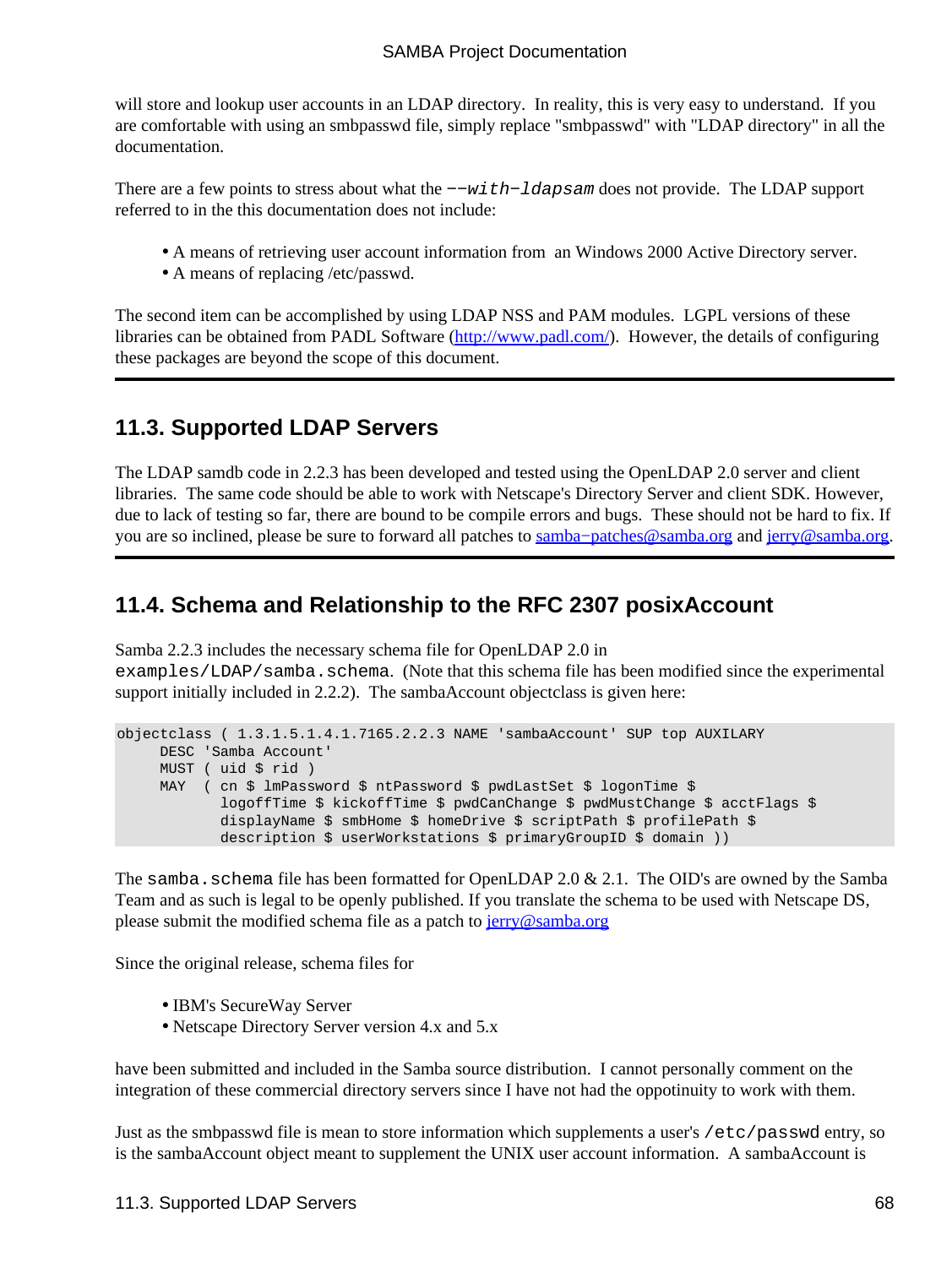will store and lookup user accounts in an LDAP directory. In reality, this is very easy to understand. If you are comfortable with using an smbpasswd file, simply replace "smbpasswd" with "LDAP directory" in all the documentation.

There are a few points to stress about what the `--with-ldapsam` does not provide. The LDAP support referred to in the this documentation does not include:

- A means of retrieving user account information from an Windows 2000 Active Directory server.
- A means of replacing /etc/passwd.

The second item can be accomplished by using LDAP NSS and PAM modules. LGPL versions of these libraries can be obtained from PADL Software (http://www.padl.com/). However, the details of configuring these packages are beyond the scope of this document.

## 11.3. Supported LDAP Servers

The LDAP samdb code in 2.2.3 has been developed and tested using the OpenLDAP 2.0 server and client libraries. The same code should be able to work with Netscape's Directory Server and client SDK. However, due to lack of testing so far, there are bound to be compile errors and bugs. These should not be hard to fix. If you are so inclined, please be sure to forward all patches to samba-patches@samba.org and jerry@samba.org.

## 11.4. Schema and Relationship to the RFC 2307 posixAccount

Samba 2.2.3 includes the necessary schema file for OpenLDAP 2.0 in `examples/LDAP/samba.schema`. (Note that this schema file has been modified since the experimental support initially included in 2.2.2). The sambaAccount objectclass is given here:

```
objectclass ( 1.3.1.5.1.4.1.7165.2.2.3 NAME 'sambaAccount' SUP top AUXILARY
     DESC 'Samba Account'
     MUST ( uid $ rid )
     MAY  ( cn $ lmPassword $ ntPassword $ pwdLastSet $ logonTime $
            logoffTime $ kickoffTime $ pwdCanChange $ pwdMustChange $ acctFlags $
            displayName $ smbHome $ homeDrive $ scriptPath $ profilePath $
            description $ userWorkstations $ primaryGroupID $ domain ))
```

The `samba.schema` file has been formatted for OpenLDAP 2.0 & 2.1. The OID's are owned by the Samba Team and as such is legal to be openly published. If you translate the schema to be used with Netscape DS, please submit the modified schema file as a patch to jerry@samba.org

Since the original release, schema files for

- IBM's SecureWay Server
- Netscape Directory Server version 4.x and 5.x

have been submitted and included in the Samba source distribution. I cannot personally comment on the integration of these commercial directory servers since I have not had the oppotinuity to work with them.

Just as the smbpasswd file is mean to store information which supplements a user's `/etc/passwd` entry, so is the sambaAccount object meant to supplement the UNIX user account information. A sambaAccount is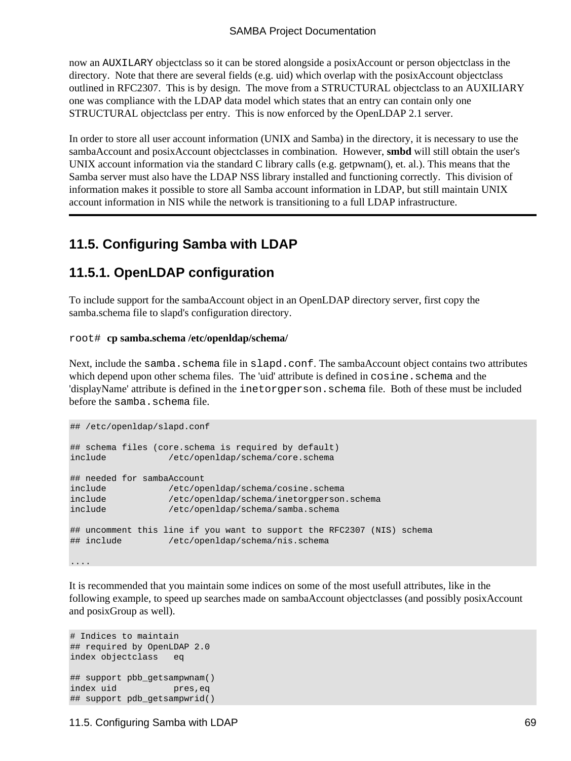now an `AUXILARY` objectclass so it can be stored alongside a posixAccount or person objectclass in the directory. Note that there are several fields (e.g. uid) which overlap with the posixAccount objectclass outlined in RFC2307. This is by design. The move from a STRUCTURAL objectclass to an AUXILIARY one was compliance with the LDAP data model which states that an entry can contain only one STRUCTURAL objectclass per entry. This is now enforced by the OpenLDAP 2.1 server.

In order to store all user account information (UNIX and Samba) in the directory, it is necessary to use the sambaAccount and posixAccount objectclasses in combination. However, **smbd** will still obtain the user's UNIX account information via the standard C library calls (e.g. getpwnam(), et. al.). This means that the Samba server must also have the LDAP NSS library installed and functioning correctly. This division of information makes it possible to store all Samba account information in LDAP, but still maintain UNIX account information in NIS while the network is transitioning to a full LDAP infrastructure.

---

## 11.5. Configuring Samba with LDAP

### 11.5.1. OpenLDAP configuration

To include support for the sambaAccount object in an OpenLDAP directory server, first copy the samba.schema file to slapd's configuration directory.

`root#` **cp samba.schema /etc/openldap/schema/**

Next, include the `samba.schema` file in `slapd.conf`. The sambaAccount object contains two attributes which depend upon other schema files. The 'uid' attribute is defined in `cosine.schema` and the 'displayName' attribute is defined in the `inetorgperson.schema` file. Both of these must be included before the `samba.schema` file.

```
## /etc/openldap/slapd.conf

## schema files (core.schema is required by default)
include            /etc/openldap/schema/core.schema

## needed for sambaAccount
include            /etc/openldap/schema/cosine.schema
include            /etc/openldap/schema/inetorgperson.schema
include            /etc/openldap/schema/samba.schema

## uncomment this line if you want to support the RFC2307 (NIS) schema
## include         /etc/openldap/schema/nis.schema

....
```

It is recommended that you maintain some indices on some of the most usefull attributes, like in the following example, to speed up searches made on sambaAccount objectclasses (and possibly posixAccount and posixGroup as well).

```
# Indices to maintain
## required by OpenLDAP 2.0
index objectclass   eq

## support pbb_getsampwnam()
index uid           pres,eq
## support pdb_getsampwrid()
```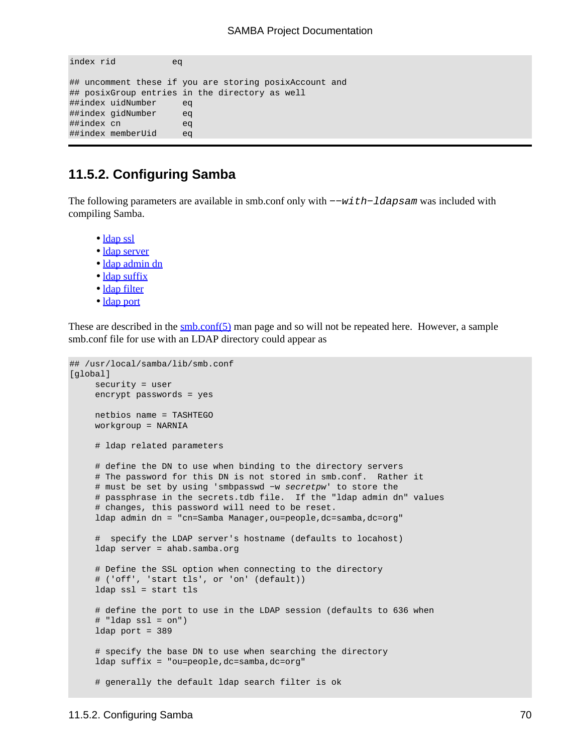```
index rid           eq

## uncomment these if you are storing posixAccount and
## posixGroup entries in the directory as well
##index uidNumber     eq
##index gidNumber     eq
##index cn            eq
##index memberUid     eq
```

## 11.5.2. Configuring Samba

The following parameters are available in smb.conf only with *--with-ldapsam* was included with compiling Samba.

- ldap ssl
- ldap server
- ldap admin dn
- ldap suffix
- ldap filter
- ldap port

These are described in the smb.conf(5) man page and so will not be repeated here. However, a sample smb.conf file for use with an LDAP directory could appear as

```
## /usr/local/samba/lib/smb.conf
[global]
     security = user
     encrypt passwords = yes

     netbios name = TASHTEGO
     workgroup = NARNIA

     # ldap related parameters

     # define the DN to use when binding to the directory servers
     # The password for this DN is not stored in smb.conf.  Rather it
     # must be set by using 'smbpasswd -w secretpw' to store the
     # passphrase in the secrets.tdb file.  If the "ldap admin dn" values
     # changes, this password will need to be reset.
     ldap admin dn = "cn=Samba Manager,ou=people,dc=samba,dc=org"

     #  specify the LDAP server's hostname (defaults to locahost)
     ldap server = ahab.samba.org

     # Define the SSL option when connecting to the directory
     # ('off', 'start tls', or 'on' (default))
     ldap ssl = start tls

     # define the port to use in the LDAP session (defaults to 636 when
     # "ldap ssl = on")
     ldap port = 389

     # specify the base DN to use when searching the directory
     ldap suffix = "ou=people,dc=samba,dc=org"

     # generally the default ldap search filter is ok
```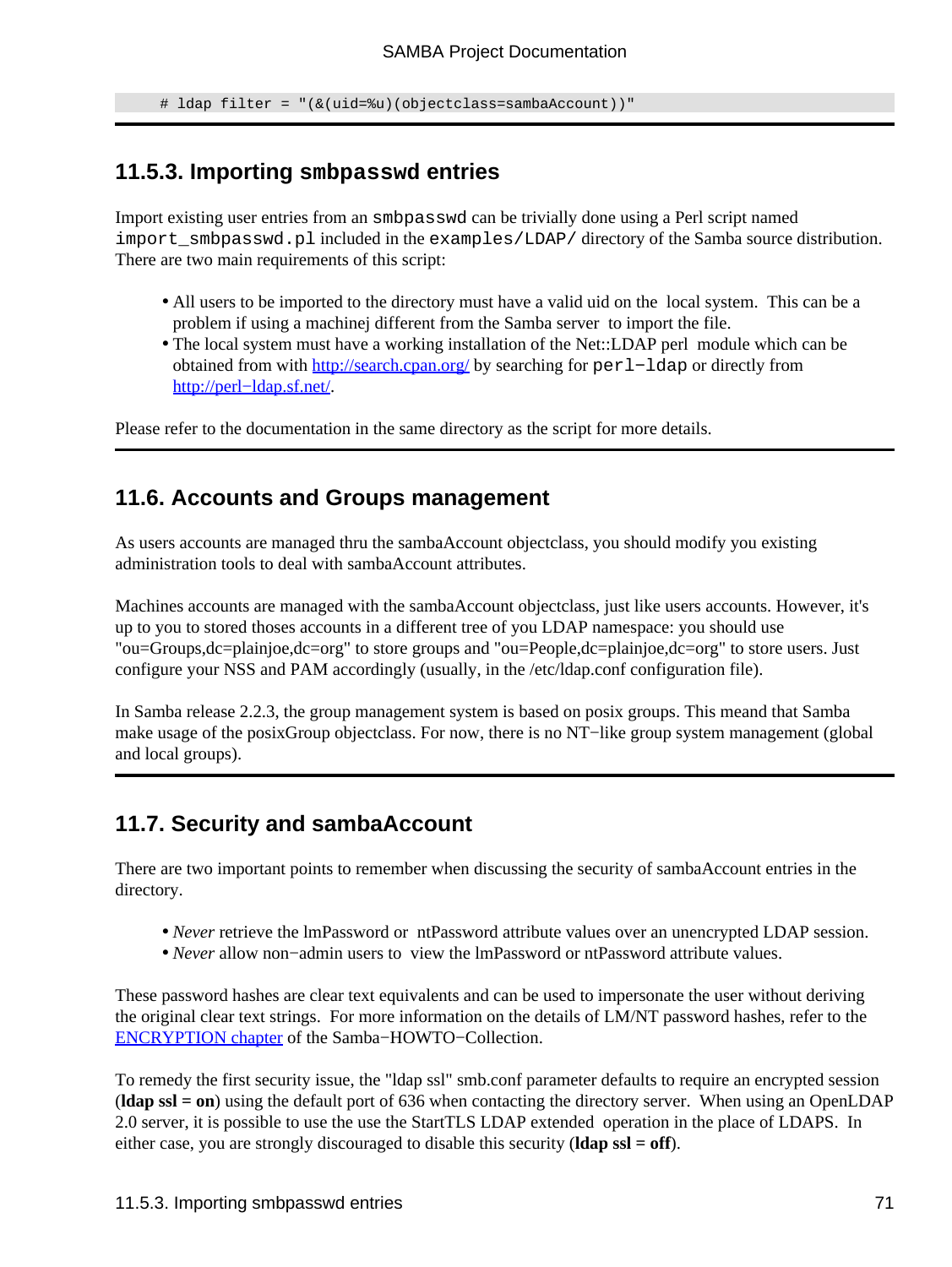```
# ldap filter = "(&(uid=%u)(objectclass=sambaAccount))"
```

### 11.5.3. Importing smbpasswd entries

Import existing user entries from an `smbpasswd` can be trivially done using a Perl script named `import_smbpasswd.pl` included in the `examples/LDAP/` directory of the Samba source distribution. There are two main requirements of this script:

- All users to be imported to the directory must have a valid uid on the local system. This can be a problem if using a machinej different from the Samba server to import the file.
- The local system must have a working installation of the Net::LDAP perl module which can be obtained from with [http://search.cpan.org/](http://search.cpan.org/) by searching for `perl-ldap` or directly from [http://perl-ldap.sf.net/](http://perl-ldap.sf.net/).

Please refer to the documentation in the same directory as the script for more details.

## 11.6. Accounts and Groups management

As users accounts are managed thru the sambaAccount objectclass, you should modify you existing administration tools to deal with sambaAccount attributes.

Machines accounts are managed with the sambaAccount objectclass, just like users accounts. However, it's up to you to stored thoses accounts in a different tree of you LDAP namespace: you should use "ou=Groups,dc=plainjoe,dc=org" to store groups and "ou=People,dc=plainjoe,dc=org" to store users. Just configure your NSS and PAM accordingly (usually, in the /etc/ldap.conf configuration file).

In Samba release 2.2.3, the group management system is based on posix groups. This meand that Samba make usage of the posixGroup objectclass. For now, there is no NT-like group system management (global and local groups).

## 11.7. Security and sambaAccount

There are two important points to remember when discussing the security of sambaAccount entries in the directory.

- *Never* retrieve the lmPassword or ntPassword attribute values over an unencrypted LDAP session.
- *Never* allow non-admin users to view the lmPassword or ntPassword attribute values.

These password hashes are clear text equivalents and can be used to impersonate the user without deriving the original clear text strings. For more information on the details of LM/NT password hashes, refer to the ENCRYPTION chapter of the Samba-HOWTO-Collection.

To remedy the first security issue, the "ldap ssl" smb.conf parameter defaults to require an encrypted session (**ldap ssl = on**) using the default port of 636 when contacting the directory server. When using an OpenLDAP 2.0 server, it is possible to use the use the StartTLS LDAP extended operation in the place of LDAPS. In either case, you are strongly discouraged to disable this security (**ldap ssl = off**).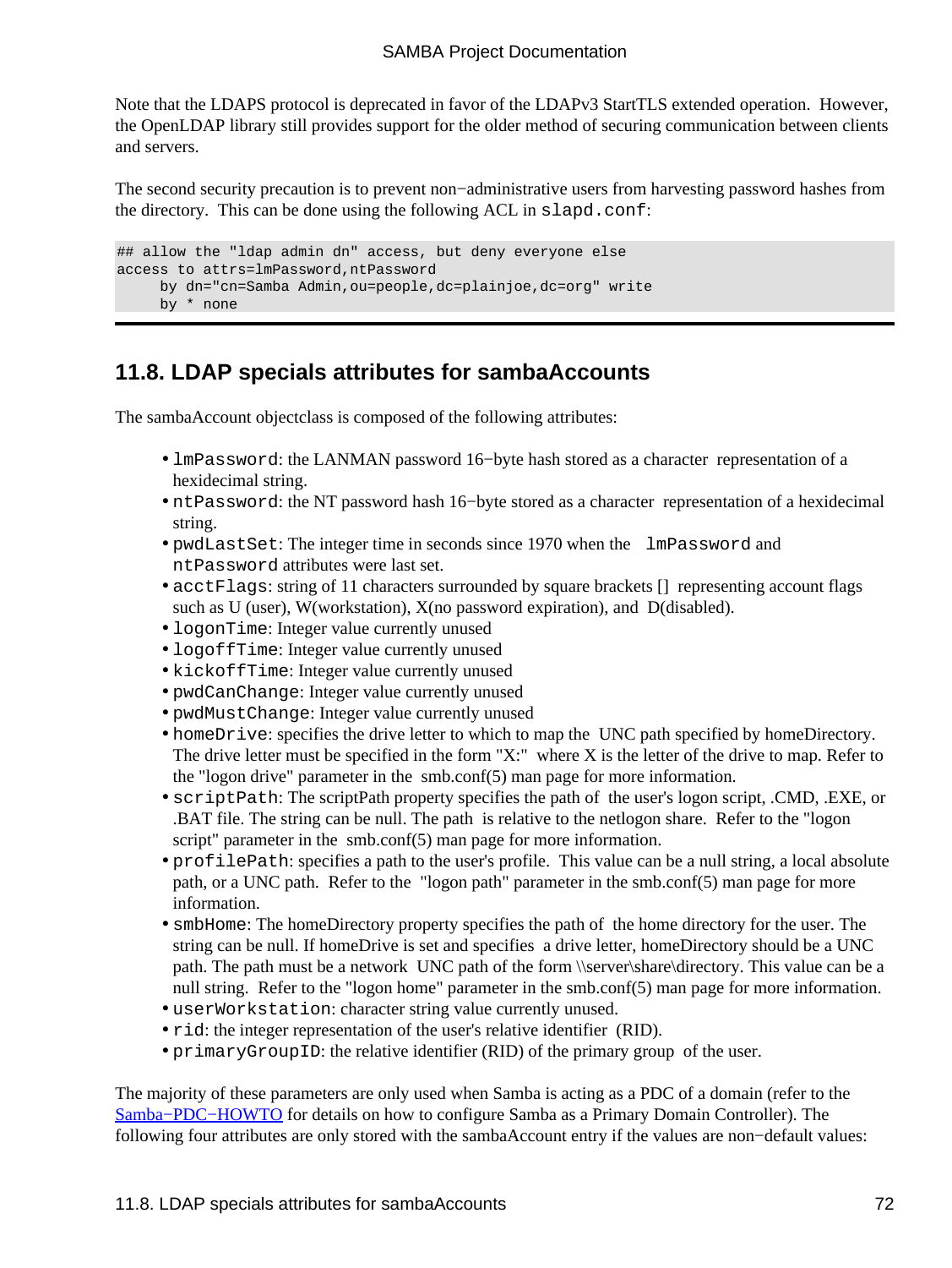Note that the LDAPS protocol is deprecated in favor of the LDAPv3 StartTLS extended operation. However, the OpenLDAP library still provides support for the older method of securing communication between clients and servers.

The second security precaution is to prevent non−administrative users from harvesting password hashes from the directory. This can be done using the following ACL in `slapd.conf`:

```
## allow the "ldap admin dn" access, but deny everyone else
access to attrs=lmPassword,ntPassword
     by dn="cn=Samba Admin,ou=people,dc=plainjoe,dc=org" write
     by * none
```

## 11.8. LDAP specials attributes for sambaAccounts

The sambaAccount objectclass is composed of the following attributes:

- `lmPassword`: the LANMAN password 16−byte hash stored as a character representation of a hexidecimal string.
- `ntPassword`: the NT password hash 16−byte stored as a character representation of a hexidecimal string.
- `pwdLastSet`: The integer time in seconds since 1970 when the `lmPassword` and `ntPassword` attributes were last set.
- `acctFlags`: string of 11 characters surrounded by square brackets [] representing account flags such as U (user), W(workstation), X(no password expiration), and D(disabled).
- `logonTime`: Integer value currently unused
- `logoffTime`: Integer value currently unused
- `kickoffTime`: Integer value currently unused
- `pwdCanChange`: Integer value currently unused
- `pwdMustChange`: Integer value currently unused
- `homeDrive`: specifies the drive letter to which to map the UNC path specified by homeDirectory. The drive letter must be specified in the form "X:" where X is the letter of the drive to map. Refer to the "logon drive" parameter in the smb.conf(5) man page for more information.
- `scriptPath`: The scriptPath property specifies the path of the user's logon script, .CMD, .EXE, or .BAT file. The string can be null. The path is relative to the netlogon share. Refer to the "logon script" parameter in the smb.conf(5) man page for more information.
- `profilePath`: specifies a path to the user's profile. This value can be a null string, a local absolute path, or a UNC path. Refer to the "logon path" parameter in the smb.conf(5) man page for more information.
- `smbHome`: The homeDirectory property specifies the path of the home directory for the user. The string can be null. If homeDrive is set and specifies a drive letter, homeDirectory should be a UNC path. The path must be a network UNC path of the form \\server\share\directory. This value can be a null string. Refer to the "logon home" parameter in the smb.conf(5) man page for more information.
- `userWorkstation`: character string value currently unused.
- `rid`: the integer representation of the user's relative identifier (RID).
- `primaryGroupID`: the relative identifier (RID) of the primary group of the user.

The majority of these parameters are only used when Samba is acting as a PDC of a domain (refer to the Samba−PDC−HOWTO for details on how to configure Samba as a Primary Domain Controller). The following four attributes are only stored with the sambaAccount entry if the values are non−default values: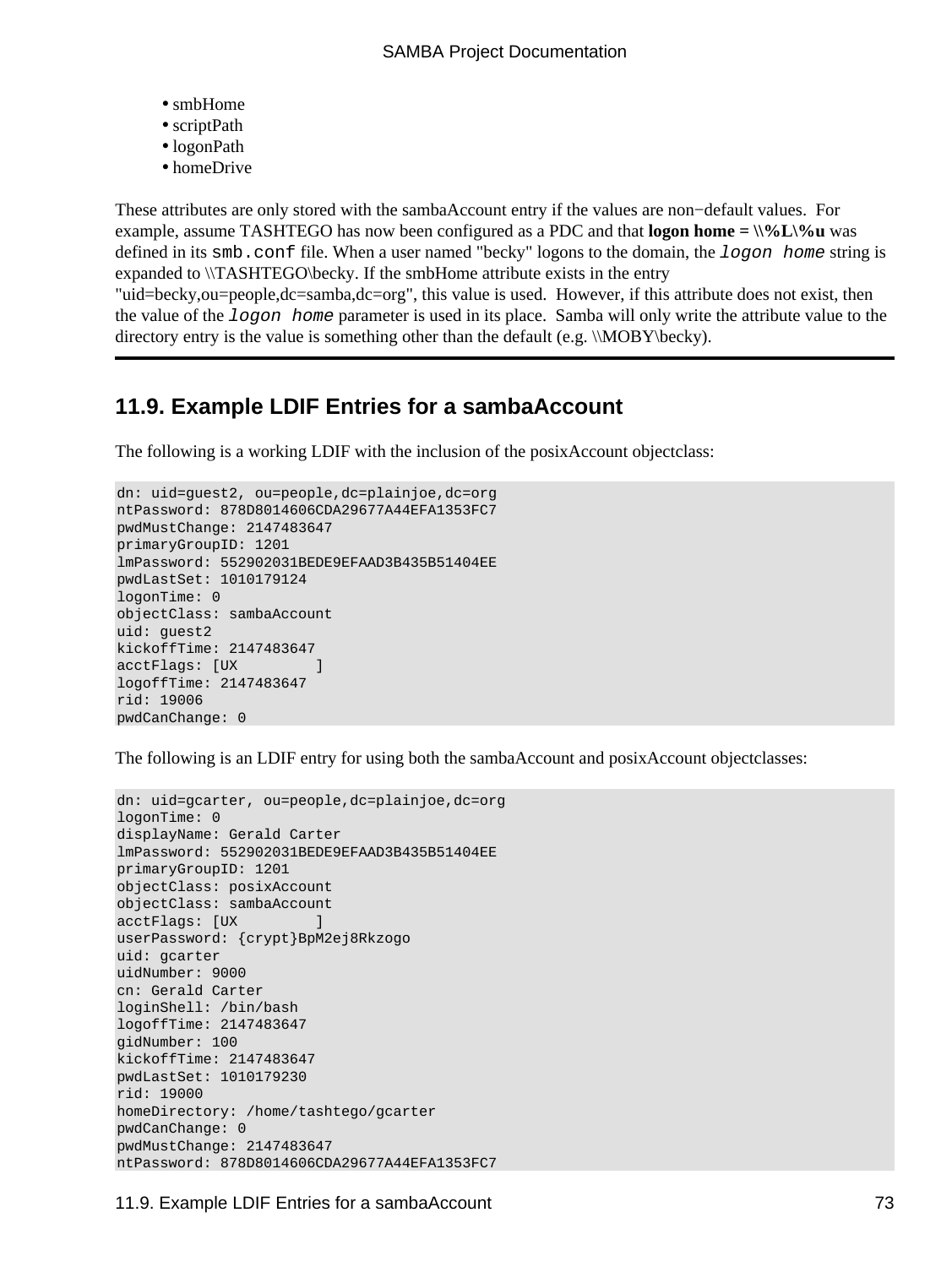* smbHome
* scriptPath
* logonPath
* homeDrive

These attributes are only stored with the sambaAccount entry if the values are non−default values. For example, assume TASHTEGO has now been configured as a PDC and that **logon home = \\%L\%u** was defined in its `smb.conf` file. When a user named "becky" logons to the domain, the *`logon home`* string is expanded to \\TASHTEGO\becky. If the smbHome attribute exists in the entry "uid=becky,ou=people,dc=samba,dc=org", this value is used. However, if this attribute does not exist, then the value of the *`logon home`* parameter is used in its place. Samba will only write the attribute value to the directory entry is the value is something other than the default (e.g. \\MOBY\becky).

---

## 11.9. Example LDIF Entries for a sambaAccount

The following is a working LDIF with the inclusion of the posixAccount objectclass:

```
dn: uid=guest2, ou=people,dc=plainjoe,dc=org
ntPassword: 878D8014606CDA29677A44EFA1353FC7
pwdMustChange: 2147483647
primaryGroupID: 1201
lmPassword: 552902031BEDE9EFAAD3B435B51404EE
pwdLastSet: 1010179124
logonTime: 0
objectClass: sambaAccount
uid: guest2
kickoffTime: 2147483647
acctFlags: [UX         ]
logoffTime: 2147483647
rid: 19006
pwdCanChange: 0
```

The following is an LDIF entry for using both the sambaAccount and posixAccount objectclasses:

```
dn: uid=gcarter, ou=people,dc=plainjoe,dc=org
logonTime: 0
displayName: Gerald Carter
lmPassword: 552902031BEDE9EFAAD3B435B51404EE
primaryGroupID: 1201
objectClass: posixAccount
objectClass: sambaAccount
acctFlags: [UX         ]
userPassword: {crypt}BpM2ej8Rkzogo
uid: gcarter
uidNumber: 9000
cn: Gerald Carter
loginShell: /bin/bash
logoffTime: 2147483647
gidNumber: 100
kickoffTime: 2147483647
pwdLastSet: 1010179230
rid: 19000
homeDirectory: /home/tashtego/gcarter
pwdCanChange: 0
pwdMustChange: 2147483647
ntPassword: 878D8014606CDA29677A44EFA1353FC7
```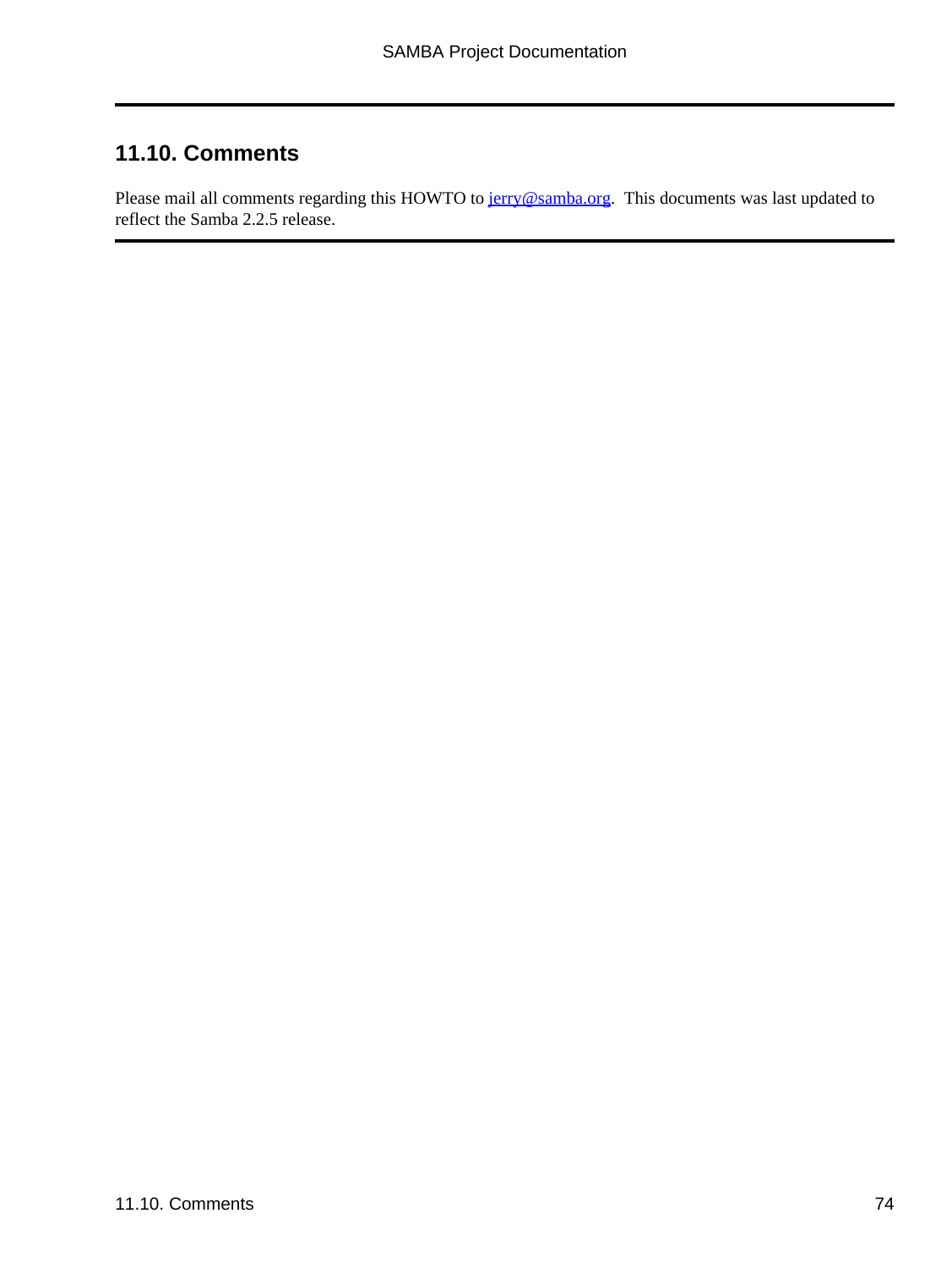## 11.10. Comments

Please mail all comments regarding this HOWTO to jerry@samba.org. This documents was last updated to reflect the Samba 2.2.5 release.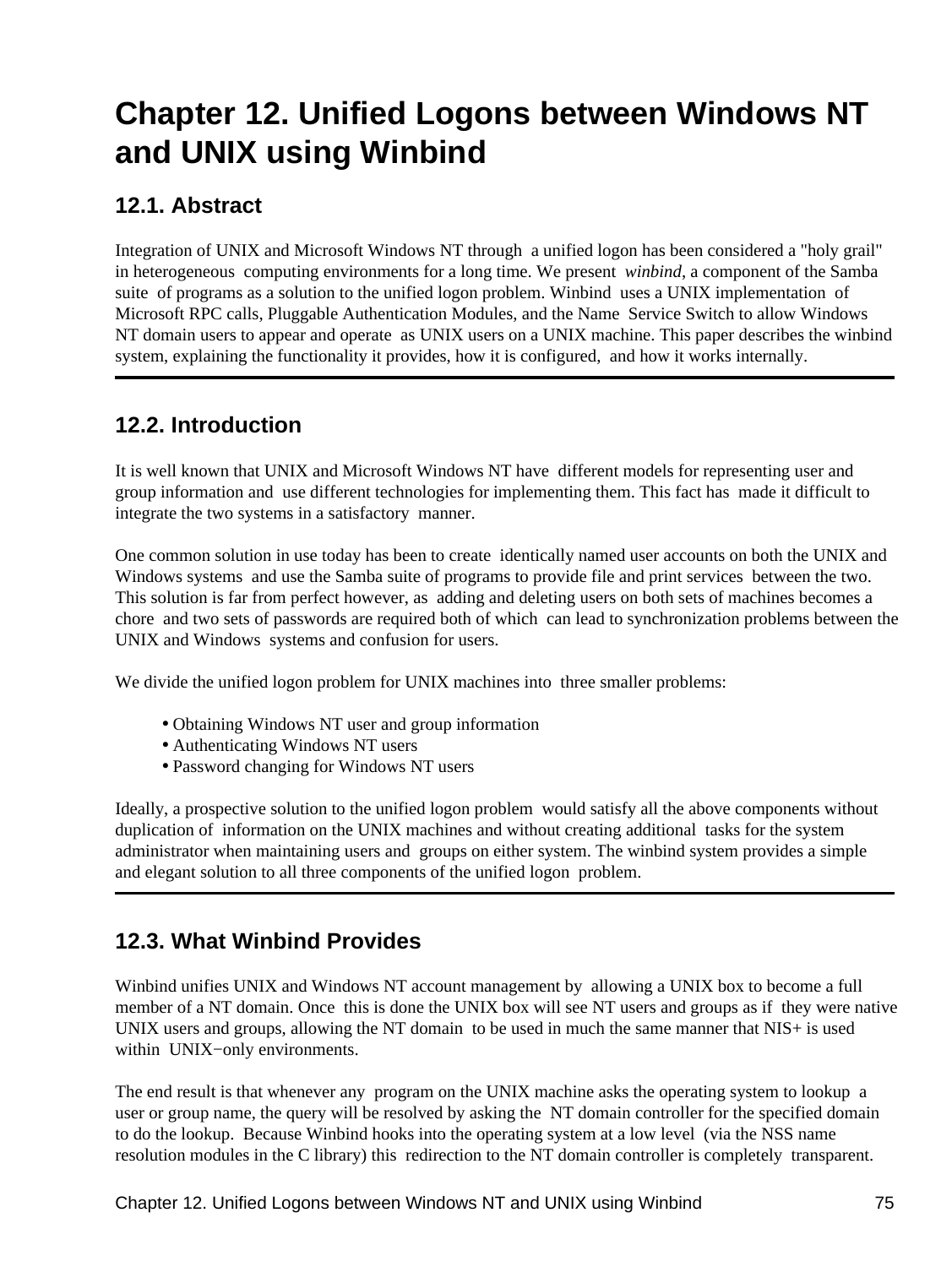# Chapter 12. Unified Logons between Windows NT and UNIX using Winbind

## 12.1. Abstract

Integration of UNIX and Microsoft Windows NT through a unified logon has been considered a "holy grail" in heterogeneous computing environments for a long time. We present *winbind*, a component of the Samba suite of programs as a solution to the unified logon problem. Winbind uses a UNIX implementation of Microsoft RPC calls, Pluggable Authentication Modules, and the Name Service Switch to allow Windows NT domain users to appear and operate as UNIX users on a UNIX machine. This paper describes the winbind system, explaining the functionality it provides, how it is configured, and how it works internally.

---

## 12.2. Introduction

It is well known that UNIX and Microsoft Windows NT have different models for representing user and group information and use different technologies for implementing them. This fact has made it difficult to integrate the two systems in a satisfactory manner.

One common solution in use today has been to create identically named user accounts on both the UNIX and Windows systems and use the Samba suite of programs to provide file and print services between the two. This solution is far from perfect however, as adding and deleting users on both sets of machines becomes a chore and two sets of passwords are required both of which can lead to synchronization problems between the UNIX and Windows systems and confusion for users.

We divide the unified logon problem for UNIX machines into three smaller problems:

- Obtaining Windows NT user and group information
- Authenticating Windows NT users
- Password changing for Windows NT users

Ideally, a prospective solution to the unified logon problem would satisfy all the above components without duplication of information on the UNIX machines and without creating additional tasks for the system administrator when maintaining users and groups on either system. The winbind system provides a simple and elegant solution to all three components of the unified logon problem.

---

## 12.3. What Winbind Provides

Winbind unifies UNIX and Windows NT account management by allowing a UNIX box to become a full member of a NT domain. Once this is done the UNIX box will see NT users and groups as if they were native UNIX users and groups, allowing the NT domain to be used in much the same manner that NIS+ is used within UNIX−only environments.

The end result is that whenever any program on the UNIX machine asks the operating system to lookup a user or group name, the query will be resolved by asking the NT domain controller for the specified domain to do the lookup. Because Winbind hooks into the operating system at a low level (via the NSS name resolution modules in the C library) this redirection to the NT domain controller is completely transparent.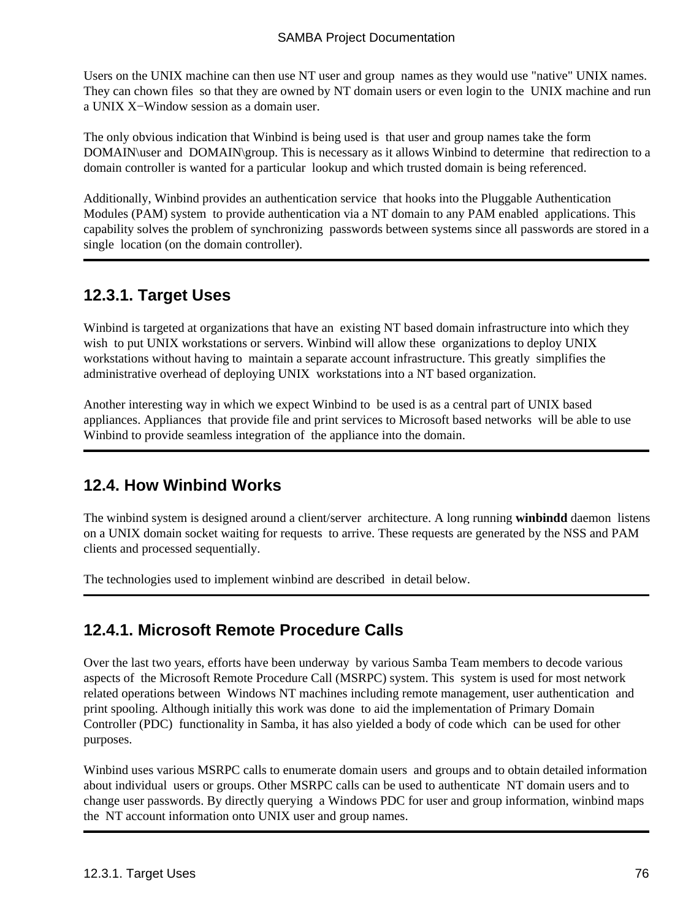Users on the UNIX machine can then use NT user and group names as they would use "native" UNIX names. They can chown files so that they are owned by NT domain users or even login to the UNIX machine and run a UNIX X−Window session as a domain user.

The only obvious indication that Winbind is being used is that user and group names take the form DOMAIN\user and DOMAIN\group. This is necessary as it allows Winbind to determine that redirection to a domain controller is wanted for a particular lookup and which trusted domain is being referenced.

Additionally, Winbind provides an authentication service that hooks into the Pluggable Authentication Modules (PAM) system to provide authentication via a NT domain to any PAM enabled applications. This capability solves the problem of synchronizing passwords between systems since all passwords are stored in a single location (on the domain controller).

### 12.3.1. Target Uses

Winbind is targeted at organizations that have an existing NT based domain infrastructure into which they wish to put UNIX workstations or servers. Winbind will allow these organizations to deploy UNIX workstations without having to maintain a separate account infrastructure. This greatly simplifies the administrative overhead of deploying UNIX workstations into a NT based organization.

Another interesting way in which we expect Winbind to be used is as a central part of UNIX based appliances. Appliances that provide file and print services to Microsoft based networks will be able to use Winbind to provide seamless integration of the appliance into the domain.

## 12.4. How Winbind Works

The winbind system is designed around a client/server architecture. A long running **winbindd** daemon listens on a UNIX domain socket waiting for requests to arrive. These requests are generated by the NSS and PAM clients and processed sequentially.

The technologies used to implement winbind are described in detail below.

### 12.4.1. Microsoft Remote Procedure Calls

Over the last two years, efforts have been underway by various Samba Team members to decode various aspects of the Microsoft Remote Procedure Call (MSRPC) system. This system is used for most network related operations between Windows NT machines including remote management, user authentication and print spooling. Although initially this work was done to aid the implementation of Primary Domain Controller (PDC) functionality in Samba, it has also yielded a body of code which can be used for other purposes.

Winbind uses various MSRPC calls to enumerate domain users and groups and to obtain detailed information about individual users or groups. Other MSRPC calls can be used to authenticate NT domain users and to change user passwords. By directly querying a Windows PDC for user and group information, winbind maps the NT account information onto UNIX user and group names.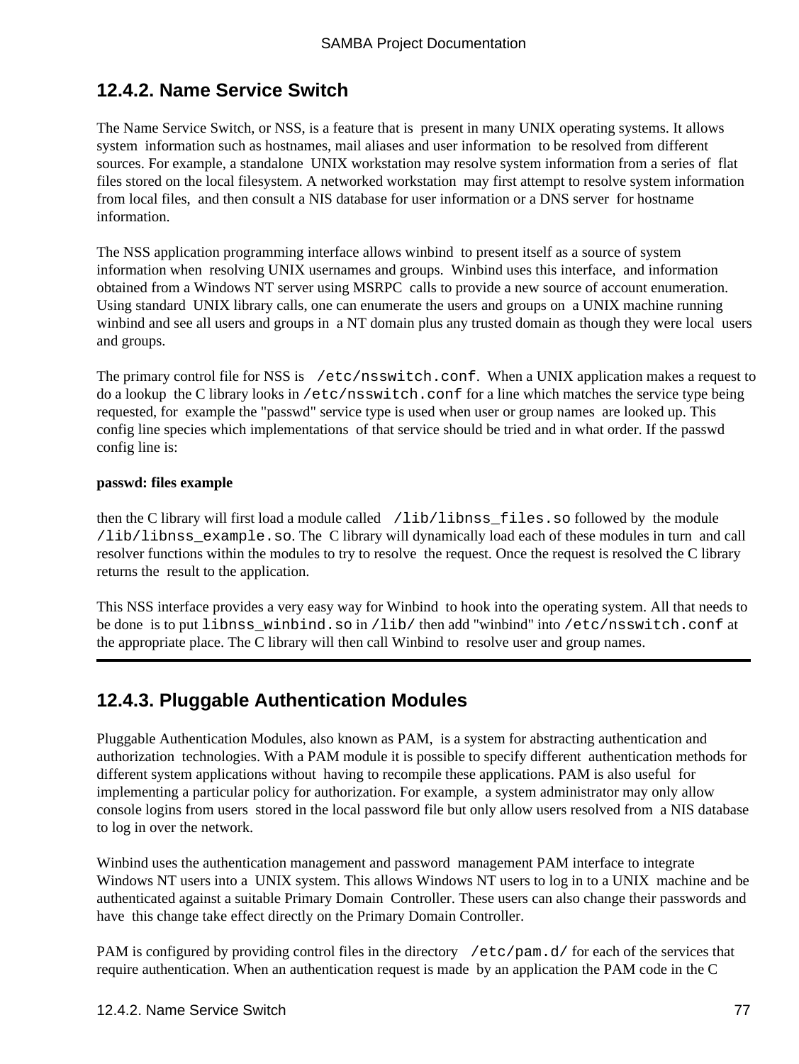### 12.4.2. Name Service Switch

The Name Service Switch, or NSS, is a feature that is present in many UNIX operating systems. It allows system information such as hostnames, mail aliases and user information to be resolved from different sources. For example, a standalone UNIX workstation may resolve system information from a series of flat files stored on the local filesystem. A networked workstation may first attempt to resolve system information from local files, and then consult a NIS database for user information or a DNS server for hostname information.

The NSS application programming interface allows winbind to present itself as a source of system information when resolving UNIX usernames and groups. Winbind uses this interface, and information obtained from a Windows NT server using MSRPC calls to provide a new source of account enumeration. Using standard UNIX library calls, one can enumerate the users and groups on a UNIX machine running winbind and see all users and groups in a NT domain plus any trusted domain as though they were local users and groups.

The primary control file for NSS is `/etc/nsswitch.conf`. When a UNIX application makes a request to do a lookup the C library looks in `/etc/nsswitch.conf` for a line which matches the service type being requested, for example the "passwd" service type is used when user or group names are looked up. This config line species which implementations of that service should be tried and in what order. If the passwd config line is:

**passwd: files example**

then the C library will first load a module called `/lib/libnss_files.so` followed by the module `/lib/libnss_example.so`. The C library will dynamically load each of these modules in turn and call resolver functions within the modules to try to resolve the request. Once the request is resolved the C library returns the result to the application.

This NSS interface provides a very easy way for Winbind to hook into the operating system. All that needs to be done is to put `libnss_winbind.so` in `/lib/` then add "winbind" into `/etc/nsswitch.conf` at the appropriate place. The C library will then call Winbind to resolve user and group names.

---

### 12.4.3. Pluggable Authentication Modules

Pluggable Authentication Modules, also known as PAM, is a system for abstracting authentication and authorization technologies. With a PAM module it is possible to specify different authentication methods for different system applications without having to recompile these applications. PAM is also useful for implementing a particular policy for authorization. For example, a system administrator may only allow console logins from users stored in the local password file but only allow users resolved from a NIS database to log in over the network.

Winbind uses the authentication management and password management PAM interface to integrate Windows NT users into a UNIX system. This allows Windows NT users to log in to a UNIX machine and be authenticated against a suitable Primary Domain Controller. These users can also change their passwords and have this change take effect directly on the Primary Domain Controller.

PAM is configured by providing control files in the directory `/etc/pam.d/` for each of the services that require authentication. When an authentication request is made by an application the PAM code in the C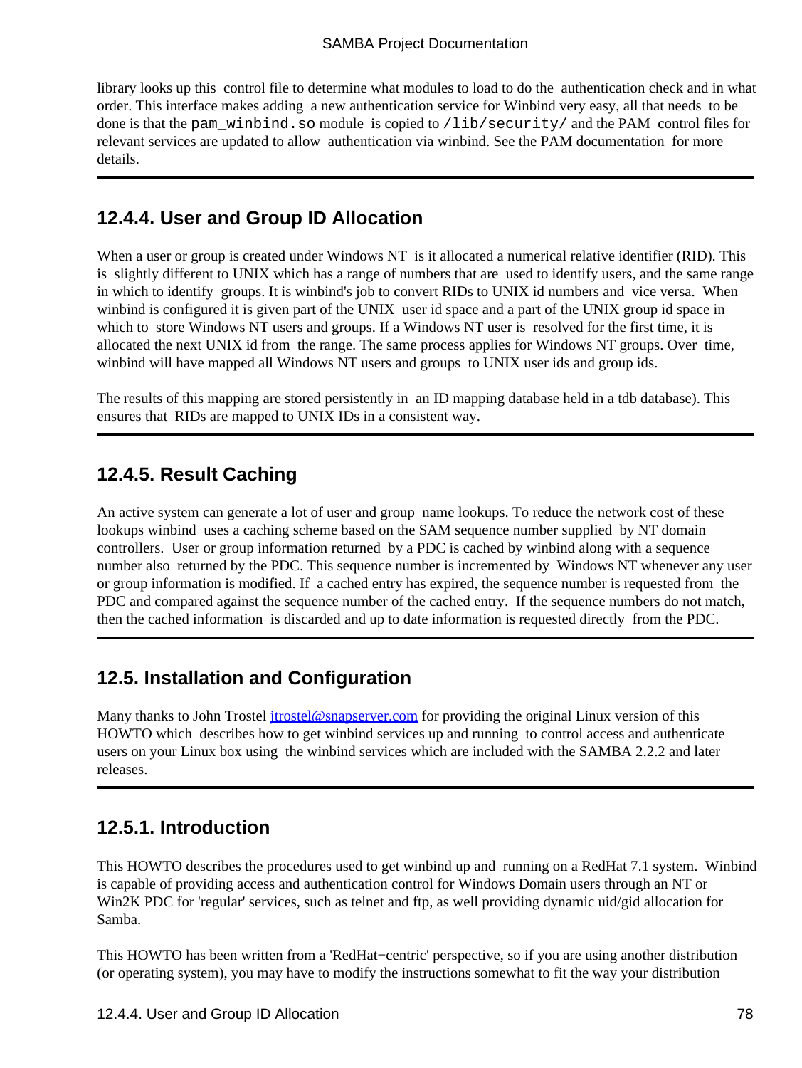library looks up this control file to determine what modules to load to do the authentication check and in what order. This interface makes adding a new authentication service for Winbind very easy, all that needs to be done is that the `pam_winbind.so` module is copied to `/lib/security/` and the PAM control files for relevant services are updated to allow authentication via winbind. See the PAM documentation for more details.

### 12.4.4. User and Group ID Allocation

When a user or group is created under Windows NT is it allocated a numerical relative identifier (RID). This is slightly different to UNIX which has a range of numbers that are used to identify users, and the same range in which to identify groups. It is winbind's job to convert RIDs to UNIX id numbers and vice versa. When winbind is configured it is given part of the UNIX user id space and a part of the UNIX group id space in which to store Windows NT users and groups. If a Windows NT user is resolved for the first time, it is allocated the next UNIX id from the range. The same process applies for Windows NT groups. Over time, winbind will have mapped all Windows NT users and groups to UNIX user ids and group ids.

The results of this mapping are stored persistently in an ID mapping database held in a tdb database). This ensures that RIDs are mapped to UNIX IDs in a consistent way.

### 12.4.5. Result Caching

An active system can generate a lot of user and group name lookups. To reduce the network cost of these lookups winbind uses a caching scheme based on the SAM sequence number supplied by NT domain controllers. User or group information returned by a PDC is cached by winbind along with a sequence number also returned by the PDC. This sequence number is incremented by Windows NT whenever any user or group information is modified. If a cached entry has expired, the sequence number is requested from the PDC and compared against the sequence number of the cached entry. If the sequence numbers do not match, then the cached information is discarded and up to date information is requested directly from the PDC.

## 12.5. Installation and Configuration

Many thanks to John Trostel [jtrostel@snapserver.com](mailto:jtrostel@snapserver.com) for providing the original Linux version of this HOWTO which describes how to get winbind services up and running to control access and authenticate users on your Linux box using the winbind services which are included with the SAMBA 2.2.2 and later releases.

### 12.5.1. Introduction

This HOWTO describes the procedures used to get winbind up and running on a RedHat 7.1 system. Winbind is capable of providing access and authentication control for Windows Domain users through an NT or Win2K PDC for 'regular' services, such as telnet and ftp, as well providing dynamic uid/gid allocation for Samba.

This HOWTO has been written from a 'RedHat−centric' perspective, so if you are using another distribution (or operating system), you may have to modify the instructions somewhat to fit the way your distribution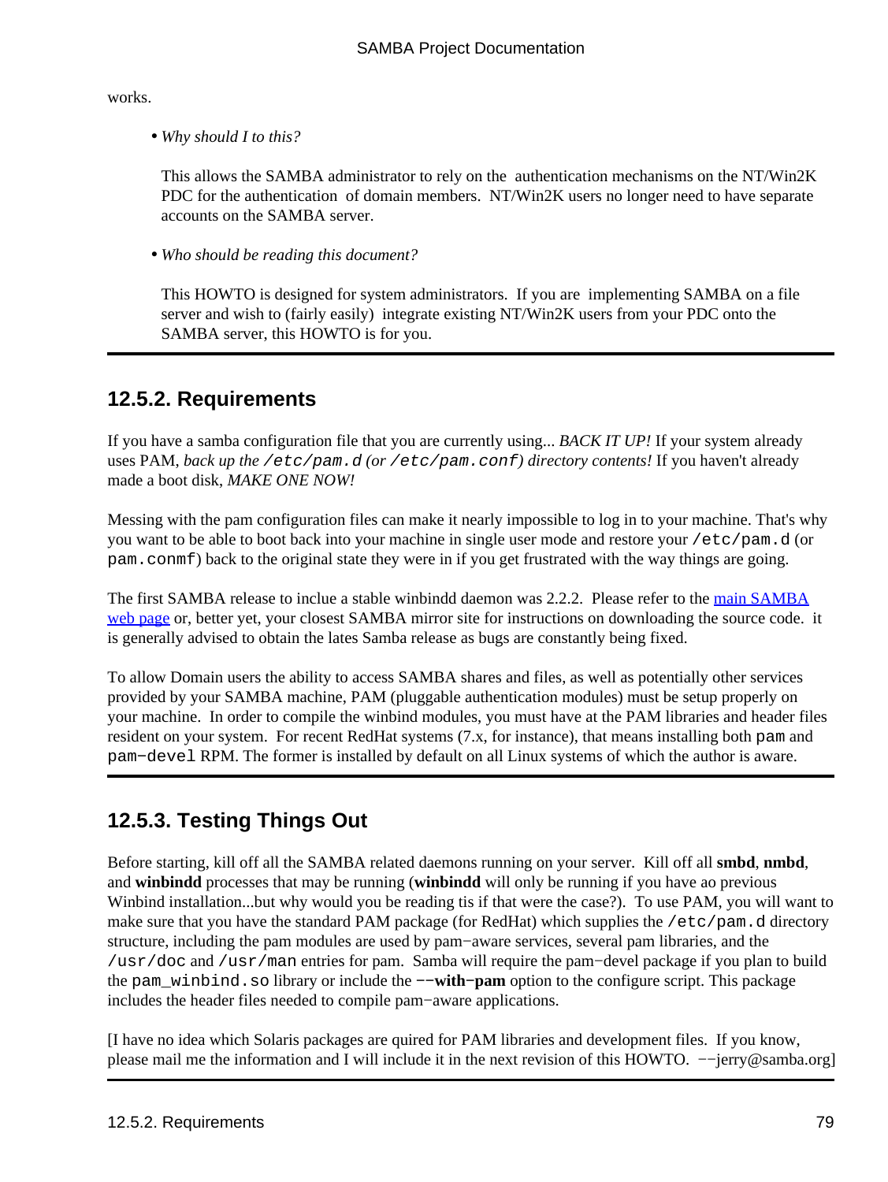works.

- *Why should I to this?*

  This allows the SAMBA administrator to rely on the authentication mechanisms on the NT/Win2K PDC for the authentication of domain members. NT/Win2K users no longer need to have separate accounts on the SAMBA server.

- *Who should be reading this document?*

  This HOWTO is designed for system administrators. If you are implementing SAMBA on a file server and wish to (fairly easily) integrate existing NT/Win2K users from your PDC onto the SAMBA server, this HOWTO is for you.

---

## 12.5.2. Requirements

If you have a samba configuration file that you are currently using... *BACK IT UP!* If your system already uses PAM, *back up the `/etc/pam.d` (or `/etc/pam.conf`) directory contents!* If you haven't already made a boot disk, *MAKE ONE NOW!*

Messing with the pam configuration files can make it nearly impossible to log in to your machine. That's why you want to be able to boot back into your machine in single user mode and restore your `/etc/pam.d` (or `pam.conmf`) back to the original state they were in if you get frustrated with the way things are going.

The first SAMBA release to inclue a stable winbindd daemon was 2.2.2. Please refer to the main SAMBA web page or, better yet, your closest SAMBA mirror site for instructions on downloading the source code. it is generally advised to obtain the lates Samba release as bugs are constantly being fixed.

To allow Domain users the ability to access SAMBA shares and files, as well as potentially other services provided by your SAMBA machine, PAM (pluggable authentication modules) must be setup properly on your machine. In order to compile the winbind modules, you must have at the PAM libraries and header files resident on your system. For recent RedHat systems (7.x, for instance), that means installing both `pam` and `pam-devel` RPM. The former is installed by default on all Linux systems of which the author is aware.

---

## 12.5.3. Testing Things Out

Before starting, kill off all the SAMBA related daemons running on your server. Kill off all **smbd**, **nmbd**, and **winbindd** processes that may be running (**winbindd** will only be running if you have ao previous Winbind installation...but why would you be reading tis if that were the case?). To use PAM, you will want to make sure that you have the standard PAM package (for RedHat) which supplies the `/etc/pam.d` directory structure, including the pam modules are used by pam-aware services, several pam libraries, and the `/usr/doc` and `/usr/man` entries for pam. Samba will require the pam-devel package if you plan to build the `pam_winbind.so` library or include the **--with-pam** option to the configure script. This package includes the header files needed to compile pam-aware applications.

[I have no idea which Solaris packages are quired for PAM libraries and development files. If you know, please mail me the information and I will include it in the next revision of this HOWTO. --jerry@samba.org]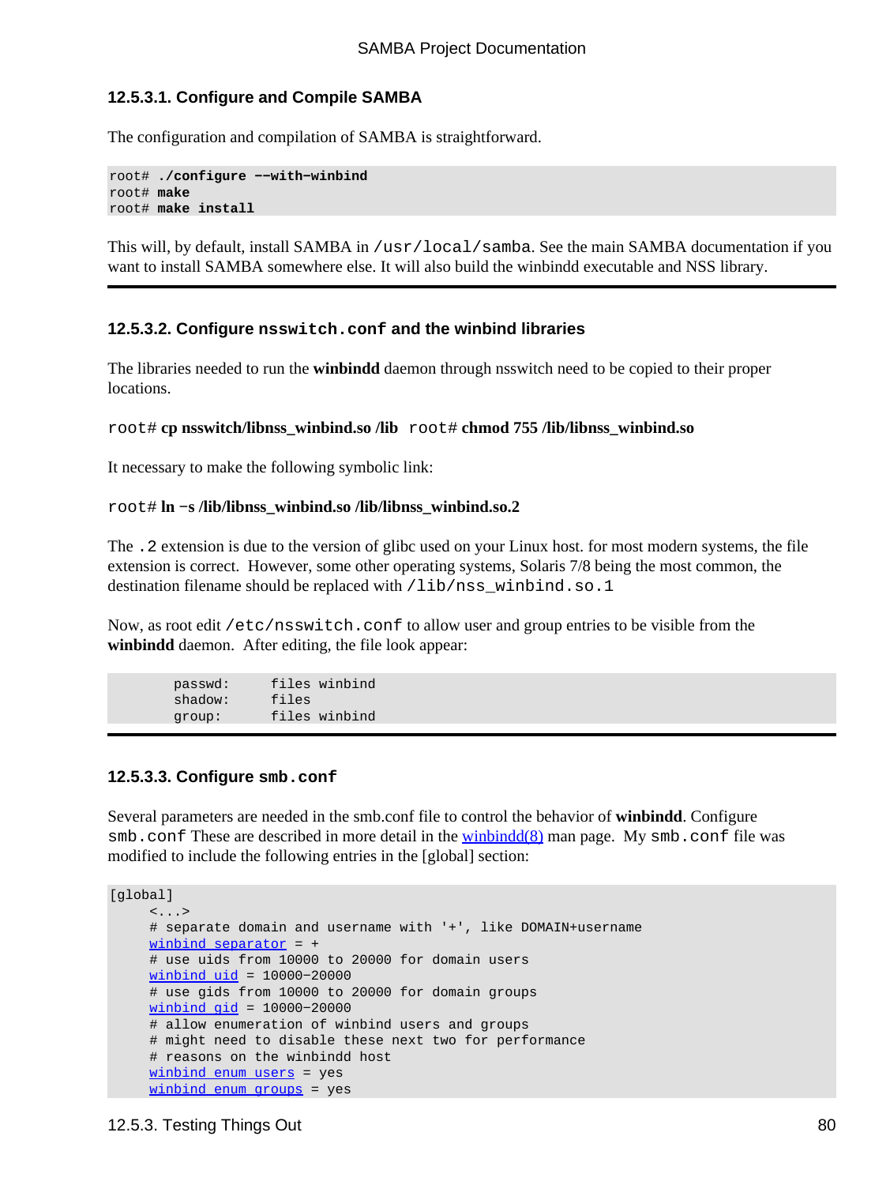#### 12.5.3.1. Configure and Compile SAMBA

The configuration and compilation of SAMBA is straightforward.

```
root# ./configure −−with−winbind
root# make
root# make install
```

This will, by default, install SAMBA in `/usr/local/samba`. See the main SAMBA documentation if you want to install SAMBA somewhere else. It will also build the winbindd executable and NSS library.

#### 12.5.3.2. Configure `nsswitch.conf` and the winbind libraries

The libraries needed to run the **winbindd** daemon through nsswitch need to be copied to their proper locations.

`root#` **cp nsswitch/libnss_winbind.so /lib** `root#` **chmod 755 /lib/libnss_winbind.so**

It necessary to make the following symbolic link:

`root#` **ln −s /lib/libnss_winbind.so /lib/libnss_winbind.so.2**

The `.2` extension is due to the version of glibc used on your Linux host. for most modern systems, the file extension is correct. However, some other operating systems, Solaris 7/8 being the most common, the destination filename should be replaced with `/lib/nss_winbind.so.1`

Now, as root edit `/etc/nsswitch.conf` to allow user and group entries to be visible from the **winbindd** daemon. After editing, the file look appear:

```
        passwd:     files winbind
        shadow:     files
        group:      files winbind
```

#### 12.5.3.3. Configure `smb.conf`

Several parameters are needed in the smb.conf file to control the behavior of **winbindd**. Configure `smb.conf` These are described in more detail in the winbindd(8) man page. My `smb.conf` file was modified to include the following entries in the [global] section:

```
[global]
     <...>
     # separate domain and username with '+', like DOMAIN+username
     winbind separator = +
     # use uids from 10000 to 20000 for domain users
     winbind uid = 10000−20000
     # use gids from 10000 to 20000 for domain groups
     winbind gid = 10000−20000
     # allow enumeration of winbind users and groups
     # might need to disable these next two for performance
     # reasons on the winbindd host
     winbind enum users = yes
     winbind enum groups = yes
```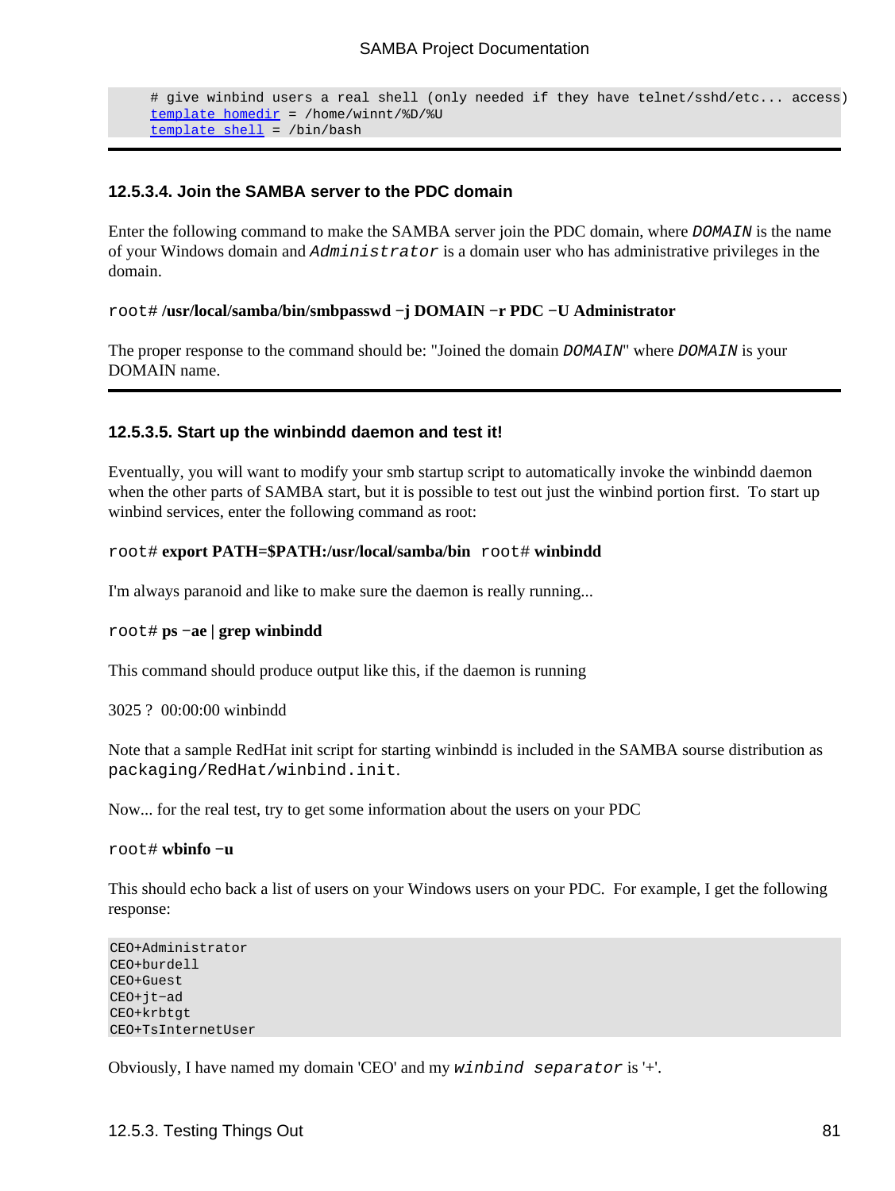```
# give winbind users a real shell (only needed if they have telnet/sshd/etc... access)
template homedir = /home/winnt/%D/%U
template shell = /bin/bash
```

#### 12.5.3.4. Join the SAMBA server to the PDC domain

Enter the following command to make the SAMBA server join the PDC domain, where *DOMAIN* is the name of your Windows domain and *Administrator* is a domain user who has administrative privileges in the domain.

root# **/usr/local/samba/bin/smbpasswd −j DOMAIN −r PDC −U Administrator**

The proper response to the command should be: "Joined the domain *DOMAIN*" where *DOMAIN* is your DOMAIN name.

#### 12.5.3.5. Start up the winbindd daemon and test it!

Eventually, you will want to modify your smb startup script to automatically invoke the winbindd daemon when the other parts of SAMBA start, but it is possible to test out just the winbind portion first. To start up winbind services, enter the following command as root:

root# **export PATH=$PATH:/usr/local/samba/bin** root# **winbindd**

I'm always paranoid and like to make sure the daemon is really running...

root# **ps −ae | grep winbindd**

This command should produce output like this, if the daemon is running

3025 ? 00:00:00 winbindd

Note that a sample RedHat init script for starting winbindd is included in the SAMBA sourse distribution as `packaging/RedHat/winbind.init`.

Now... for the real test, try to get some information about the users on your PDC

root# **wbinfo −u**

This should echo back a list of users on your Windows users on your PDC. For example, I get the following response:

```
CEO+Administrator
CEO+burdell
CEO+Guest
CEO+jt−ad
CEO+krbtgt
CEO+TsInternetUser
```

Obviously, I have named my domain 'CEO' and my *winbind separator* is '+'.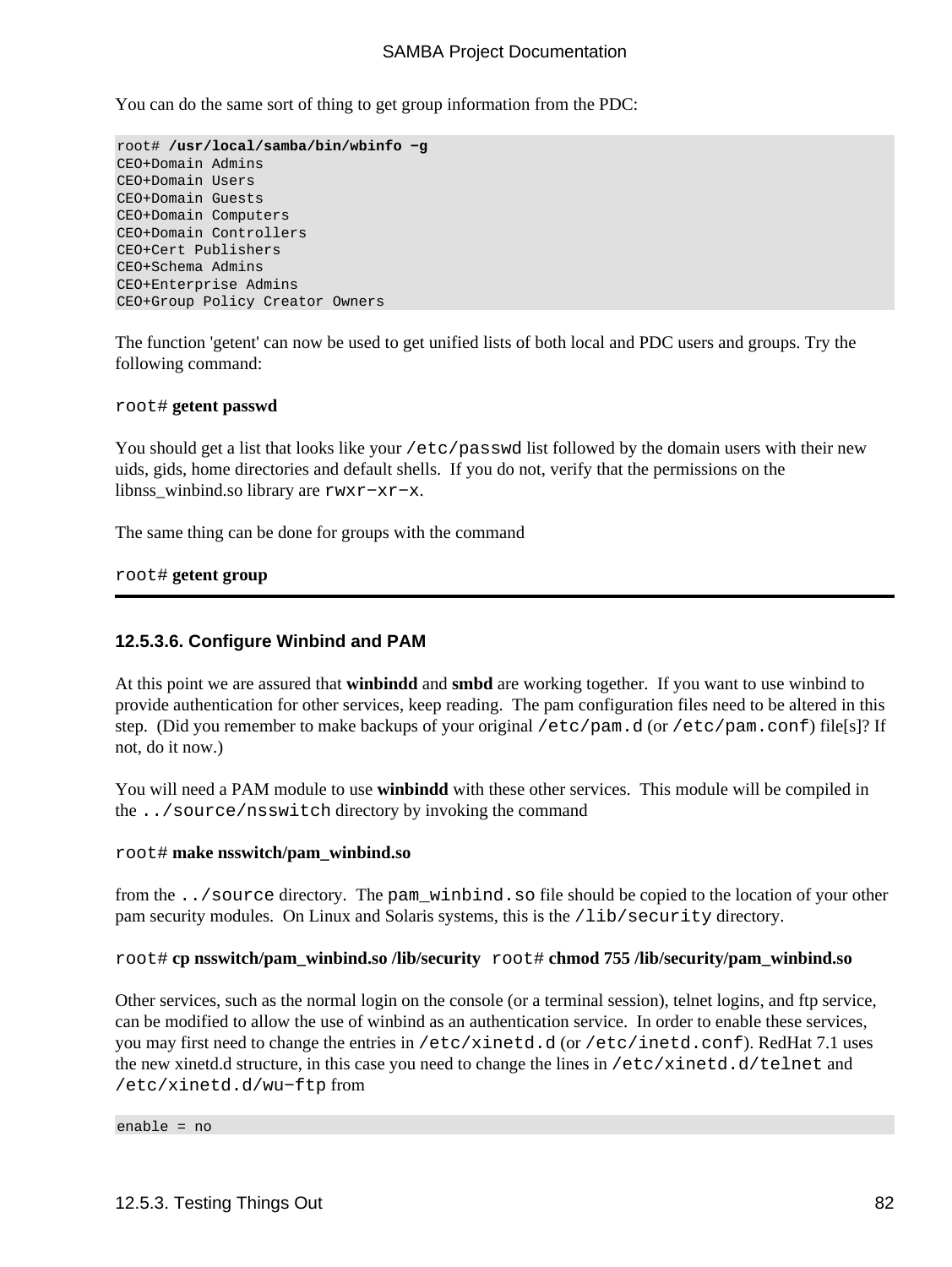You can do the same sort of thing to get group information from the PDC:

```
root# /usr/local/samba/bin/wbinfo -g
CEO+Domain Admins
CEO+Domain Users
CEO+Domain Guests
CEO+Domain Computers
CEO+Domain Controllers
CEO+Cert Publishers
CEO+Schema Admins
CEO+Enterprise Admins
CEO+Group Policy Creator Owners
```

The function 'getent' can now be used to get unified lists of both local and PDC users and groups. Try the following command:

`root#` **getent passwd**

You should get a list that looks like your `/etc/passwd` list followed by the domain users with their new uids, gids, home directories and default shells. If you do not, verify that the permissions on the libnss_winbind.so library are `rwxr-xr-x`.

The same thing can be done for groups with the command

`root#` **getent group**

---

### 12.5.3.6. Configure Winbind and PAM

At this point we are assured that **winbindd** and **smbd** are working together. If you want to use winbind to provide authentication for other services, keep reading. The pam configuration files need to be altered in this step. (Did you remember to make backups of your original `/etc/pam.d` (or `/etc/pam.conf`) file[s]? If not, do it now.)

You will need a PAM module to use **winbindd** with these other services. This module will be compiled in the `../source/nsswitch` directory by invoking the command

`root#` **make nsswitch/pam_winbind.so**

from the `../source` directory. The `pam_winbind.so` file should be copied to the location of your other pam security modules. On Linux and Solaris systems, this is the `/lib/security` directory.

`root#` **cp nsswitch/pam_winbind.so /lib/security** `root#` **chmod 755 /lib/security/pam_winbind.so**

Other services, such as the normal login on the console (or a terminal session), telnet logins, and ftp service, can be modified to allow the use of winbind as an authentication service. In order to enable these services, you may first need to change the entries in `/etc/xinetd.d` (or `/etc/inetd.conf`). RedHat 7.1 uses the new xinetd.d structure, in this case you need to change the lines in `/etc/xinetd.d/telnet` and `/etc/xinetd.d/wu-ftp` from

```
enable = no
```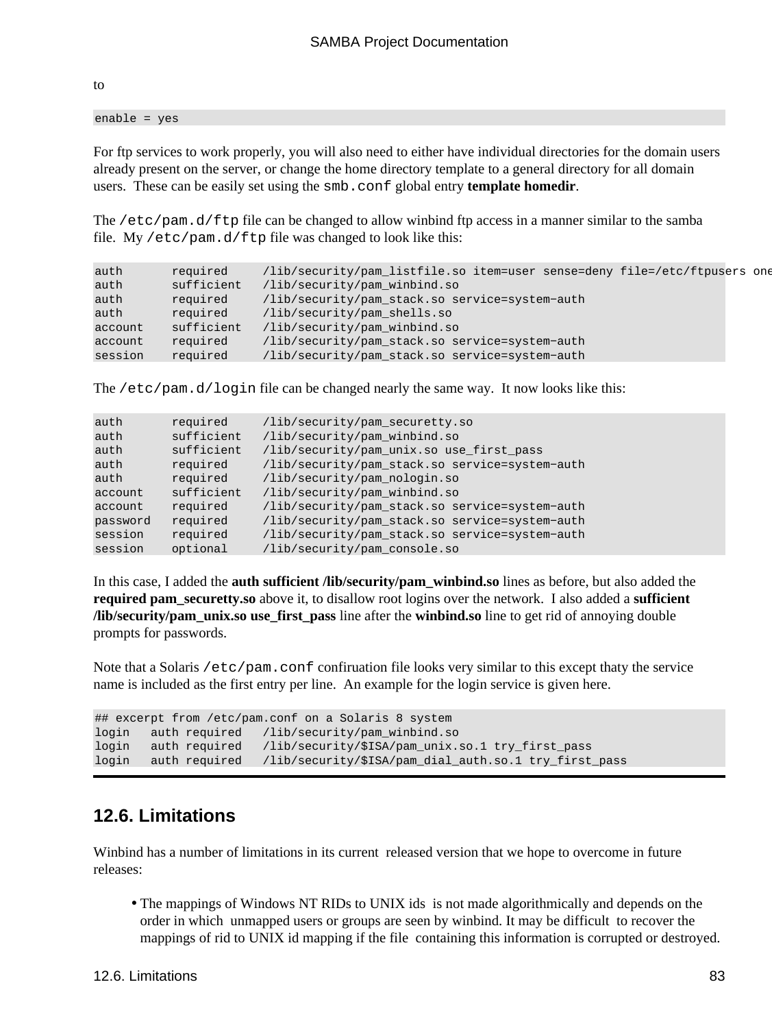to

```
enable = yes
```

For ftp services to work properly, you will also need to either have individual directories for the domain users already present on the server, or change the home directory template to a general directory for all domain users. These can be easily set using the `smb.conf` global entry **template homedir**.

The `/etc/pam.d/ftp` file can be changed to allow winbind ftp access in a manner similar to the samba file. My `/etc/pam.d/ftp` file was changed to look like this:

```
auth       required     /lib/security/pam_listfile.so item=user sense=deny file=/etc/ftpusers one
auth       sufficient   /lib/security/pam_winbind.so
auth       required     /lib/security/pam_stack.so service=system-auth
auth       required     /lib/security/pam_shells.so
account    sufficient   /lib/security/pam_winbind.so
account    required     /lib/security/pam_stack.so service=system-auth
session    required     /lib/security/pam_stack.so service=system-auth
```

The `/etc/pam.d/login` file can be changed nearly the same way. It now looks like this:

```
auth       required     /lib/security/pam_securetty.so
auth       sufficient   /lib/security/pam_winbind.so
auth       sufficient   /lib/security/pam_unix.so use_first_pass
auth       required     /lib/security/pam_stack.so service=system-auth
auth       required     /lib/security/pam_nologin.so
account    sufficient   /lib/security/pam_winbind.so
account    required     /lib/security/pam_stack.so service=system-auth
password   required     /lib/security/pam_stack.so service=system-auth
session    required     /lib/security/pam_stack.so service=system-auth
session    optional     /lib/security/pam_console.so
```

In this case, I added the **auth sufficient /lib/security/pam_winbind.so** lines as before, but also added the **required pam_securetty.so** above it, to disallow root logins over the network. I also added a **sufficient /lib/security/pam_unix.so use_first_pass** line after the **winbind.so** line to get rid of annoying double prompts for passwords.

Note that a Solaris `/etc/pam.conf` confiruation file looks very similar to this except thaty the service name is included as the first entry per line. An example for the login service is given here.

```
## excerpt from /etc/pam.conf on a Solaris 8 system
login   auth required   /lib/security/pam_winbind.so
login   auth required   /lib/security/$ISA/pam_unix.so.1 try_first_pass
login   auth required   /lib/security/$ISA/pam_dial_auth.so.1 try_first_pass
```

## 12.6. Limitations

Winbind has a number of limitations in its current released version that we hope to overcome in future releases:

- The mappings of Windows NT RIDs to UNIX ids is not made algorithmically and depends on the order in which unmapped users or groups are seen by winbind. It may be difficult to recover the mappings of rid to UNIX id mapping if the file containing this information is corrupted or destroyed.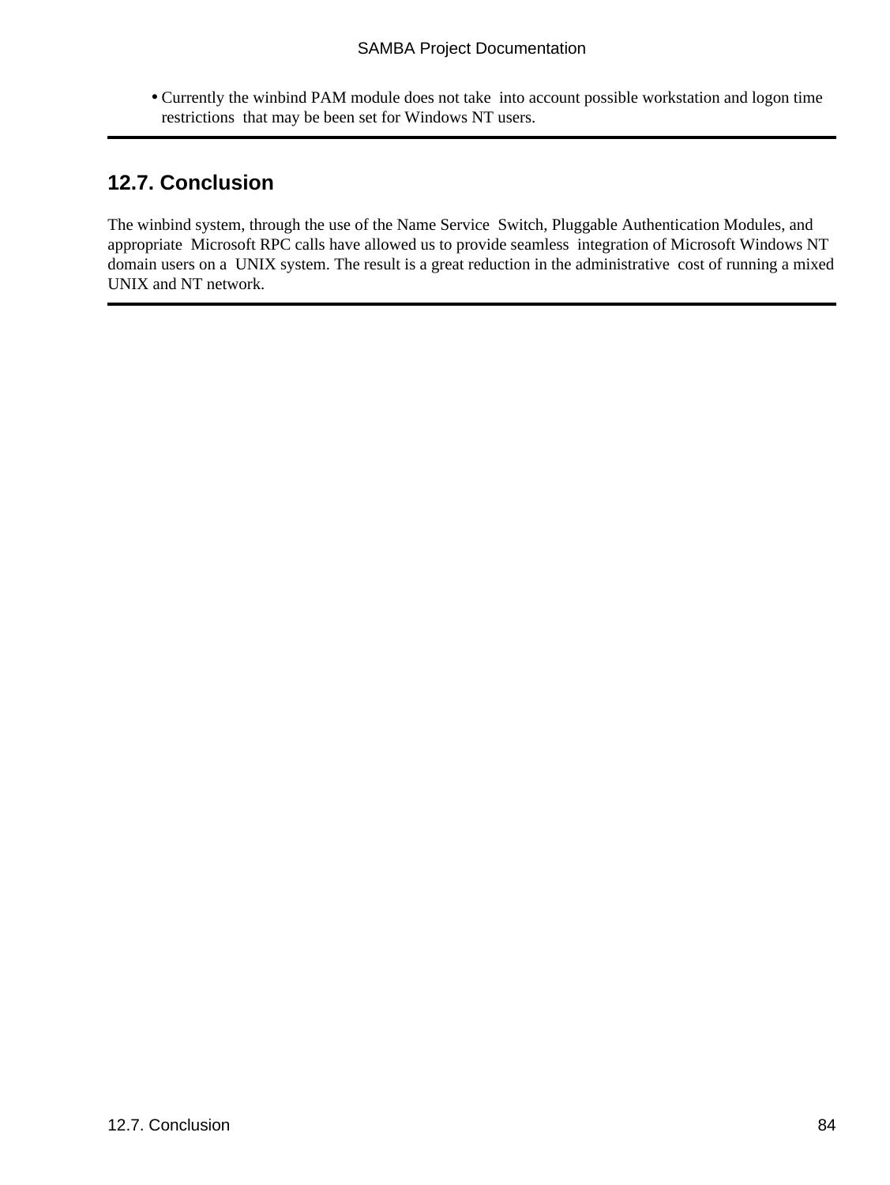- Currently the winbind PAM module does not take into account possible workstation and logon time restrictions that may be been set for Windows NT users.

---

## 12.7. Conclusion

The winbind system, through the use of the Name Service Switch, Pluggable Authentication Modules, and appropriate Microsoft RPC calls have allowed us to provide seamless integration of Microsoft Windows NT domain users on a UNIX system. The result is a great reduction in the administrative cost of running a mixed UNIX and NT network.

---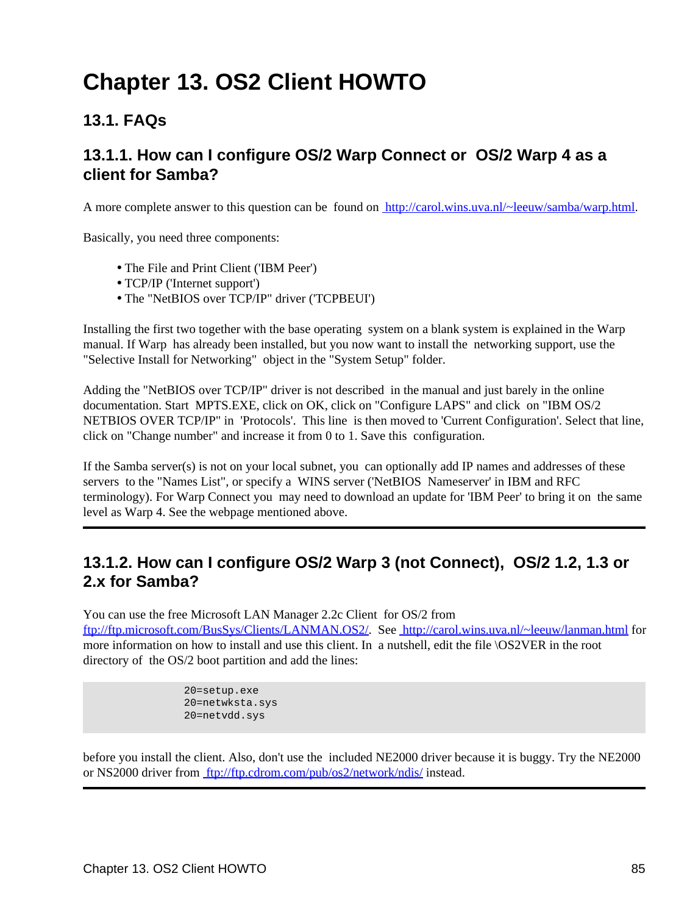# Chapter 13. OS2 Client HOWTO

## 13.1. FAQs

### 13.1.1. How can I configure OS/2 Warp Connect or OS/2 Warp 4 as a client for Samba?

A more complete answer to this question can be found on http://carol.wins.uva.nl/~leeuw/samba/warp.html.

Basically, you need three components:

- The File and Print Client ('IBM Peer')
- TCP/IP ('Internet support')
- The "NetBIOS over TCP/IP" driver ('TCPBEUI')

Installing the first two together with the base operating system on a blank system is explained in the Warp manual. If Warp has already been installed, but you now want to install the networking support, use the "Selective Install for Networking" object in the "System Setup" folder.

Adding the "NetBIOS over TCP/IP" driver is not described in the manual and just barely in the online documentation. Start MPTS.EXE, click on OK, click on "Configure LAPS" and click on "IBM OS/2 NETBIOS OVER TCP/IP" in 'Protocols'. This line is then moved to 'Current Configuration'. Select that line, click on "Change number" and increase it from 0 to 1. Save this configuration.

If the Samba server(s) is not on your local subnet, you can optionally add IP names and addresses of these servers to the "Names List", or specify a WINS server ('NetBIOS Nameserver' in IBM and RFC terminology). For Warp Connect you may need to download an update for 'IBM Peer' to bring it on the same level as Warp 4. See the webpage mentioned above.

### 13.1.2. How can I configure OS/2 Warp 3 (not Connect), OS/2 1.2, 1.3 or 2.x for Samba?

You can use the free Microsoft LAN Manager 2.2c Client for OS/2 from ftp://ftp.microsoft.com/BusSys/Clients/LANMAN.OS2/. See http://carol.wins.uva.nl/~leeuw/lanman.html for more information on how to install and use this client. In a nutshell, edit the file \OS2VER in the root directory of the OS/2 boot partition and add the lines:

```
20=setup.exe
20=netwksta.sys
20=netvdd.sys
```

before you install the client. Also, don't use the included NE2000 driver because it is buggy. Try the NE2000 or NS2000 driver from ftp://ftp.cdrom.com/pub/os2/network/ndis/ instead.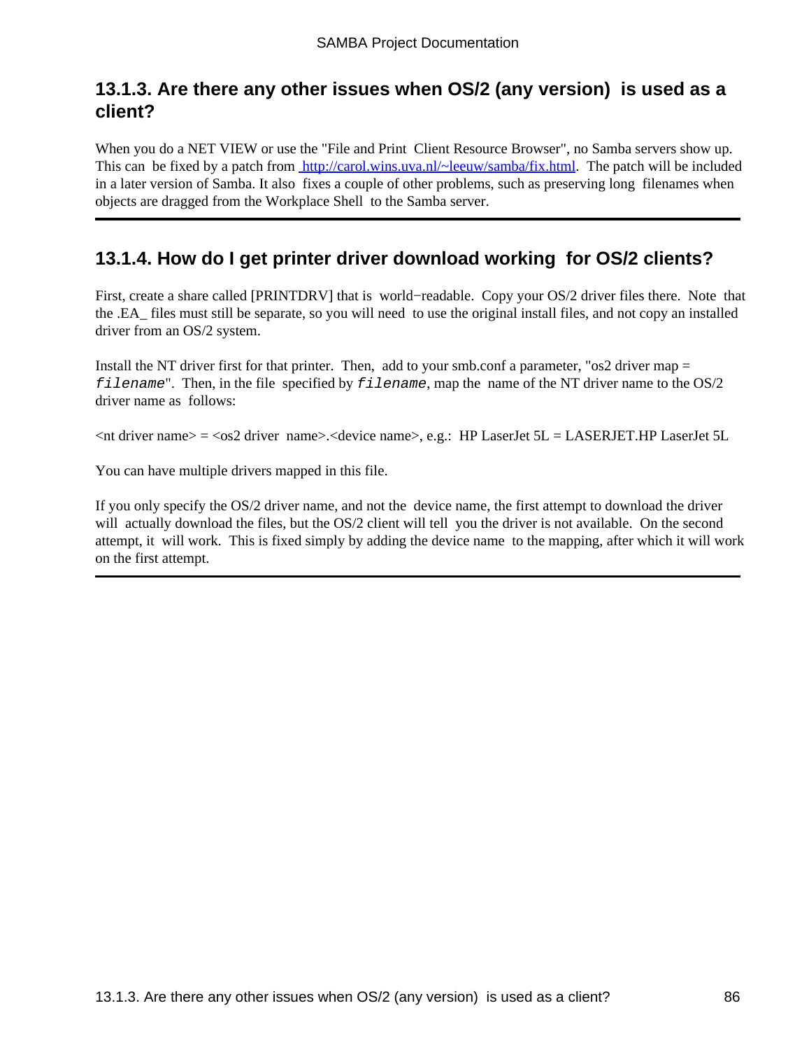### 13.1.3. Are there any other issues when OS/2 (any version) is used as a client?

When you do a NET VIEW or use the "File and Print Client Resource Browser", no Samba servers show up. This can be fixed by a patch from http://carol.wins.uva.nl/~leeuw/samba/fix.html. The patch will be included in a later version of Samba. It also fixes a couple of other problems, such as preserving long filenames when objects are dragged from the Workplace Shell to the Samba server.

---

### 13.1.4. How do I get printer driver download working for OS/2 clients?

First, create a share called [PRINTDRV] that is world−readable. Copy your OS/2 driver files there. Note that the .EA_ files must still be separate, so you will need to use the original install files, and not copy an installed driver from an OS/2 system.

Install the NT driver first for that printer. Then, add to your smb.conf a parameter, "os2 driver map = `filename`". Then, in the file specified by `filename`, map the name of the NT driver name to the OS/2 driver name as follows:

<nt driver name> = <os2 driver name>.<device name>, e.g.: HP LaserJet 5L = LASERJET.HP LaserJet 5L

You can have multiple drivers mapped in this file.

If you only specify the OS/2 driver name, and not the device name, the first attempt to download the driver will actually download the files, but the OS/2 client will tell you the driver is not available. On the second attempt, it will work. This is fixed simply by adding the device name to the mapping, after which it will work on the first attempt.

---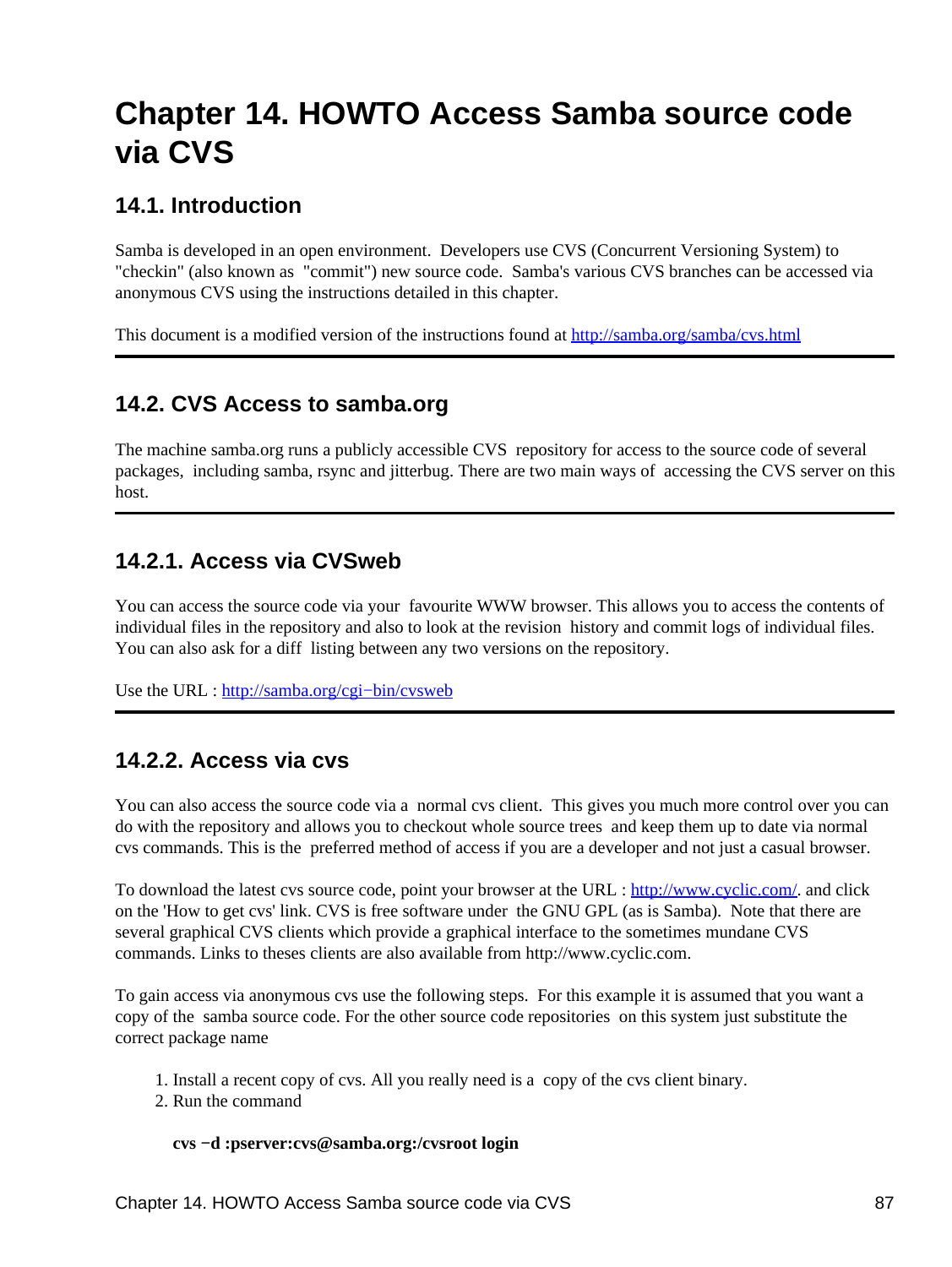# Chapter 14. HOWTO Access Samba source code via CVS

## 14.1. Introduction

Samba is developed in an open environment. Developers use CVS (Concurrent Versioning System) to "checkin" (also known as "commit") new source code. Samba's various CVS branches can be accessed via anonymous CVS using the instructions detailed in this chapter.

This document is a modified version of the instructions found at [http://samba.org/samba/cvs.html](http://samba.org/samba/cvs.html)

---

## 14.2. CVS Access to samba.org

The machine samba.org runs a publicly accessible CVS repository for access to the source code of several packages, including samba, rsync and jitterbug. There are two main ways of accessing the CVS server on this host.

---

### 14.2.1. Access via CVSweb

You can access the source code via your favourite WWW browser. This allows you to access the contents of individual files in the repository and also to look at the revision history and commit logs of individual files. You can also ask for a diff listing between any two versions on the repository.

Use the URL : [http://samba.org/cgi−bin/cvsweb](http://samba.org/cgi-bin/cvsweb)

---

### 14.2.2. Access via cvs

You can also access the source code via a normal cvs client. This gives you much more control over you can do with the repository and allows you to checkout whole source trees and keep them up to date via normal cvs commands. This is the preferred method of access if you are a developer and not just a casual browser.

To download the latest cvs source code, point your browser at the URL : [http://www.cyclic.com/](http://www.cyclic.com/). and click on the 'How to get cvs' link. CVS is free software under the GNU GPL (as is Samba). Note that there are several graphical CVS clients which provide a graphical interface to the sometimes mundane CVS commands. Links to theses clients are also available from http://www.cyclic.com.

To gain access via anonymous cvs use the following steps. For this example it is assumed that you want a copy of the samba source code. For the other source code repositories on this system just substitute the correct package name

1. Install a recent copy of cvs. All you really need is a copy of the cvs client binary.
2. Run the command

   **cvs −d :pserver:cvs@samba.org:/cvsroot login**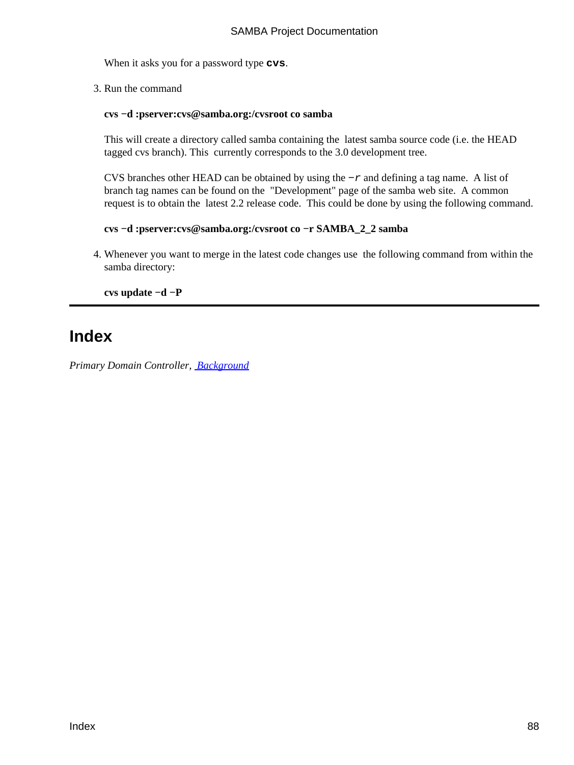When it asks you for a password type **cvs**.

3. Run the command

   **cvs -d :pserver:cvs@samba.org:/cvsroot co samba**

   This will create a directory called samba containing the latest samba source code (i.e. the HEAD tagged cvs branch). This currently corresponds to the 3.0 development tree.

   CVS branches other HEAD can be obtained by using the *-r* and defining a tag name. A list of branch tag names can be found on the "Development" page of the samba web site. A common request is to obtain the latest 2.2 release code. This could be done by using the following command.

   **cvs -d :pserver:cvs@samba.org:/cvsroot co -r SAMBA_2_2 samba**

4. Whenever you want to merge in the latest code changes use the following command from within the samba directory:

   **cvs update -d -P**

---

# Index

*Primary Domain Controller, Background*